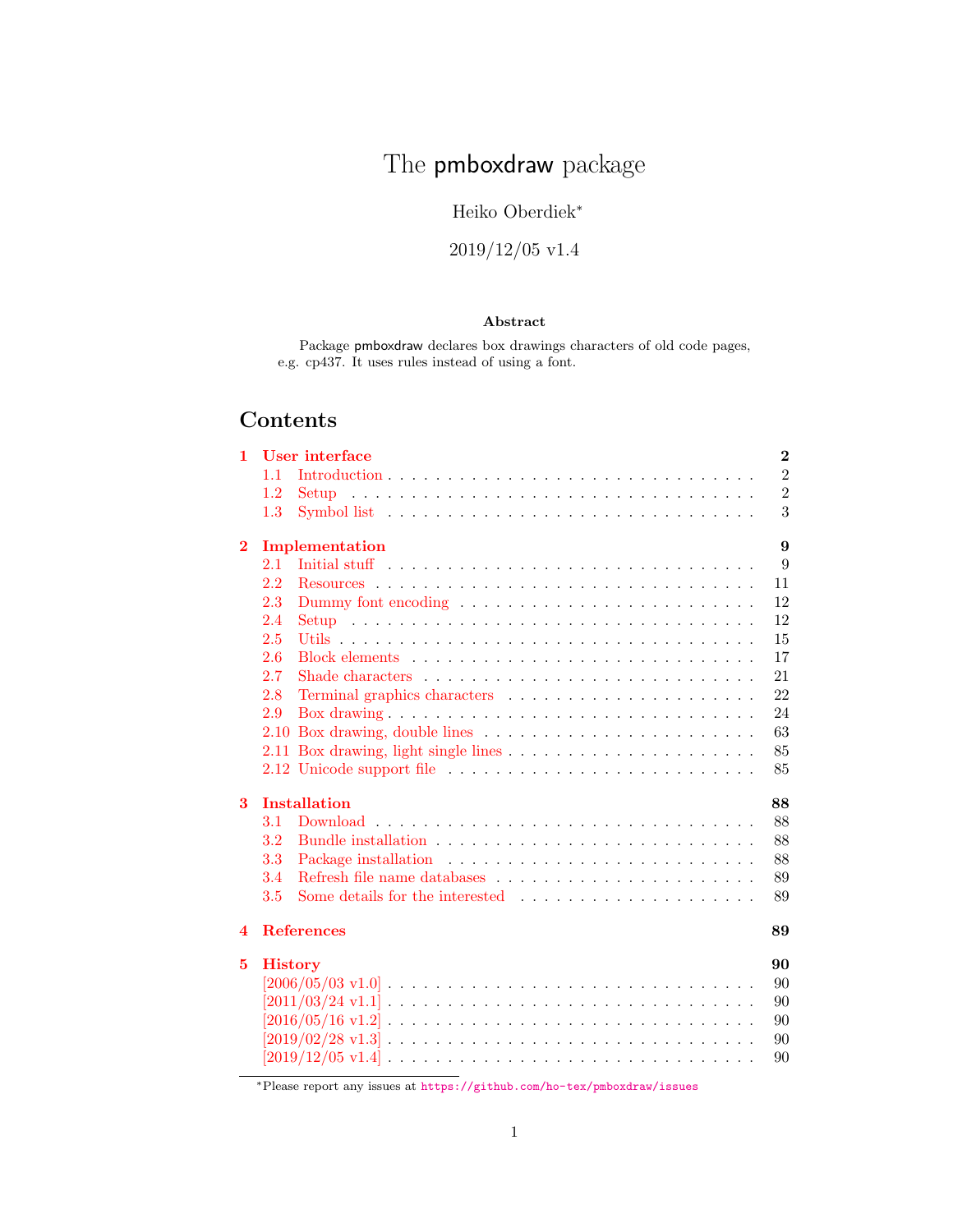# The pmboxdraw package

Heiko Oberdiek*

2019/12/05 v1.4

### Abstract

Package pmboxdraw declares box drawings characters of old code pages, e.g. cp437. It uses rules instead of using a font.

## Contents

- **1 User interface** — **2**
  - 1.1 Introduction — 2
  - 1.2 Setup — 2
  - 1.3 Symbol list — 3
- **2 Implementation** — **9**
  - 2.1 Initial stuff — 9
  - 2.2 Resources — 11
  - 2.3 Dummy font encoding — 12
  - 2.4 Setup — 12
  - 2.5 Utils — 15
  - 2.6 Block elements — 17
  - 2.7 Shade characters — 21
  - 2.8 Terminal graphics characters — 22
  - 2.9 Box drawing — 24
  - 2.10 Box drawing, double lines — 63
  - 2.11 Box drawing, light single lines — 85
  - 2.12 Unicode support file — 85
- **3 Installation** — **88**
  - 3.1 Download — 88
  - 3.2 Bundle installation — 88
  - 3.3 Package installation — 88
  - 3.4 Refresh file name databases — 89
  - 3.5 Some details for the interested — 89
- **4 References** — **89**
- **5 History** — **90**
  - [2006/05/03 v1.0] — 90
  - [2011/03/24 v1.1] — 90
  - [2016/05/16 v1.2] — 90
  - [2019/02/28 v1.3] — 90
  - [2019/12/05 v1.4] — 90

*Please report any issues at https://github.com/ho-tex/pmboxdraw/issues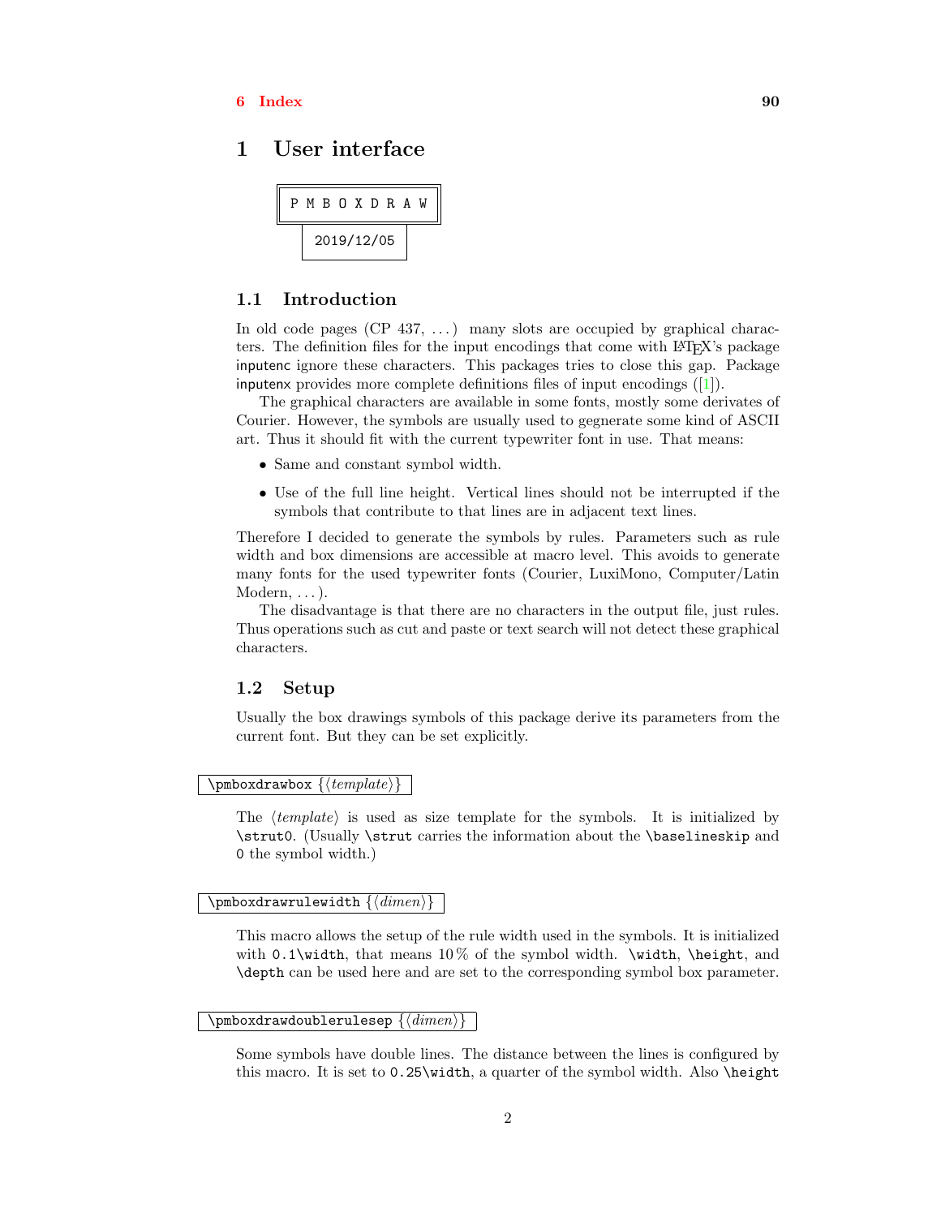6 Index 90

# 1 User interface

```
P M B O X D R A W
2019/12/05
```

## 1.1 Introduction

In old code pages (CP 437, ...) many slots are occupied by graphical characters. The definition files for the input encodings that come with LaTeX's package inputenc ignore these characters. This packages tries to close this gap. Package inputenx provides more complete definitions files of input encodings ([1]).

The graphical characters are available in some fonts, mostly some derivates of Courier. However, the symbols are usually used to gegnerate some kind of ASCII art. Thus it should fit with the current typewriter font in use. That means:

- Same and constant symbol width.
- Use of the full line height. Vertical lines should not be interrupted if the symbols that contribute to that lines are in adjacent text lines.

Therefore I decided to generate the symbols by rules. Parameters such as rule width and box dimensions are accessible at macro level. This avoids to generate many fonts for the used typewriter fonts (Courier, LuxiMono, Computer/Latin Modern, ...).

The disadvantage is that there are no characters in the output file, just rules. Thus operations such as cut and paste or text search will not detect these graphical characters.

## 1.2 Setup

Usually the box drawings symbols of this package derive its parameters from the current font. But they can be set explicitly.

`\pmboxdrawbox {⟨template⟩}`

The ⟨*template*⟩ is used as size template for the symbols. It is initialized by `\strut0`. (Usually `\strut` carries the information about the `\baselineskip` and `0` the symbol width.)

`\pmboxdrawrulewidth {⟨dimen⟩}`

This macro allows the setup of the rule width used in the symbols. It is initialized with `0.1\width`, that means 10 % of the symbol width. `\width`, `\height`, and `\depth` can be used here and are set to the corresponding symbol box parameter.

`\pmboxdrawdoublerulesep {⟨dimen⟩}`

Some symbols have double lines. The distance between the lines is configured by this macro. It is set to `0.25\width`, a quarter of the symbol width. Also `\height`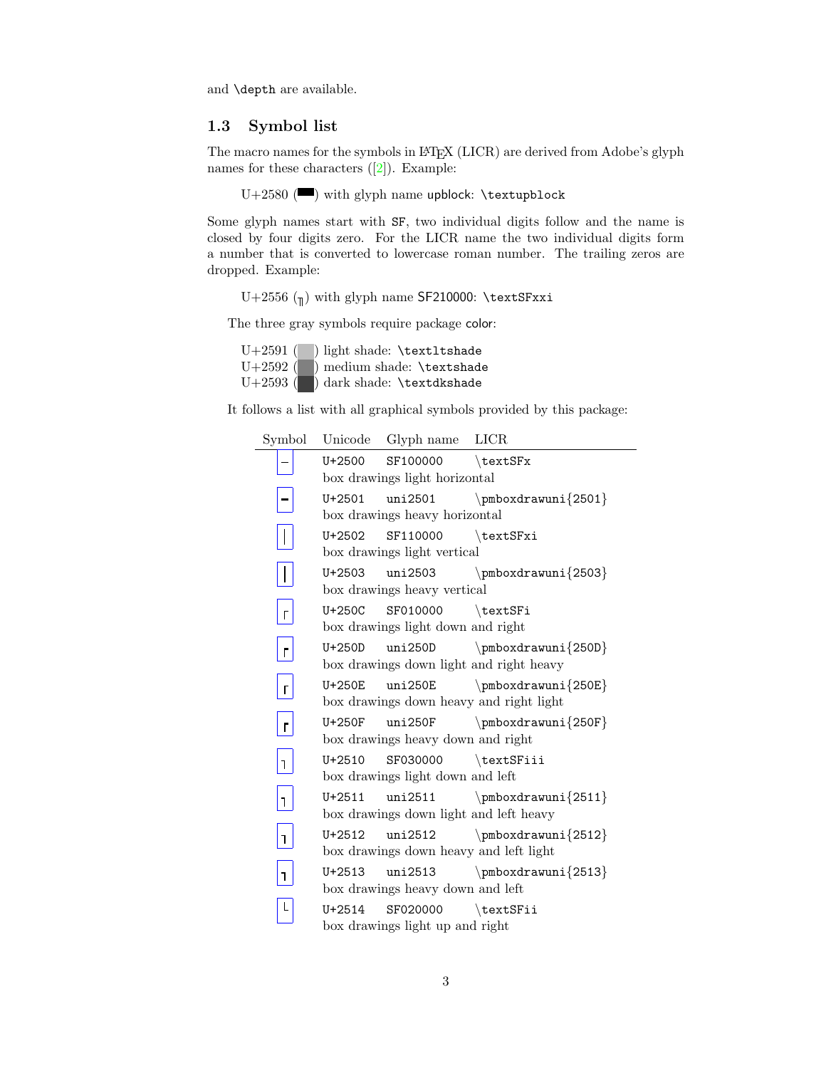and \depth are available.

### 1.3 Symbol list

The macro names for the symbols in LaTeX (LICR) are derived from Adobe's glyph names for these characters ([2]). Example:

> U+2580 (▀) with glyph name upblock: \textupblock

Some glyph names start with SF, two individual digits follow and the name is closed by four digits zero. For the LICR name the two individual digits form a number that is converted to lowercase roman number. The trailing zeros are dropped. Example:

> U+2556 (╖) with glyph name SF210000: \textSFxxi

The three gray symbols require package color:

> U+2591 (░) light shade: \textltshade
> U+2592 (▒) medium shade: \textshade
> U+2593 (▓) dark shade: \textdkshade

It follows a list with all graphical symbols provided by this package:

| Symbol | Unicode | Glyph name | LICR |
|---|---|---|---|
| ─ | U+2500 | SF100000 | \textSFx |
| | box drawings light horizontal | | |
| ━ | U+2501 | uni2501 | \pmboxdrawuni{2501} |
| | box drawings heavy horizontal | | |
| │ | U+2502 | SF110000 | \textSFxi |
| | box drawings light vertical | | |
| ┃ | U+2503 | uni2503 | \pmboxdrawuni{2503} |
| | box drawings heavy vertical | | |
| ┌ | U+250C | SF010000 | \textSFi |
| | box drawings light down and right | | |
| ┍ | U+250D | uni250D | \pmboxdrawuni{250D} |
| | box drawings down light and right heavy | | |
| ┎ | U+250E | uni250E | \pmboxdrawuni{250E} |
| | box drawings down heavy and right light | | |
| ┏ | U+250F | uni250F | \pmboxdrawuni{250F} |
| | box drawings heavy down and right | | |
| ┐ | U+2510 | SF030000 | \textSFiii |
| | box drawings light down and left | | |
| ┑ | U+2511 | uni2511 | \pmboxdrawuni{2511} |
| | box drawings down light and left heavy | | |
| ┒ | U+2512 | uni2512 | \pmboxdrawuni{2512} |
| | box drawings down heavy and left light | | |
| ┓ | U+2513 | uni2513 | \pmboxdrawuni{2513} |
| | box drawings heavy down and left | | |
| └ | U+2514 | SF020000 | \textSFii |
| | box drawings light up and right | | |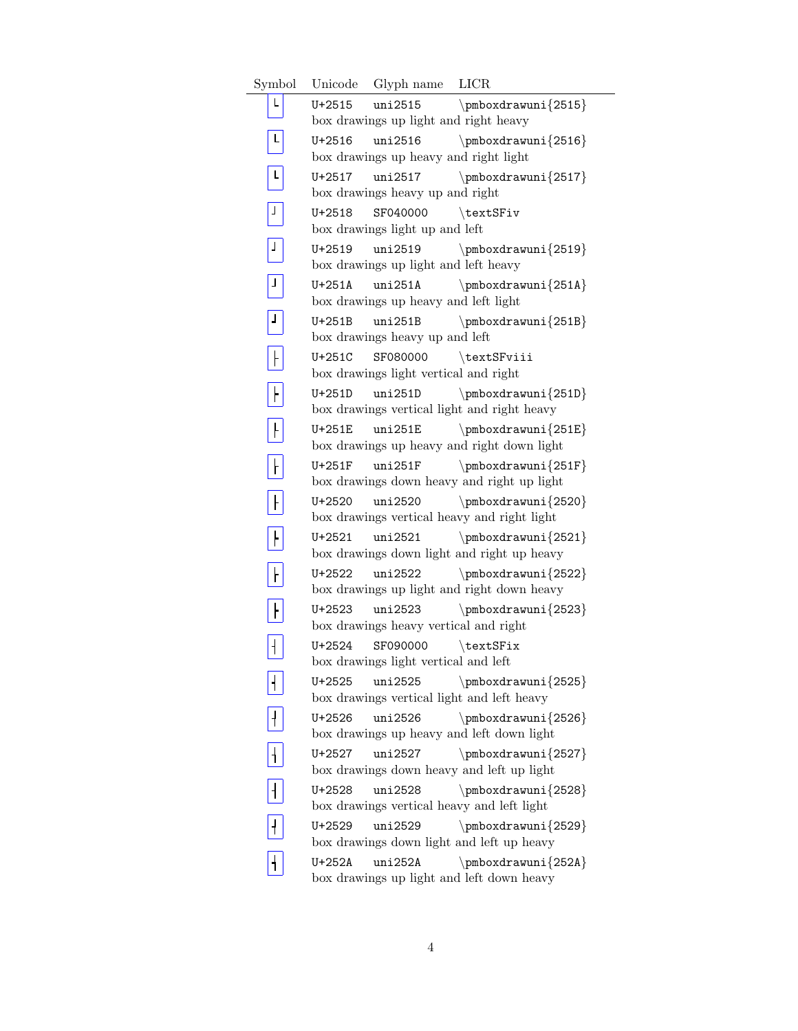| Symbol | Unicode | Glyph name | LICR |
|---|---|---|---|
| ┕ | U+2515 | uni2515 | \pmboxdrawuni{2515} |
| | box drawings up light and right heavy | | |
| ┖ | U+2516 | uni2516 | \pmboxdrawuni{2516} |
| | box drawings up heavy and right light | | |
| ┗ | U+2517 | uni2517 | \pmboxdrawuni{2517} |
| | box drawings heavy up and right | | |
| ┘ | U+2518 | SF040000 | \textSFiv |
| | box drawings light up and left | | |
| ┙ | U+2519 | uni2519 | \pmboxdrawuni{2519} |
| | box drawings up light and left heavy | | |
| ┚ | U+251A | uni251A | \pmboxdrawuni{251A} |
| | box drawings up heavy and left light | | |
| ┛ | U+251B | uni251B | \pmboxdrawuni{251B} |
| | box drawings heavy up and left | | |
| ├ | U+251C | SF080000 | \textSFviii |
| | box drawings light vertical and right | | |
| ┝ | U+251D | uni251D | \pmboxdrawuni{251D} |
| | box drawings vertical light and right heavy | | |
| ┞ | U+251E | uni251E | \pmboxdrawuni{251E} |
| | box drawings up heavy and right down light | | |
| ┟ | U+251F | uni251F | \pmboxdrawuni{251F} |
| | box drawings down heavy and right up light | | |
| ┠ | U+2520 | uni2520 | \pmboxdrawuni{2520} |
| | box drawings vertical heavy and right light | | |
| ┡ | U+2521 | uni2521 | \pmboxdrawuni{2521} |
| | box drawings down light and right up heavy | | |
| ┢ | U+2522 | uni2522 | \pmboxdrawuni{2522} |
| | box drawings up light and right down heavy | | |
| ┣ | U+2523 | uni2523 | \pmboxdrawuni{2523} |
| | box drawings heavy vertical and right | | |
| ┤ | U+2524 | SF090000 | \textSFix |
| | box drawings light vertical and left | | |
| ┥ | U+2525 | uni2525 | \pmboxdrawuni{2525} |
| | box drawings vertical light and left heavy | | |
| ┦ | U+2526 | uni2526 | \pmboxdrawuni{2526} |
| | box drawings up heavy and left down light | | |
| ┧ | U+2527 | uni2527 | \pmboxdrawuni{2527} |
| | box drawings down heavy and left up light | | |
| ┨ | U+2528 | uni2528 | \pmboxdrawuni{2528} |
| | box drawings vertical heavy and left light | | |
| ┩ | U+2529 | uni2529 | \pmboxdrawuni{2529} |
| | box drawings down light and left up heavy | | |
| ┪ | U+252A | uni252A | \pmboxdrawuni{252A} |
| | box drawings up light and left down heavy | | |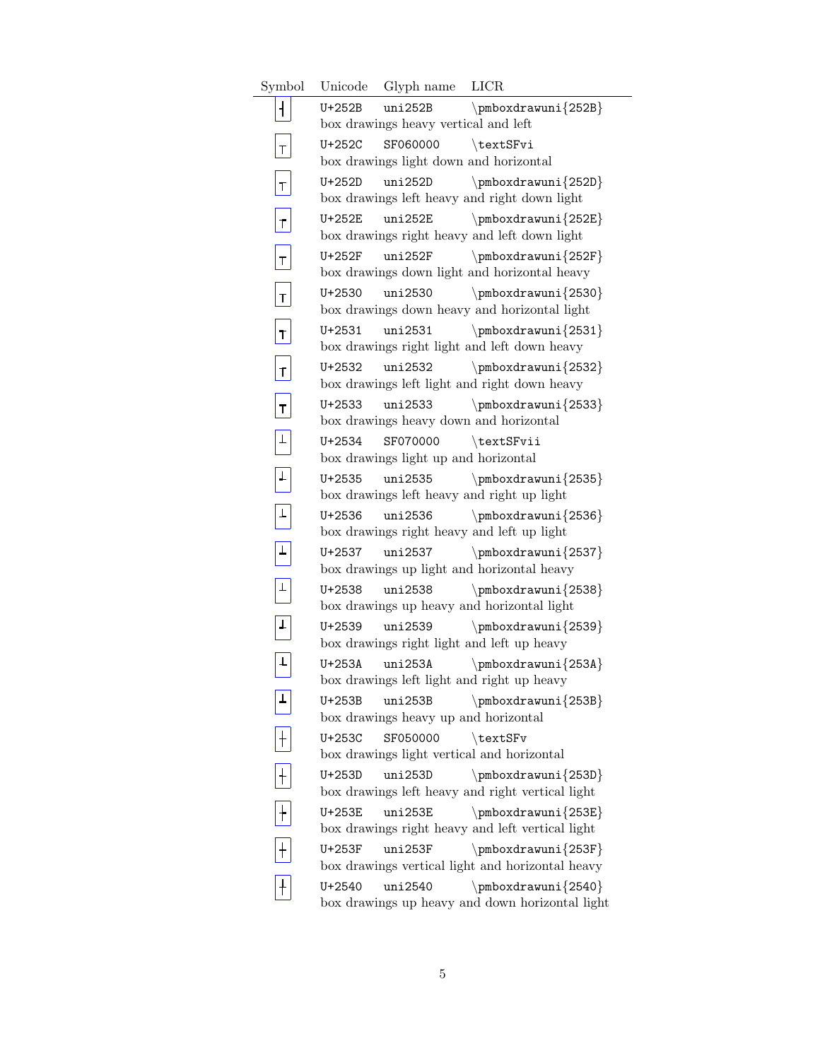| Symbol | Unicode | Glyph name | LICR |
|---|---|---|---|
| ┫ | U+252B | uni252B | \pmboxdrawuni{252B} |
| | box drawings heavy vertical and left | | |
| ┬ | U+252C | SF060000 | \textSFvi |
| | box drawings light down and horizontal | | |
| ┭ | U+252D | uni252D | \pmboxdrawuni{252D} |
| | box drawings left heavy and right down light | | |
| ┮ | U+252E | uni252E | \pmboxdrawuni{252E} |
| | box drawings right heavy and left down light | | |
| ┯ | U+252F | uni252F | \pmboxdrawuni{252F} |
| | box drawings down light and horizontal heavy | | |
| ┰ | U+2530 | uni2530 | \pmboxdrawuni{2530} |
| | box drawings down heavy and horizontal light | | |
| ┱ | U+2531 | uni2531 | \pmboxdrawuni{2531} |
| | box drawings right light and left down heavy | | |
| ┲ | U+2532 | uni2532 | \pmboxdrawuni{2532} |
| | box drawings left light and right down heavy | | |
| ┳ | U+2533 | uni2533 | \pmboxdrawuni{2533} |
| | box drawings heavy down and horizontal | | |
| ┴ | U+2534 | SF070000 | \textSFvii |
| | box drawings light up and horizontal | | |
| ┵ | U+2535 | uni2535 | \pmboxdrawuni{2535} |
| | box drawings left heavy and right up light | | |
| ┶ | U+2536 | uni2536 | \pmboxdrawuni{2536} |
| | box drawings right heavy and left up light | | |
| ┷ | U+2537 | uni2537 | \pmboxdrawuni{2537} |
| | box drawings up light and horizontal heavy | | |
| ┸ | U+2538 | uni2538 | \pmboxdrawuni{2538} |
| | box drawings up heavy and horizontal light | | |
| ┹ | U+2539 | uni2539 | \pmboxdrawuni{2539} |
| | box drawings right light and left up heavy | | |
| ┺ | U+253A | uni253A | \pmboxdrawuni{253A} |
| | box drawings left light and right up heavy | | |
| ┻ | U+253B | uni253B | \pmboxdrawuni{253B} |
| | box drawings heavy up and horizontal | | |
| ┼ | U+253C | SF050000 | \textSFv |
| | box drawings light vertical and horizontal | | |
| ┽ | U+253D | uni253D | \pmboxdrawuni{253D} |
| | box drawings left heavy and right vertical light | | |
| ┾ | U+253E | uni253E | \pmboxdrawuni{253E} |
| | box drawings right heavy and left vertical light | | |
| ┿ | U+253F | uni253F | \pmboxdrawuni{253F} |
| | box drawings vertical light and horizontal heavy | | |
| ╀ | U+2540 | uni2540 | \pmboxdrawuni{2540} |
| | box drawings up heavy and down horizontal light | | |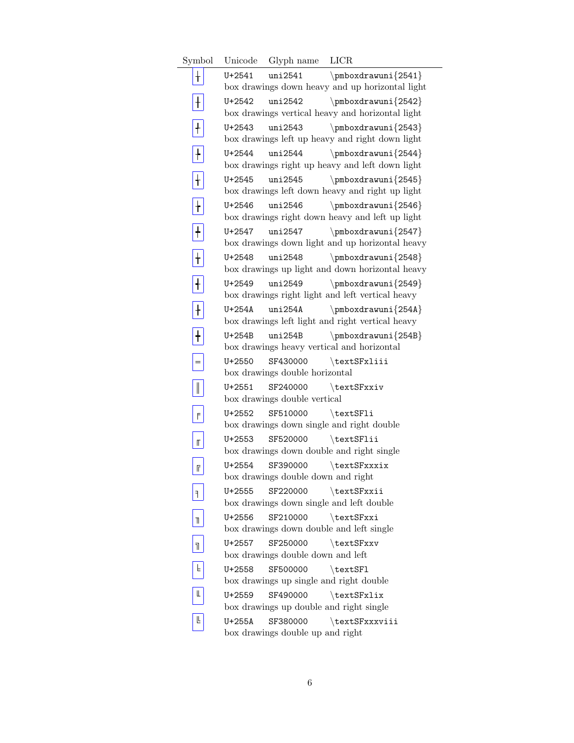| Symbol | Unicode | Glyph name | LICR |
|---|---|---|---|
| ╁ | U+2541 | uni2541 | \pmboxdrawuni{2541} |
| | box drawings down heavy and up horizontal light | | |
| ╂ | U+2542 | uni2542 | \pmboxdrawuni{2542} |
| | box drawings vertical heavy and horizontal light | | |
| ╃ | U+2543 | uni2543 | \pmboxdrawuni{2543} |
| | box drawings left up heavy and right down light | | |
| ╄ | U+2544 | uni2544 | \pmboxdrawuni{2544} |
| | box drawings right up heavy and left down light | | |
| ╅ | U+2545 | uni2545 | \pmboxdrawuni{2545} |
| | box drawings left down heavy and right up light | | |
| ╆ | U+2546 | uni2546 | \pmboxdrawuni{2546} |
| | box drawings right down heavy and left up light | | |
| ╇ | U+2547 | uni2547 | \pmboxdrawuni{2547} |
| | box drawings down light and up horizontal heavy | | |
| ╈ | U+2548 | uni2548 | \pmboxdrawuni{2548} |
| | box drawings up light and down horizontal heavy | | |
| ╉ | U+2549 | uni2549 | \pmboxdrawuni{2549} |
| | box drawings right light and left vertical heavy | | |
| ╊ | U+254A | uni254A | \pmboxdrawuni{254A} |
| | box drawings left light and right vertical heavy | | |
| ╋ | U+254B | uni254B | \pmboxdrawuni{254B} |
| | box drawings heavy vertical and horizontal | | |
| ═ | U+2550 | SF430000 | \textSFxliii |
| | box drawings double horizontal | | |
| ║ | U+2551 | SF240000 | \textSFxxiv |
| | box drawings double vertical | | |
| ╒ | U+2552 | SF510000 | \textSFli |
| | box drawings down single and right double | | |
| ╓ | U+2553 | SF520000 | \textSFlii |
| | box drawings down double and right single | | |
| ╔ | U+2554 | SF390000 | \textSFxxxix |
| | box drawings double down and right | | |
| ╕ | U+2555 | SF220000 | \textSFxxii |
| | box drawings down single and left double | | |
| ╖ | U+2556 | SF210000 | \textSFxxi |
| | box drawings down double and left single | | |
| ╗ | U+2557 | SF250000 | \textSFxxv |
| | box drawings double down and left | | |
| ╘ | U+2558 | SF500000 | \textSFl |
| | box drawings up single and right double | | |
| ╙ | U+2559 | SF490000 | \textSFxlix |
| | box drawings up double and right single | | |
| ╚ | U+255A | SF380000 | \textSFxxxviii |
| | box drawings double up and right | | |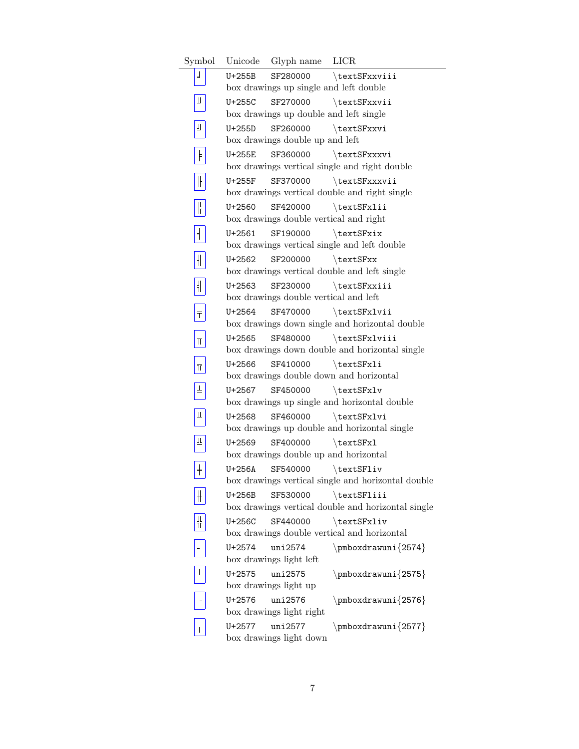| Symbol | Unicode | Glyph name | LICR |
|---|---|---|---|
| ╛ | U+255B | SF280000 | \textSFxxviii |
| | box drawings up single and left double | | |
| ╜ | U+255C | SF270000 | \textSFxxvii |
| | box drawings up double and left single | | |
| ╝ | U+255D | SF260000 | \textSFxxvi |
| | box drawings double up and left | | |
| ╞ | U+255E | SF360000 | \textSFxxxvi |
| | box drawings vertical single and right double | | |
| ╟ | U+255F | SF370000 | \textSFxxxvii |
| | box drawings vertical double and right single | | |
| ╠ | U+2560 | SF420000 | \textSFxlii |
| | box drawings double vertical and right | | |
| ╡ | U+2561 | SF190000 | \textSFxix |
| | box drawings vertical single and left double | | |
| ╢ | U+2562 | SF200000 | \textSFxx |
| | box drawings vertical double and left single | | |
| ╣ | U+2563 | SF230000 | \textSFxxiii |
| | box drawings double vertical and left | | |
| ╤ | U+2564 | SF470000 | \textSFxlvii |
| | box drawings down single and horizontal double | | |
| ╥ | U+2565 | SF480000 | \textSFxlviii |
| | box drawings down double and horizontal single | | |
| ╦ | U+2566 | SF410000 | \textSFxli |
| | box drawings double down and horizontal | | |
| ╧ | U+2567 | SF450000 | \textSFxlv |
| | box drawings up single and horizontal double | | |
| ╨ | U+2568 | SF460000 | \textSFxlvi |
| | box drawings up double and horizontal single | | |
| ╩ | U+2569 | SF400000 | \textSFxl |
| | box drawings double up and horizontal | | |
| ╪ | U+256A | SF540000 | \textSFliv |
| | box drawings vertical single and horizontal double | | |
| ╫ | U+256B | SF530000 | \textSFliii |
| | box drawings vertical double and horizontal single | | |
| ╬ | U+256C | SF440000 | \textSFxliv |
| | box drawings double vertical and horizontal | | |
| ╴ | U+2574 | uni2574 | \pmboxdrawuni{2574} |
| | box drawings light left | | |
| ╵ | U+2575 | uni2575 | \pmboxdrawuni{2575} |
| | box drawings light up | | |
| ╶ | U+2576 | uni2576 | \pmboxdrawuni{2576} |
| | box drawings light right | | |
| ╷ | U+2577 | uni2577 | \pmboxdrawuni{2577} |
| | box drawings light down | | |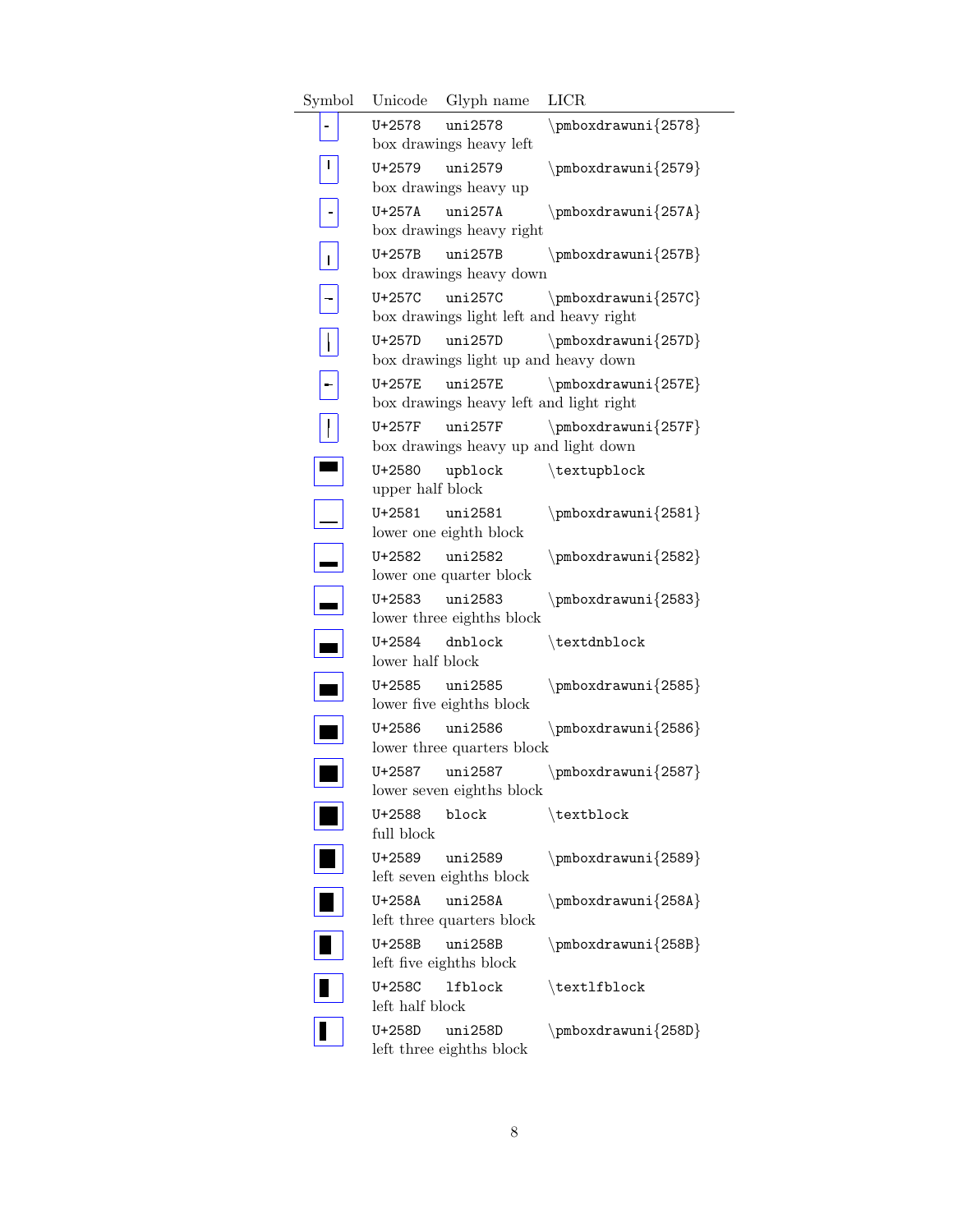| Symbol | Unicode | Glyph name | LICR |
|---|---|---|---|
| ╸ | U+2578 | uni2578 | \pmboxdrawuni{2578} |
| | box drawings heavy left | | |
| ╹ | U+2579 | uni2579 | \pmboxdrawuni{2579} |
| | box drawings heavy up | | |
| ╺ | U+257A | uni257A | \pmboxdrawuni{257A} |
| | box drawings heavy right | | |
| ╻ | U+257B | uni257B | \pmboxdrawuni{257B} |
| | box drawings heavy down | | |
| ╼ | U+257C | uni257C | \pmboxdrawuni{257C} |
| | box drawings light left and heavy right | | |
| ╽ | U+257D | uni257D | \pmboxdrawuni{257D} |
| | box drawings light up and heavy down | | |
| ╾ | U+257E | uni257E | \pmboxdrawuni{257E} |
| | box drawings heavy left and light right | | |
| ╿ | U+257F | uni257F | \pmboxdrawuni{257F} |
| | box drawings heavy up and light down | | |
| ▀ | U+2580 | upblock | \textupblock |
| | upper half block | | |
| ▁ | U+2581 | uni2581 | \pmboxdrawuni{2581} |
| | lower one eighth block | | |
| ▂ | U+2582 | uni2582 | \pmboxdrawuni{2582} |
| | lower one quarter block | | |
| ▃ | U+2583 | uni2583 | \pmboxdrawuni{2583} |
| | lower three eighths block | | |
| ▄ | U+2584 | dnblock | \textdnblock |
| | lower half block | | |
| ▅ | U+2585 | uni2585 | \pmboxdrawuni{2585} |
| | lower five eighths block | | |
| ▆ | U+2586 | uni2586 | \pmboxdrawuni{2586} |
| | lower three quarters block | | |
| ▇ | U+2587 | uni2587 | \pmboxdrawuni{2587} |
| | lower seven eighths block | | |
| █ | U+2588 | block | \textblock |
| | full block | | |
| ▉ | U+2589 | uni2589 | \pmboxdrawuni{2589} |
| | left seven eighths block | | |
| ▊ | U+258A | uni258A | \pmboxdrawuni{258A} |
| | left three quarters block | | |
| ▋ | U+258B | uni258B | \pmboxdrawuni{258B} |
| | left five eighths block | | |
| ▌ | U+258C | lfblock | \textlfblock |
| | left half block | | |
| ▍ | U+258D | uni258D | \pmboxdrawuni{258D} |
| | left three eighths block | | |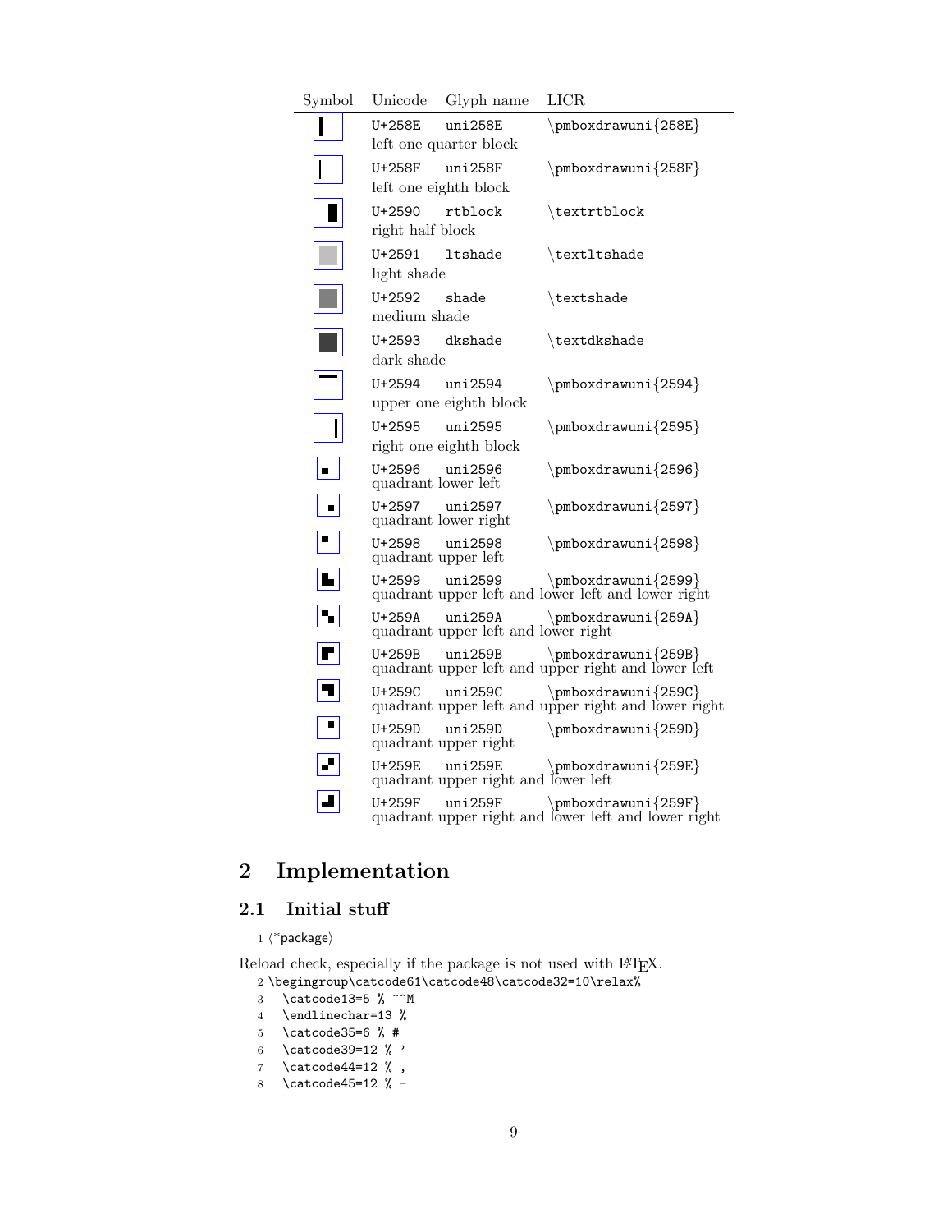| Symbol | Unicode | Glyph name | LICR |
|---|---|---|---|
| ▎ | U+258E | uni258E | \pmboxdrawuni{258E} |
| | left one quarter block | | |
| ▏ | U+258F | uni258F | \pmboxdrawuni{258F} |
| | left one eighth block | | |
| ▐ | U+2590 | rtblock | \textrtblock |
| | right half block | | |
| ░ | U+2591 | ltshade | \textltshade |
| | light shade | | |
| ▒ | U+2592 | shade | \textshade |
| | medium shade | | |
| ▓ | U+2593 | dkshade | \textdkshade |
| | dark shade | | |
| ▔ | U+2594 | uni2594 | \pmboxdrawuni{2594} |
| | upper one eighth block | | |
| ▕ | U+2595 | uni2595 | \pmboxdrawuni{2595} |
| | right one eighth block | | |
| ▖ | U+2596 | uni2596 | \pmboxdrawuni{2596} |
| | quadrant lower left | | |
| ▗ | U+2597 | uni2597 | \pmboxdrawuni{2597} |
| | quadrant lower right | | |
| ▘ | U+2598 | uni2598 | \pmboxdrawuni{2598} |
| | quadrant upper left | | |
| ▙ | U+2599 | uni2599 | \pmboxdrawuni{2599} |
| | quadrant upper left and lower left and lower right | | |
| ▚ | U+259A | uni259A | \pmboxdrawuni{259A} |
| | quadrant upper left and lower right | | |
| ▛ | U+259B | uni259B | \pmboxdrawuni{259B} |
| | quadrant upper left and upper right and lower left | | |
| ▜ | U+259C | uni259C | \pmboxdrawuni{259C} |
| | quadrant upper left and upper right and lower right | | |
| ▝ | U+259D | uni259D | \pmboxdrawuni{259D} |
| | quadrant upper right | | |
| ▞ | U+259E | uni259E | \pmboxdrawuni{259E} |
| | quadrant upper right and lower left | | |
| ▟ | U+259F | uni259F | \pmboxdrawuni{259F} |
| | quadrant upper right and lower left and lower right | | |

# 2 Implementation

## 2.1 Initial stuff

1 ⟨*package⟩

Reload check, especially if the package is not used with LaTeX.

```
2 \begingroup\catcode61\catcode48\catcode32=10\relax%
3   \catcode13=5 % ^^M
4   \endlinechar=13 %
5   \catcode35=6 % #
6   \catcode39=12 % '
7   \catcode44=12 % ,
8   \catcode45=12 % -
```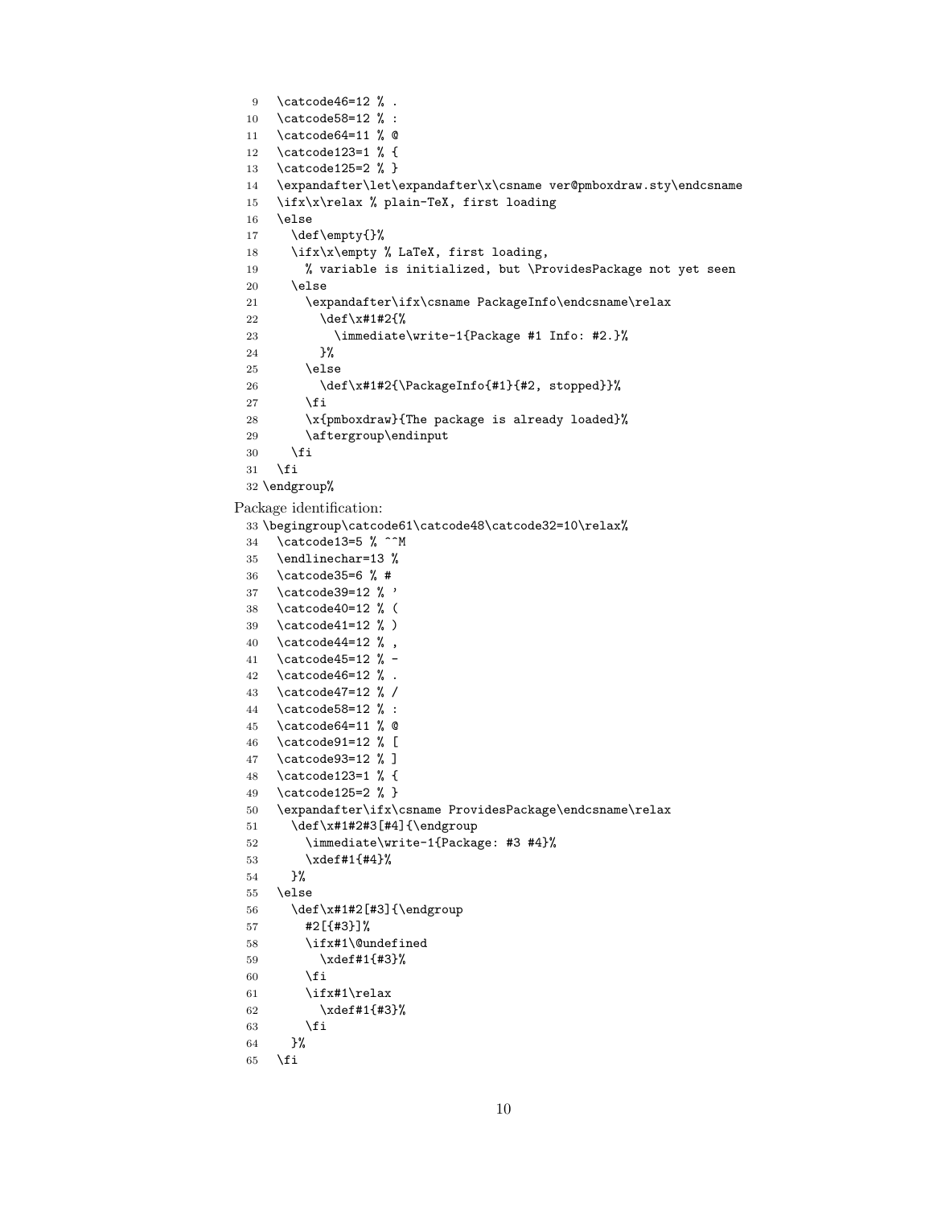```
 9  \catcode46=12 % .
10  \catcode58=12 % :
11  \catcode64=11 % @
12  \catcode123=1 % {
13  \catcode125=2 % }
14  \expandafter\let\expandafter\x\csname ver@pmboxdraw.sty\endcsname
15  \ifx\x\relax % plain-TeX, first loading
16  \else
17    \def\empty{}%
18    \ifx\x\empty % LaTeX, first loading,
19      % variable is initialized, but \ProvidesPackage not yet seen
20    \else
21      \expandafter\ifx\csname PackageInfo\endcsname\relax
22        \def\x#1#2{%
23          \immediate\write-1{Package #1 Info: #2.}%
24        }%
25      \else
26        \def\x#1#2{\PackageInfo{#1}{#2, stopped}}%
27      \fi
28      \x{pmboxdraw}{The package is already loaded}%
29      \aftergroup\endinput
30    \fi
31  \fi
32 \endgroup%
```

Package identification:

```
33 \begingroup\catcode61\catcode48\catcode32=10\relax%
34  \catcode13=5 % ^^M
35  \endlinechar=13 %
36  \catcode35=6 % #
37  \catcode39=12 % '
38  \catcode40=12 % (
39  \catcode41=12 % )
40  \catcode44=12 % ,
41  \catcode45=12 % -
42  \catcode46=12 % .
43  \catcode47=12 % /
44  \catcode58=12 % :
45  \catcode64=11 % @
46  \catcode91=12 % [
47  \catcode93=12 % ]
48  \catcode123=1 % {
49  \catcode125=2 % }
50  \expandafter\ifx\csname ProvidesPackage\endcsname\relax
51    \def\x#1#2#3[#4]{\endgroup
52      \immediate\write-1{Package: #3 #4}%
53      \xdef#1{#4}%
54    }%
55  \else
56    \def\x#1#2[#3]{\endgroup
57      #2[{#3}]%
58      \ifx#1\@undefined
59        \xdef#1{#3}%
60      \fi
61      \ifx#1\relax
62        \xdef#1{#3}%
63      \fi
64    }%
65  \fi
```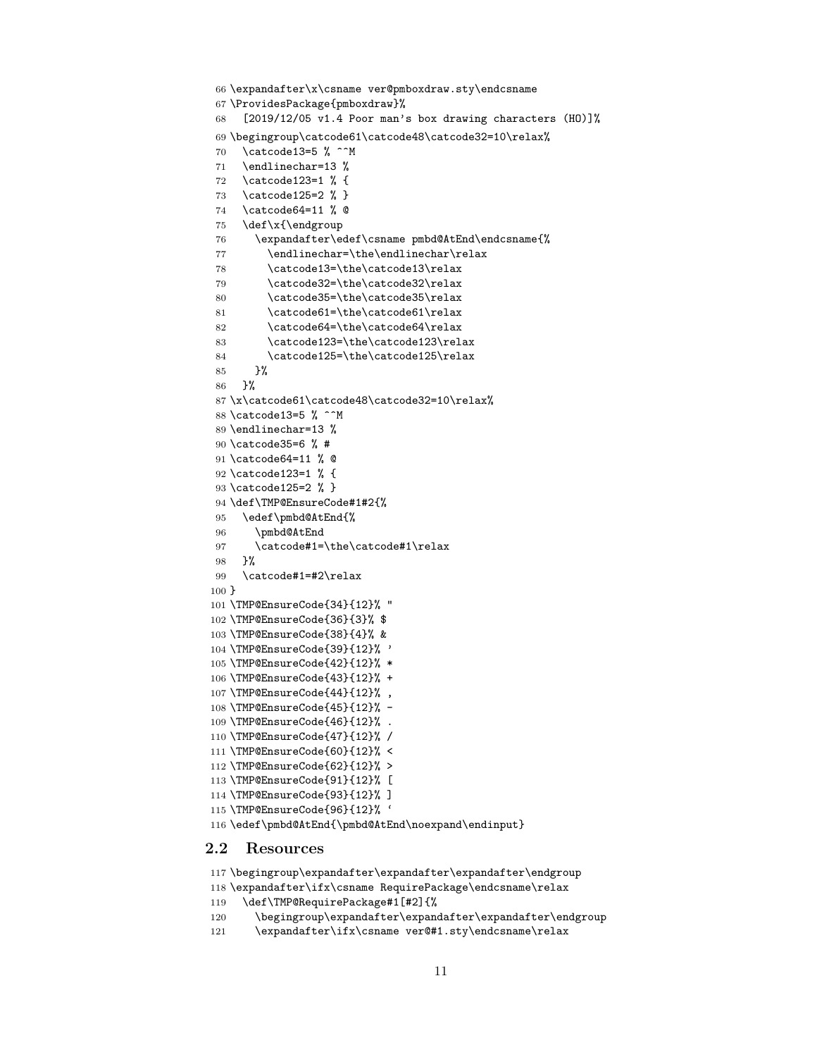```
66 \expandafter\x\csname ver@pmboxdraw.sty\endcsname
67 \ProvidesPackage{pmboxdraw}%
68   [2019/12/05 v1.4 Poor man's box drawing characters (HO)]%
69 \begingroup\catcode61\catcode48\catcode32=10\relax%
70   \catcode13=5 % ^^M
71   \endlinechar=13 %
72   \catcode123=1 % {
73   \catcode125=2 % }
74   \catcode64=11 % @
75   \def\x{\endgroup
76     \expandafter\edef\csname pmbd@AtEnd\endcsname{%
77       \endlinechar=\the\endlinechar\relax
78       \catcode13=\the\catcode13\relax
79       \catcode32=\the\catcode32\relax
80       \catcode35=\the\catcode35\relax
81       \catcode61=\the\catcode61\relax
82       \catcode64=\the\catcode64\relax
83       \catcode123=\the\catcode123\relax
84       \catcode125=\the\catcode125\relax
85     }%
86   }%
87 \x\catcode61\catcode48\catcode32=10\relax%
88 \catcode13=5 % ^^M
89 \endlinechar=13 %
90 \catcode35=6 % #
91 \catcode64=11 % @
92 \catcode123=1 % {
93 \catcode125=2 % }
94 \def\TMP@EnsureCode#1#2{%
95   \edef\pmbd@AtEnd{%
96     \pmbd@AtEnd
97     \catcode#1=\the\catcode#1\relax
98   }%
99   \catcode#1=#2\relax
100 }
101 \TMP@EnsureCode{34}{12}% "
102 \TMP@EnsureCode{36}{3}% $
103 \TMP@EnsureCode{38}{4}% &
104 \TMP@EnsureCode{39}{12}% '
105 \TMP@EnsureCode{42}{12}% *
106 \TMP@EnsureCode{43}{12}% +
107 \TMP@EnsureCode{44}{12}% ,
108 \TMP@EnsureCode{45}{12}% -
109 \TMP@EnsureCode{46}{12}% .
110 \TMP@EnsureCode{47}{12}% /
111 \TMP@EnsureCode{60}{12}% <
112 \TMP@EnsureCode{62}{12}% >
113 \TMP@EnsureCode{91}{12}% [
114 \TMP@EnsureCode{93}{12}% ]
115 \TMP@EnsureCode{96}{12}% `
116 \edef\pmbd@AtEnd{\pmbd@AtEnd\noexpand\endinput}
```

## 2.2 Resources

```
117 \begingroup\expandafter\expandafter\expandafter\endgroup
118 \expandafter\ifx\csname RequirePackage\endcsname\relax
119   \def\TMP@RequirePackage#1[#2]{%
120     \begingroup\expandafter\expandafter\expandafter\endgroup
121     \expandafter\ifx\csname ver@#1.sty\endcsname\relax
```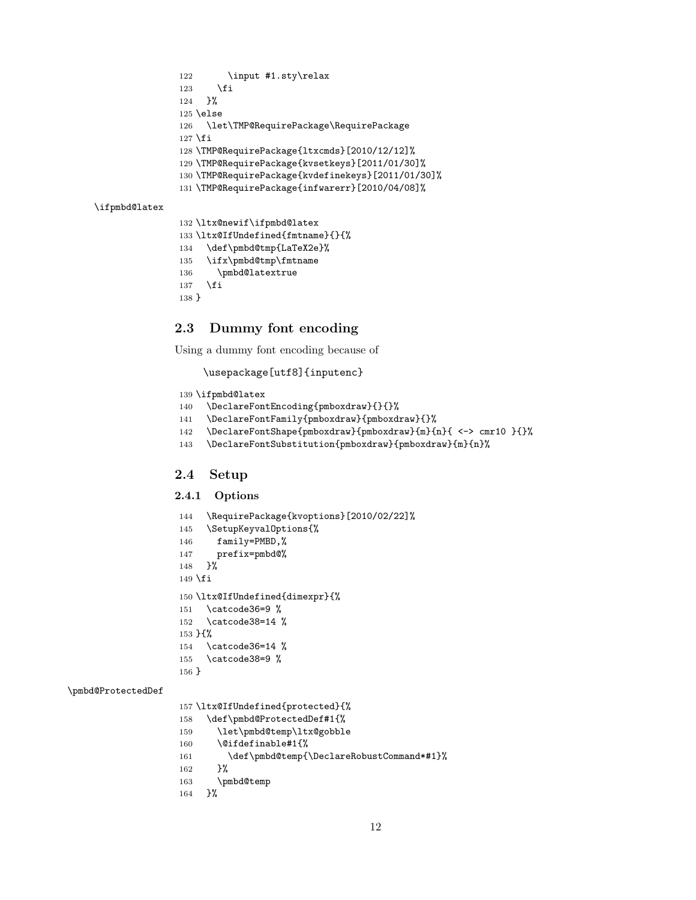```
122       \input #1.sty\relax
123     \fi
124   }%
125 \else
126   \let\TMP@RequirePackage\RequirePackage
127 \fi
128 \TMP@RequirePackage{ltxcmds}[2010/12/12]%
129 \TMP@RequirePackage{kvsetkeys}[2011/01/30]%
130 \TMP@RequirePackage{kvdefinekeys}[2011/01/30]%
131 \TMP@RequirePackage{infwarerr}[2010/04/08]%
```

\ifpmbd@latex

```
132 \ltx@newif\ifpmbd@latex
133 \ltx@IfUndefined{fmtname}{}{%
134   \def\pmbd@tmp{LaTeX2e}%
135   \ifx\pmbd@tmp\fmtname
136     \pmbd@latextrue
137   \fi
138 }
```

## 2.3 Dummy font encoding

Using a dummy font encoding because of

```
\usepackage[utf8]{inputenc}
```

```
139 \ifpmbd@latex
140   \DeclareFontEncoding{pmboxdraw}{}{}%
141   \DeclareFontFamily{pmboxdraw}{pmboxdraw}{}%
142   \DeclareFontShape{pmboxdraw}{pmboxdraw}{m}{n}{ <-> cmr10 }{}%
143   \DeclareFontSubstitution{pmboxdraw}{pmboxdraw}{m}{n}%
```

## 2.4 Setup

### 2.4.1 Options

```
144   \RequirePackage{kvoptions}[2010/02/22]%
145   \SetupKeyvalOptions{%
146     family=PMBD,%
147     prefix=pmbd@%
148   }%
149 \fi
150 \ltx@IfUndefined{dimexpr}{%
151   \catcode36=9 %
152   \catcode38=14 %
153 }{%
154   \catcode36=14 %
155   \catcode38=9 %
156 }
```

\pmbd@ProtectedDef

```
157 \ltx@IfUndefined{protected}{%
158   \def\pmbd@ProtectedDef#1{%
159     \let\pmbd@temp\ltx@gobble
160     \@ifdefinable#1{%
161       \def\pmbd@temp{\DeclareRobustCommand*#1}%
162     }%
163     \pmbd@temp
164   }%
```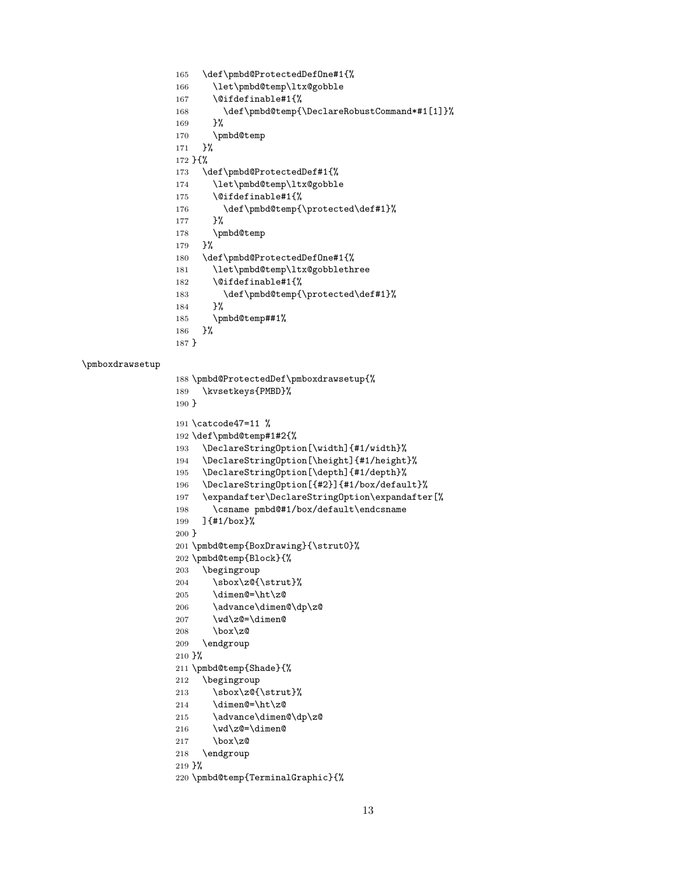```
165   \def\pmbd@ProtectedDefOne#1{%
166     \let\pmbd@temp\ltx@gobble
167     \@ifdefinable#1{%
168       \def\pmbd@temp{\DeclareRobustCommand*#1[1]}%
169     }%
170     \pmbd@temp
171   }%
172 }{%
173   \def\pmbd@ProtectedDef#1{%
174     \let\pmbd@temp\ltx@gobble
175     \@ifdefinable#1{%
176       \def\pmbd@temp{\protected\def#1}%
177     }%
178     \pmbd@temp
179   }%
180   \def\pmbd@ProtectedDefOne#1{%
181     \let\pmbd@temp\ltx@gobblethree
182     \@ifdefinable#1{%
183       \def\pmbd@temp{\protected\def#1}%
184     }%
185     \pmbd@temp##1%
186   }%
187 }
```

\pmboxdrawsetup

```
188 \pmbd@ProtectedDef\pmboxdrawsetup{%
189   \kvsetkeys{PMBD}%
190 }
```

```
191 \catcode47=11 %
192 \def\pmbd@temp#1#2{%
193   \DeclareStringOption[\width]{#1/width}%
194   \DeclareStringOption[\height]{#1/height}%
195   \DeclareStringOption[\depth]{#1/depth}%
196   \DeclareStringOption[{#2}]{#1/box/default}%
197   \expandafter\DeclareStringOption\expandafter[%
198     \csname pmbd@#1/box/default\endcsname
199   ]{#1/box}%
200 }
201 \pmbd@temp{BoxDrawing}{\strut0}%
202 \pmbd@temp{Block}{%
203   \begingroup
204     \sbox\z@{\strut}%
205     \dimen@=\ht\z@
206     \advance\dimen@\dp\z@
207     \wd\z@=\dimen@
208     \box\z@
209   \endgroup
210 }%
211 \pmbd@temp{Shade}{%
212   \begingroup
213     \sbox\z@{\strut}%
214     \dimen@=\ht\z@
215     \advance\dimen@\dp\z@
216     \wd\z@=\dimen@
217     \box\z@
218   \endgroup
219 }%
220 \pmbd@temp{TerminalGraphic}{%
```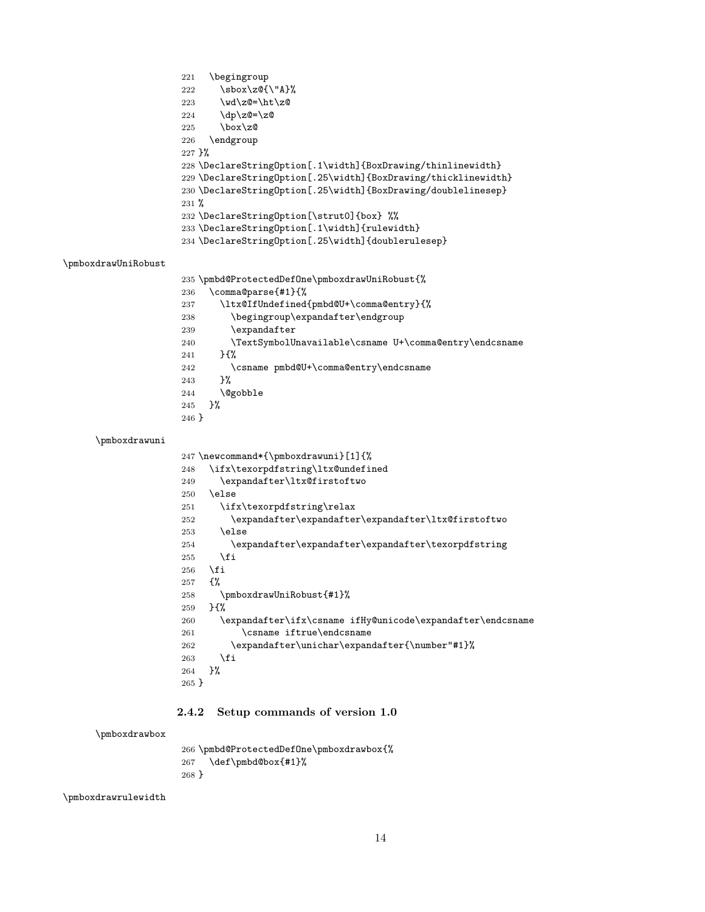```
221   \begingroup
222     \sbox\z@{\"A}%
223     \wd\z@=\ht\z@
224     \dp\z@=\z@
225     \box\z@
226   \endgroup
227 }%
228 \DeclareStringOption[.1\width]{BoxDrawing/thinlinewidth}
229 \DeclareStringOption[.25\width]{BoxDrawing/thicklinewidth}
230 \DeclareStringOption[.25\width]{BoxDrawing/doublelinesep}
231 %
232 \DeclareStringOption[\strut0]{box} %%
233 \DeclareStringOption[.1\width]{rulewidth}
234 \DeclareStringOption[.25\width]{doublerulesep}
```

\pmboxdrawUniRobust

```
235 \pmbd@ProtectedDefOne\pmboxdrawUniRobust{%
236   \comma@parse{#1}{%
237     \ltx@IfUndefined{pmbd@U+\comma@entry}{%
238       \begingroup\expandafter\endgroup
239       \expandafter
240       \TextSymbolUnavailable\csname U+\comma@entry\endcsname
241     }{%
242       \csname pmbd@U+\comma@entry\endcsname
243     }%
244     \@gobble
245   }%
246 }
```

\pmboxdrawuni

```
247 \newcommand*{\pmboxdrawuni}[1]{%
248   \ifx\texorpdfstring\ltx@undefined
249     \expandafter\ltx@firstoftwo
250   \else
251     \ifx\texorpdfstring\relax
252       \expandafter\expandafter\expandafter\ltx@firstoftwo
253     \else
254       \expandafter\expandafter\expandafter\texorpdfstring
255     \fi
256   \fi
257   {%
258     \pmboxdrawUniRobust{#1}%
259   }{%
260     \expandafter\ifx\csname ifHy@unicode\expandafter\endcsname
261         \csname iftrue\endcsname
262       \expandafter\unichar\expandafter{\number"#1}%
263     \fi
264   }%
265 }
```

### 2.4.2 Setup commands of version 1.0

\pmboxdrawbox

```
266 \pmbd@ProtectedDefOne\pmboxdrawbox{%
267   \def\pmbd@box{#1}%
268 }
```

\pmboxdrawrulewidth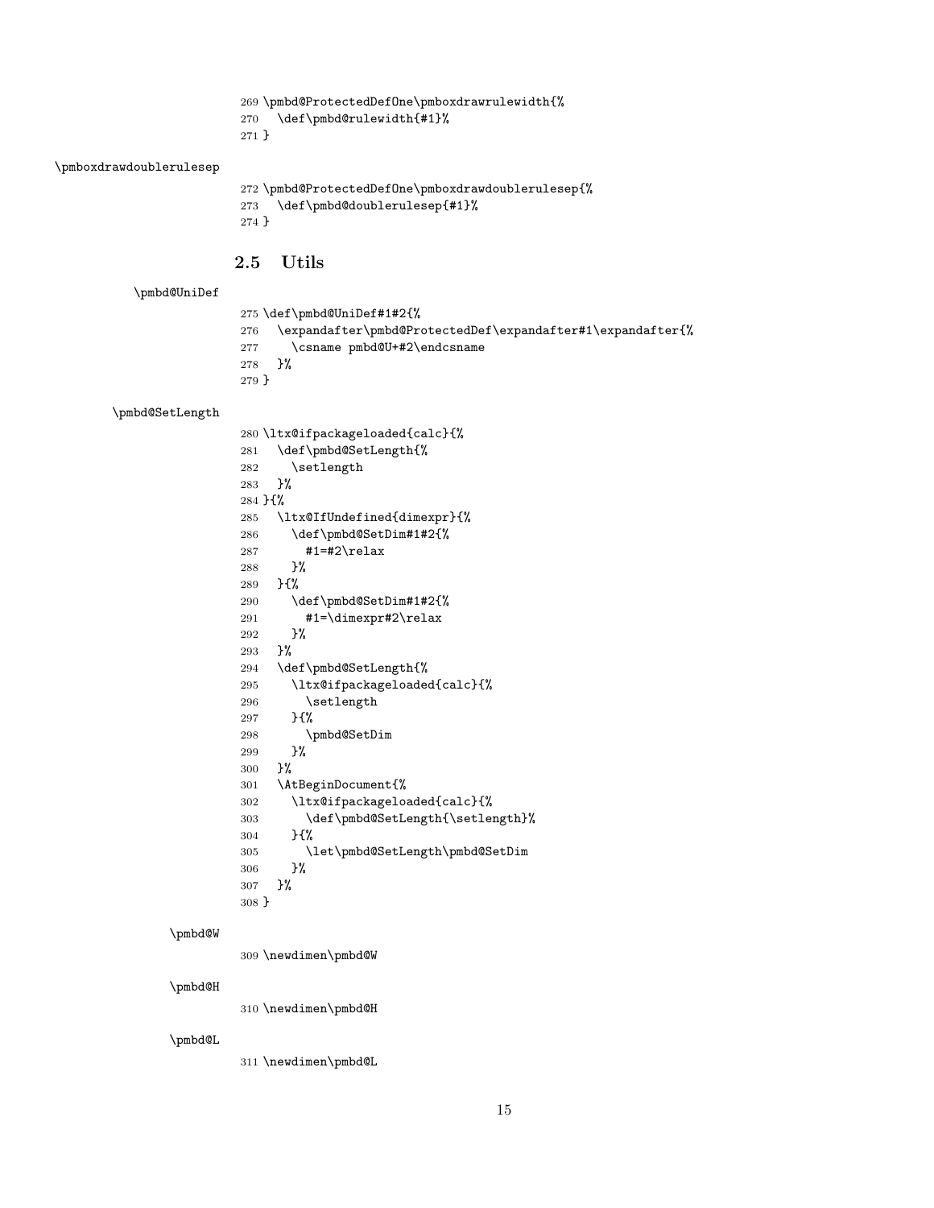```
269 \pmbd@ProtectedDefOne\pmboxdrawrulewidth{%
270   \def\pmbd@rulewidth{#1}%
271 }
```

\pmboxdrawdoublerulesep

```
272 \pmbd@ProtectedDefOne\pmboxdrawdoublerulesep{%
273   \def\pmbd@doublerulesep{#1}%
274 }
```

## 2.5 Utils

\pmbd@UniDef

```
275 \def\pmbd@UniDef#1#2{%
276   \expandafter\pmbd@ProtectedDef\expandafter#1\expandafter{%
277     \csname pmbd@U+#2\endcsname
278   }%
279 }
```

\pmbd@SetLength

```
280 \ltx@ifpackageloaded{calc}{%
281   \def\pmbd@SetLength{%
282     \setlength
283   }%
284 }{%
285   \ltx@IfUndefined{dimexpr}{%
286     \def\pmbd@SetDim#1#2{%
287       #1=#2\relax
288     }%
289   }{%
290     \def\pmbd@SetDim#1#2{%
291       #1=\dimexpr#2\relax
292     }%
293   }%
294   \def\pmbd@SetLength{%
295     \ltx@ifpackageloaded{calc}{%
296       \setlength
297     }{%
298       \pmbd@SetDim
299     }%
300   }%
301   \AtBeginDocument{%
302     \ltx@ifpackageloaded{calc}{%
303       \def\pmbd@SetLength{\setlength}%
304     }{%
305       \let\pmbd@SetLength\pmbd@SetDim
306     }%
307   }%
308 }
```

\pmbd@W

```
309 \newdimen\pmbd@W
```

\pmbd@H

```
310 \newdimen\pmbd@H
```

\pmbd@L

```
311 \newdimen\pmbd@L
```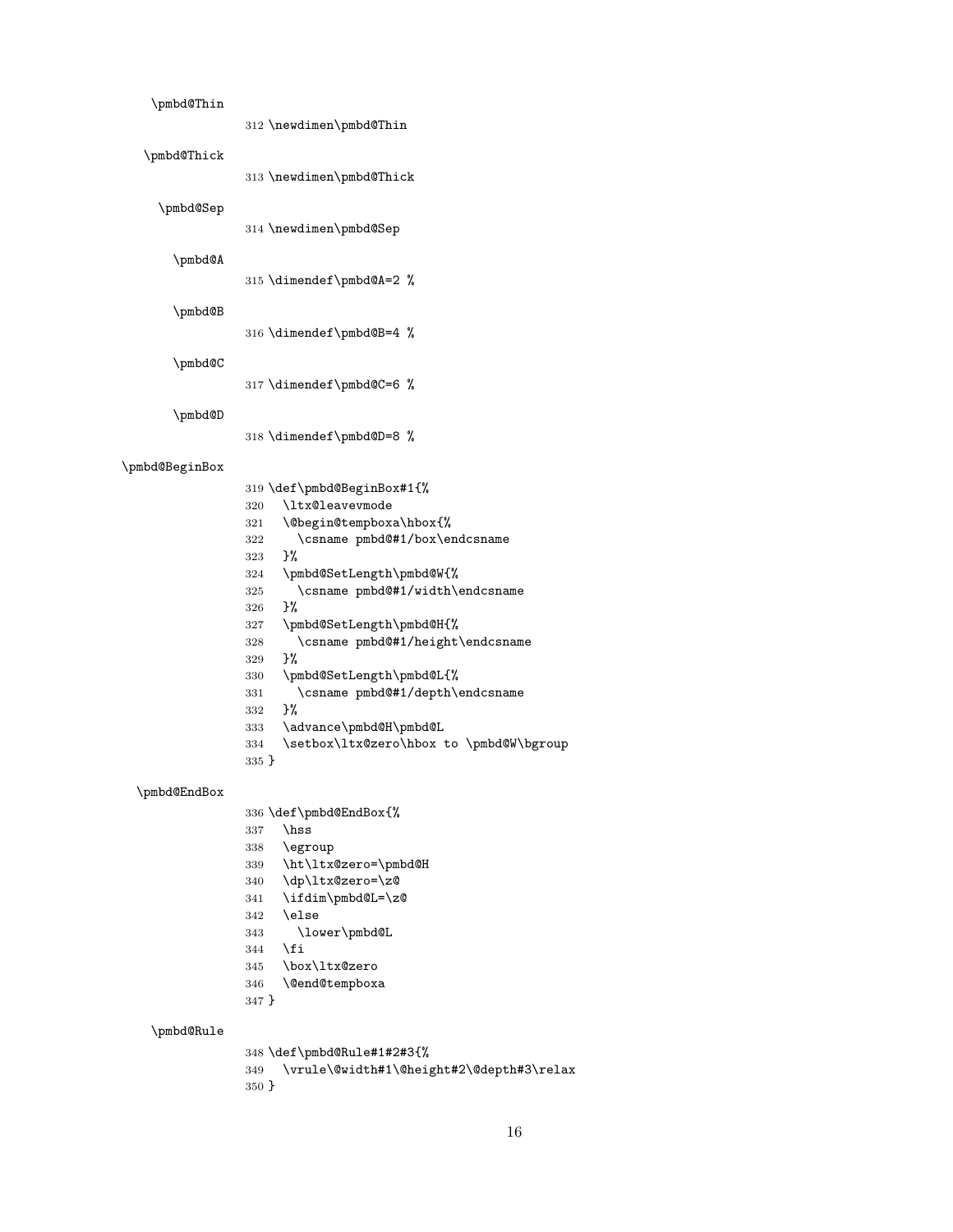\pmbd@Thin

```
312 \newdimen\pmbd@Thin
```

\pmbd@Thick

```
313 \newdimen\pmbd@Thick
```

\pmbd@Sep

```
314 \newdimen\pmbd@Sep
```

\pmbd@A

```
315 \dimendef\pmbd@A=2 %
```

\pmbd@B

```
316 \dimendef\pmbd@B=4 %
```

\pmbd@C

```
317 \dimendef\pmbd@C=6 %
```

\pmbd@D

```
318 \dimendef\pmbd@D=8 %
```

\pmbd@BeginBox

```
319 \def\pmbd@BeginBox#1{%
320   \ltx@leavevmode
321   \@begin@tempboxa\hbox{%
322     \csname pmbd@#1/box\endcsname
323   }%
324   \pmbd@SetLength\pmbd@W{%
325     \csname pmbd@#1/width\endcsname
326   }%
327   \pmbd@SetLength\pmbd@H{%
328     \csname pmbd@#1/height\endcsname
329   }%
330   \pmbd@SetLength\pmbd@L{%
331     \csname pmbd@#1/depth\endcsname
332   }%
333   \advance\pmbd@H\pmbd@L
334   \setbox\ltx@zero\hbox to \pmbd@W\bgroup
335 }
```

\pmbd@EndBox

```
336 \def\pmbd@EndBox{%
337   \hss
338   \egroup
339   \ht\ltx@zero=\pmbd@H
340   \dp\ltx@zero=\z@
341   \ifdim\pmbd@L=\z@
342   \else
343     \lower\pmbd@L
344   \fi
345   \box\ltx@zero
346   \@end@tempboxa
347 }
```

\pmbd@Rule

```
348 \def\pmbd@Rule#1#2#3{%
349   \vrule\@width#1\@height#2\@depth#3\relax
350 }
```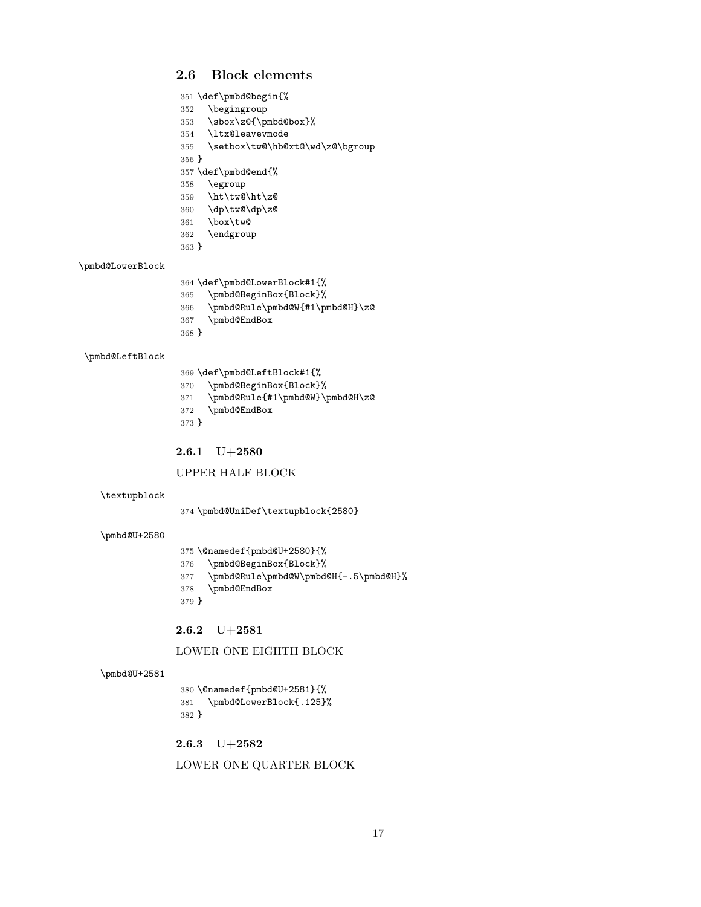## 2.6 Block elements

```
351 \def\pmbd@begin{%
352   \begingroup
353   \sbox\z@{\pmbd@box}%
354   \ltx@leavevmode
355   \setbox\tw@\hb@xt@\wd\z@\bgroup
356 }
357 \def\pmbd@end{%
358   \egroup
359   \ht\tw@\ht\z@
360   \dp\tw@\dp\z@
361   \box\tw@
362   \endgroup
363 }
```

\pmbd@LowerBlock

```
364 \def\pmbd@LowerBlock#1{%
365   \pmbd@BeginBox{Block}%
366   \pmbd@Rule\pmbd@W{#1\pmbd@H}\z@
367   \pmbd@EndBox
368 }
```

\pmbd@LeftBlock

```
369 \def\pmbd@LeftBlock#1{%
370   \pmbd@BeginBox{Block}%
371   \pmbd@Rule{#1\pmbd@W}\pmbd@H\z@
372   \pmbd@EndBox
373 }
```

### 2.6.1 U+2580

UPPER HALF BLOCK

\textupblock

```
374 \pmbd@UniDef\textupblock{2580}
```

\pmbd@U+2580

```
375 \@namedef{pmbd@U+2580}{%
376   \pmbd@BeginBox{Block}%
377   \pmbd@Rule\pmbd@W\pmbd@H{-.5\pmbd@H}%
378   \pmbd@EndBox
379 }
```

### 2.6.2 U+2581

LOWER ONE EIGHTH BLOCK

\pmbd@U+2581

```
380 \@namedef{pmbd@U+2581}{%
381   \pmbd@LowerBlock{.125}%
382 }
```

### 2.6.3 U+2582

LOWER ONE QUARTER BLOCK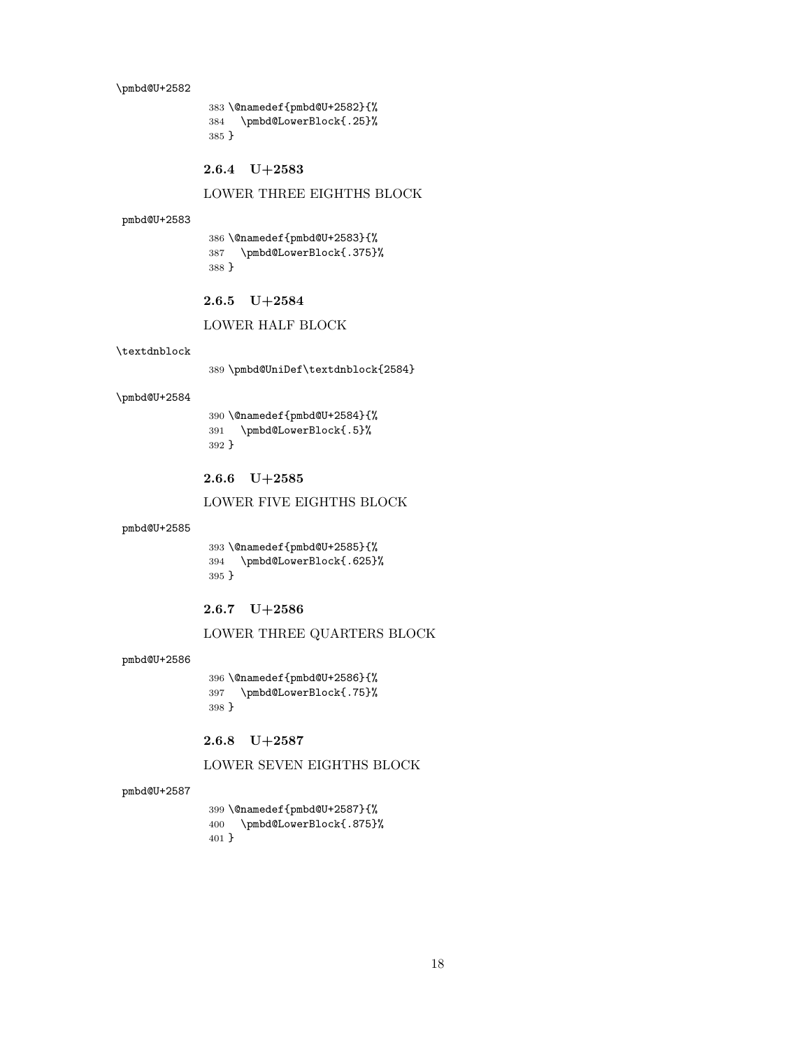\pmbd@U+2582

```
383 \@namedef{pmbd@U+2582}{%
384   \pmbd@LowerBlock{.25}%
385 }
```

#### 2.6.4 U+2583

LOWER THREE EIGHTHS BLOCK

pmbd@U+2583

```
386 \@namedef{pmbd@U+2583}{%
387   \pmbd@LowerBlock{.375}%
388 }
```

#### 2.6.5 U+2584

LOWER HALF BLOCK

\textdnblock

```
389 \pmbd@UniDef\textdnblock{2584}
```

\pmbd@U+2584

```
390 \@namedef{pmbd@U+2584}{%
391   \pmbd@LowerBlock{.5}%
392 }
```

#### 2.6.6 U+2585

LOWER FIVE EIGHTHS BLOCK

pmbd@U+2585

```
393 \@namedef{pmbd@U+2585}{%
394   \pmbd@LowerBlock{.625}%
395 }
```

#### 2.6.7 U+2586

LOWER THREE QUARTERS BLOCK

pmbd@U+2586

```
396 \@namedef{pmbd@U+2586}{%
397   \pmbd@LowerBlock{.75}%
398 }
```

#### 2.6.8 U+2587

LOWER SEVEN EIGHTHS BLOCK

pmbd@U+2587

```
399 \@namedef{pmbd@U+2587}{%
400   \pmbd@LowerBlock{.875}%
401 }
```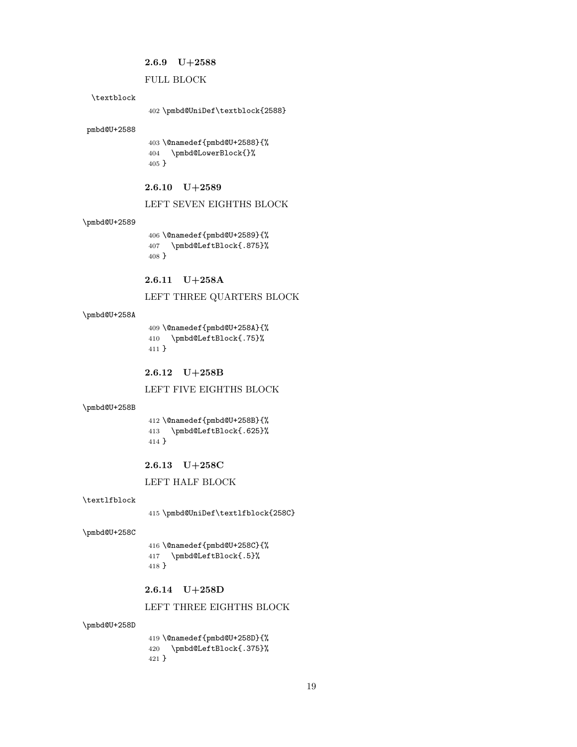#### 2.6.9 U+2588

FULL BLOCK

\textblock

```
402 \pmbd@UniDef\textblock{2588}
```

pmbd@U+2588

```
403 \@namedef{pmbd@U+2588}{%
404   \pmbd@LowerBlock{}%
405 }
```

#### 2.6.10 U+2589

LEFT SEVEN EIGHTHS BLOCK

\pmbd@U+2589

```
406 \@namedef{pmbd@U+2589}{%
407   \pmbd@LeftBlock{.875}%
408 }
```

#### 2.6.11 U+258A

LEFT THREE QUARTERS BLOCK

\pmbd@U+258A

```
409 \@namedef{pmbd@U+258A}{%
410   \pmbd@LeftBlock{.75}%
411 }
```

#### 2.6.12 U+258B

LEFT FIVE EIGHTHS BLOCK

\pmbd@U+258B

```
412 \@namedef{pmbd@U+258B}{%
413   \pmbd@LeftBlock{.625}%
414 }
```

#### 2.6.13 U+258C

LEFT HALF BLOCK

\textlfblock

```
415 \pmbd@UniDef\textlfblock{258C}
```

\pmbd@U+258C

```
416 \@namedef{pmbd@U+258C}{%
417   \pmbd@LeftBlock{.5}%
418 }
```

#### 2.6.14 U+258D

LEFT THREE EIGHTHS BLOCK

\pmbd@U+258D

```
419 \@namedef{pmbd@U+258D}{%
420   \pmbd@LeftBlock{.375}%
421 }
```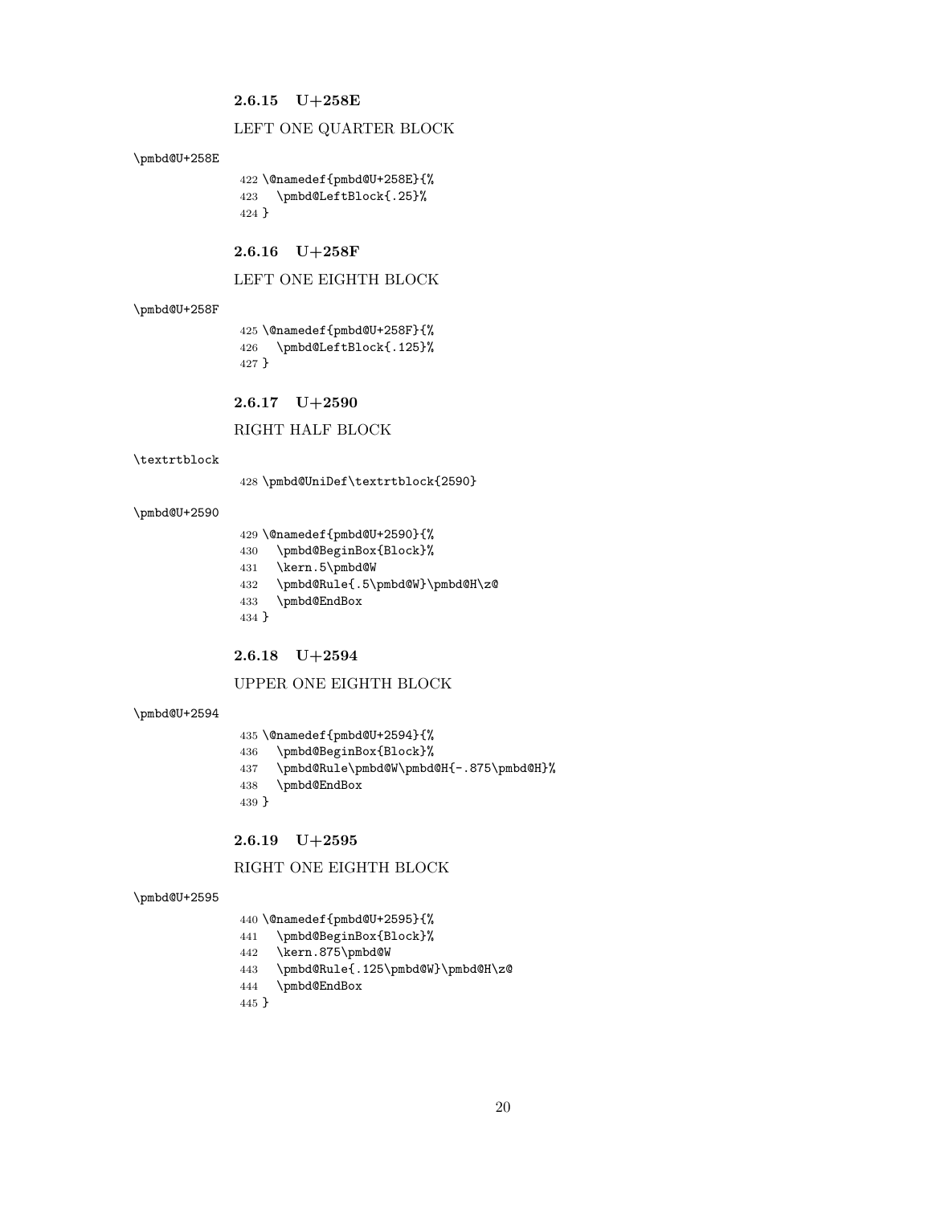### 2.6.15 U+258E

LEFT ONE QUARTER BLOCK

\pmbd@U+258E

```
422 \@namedef{pmbd@U+258E}{%
423   \pmbd@LeftBlock{.25}%
424 }
```

### 2.6.16 U+258F

LEFT ONE EIGHTH BLOCK

\pmbd@U+258F

```
425 \@namedef{pmbd@U+258F}{%
426   \pmbd@LeftBlock{.125}%
427 }
```

### 2.6.17 U+2590

RIGHT HALF BLOCK

\textrtblock

```
428 \pmbd@UniDef\textrtblock{2590}
```

\pmbd@U+2590

```
429 \@namedef{pmbd@U+2590}{%
430   \pmbd@BeginBox{Block}%
431   \kern.5\pmbd@W
432   \pmbd@Rule{.5\pmbd@W}\pmbd@H\z@
433   \pmbd@EndBox
434 }
```

### 2.6.18 U+2594

UPPER ONE EIGHTH BLOCK

\pmbd@U+2594

```
435 \@namedef{pmbd@U+2594}{%
436   \pmbd@BeginBox{Block}%
437   \pmbd@Rule\pmbd@W\pmbd@H{-.875\pmbd@H}%
438   \pmbd@EndBox
439 }
```

### 2.6.19 U+2595

RIGHT ONE EIGHTH BLOCK

\pmbd@U+2595

```
440 \@namedef{pmbd@U+2595}{%
441   \pmbd@BeginBox{Block}%
442   \kern.875\pmbd@W
443   \pmbd@Rule{.125\pmbd@W}\pmbd@H\z@
444   \pmbd@EndBox
445 }
```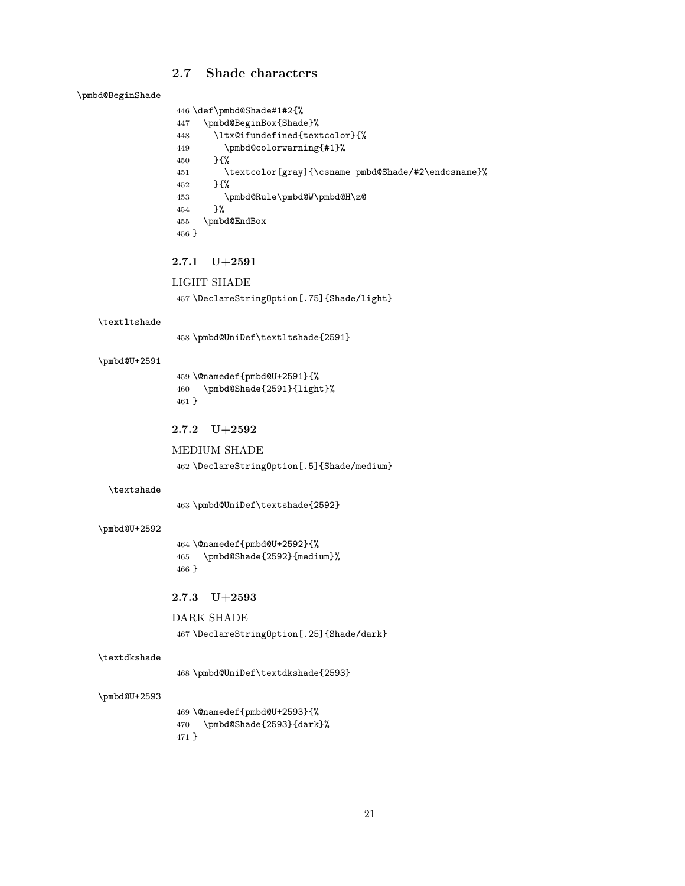## 2.7 Shade characters

\pmbd@BeginShade

```
446 \def\pmbd@Shade#1#2{%
447   \pmbd@BeginBox{Shade}%
448     \ltx@ifundefined{textcolor}{%
449       \pmbd@colorwarning{#1}%
450     }{%
451       \textcolor[gray]{\csname pmbd@Shade/#2\endcsname}%
452     }{%
453       \pmbd@Rule\pmbd@W\pmbd@H\z@
454     }%
455   \pmbd@EndBox
456 }
```

### 2.7.1 U+2591

LIGHT SHADE

```
457 \DeclareStringOption[.75]{Shade/light}
```

\textltshade

```
458 \pmbd@UniDef\textltshade{2591}
```

\pmbd@U+2591

```
459 \@namedef{pmbd@U+2591}{%
460   \pmbd@Shade{2591}{light}%
461 }
```

### 2.7.2 U+2592

MEDIUM SHADE

```
462 \DeclareStringOption[.5]{Shade/medium}
```

\textshade

```
463 \pmbd@UniDef\textshade{2592}
```

\pmbd@U+2592

```
464 \@namedef{pmbd@U+2592}{%
465   \pmbd@Shade{2592}{medium}%
466 }
```

### 2.7.3 U+2593

DARK SHADE

```
467 \DeclareStringOption[.25]{Shade/dark}
```

\textdkshade

```
468 \pmbd@UniDef\textdkshade{2593}
```

\pmbd@U+2593

```
469 \@namedef{pmbd@U+2593}{%
470   \pmbd@Shade{2593}{dark}%
471 }
```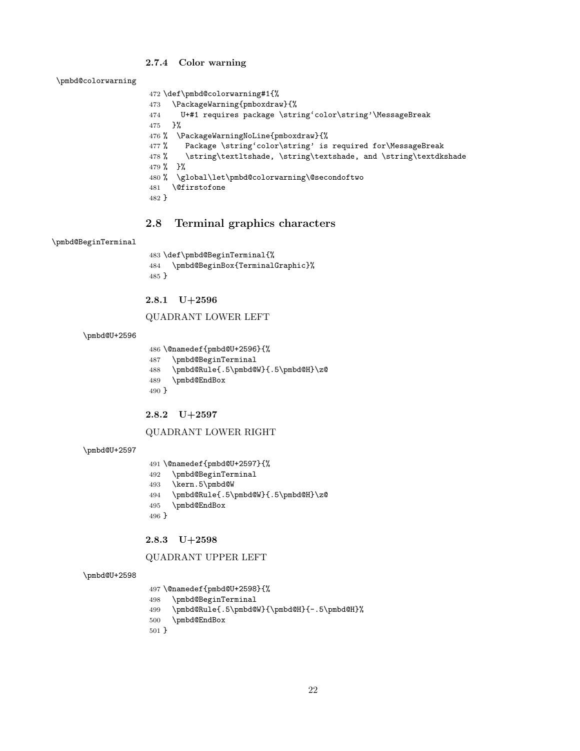#### 2.7.4 Color warning

\pmbd@colorwarning

```
472 \def\pmbd@colorwarning#1{%
473   \PackageWarning{pmboxdraw}{%
474     U+#1 requires package \string`color\string'\MessageBreak
475   }%
476 %  \PackageWarningNoLine{pmboxdraw}{%
477 %    Package \string`color\string' is required for\MessageBreak
478 %    \string\textltshade, \string\textshade, and \string\textdkshade
479 %  }%
480 %  \global\let\pmbd@colorwarning\@secondoftwo
481   \@firstofone
482 }
```

### 2.8 Terminal graphics characters

\pmbd@BeginTerminal

```
483 \def\pmbd@BeginTerminal{%
484   \pmbd@BeginBox{TerminalGraphic}%
485 }
```

#### 2.8.1 U+2596

QUADRANT LOWER LEFT

\pmbd@U+2596

```
486 \@namedef{pmbd@U+2596}{%
487   \pmbd@BeginTerminal
488   \pmbd@Rule{.5\pmbd@W}{.5\pmbd@H}\z@
489   \pmbd@EndBox
490 }
```

#### 2.8.2 U+2597

QUADRANT LOWER RIGHT

\pmbd@U+2597

```
491 \@namedef{pmbd@U+2597}{%
492   \pmbd@BeginTerminal
493   \kern.5\pmbd@W
494   \pmbd@Rule{.5\pmbd@W}{.5\pmbd@H}\z@
495   \pmbd@EndBox
496 }
```

#### 2.8.3 U+2598

QUADRANT UPPER LEFT

\pmbd@U+2598

```
497 \@namedef{pmbd@U+2598}{%
498   \pmbd@BeginTerminal
499   \pmbd@Rule{.5\pmbd@W}{\pmbd@H}{-.5\pmbd@H}%
500   \pmbd@EndBox
501 }
```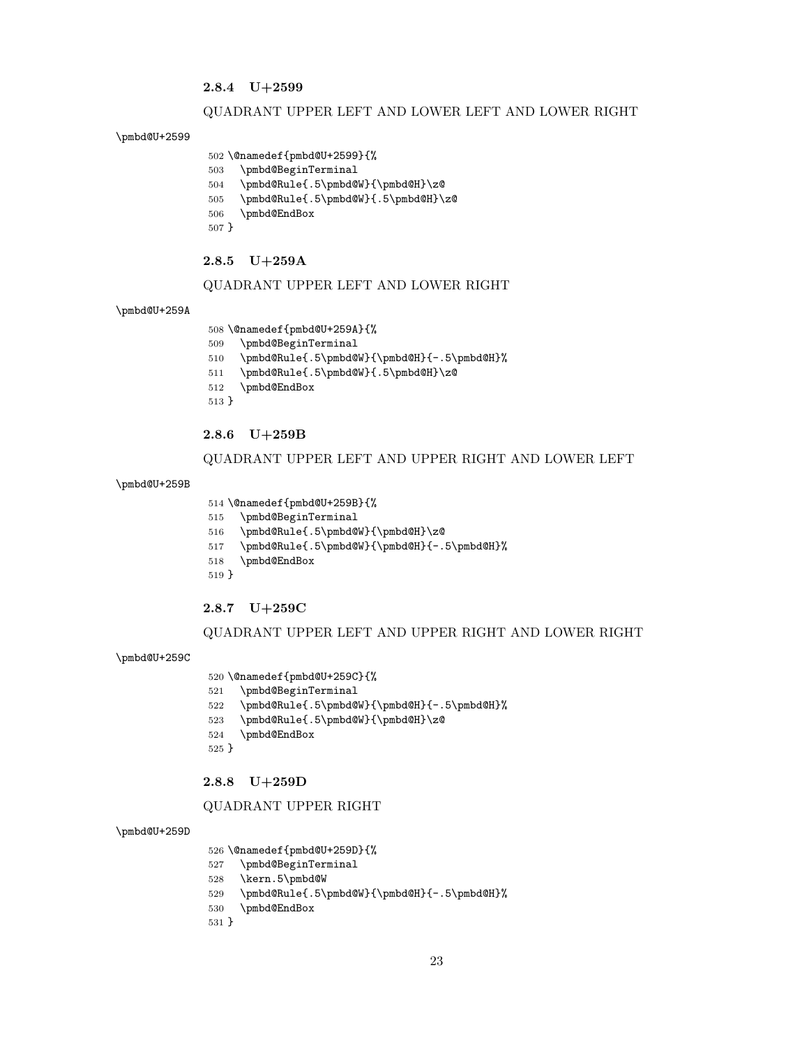### 2.8.4 U+2599

QUADRANT UPPER LEFT AND LOWER LEFT AND LOWER RIGHT

\pmbd@U+2599

```
502 \@namedef{pmbd@U+2599}{%
503   \pmbd@BeginTerminal
504   \pmbd@Rule{.5\pmbd@W}{\pmbd@H}\z@
505   \pmbd@Rule{.5\pmbd@W}{.5\pmbd@H}\z@
506   \pmbd@EndBox
507 }
```

### 2.8.5 U+259A

QUADRANT UPPER LEFT AND LOWER RIGHT

\pmbd@U+259A

```
508 \@namedef{pmbd@U+259A}{%
509   \pmbd@BeginTerminal
510   \pmbd@Rule{.5\pmbd@W}{\pmbd@H}{-.5\pmbd@H}%
511   \pmbd@Rule{.5\pmbd@W}{.5\pmbd@H}\z@
512   \pmbd@EndBox
513 }
```

### 2.8.6 U+259B

QUADRANT UPPER LEFT AND UPPER RIGHT AND LOWER LEFT

\pmbd@U+259B

```
514 \@namedef{pmbd@U+259B}{%
515   \pmbd@BeginTerminal
516   \pmbd@Rule{.5\pmbd@W}{\pmbd@H}\z@
517   \pmbd@Rule{.5\pmbd@W}{\pmbd@H}{-.5\pmbd@H}%
518   \pmbd@EndBox
519 }
```

### 2.8.7 U+259C

QUADRANT UPPER LEFT AND UPPER RIGHT AND LOWER RIGHT

\pmbd@U+259C

```
520 \@namedef{pmbd@U+259C}{%
521   \pmbd@BeginTerminal
522   \pmbd@Rule{.5\pmbd@W}{\pmbd@H}{-.5\pmbd@H}%
523   \pmbd@Rule{.5\pmbd@W}{\pmbd@H}\z@
524   \pmbd@EndBox
525 }
```

### 2.8.8 U+259D

QUADRANT UPPER RIGHT

\pmbd@U+259D

```
526 \@namedef{pmbd@U+259D}{%
527   \pmbd@BeginTerminal
528   \kern.5\pmbd@W
529   \pmbd@Rule{.5\pmbd@W}{\pmbd@H}{-.5\pmbd@H}%
530   \pmbd@EndBox
531 }
```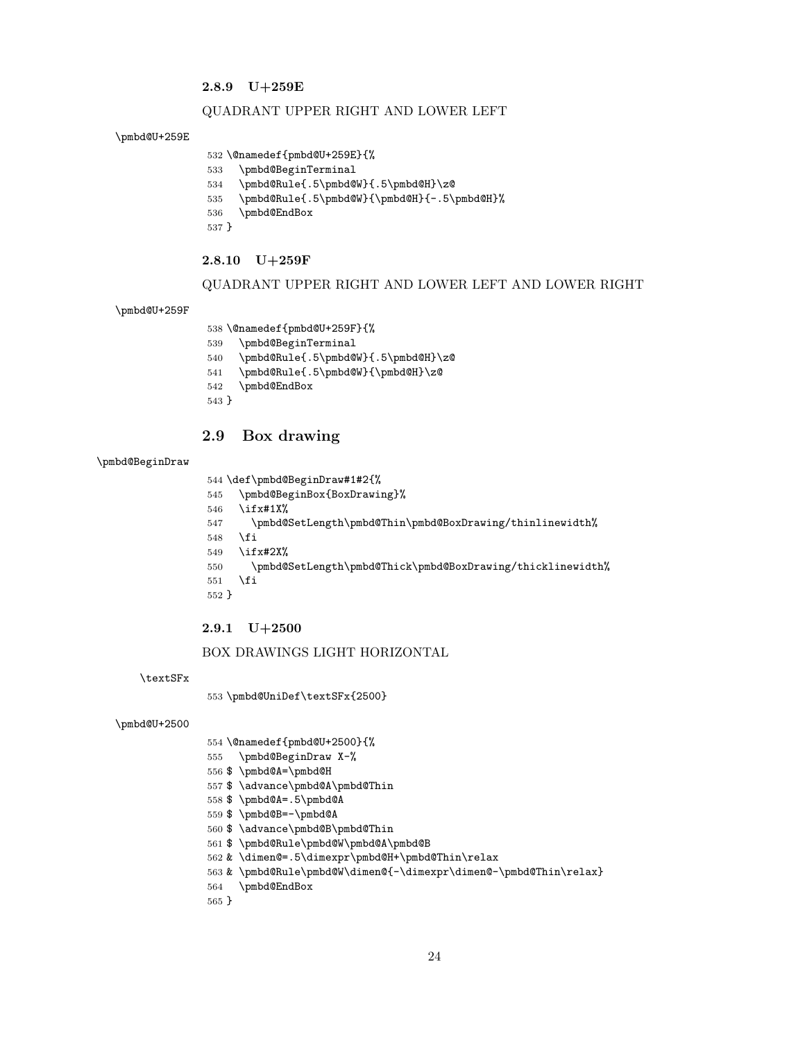### 2.8.9 U+259E

QUADRANT UPPER RIGHT AND LOWER LEFT

\pmbd@U+259E

```
532 \@namedef{pmbd@U+259E}{%
533   \pmbd@BeginTerminal
534   \pmbd@Rule{.5\pmbd@W}{.5\pmbd@H}\z@
535   \pmbd@Rule{.5\pmbd@W}{\pmbd@H}{-.5\pmbd@H}%
536   \pmbd@EndBox
537 }
```

### 2.8.10 U+259F

QUADRANT UPPER RIGHT AND LOWER LEFT AND LOWER RIGHT

\pmbd@U+259F

```
538 \@namedef{pmbd@U+259F}{%
539   \pmbd@BeginTerminal
540   \pmbd@Rule{.5\pmbd@W}{.5\pmbd@H}\z@
541   \pmbd@Rule{.5\pmbd@W}{\pmbd@H}\z@
542   \pmbd@EndBox
543 }
```

## 2.9 Box drawing

\pmbd@BeginDraw

```
544 \def\pmbd@BeginDraw#1#2{%
545   \pmbd@BeginBox{BoxDrawing}%
546   \ifx#1X%
547     \pmbd@SetLength\pmbd@Thin\pmbd@BoxDrawing/thinlinewidth%
548   \fi
549   \ifx#2X%
550     \pmbd@SetLength\pmbd@Thick\pmbd@BoxDrawing/thicklinewidth%
551   \fi
552 }
```

### 2.9.1 U+2500

BOX DRAWINGS LIGHT HORIZONTAL

\textSFx

```
553 \pmbd@UniDef\textSFx{2500}
```

\pmbd@U+2500

```
554 \@namedef{pmbd@U+2500}{%
555   \pmbd@BeginDraw X-%
556 $ \pmbd@A=\pmbd@H
557 $ \advance\pmbd@A\pmbd@Thin
558 $ \pmbd@A=.5\pmbd@A
559 $ \pmbd@B=-\pmbd@A
560 $ \advance\pmbd@B\pmbd@Thin
561 $ \pmbd@Rule\pmbd@W\pmbd@A\pmbd@B
562 & \dimen@=.5\dimexpr\pmbd@H+\pmbd@Thin\relax
563 & \pmbd@Rule\pmbd@W\dimen@{-\dimexpr\dimen@-\pmbd@Thin\relax}
564   \pmbd@EndBox
565 }
```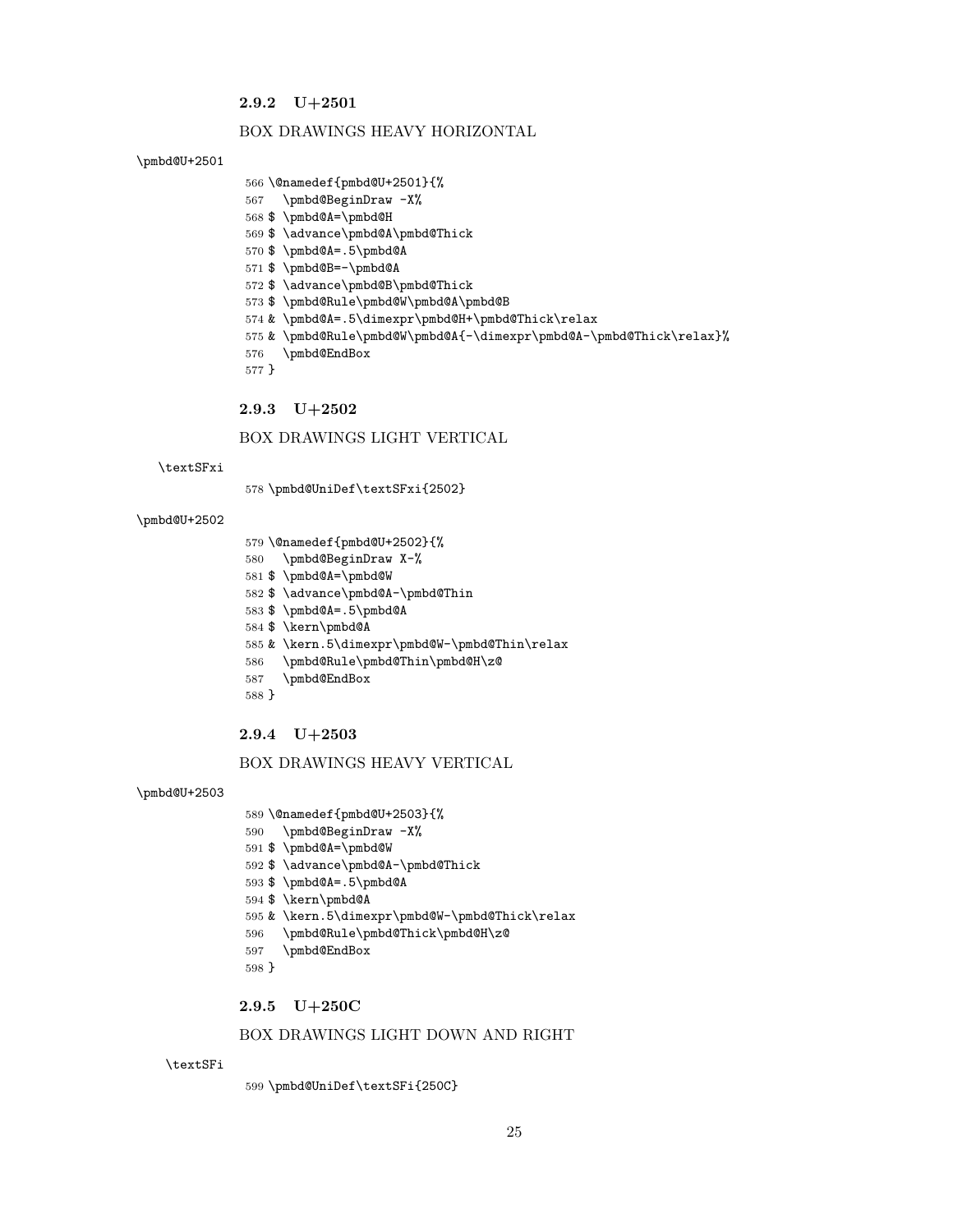### 2.9.2 U+2501

BOX DRAWINGS HEAVY HORIZONTAL

\pmbd@U+2501

```
566 \@namedef{pmbd@U+2501}{%
567   \pmbd@BeginDraw -X%
568 $ \pmbd@A=\pmbd@H
569 $ \advance\pmbd@A\pmbd@Thick
570 $ \pmbd@A=.5\pmbd@A
571 $ \pmbd@B=-\pmbd@A
572 $ \advance\pmbd@B\pmbd@Thick
573 $ \pmbd@Rule\pmbd@W\pmbd@A\pmbd@B
574 & \pmbd@A=.5\dimexpr\pmbd@H+\pmbd@Thick\relax
575 & \pmbd@Rule\pmbd@W\pmbd@A{-\dimexpr\pmbd@A-\pmbd@Thick\relax}%
576   \pmbd@EndBox
577 }
```

### 2.9.3 U+2502

BOX DRAWINGS LIGHT VERTICAL

\textSFxi

```
578 \pmbd@UniDef\textSFxi{2502}
```

\pmbd@U+2502

```
579 \@namedef{pmbd@U+2502}{%
580   \pmbd@BeginDraw X-%
581 $ \pmbd@A=\pmbd@W
582 $ \advance\pmbd@A-\pmbd@Thin
583 $ \pmbd@A=.5\pmbd@A
584 $ \kern\pmbd@A
585 & \kern.5\dimexpr\pmbd@W-\pmbd@Thin\relax
586   \pmbd@Rule\pmbd@Thin\pmbd@H\z@
587   \pmbd@EndBox
588 }
```

### 2.9.4 U+2503

BOX DRAWINGS HEAVY VERTICAL

\pmbd@U+2503

```
589 \@namedef{pmbd@U+2503}{%
590   \pmbd@BeginDraw -X%
591 $ \pmbd@A=\pmbd@W
592 $ \advance\pmbd@A-\pmbd@Thick
593 $ \pmbd@A=.5\pmbd@A
594 $ \kern\pmbd@A
595 & \kern.5\dimexpr\pmbd@W-\pmbd@Thick\relax
596   \pmbd@Rule\pmbd@Thick\pmbd@H\z@
597   \pmbd@EndBox
598 }
```

### 2.9.5 U+250C

BOX DRAWINGS LIGHT DOWN AND RIGHT

\textSFi

```
599 \pmbd@UniDef\textSFi{250C}
```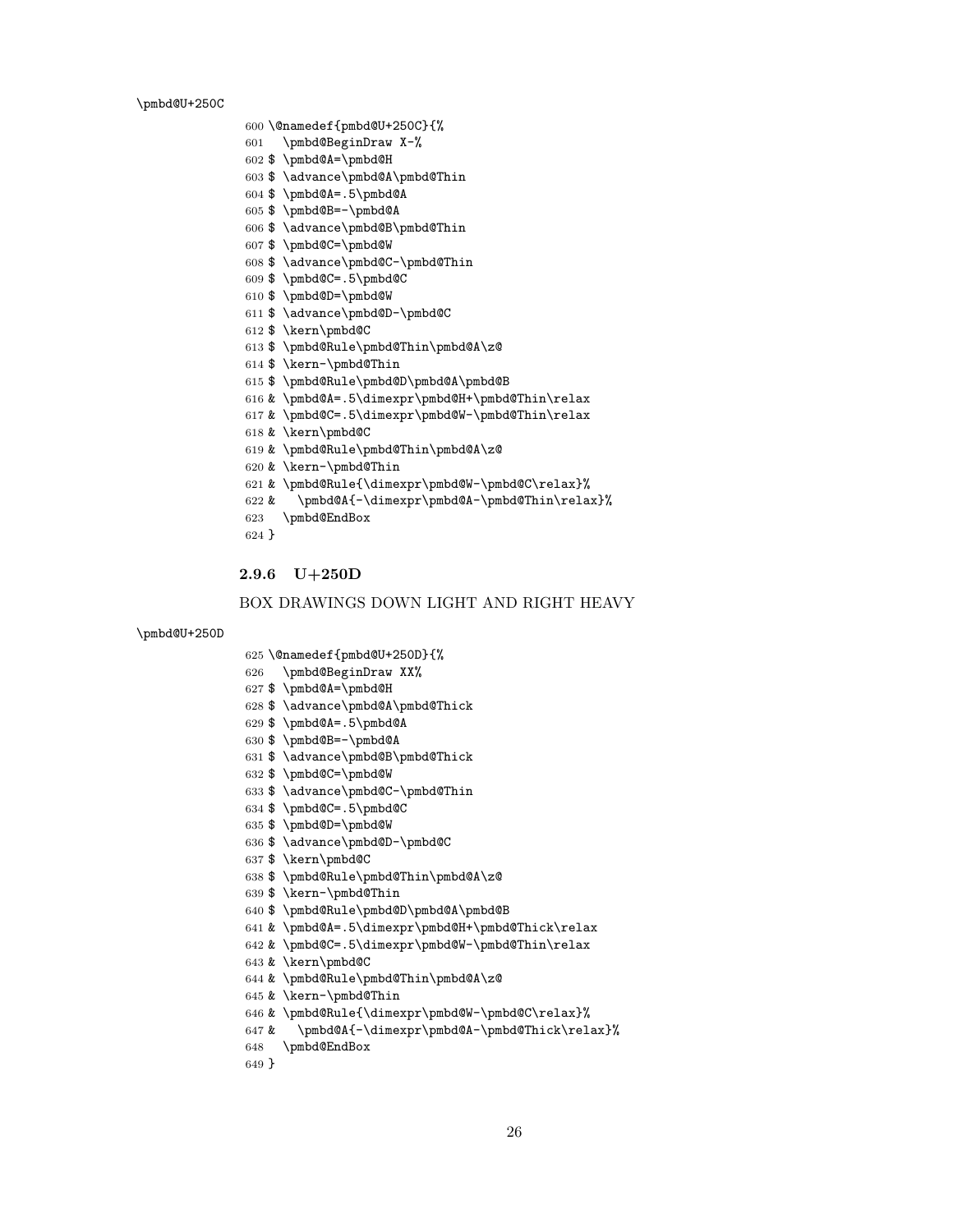\pmbd@U+250C

```
600 \@namedef{pmbd@U+250C}{%
601   \pmbd@BeginDraw X-%
602 $ \pmbd@A=\pmbd@H
603 $ \advance\pmbd@A\pmbd@Thin
604 $ \pmbd@A=.5\pmbd@A
605 $ \pmbd@B=-\pmbd@A
606 $ \advance\pmbd@B\pmbd@Thin
607 $ \pmbd@C=\pmbd@W
608 $ \advance\pmbd@C-\pmbd@Thin
609 $ \pmbd@C=.5\pmbd@C
610 $ \pmbd@D=\pmbd@W
611 $ \advance\pmbd@D-\pmbd@C
612 $ \kern\pmbd@C
613 $ \pmbd@Rule\pmbd@Thin\pmbd@A\z@
614 $ \kern-\pmbd@Thin
615 $ \pmbd@Rule\pmbd@D\pmbd@A\pmbd@B
616 & \pmbd@A=.5\dimexpr\pmbd@H+\pmbd@Thin\relax
617 & \pmbd@C=.5\dimexpr\pmbd@W-\pmbd@Thin\relax
618 & \kern\pmbd@C
619 & \pmbd@Rule\pmbd@Thin\pmbd@A\z@
620 & \kern-\pmbd@Thin
621 & \pmbd@Rule{\dimexpr\pmbd@W-\pmbd@C\relax}%
622 &   \pmbd@A{-\dimexpr\pmbd@A-\pmbd@Thin\relax}%
623   \pmbd@EndBox
624 }
```

### 2.9.6 U+250D

BOX DRAWINGS DOWN LIGHT AND RIGHT HEAVY

\pmbd@U+250D

```
625 \@namedef{pmbd@U+250D}{%
626   \pmbd@BeginDraw XX%
627 $ \pmbd@A=\pmbd@H
628 $ \advance\pmbd@A\pmbd@Thick
629 $ \pmbd@A=.5\pmbd@A
630 $ \pmbd@B=-\pmbd@A
631 $ \advance\pmbd@B\pmbd@Thick
632 $ \pmbd@C=\pmbd@W
633 $ \advance\pmbd@C-\pmbd@Thin
634 $ \pmbd@C=.5\pmbd@C
635 $ \pmbd@D=\pmbd@W
636 $ \advance\pmbd@D-\pmbd@C
637 $ \kern\pmbd@C
638 $ \pmbd@Rule\pmbd@Thin\pmbd@A\z@
639 $ \kern-\pmbd@Thin
640 $ \pmbd@Rule\pmbd@D\pmbd@A\pmbd@B
641 & \pmbd@A=.5\dimexpr\pmbd@H+\pmbd@Thick\relax
642 & \pmbd@C=.5\dimexpr\pmbd@W-\pmbd@Thin\relax
643 & \kern\pmbd@C
644 & \pmbd@Rule\pmbd@Thin\pmbd@A\z@
645 & \kern-\pmbd@Thin
646 & \pmbd@Rule{\dimexpr\pmbd@W-\pmbd@C\relax}%
647 &   \pmbd@A{-\dimexpr\pmbd@A-\pmbd@Thick\relax}%
648   \pmbd@EndBox
649 }
```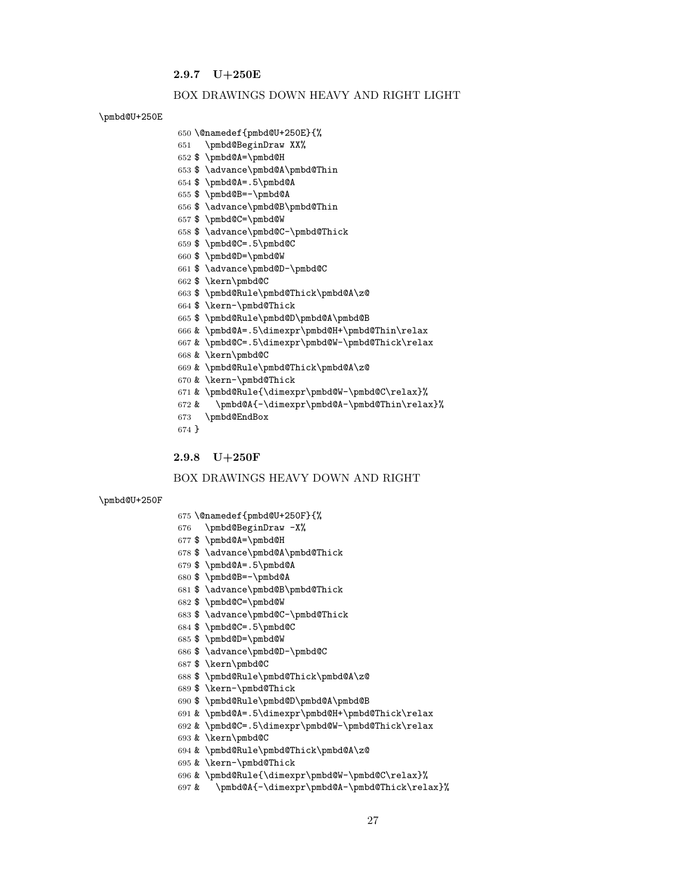### 2.9.7 U+250E

BOX DRAWINGS DOWN HEAVY AND RIGHT LIGHT

\pmbd@U+250E

```
650 \@namedef{pmbd@U+250E}{%
651   \pmbd@BeginDraw XX%
652 $ \pmbd@A=\pmbd@H
653 $ \advance\pmbd@A\pmbd@Thin
654 $ \pmbd@A=.5\pmbd@A
655 $ \pmbd@B=-\pmbd@A
656 $ \advance\pmbd@B\pmbd@Thin
657 $ \pmbd@C=\pmbd@W
658 $ \advance\pmbd@C-\pmbd@Thick
659 $ \pmbd@C=.5\pmbd@C
660 $ \pmbd@D=\pmbd@W
661 $ \advance\pmbd@D-\pmbd@C
662 $ \kern\pmbd@C
663 $ \pmbd@Rule\pmbd@Thick\pmbd@A\z@
664 $ \kern-\pmbd@Thick
665 $ \pmbd@Rule\pmbd@D\pmbd@A\pmbd@B
666 & \pmbd@A=.5\dimexpr\pmbd@H+\pmbd@Thin\relax
667 & \pmbd@C=.5\dimexpr\pmbd@W-\pmbd@Thick\relax
668 & \kern\pmbd@C
669 & \pmbd@Rule\pmbd@Thick\pmbd@A\z@
670 & \kern-\pmbd@Thick
671 & \pmbd@Rule{\dimexpr\pmbd@W-\pmbd@C\relax}%
672 &   \pmbd@A{-\dimexpr\pmbd@A-\pmbd@Thin\relax}%
673   \pmbd@EndBox
674 }
```

### 2.9.8 U+250F

BOX DRAWINGS HEAVY DOWN AND RIGHT

\pmbd@U+250F

```
675 \@namedef{pmbd@U+250F}{%
676   \pmbd@BeginDraw -X%
677 $ \pmbd@A=\pmbd@H
678 $ \advance\pmbd@A\pmbd@Thick
679 $ \pmbd@A=.5\pmbd@A
680 $ \pmbd@B=-\pmbd@A
681 $ \advance\pmbd@B\pmbd@Thick
682 $ \pmbd@C=\pmbd@W
683 $ \advance\pmbd@C-\pmbd@Thick
684 $ \pmbd@C=.5\pmbd@C
685 $ \pmbd@D=\pmbd@W
686 $ \advance\pmbd@D-\pmbd@C
687 $ \kern\pmbd@C
688 $ \pmbd@Rule\pmbd@Thick\pmbd@A\z@
689 $ \kern-\pmbd@Thick
690 $ \pmbd@Rule\pmbd@D\pmbd@A\pmbd@B
691 & \pmbd@A=.5\dimexpr\pmbd@H+\pmbd@Thick\relax
692 & \pmbd@C=.5\dimexpr\pmbd@W-\pmbd@Thick\relax
693 & \kern\pmbd@C
694 & \pmbd@Rule\pmbd@Thick\pmbd@A\z@
695 & \kern-\pmbd@Thick
696 & \pmbd@Rule{\dimexpr\pmbd@W-\pmbd@C\relax}%
697 &   \pmbd@A{-\dimexpr\pmbd@A-\pmbd@Thick\relax}%
```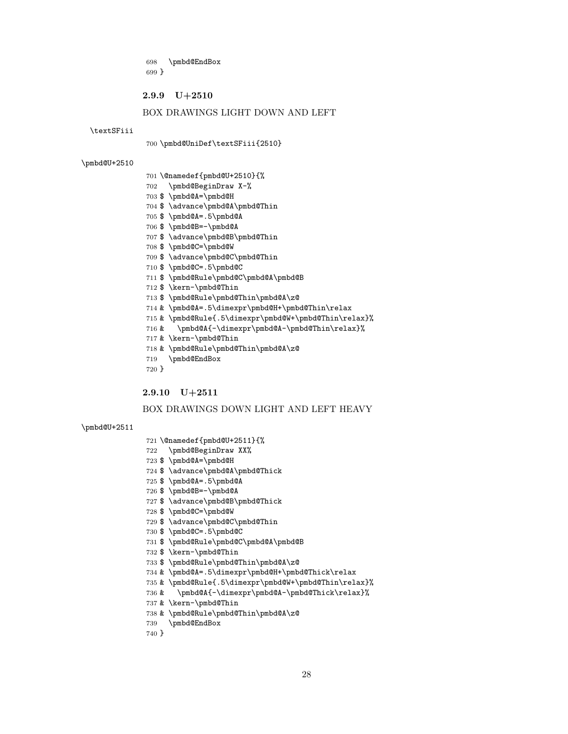```
698   \pmbd@EndBox
699 }
```

### 2.9.9 U+2510

BOX DRAWINGS LIGHT DOWN AND LEFT

\textSFiii

```
700 \pmbd@UniDef\textSFiii{2510}
```

\pmbd@U+2510

```
701 \@namedef{pmbd@U+2510}{%
702   \pmbd@BeginDraw X-%
703 $ \pmbd@A=\pmbd@H
704 $ \advance\pmbd@A\pmbd@Thin
705 $ \pmbd@A=.5\pmbd@A
706 $ \pmbd@B=-\pmbd@A
707 $ \advance\pmbd@B\pmbd@Thin
708 $ \pmbd@C=\pmbd@W
709 $ \advance\pmbd@C\pmbd@Thin
710 $ \pmbd@C=.5\pmbd@C
711 $ \pmbd@Rule\pmbd@C\pmbd@A\pmbd@B
712 $ \kern-\pmbd@Thin
713 $ \pmbd@Rule\pmbd@Thin\pmbd@A\z@
714 & \pmbd@A=.5\dimexpr\pmbd@H+\pmbd@Thin\relax
715 & \pmbd@Rule{.5\dimexpr\pmbd@W+\pmbd@Thin\relax}%
716 &   \pmbd@A{-\dimexpr\pmbd@A-\pmbd@Thin\relax}%
717 & \kern-\pmbd@Thin
718 & \pmbd@Rule\pmbd@Thin\pmbd@A\z@
719   \pmbd@EndBox
720 }
```

### 2.9.10 U+2511

BOX DRAWINGS DOWN LIGHT AND LEFT HEAVY

\pmbd@U+2511

```
721 \@namedef{pmbd@U+2511}{%
722   \pmbd@BeginDraw XX%
723 $ \pmbd@A=\pmbd@H
724 $ \advance\pmbd@A\pmbd@Thick
725 $ \pmbd@A=.5\pmbd@A
726 $ \pmbd@B=-\pmbd@A
727 $ \advance\pmbd@B\pmbd@Thick
728 $ \pmbd@C=\pmbd@W
729 $ \advance\pmbd@C\pmbd@Thin
730 $ \pmbd@C=.5\pmbd@C
731 $ \pmbd@Rule\pmbd@C\pmbd@A\pmbd@B
732 $ \kern-\pmbd@Thin
733 $ \pmbd@Rule\pmbd@Thin\pmbd@A\z@
734 & \pmbd@A=.5\dimexpr\pmbd@H+\pmbd@Thick\relax
735 & \pmbd@Rule{.5\dimexpr\pmbd@W+\pmbd@Thin\relax}%
736 &   \pmbd@A{-\dimexpr\pmbd@A-\pmbd@Thick\relax}%
737 & \kern-\pmbd@Thin
738 & \pmbd@Rule\pmbd@Thin\pmbd@A\z@
739   \pmbd@EndBox
740 }
```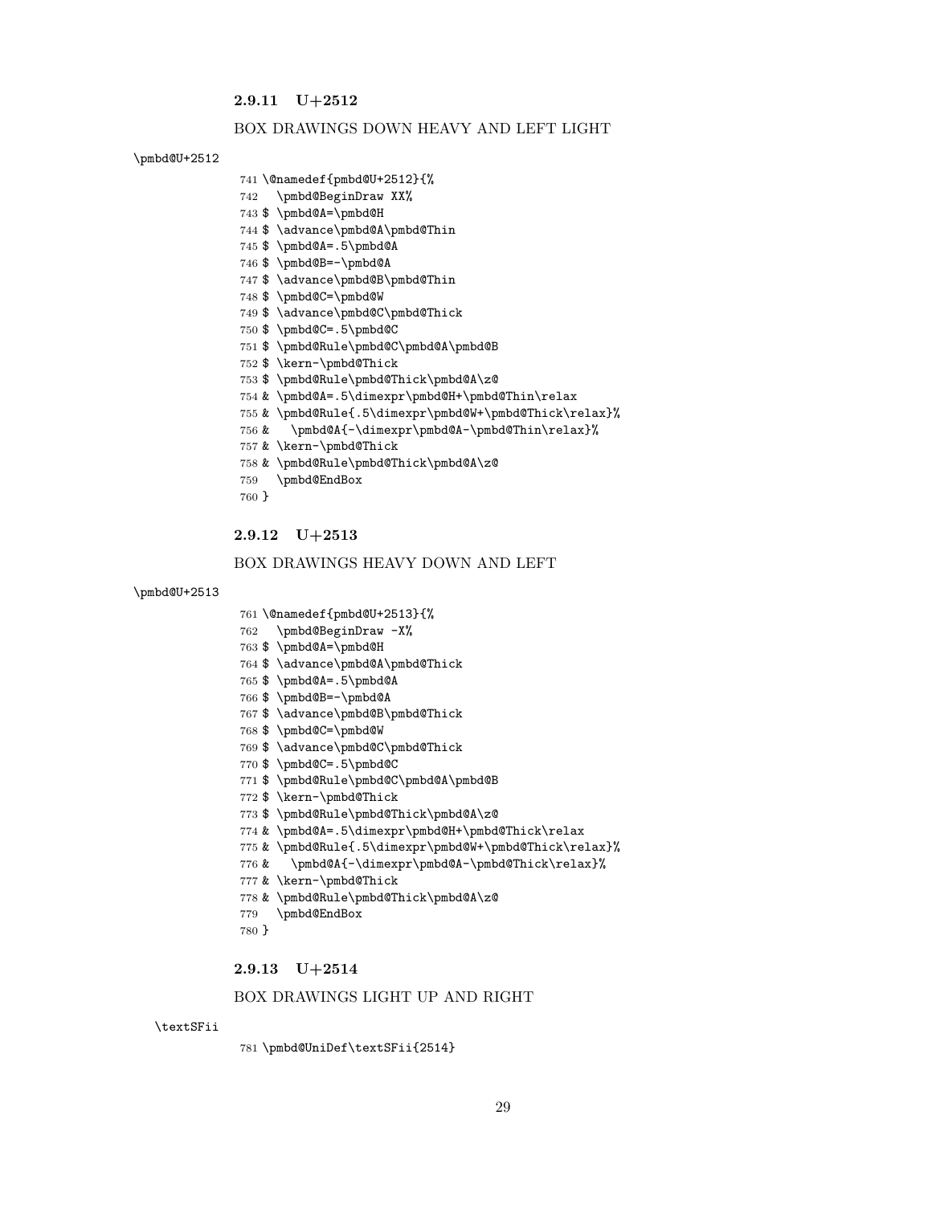### 2.9.11 U+2512

BOX DRAWINGS DOWN HEAVY AND LEFT LIGHT

\pmbd@U+2512

```
741 \@namedef{pmbd@U+2512}{%
742   \pmbd@BeginDraw XX%
743 $ \pmbd@A=\pmbd@H
744 $ \advance\pmbd@A\pmbd@Thin
745 $ \pmbd@A=.5\pmbd@A
746 $ \pmbd@B=-\pmbd@A
747 $ \advance\pmbd@B\pmbd@Thin
748 $ \pmbd@C=\pmbd@W
749 $ \advance\pmbd@C\pmbd@Thick
750 $ \pmbd@C=.5\pmbd@C
751 $ \pmbd@Rule\pmbd@C\pmbd@A\pmbd@B
752 $ \kern-\pmbd@Thick
753 $ \pmbd@Rule\pmbd@Thick\pmbd@A\z@
754 & \pmbd@A=.5\dimexpr\pmbd@H+\pmbd@Thin\relax
755 & \pmbd@Rule{.5\dimexpr\pmbd@W+\pmbd@Thick\relax}%
756 &   \pmbd@A{-\dimexpr\pmbd@A-\pmbd@Thin\relax}%
757 & \kern-\pmbd@Thick
758 & \pmbd@Rule\pmbd@Thick\pmbd@A\z@
759   \pmbd@EndBox
760 }
```

### 2.9.12 U+2513

BOX DRAWINGS HEAVY DOWN AND LEFT

\pmbd@U+2513

```
761 \@namedef{pmbd@U+2513}{%
762   \pmbd@BeginDraw -X%
763 $ \pmbd@A=\pmbd@H
764 $ \advance\pmbd@A\pmbd@Thick
765 $ \pmbd@A=.5\pmbd@A
766 $ \pmbd@B=-\pmbd@A
767 $ \advance\pmbd@B\pmbd@Thick
768 $ \pmbd@C=\pmbd@W
769 $ \advance\pmbd@C\pmbd@Thick
770 $ \pmbd@C=.5\pmbd@C
771 $ \pmbd@Rule\pmbd@C\pmbd@A\pmbd@B
772 $ \kern-\pmbd@Thick
773 $ \pmbd@Rule\pmbd@Thick\pmbd@A\z@
774 & \pmbd@A=.5\dimexpr\pmbd@H+\pmbd@Thick\relax
775 & \pmbd@Rule{.5\dimexpr\pmbd@W+\pmbd@Thick\relax}%
776 &   \pmbd@A{-\dimexpr\pmbd@A-\pmbd@Thick\relax}%
777 & \kern-\pmbd@Thick
778 & \pmbd@Rule\pmbd@Thick\pmbd@A\z@
779   \pmbd@EndBox
780 }
```

### 2.9.13 U+2514

BOX DRAWINGS LIGHT UP AND RIGHT

\textSFii

```
781 \pmbd@UniDef\textSFii{2514}
```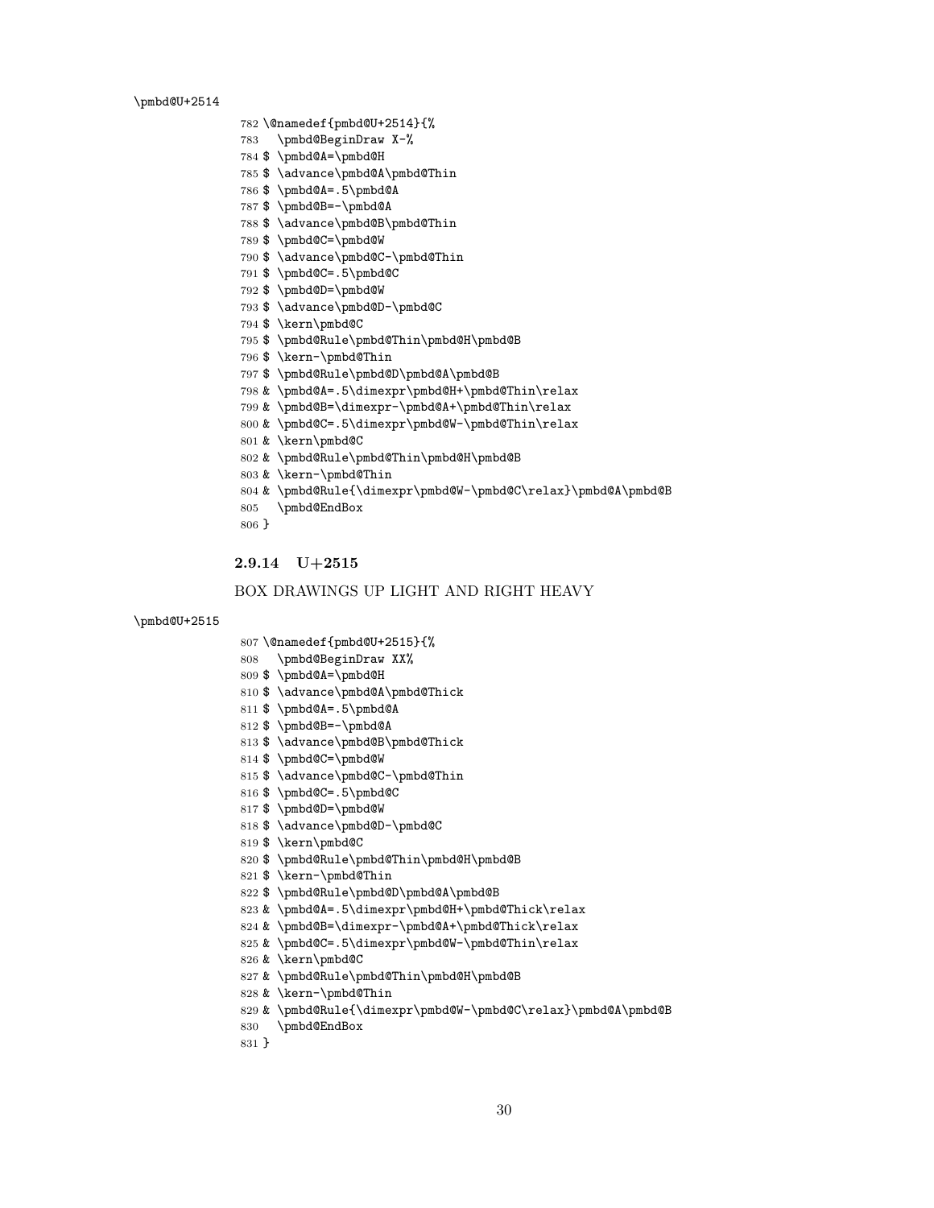\pmbd@U+2514

```
782 \@namedef{pmbd@U+2514}{%
783   \pmbd@BeginDraw X-%
784 $ \pmbd@A=\pmbd@H
785 $ \advance\pmbd@A\pmbd@Thin
786 $ \pmbd@A=.5\pmbd@A
787 $ \pmbd@B=-\pmbd@A
788 $ \advance\pmbd@B\pmbd@Thin
789 $ \pmbd@C=\pmbd@W
790 $ \advance\pmbd@C-\pmbd@Thin
791 $ \pmbd@C=.5\pmbd@C
792 $ \pmbd@D=\pmbd@W
793 $ \advance\pmbd@D-\pmbd@C
794 $ \kern\pmbd@C
795 $ \pmbd@Rule\pmbd@Thin\pmbd@H\pmbd@B
796 $ \kern-\pmbd@Thin
797 $ \pmbd@Rule\pmbd@D\pmbd@A\pmbd@B
798 & \pmbd@A=.5\dimexpr\pmbd@H+\pmbd@Thin\relax
799 & \pmbd@B=\dimexpr-\pmbd@A+\pmbd@Thin\relax
800 & \pmbd@C=.5\dimexpr\pmbd@W-\pmbd@Thin\relax
801 & \kern\pmbd@C
802 & \pmbd@Rule\pmbd@Thin\pmbd@H\pmbd@B
803 & \kern-\pmbd@Thin
804 & \pmbd@Rule{\dimexpr\pmbd@W-\pmbd@C\relax}\pmbd@A\pmbd@B
805   \pmbd@EndBox
806 }
```

### 2.9.14 U+2515

BOX DRAWINGS UP LIGHT AND RIGHT HEAVY

\pmbd@U+2515

```
807 \@namedef{pmbd@U+2515}{%
808   \pmbd@BeginDraw XX%
809 $ \pmbd@A=\pmbd@H
810 $ \advance\pmbd@A\pmbd@Thick
811 $ \pmbd@A=.5\pmbd@A
812 $ \pmbd@B=-\pmbd@A
813 $ \advance\pmbd@B\pmbd@Thick
814 $ \pmbd@C=\pmbd@W
815 $ \advance\pmbd@C-\pmbd@Thin
816 $ \pmbd@C=.5\pmbd@C
817 $ \pmbd@D=\pmbd@W
818 $ \advance\pmbd@D-\pmbd@C
819 $ \kern\pmbd@C
820 $ \pmbd@Rule\pmbd@Thin\pmbd@H\pmbd@B
821 $ \kern-\pmbd@Thin
822 $ \pmbd@Rule\pmbd@D\pmbd@A\pmbd@B
823 & \pmbd@A=.5\dimexpr\pmbd@H+\pmbd@Thick\relax
824 & \pmbd@B=\dimexpr-\pmbd@A+\pmbd@Thick\relax
825 & \pmbd@C=.5\dimexpr\pmbd@W-\pmbd@Thin\relax
826 & \kern\pmbd@C
827 & \pmbd@Rule\pmbd@Thin\pmbd@H\pmbd@B
828 & \kern-\pmbd@Thin
829 & \pmbd@Rule{\dimexpr\pmbd@W-\pmbd@C\relax}\pmbd@A\pmbd@B
830   \pmbd@EndBox
831 }
```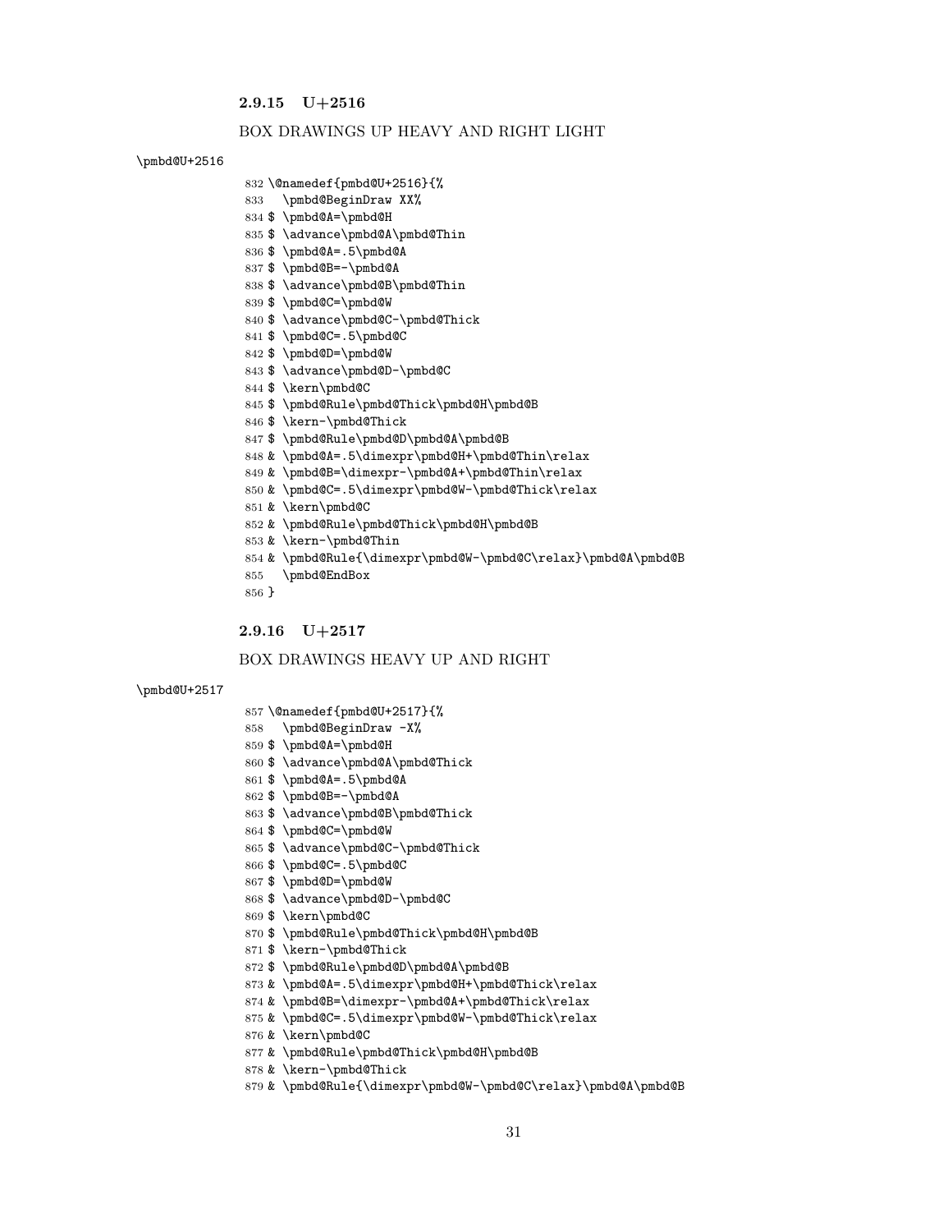### 2.9.15 U+2516

BOX DRAWINGS UP HEAVY AND RIGHT LIGHT

\pmbd@U+2516

```
832 \@namedef{pmbd@U+2516}{%
833   \pmbd@BeginDraw XX%
834 $ \pmbd@A=\pmbd@H
835 $ \advance\pmbd@A\pmbd@Thin
836 $ \pmbd@A=.5\pmbd@A
837 $ \pmbd@B=-\pmbd@A
838 $ \advance\pmbd@B\pmbd@Thin
839 $ \pmbd@C=\pmbd@W
840 $ \advance\pmbd@C-\pmbd@Thick
841 $ \pmbd@C=.5\pmbd@C
842 $ \pmbd@D=\pmbd@W
843 $ \advance\pmbd@D-\pmbd@C
844 $ \kern\pmbd@C
845 $ \pmbd@Rule\pmbd@Thick\pmbd@H\pmbd@B
846 $ \kern-\pmbd@Thick
847 $ \pmbd@Rule\pmbd@D\pmbd@A\pmbd@B
848 & \pmbd@A=.5\dimexpr\pmbd@H+\pmbd@Thin\relax
849 & \pmbd@B=\dimexpr-\pmbd@A+\pmbd@Thin\relax
850 & \pmbd@C=.5\dimexpr\pmbd@W-\pmbd@Thick\relax
851 & \kern\pmbd@C
852 & \pmbd@Rule\pmbd@Thick\pmbd@H\pmbd@B
853 & \kern-\pmbd@Thin
854 & \pmbd@Rule{\dimexpr\pmbd@W-\pmbd@C\relax}\pmbd@A\pmbd@B
855   \pmbd@EndBox
856 }
```

### 2.9.16 U+2517

BOX DRAWINGS HEAVY UP AND RIGHT

\pmbd@U+2517

```
857 \@namedef{pmbd@U+2517}{%
858   \pmbd@BeginDraw -X%
859 $ \pmbd@A=\pmbd@H
860 $ \advance\pmbd@A\pmbd@Thick
861 $ \pmbd@A=.5\pmbd@A
862 $ \pmbd@B=-\pmbd@A
863 $ \advance\pmbd@B\pmbd@Thick
864 $ \pmbd@C=\pmbd@W
865 $ \advance\pmbd@C-\pmbd@Thick
866 $ \pmbd@C=.5\pmbd@C
867 $ \pmbd@D=\pmbd@W
868 $ \advance\pmbd@D-\pmbd@C
869 $ \kern\pmbd@C
870 $ \pmbd@Rule\pmbd@Thick\pmbd@H\pmbd@B
871 $ \kern-\pmbd@Thick
872 $ \pmbd@Rule\pmbd@D\pmbd@A\pmbd@B
873 & \pmbd@A=.5\dimexpr\pmbd@H+\pmbd@Thick\relax
874 & \pmbd@B=\dimexpr-\pmbd@A+\pmbd@Thick\relax
875 & \pmbd@C=.5\dimexpr\pmbd@W-\pmbd@Thick\relax
876 & \kern\pmbd@C
877 & \pmbd@Rule\pmbd@Thick\pmbd@H\pmbd@B
878 & \kern-\pmbd@Thick
879 & \pmbd@Rule{\dimexpr\pmbd@W-\pmbd@C\relax}\pmbd@A\pmbd@B
```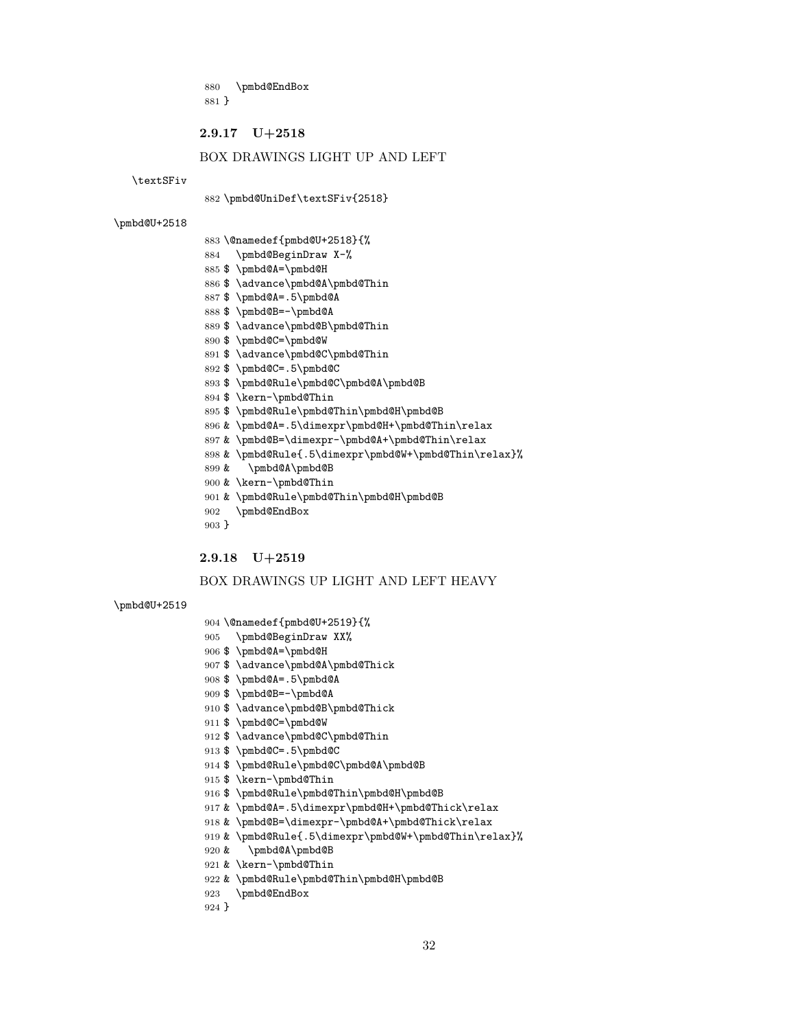```
880   \pmbd@EndBox
881 }
```

### 2.9.17 U+2518

BOX DRAWINGS LIGHT UP AND LEFT

\textSFiv

```
882 \pmbd@UniDef\textSFiv{2518}
```

\pmbd@U+2518

```
883 \@namedef{pmbd@U+2518}{%
884   \pmbd@BeginDraw X-%
885 $ \pmbd@A=\pmbd@H
886 $ \advance\pmbd@A\pmbd@Thin
887 $ \pmbd@A=.5\pmbd@A
888 $ \pmbd@B=-\pmbd@A
889 $ \advance\pmbd@B\pmbd@Thin
890 $ \pmbd@C=\pmbd@W
891 $ \advance\pmbd@C\pmbd@Thin
892 $ \pmbd@C=.5\pmbd@C
893 $ \pmbd@Rule\pmbd@C\pmbd@A\pmbd@B
894 $ \kern-\pmbd@Thin
895 $ \pmbd@Rule\pmbd@Thin\pmbd@H\pmbd@B
896 & \pmbd@A=.5\dimexpr\pmbd@H+\pmbd@Thin\relax
897 & \pmbd@B=\dimexpr-\pmbd@A+\pmbd@Thin\relax
898 & \pmbd@Rule{.5\dimexpr\pmbd@W+\pmbd@Thin\relax}%
899 &   \pmbd@A\pmbd@B
900 & \kern-\pmbd@Thin
901 & \pmbd@Rule\pmbd@Thin\pmbd@H\pmbd@B
902   \pmbd@EndBox
903 }
```

### 2.9.18 U+2519

BOX DRAWINGS UP LIGHT AND LEFT HEAVY

\pmbd@U+2519

```
904 \@namedef{pmbd@U+2519}{%
905   \pmbd@BeginDraw XX%
906 $ \pmbd@A=\pmbd@H
907 $ \advance\pmbd@A\pmbd@Thick
908 $ \pmbd@A=.5\pmbd@A
909 $ \pmbd@B=-\pmbd@A
910 $ \advance\pmbd@B\pmbd@Thick
911 $ \pmbd@C=\pmbd@W
912 $ \advance\pmbd@C\pmbd@Thin
913 $ \pmbd@C=.5\pmbd@C
914 $ \pmbd@Rule\pmbd@C\pmbd@A\pmbd@B
915 $ \kern-\pmbd@Thin
916 $ \pmbd@Rule\pmbd@Thin\pmbd@H\pmbd@B
917 & \pmbd@A=.5\dimexpr\pmbd@H+\pmbd@Thick\relax
918 & \pmbd@B=\dimexpr-\pmbd@A+\pmbd@Thick\relax
919 & \pmbd@Rule{.5\dimexpr\pmbd@W+\pmbd@Thin\relax}%
920 &   \pmbd@A\pmbd@B
921 & \kern-\pmbd@Thin
922 & \pmbd@Rule\pmbd@Thin\pmbd@H\pmbd@B
923   \pmbd@EndBox
924 }
```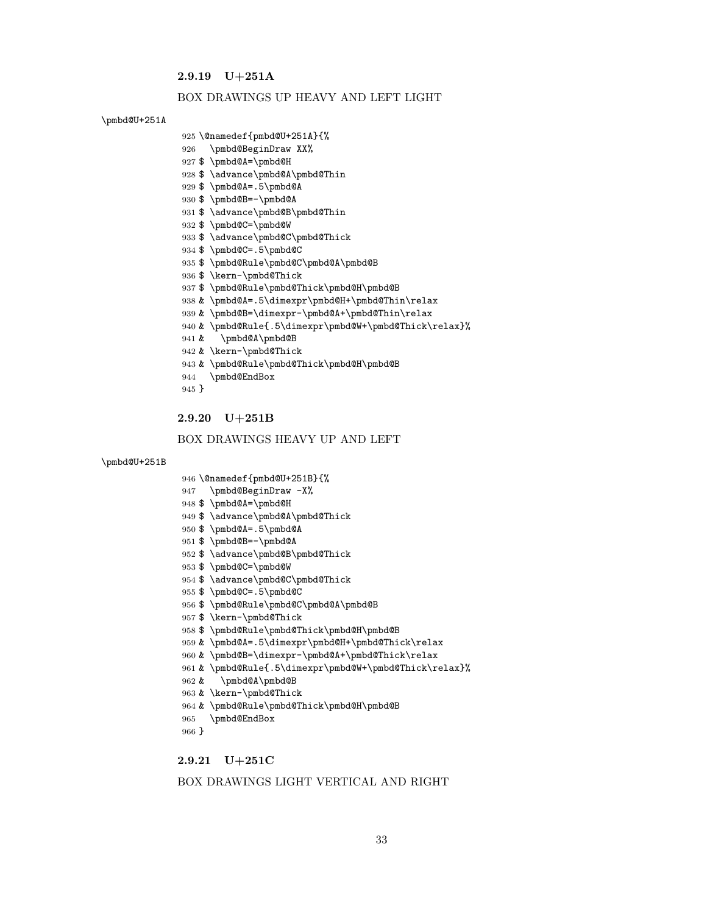### 2.9.19 U+251A

BOX DRAWINGS UP HEAVY AND LEFT LIGHT

\pmbd@U+251A

```
925 \@namedef{pmbd@U+251A}{%
926   \pmbd@BeginDraw XX%
927 $ \pmbd@A=\pmbd@H
928 $ \advance\pmbd@A\pmbd@Thin
929 $ \pmbd@A=.5\pmbd@A
930 $ \pmbd@B=-\pmbd@A
931 $ \advance\pmbd@B\pmbd@Thin
932 $ \pmbd@C=\pmbd@W
933 $ \advance\pmbd@C\pmbd@Thick
934 $ \pmbd@C=.5\pmbd@C
935 $ \pmbd@Rule\pmbd@C\pmbd@A\pmbd@B
936 $ \kern-\pmbd@Thick
937 $ \pmbd@Rule\pmbd@Thick\pmbd@H\pmbd@B
938 & \pmbd@A=.5\dimexpr\pmbd@H+\pmbd@Thin\relax
939 & \pmbd@B=\dimexpr-\pmbd@A+\pmbd@Thin\relax
940 & \pmbd@Rule{.5\dimexpr\pmbd@W+\pmbd@Thick\relax}%
941 &   \pmbd@A\pmbd@B
942 & \kern-\pmbd@Thick
943 & \pmbd@Rule\pmbd@Thick\pmbd@H\pmbd@B
944   \pmbd@EndBox
945 }
```

### 2.9.20 U+251B

BOX DRAWINGS HEAVY UP AND LEFT

\pmbd@U+251B

```
946 \@namedef{pmbd@U+251B}{%
947   \pmbd@BeginDraw -X%
948 $ \pmbd@A=\pmbd@H
949 $ \advance\pmbd@A\pmbd@Thick
950 $ \pmbd@A=.5\pmbd@A
951 $ \pmbd@B=-\pmbd@A
952 $ \advance\pmbd@B\pmbd@Thick
953 $ \pmbd@C=\pmbd@W
954 $ \advance\pmbd@C\pmbd@Thick
955 $ \pmbd@C=.5\pmbd@C
956 $ \pmbd@Rule\pmbd@C\pmbd@A\pmbd@B
957 $ \kern-\pmbd@Thick
958 $ \pmbd@Rule\pmbd@Thick\pmbd@H\pmbd@B
959 & \pmbd@A=.5\dimexpr\pmbd@H+\pmbd@Thick\relax
960 & \pmbd@B=\dimexpr-\pmbd@A+\pmbd@Thick\relax
961 & \pmbd@Rule{.5\dimexpr\pmbd@W+\pmbd@Thick\relax}%
962 &   \pmbd@A\pmbd@B
963 & \kern-\pmbd@Thick
964 & \pmbd@Rule\pmbd@Thick\pmbd@H\pmbd@B
965   \pmbd@EndBox
966 }
```

### 2.9.21 U+251C

BOX DRAWINGS LIGHT VERTICAL AND RIGHT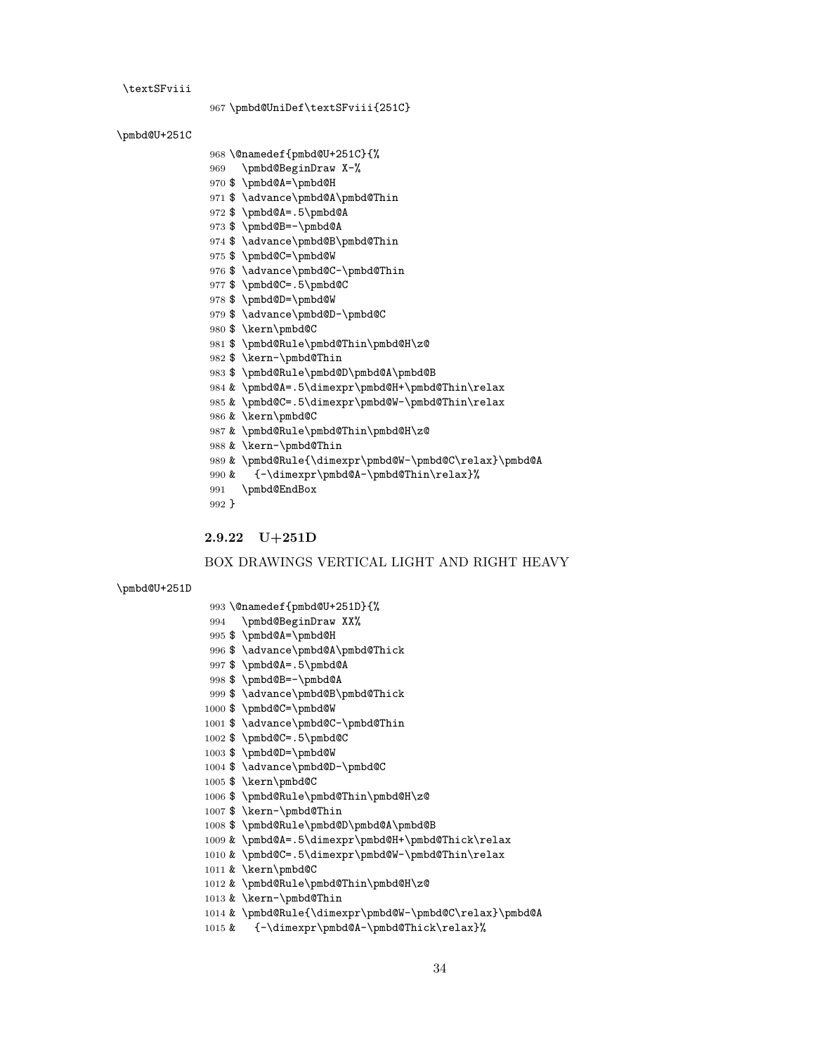\textSFviii

```
967 \pmbd@UniDef\textSFviii{251C}
```

\pmbd@U+251C

```
968 \@namedef{pmbd@U+251C}{%
969   \pmbd@BeginDraw X-%
970 $ \pmbd@A=\pmbd@H
971 $ \advance\pmbd@A\pmbd@Thin
972 $ \pmbd@A=.5\pmbd@A
973 $ \pmbd@B=-\pmbd@A
974 $ \advance\pmbd@B\pmbd@Thin
975 $ \pmbd@C=\pmbd@W
976 $ \advance\pmbd@C-\pmbd@Thin
977 $ \pmbd@C=.5\pmbd@C
978 $ \pmbd@D=\pmbd@W
979 $ \advance\pmbd@D-\pmbd@C
980 $ \kern\pmbd@C
981 $ \pmbd@Rule\pmbd@Thin\pmbd@H\z@
982 $ \kern-\pmbd@Thin
983 $ \pmbd@Rule\pmbd@D\pmbd@A\pmbd@B
984 & \pmbd@A=.5\dimexpr\pmbd@H+\pmbd@Thin\relax
985 & \pmbd@C=.5\dimexpr\pmbd@W-\pmbd@Thin\relax
986 & \kern\pmbd@C
987 & \pmbd@Rule\pmbd@Thin\pmbd@H\z@
988 & \kern-\pmbd@Thin
989 & \pmbd@Rule{\dimexpr\pmbd@W-\pmbd@C\relax}\pmbd@A
990 &   {-\dimexpr\pmbd@A-\pmbd@Thin\relax}%
991   \pmbd@EndBox
992 }
```

### 2.9.22 U+251D

BOX DRAWINGS VERTICAL LIGHT AND RIGHT HEAVY

\pmbd@U+251D

```
993 \@namedef{pmbd@U+251D}{%
994   \pmbd@BeginDraw XX%
995 $ \pmbd@A=\pmbd@H
996 $ \advance\pmbd@A\pmbd@Thick
997 $ \pmbd@A=.5\pmbd@A
998 $ \pmbd@B=-\pmbd@A
999 $ \advance\pmbd@B\pmbd@Thick
1000 $ \pmbd@C=\pmbd@W
1001 $ \advance\pmbd@C-\pmbd@Thin
1002 $ \pmbd@C=.5\pmbd@C
1003 $ \pmbd@D=\pmbd@W
1004 $ \advance\pmbd@D-\pmbd@C
1005 $ \kern\pmbd@C
1006 $ \pmbd@Rule\pmbd@Thin\pmbd@H\z@
1007 $ \kern-\pmbd@Thin
1008 $ \pmbd@Rule\pmbd@D\pmbd@A\pmbd@B
1009 & \pmbd@A=.5\dimexpr\pmbd@H+\pmbd@Thick\relax
1010 & \pmbd@C=.5\dimexpr\pmbd@W-\pmbd@Thin\relax
1011 & \kern\pmbd@C
1012 & \pmbd@Rule\pmbd@Thin\pmbd@H\z@
1013 & \kern-\pmbd@Thin
1014 & \pmbd@Rule{\dimexpr\pmbd@W-\pmbd@C\relax}\pmbd@A
1015 &   {-\dimexpr\pmbd@A-\pmbd@Thick\relax}%
```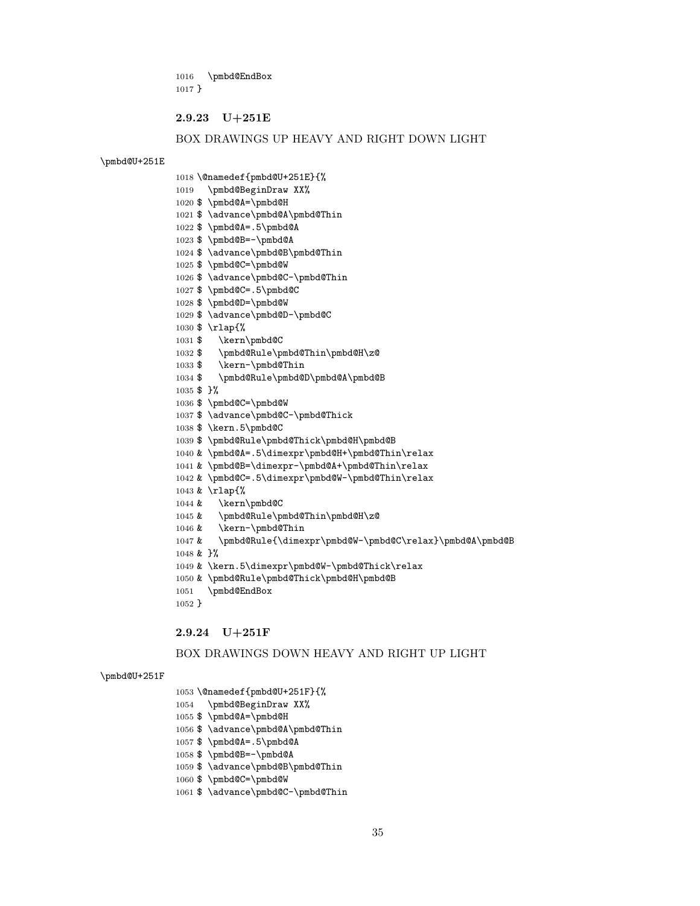```
1016   \pmbd@EndBox
1017 }
```

### 2.9.23 U+251E

BOX DRAWINGS UP HEAVY AND RIGHT DOWN LIGHT

\pmbd@U+251E

```
1018 \@namedef{pmbd@U+251E}{%
1019   \pmbd@BeginDraw XX%
1020 $ \pmbd@A=\pmbd@H
1021 $ \advance\pmbd@A\pmbd@Thin
1022 $ \pmbd@A=.5\pmbd@A
1023 $ \pmbd@B=-\pmbd@A
1024 $ \advance\pmbd@B\pmbd@Thin
1025 $ \pmbd@C=\pmbd@W
1026 $ \advance\pmbd@C-\pmbd@Thin
1027 $ \pmbd@C=.5\pmbd@C
1028 $ \pmbd@D=\pmbd@W
1029 $ \advance\pmbd@D-\pmbd@C
1030 $ \rlap{%
1031 $   \kern\pmbd@C
1032 $   \pmbd@Rule\pmbd@Thin\pmbd@H\z@
1033 $   \kern-\pmbd@Thin
1034 $   \pmbd@Rule\pmbd@D\pmbd@A\pmbd@B
1035 $ }%
1036 $ \pmbd@C=\pmbd@W
1037 $ \advance\pmbd@C-\pmbd@Thick
1038 $ \kern.5\pmbd@C
1039 $ \pmbd@Rule\pmbd@Thick\pmbd@H\pmbd@B
1040 & \pmbd@A=.5\dimexpr\pmbd@H+\pmbd@Thin\relax
1041 & \pmbd@B=\dimexpr-\pmbd@A+\pmbd@Thin\relax
1042 & \pmbd@C=.5\dimexpr\pmbd@W-\pmbd@Thin\relax
1043 & \rlap{%
1044 &   \kern\pmbd@C
1045 &   \pmbd@Rule\pmbd@Thin\pmbd@H\z@
1046 &   \kern-\pmbd@Thin
1047 &   \pmbd@Rule{\dimexpr\pmbd@W-\pmbd@C\relax}\pmbd@A\pmbd@B
1048 & }%
1049 & \kern.5\dimexpr\pmbd@W-\pmbd@Thick\relax
1050 & \pmbd@Rule\pmbd@Thick\pmbd@H\pmbd@B
1051   \pmbd@EndBox
1052 }
```

### 2.9.24 U+251F

BOX DRAWINGS DOWN HEAVY AND RIGHT UP LIGHT

\pmbd@U+251F

```
1053 \@namedef{pmbd@U+251F}{%
1054   \pmbd@BeginDraw XX%
1055 $ \pmbd@A=\pmbd@H
1056 $ \advance\pmbd@A\pmbd@Thin
1057 $ \pmbd@A=.5\pmbd@A
1058 $ \pmbd@B=-\pmbd@A
1059 $ \advance\pmbd@B\pmbd@Thin
1060 $ \pmbd@C=\pmbd@W
1061 $ \advance\pmbd@C-\pmbd@Thin
```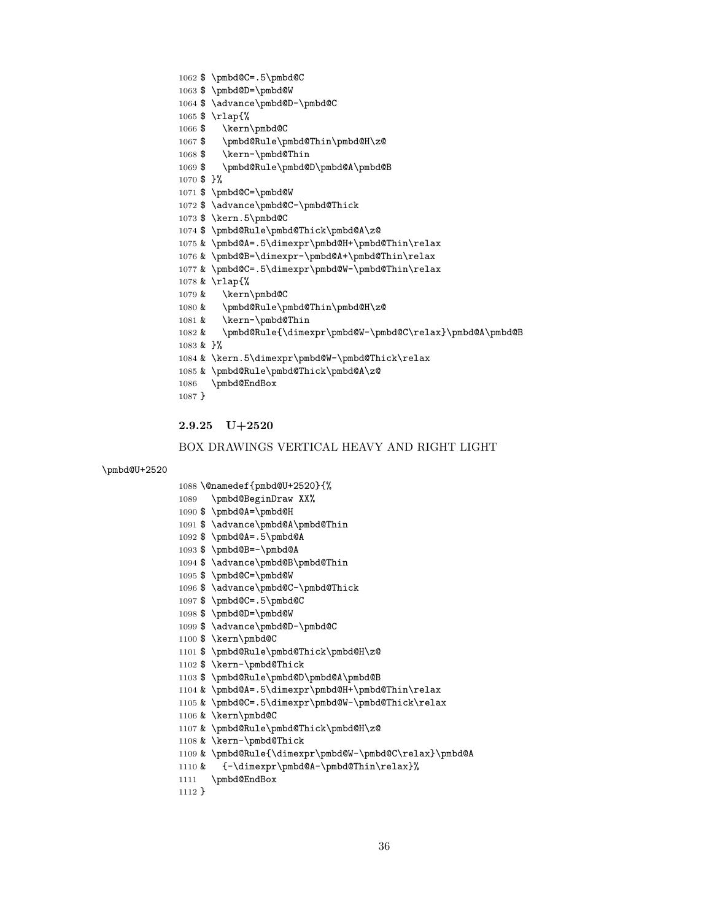```
1062 $ \pmbd@C=.5\pmbd@C
1063 $ \pmbd@D=\pmbd@W
1064 $ \advance\pmbd@D-\pmbd@C
1065 $ \rlap{%
1066 $   \kern\pmbd@C
1067 $   \pmbd@Rule\pmbd@Thin\pmbd@H\z@
1068 $   \kern-\pmbd@Thin
1069 $   \pmbd@Rule\pmbd@D\pmbd@A\pmbd@B
1070 $ }%
1071 $ \pmbd@C=\pmbd@W
1072 $ \advance\pmbd@C-\pmbd@Thick
1073 $ \kern.5\pmbd@C
1074 $ \pmbd@Rule\pmbd@Thick\pmbd@A\z@
1075 & \pmbd@A=.5\dimexpr\pmbd@H+\pmbd@Thin\relax
1076 & \pmbd@B=\dimexpr-\pmbd@A+\pmbd@Thin\relax
1077 & \pmbd@C=.5\dimexpr\pmbd@W-\pmbd@Thin\relax
1078 & \rlap{%
1079 &   \kern\pmbd@C
1080 &   \pmbd@Rule\pmbd@Thin\pmbd@H\z@
1081 &   \kern-\pmbd@Thin
1082 &   \pmbd@Rule{\dimexpr\pmbd@W-\pmbd@C\relax}\pmbd@A\pmbd@B
1083 & }%
1084 & \kern.5\dimexpr\pmbd@W-\pmbd@Thick\relax
1085 & \pmbd@Rule\pmbd@Thick\pmbd@A\z@
1086   \pmbd@EndBox
1087 }
```

#### 2.9.25 U+2520

BOX DRAWINGS VERTICAL HEAVY AND RIGHT LIGHT

\pmbd@U+2520

```
1088 \@namedef{pmbd@U+2520}{%
1089   \pmbd@BeginDraw XX%
1090 $ \pmbd@A=\pmbd@H
1091 $ \advance\pmbd@A\pmbd@Thin
1092 $ \pmbd@A=.5\pmbd@A
1093 $ \pmbd@B=-\pmbd@A
1094 $ \advance\pmbd@B\pmbd@Thin
1095 $ \pmbd@C=\pmbd@W
1096 $ \advance\pmbd@C-\pmbd@Thick
1097 $ \pmbd@C=.5\pmbd@C
1098 $ \pmbd@D=\pmbd@W
1099 $ \advance\pmbd@D-\pmbd@C
1100 $ \kern\pmbd@C
1101 $ \pmbd@Rule\pmbd@Thick\pmbd@H\z@
1102 $ \kern-\pmbd@Thick
1103 $ \pmbd@Rule\pmbd@D\pmbd@A\pmbd@B
1104 & \pmbd@A=.5\dimexpr\pmbd@H+\pmbd@Thin\relax
1105 & \pmbd@C=.5\dimexpr\pmbd@W-\pmbd@Thick\relax
1106 & \kern\pmbd@C
1107 & \pmbd@Rule\pmbd@Thick\pmbd@H\z@
1108 & \kern-\pmbd@Thick
1109 & \pmbd@Rule{\dimexpr\pmbd@W-\pmbd@C\relax}\pmbd@A
1110 &   {-\dimexpr\pmbd@A-\pmbd@Thin\relax}%
1111   \pmbd@EndBox
1112 }
```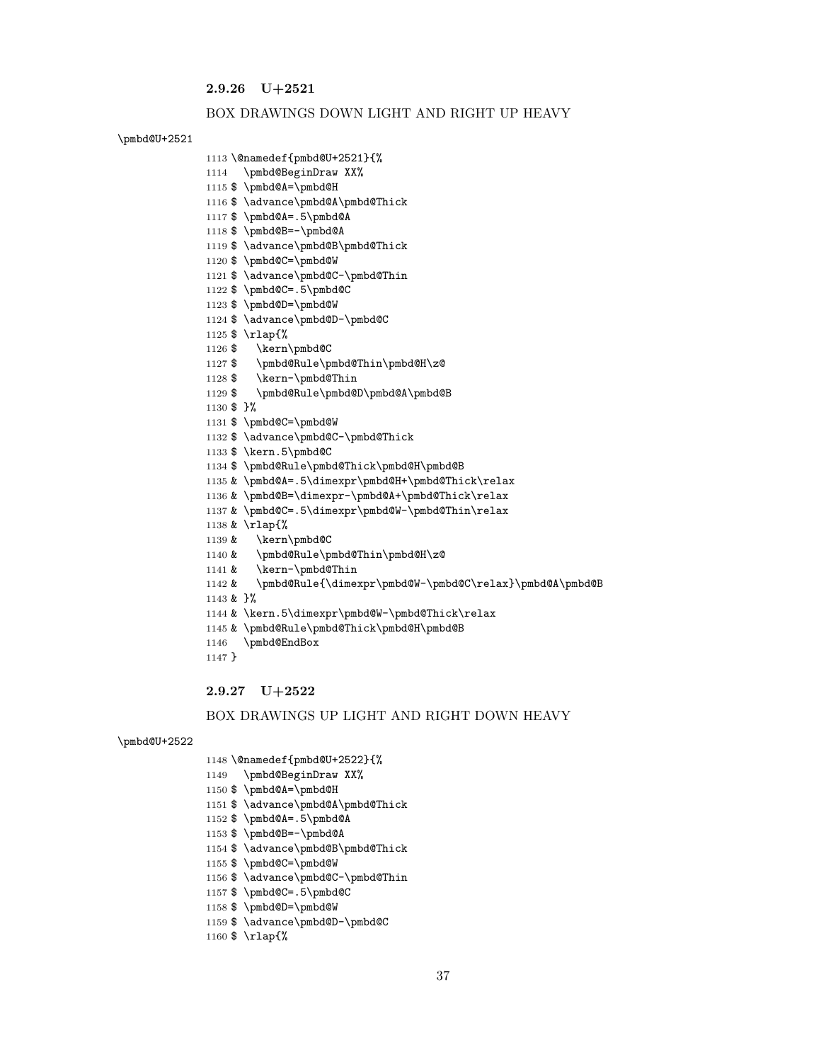### 2.9.26 U+2521

BOX DRAWINGS DOWN LIGHT AND RIGHT UP HEAVY

\pmbd@U+2521

```
1113 \@namedef{pmbd@U+2521}{%
1114   \pmbd@BeginDraw XX%
1115 $ \pmbd@A=\pmbd@H
1116 $ \advance\pmbd@A\pmbd@Thick
1117 $ \pmbd@A=.5\pmbd@A
1118 $ \pmbd@B=-\pmbd@A
1119 $ \advance\pmbd@B\pmbd@Thick
1120 $ \pmbd@C=\pmbd@W
1121 $ \advance\pmbd@C-\pmbd@Thin
1122 $ \pmbd@C=.5\pmbd@C
1123 $ \pmbd@D=\pmbd@W
1124 $ \advance\pmbd@D-\pmbd@C
1125 $ \rlap{%
1126 $   \kern\pmbd@C
1127 $   \pmbd@Rule\pmbd@Thin\pmbd@H\z@
1128 $   \kern-\pmbd@Thin
1129 $   \pmbd@Rule\pmbd@D\pmbd@A\pmbd@B
1130 $ }%
1131 $ \pmbd@C=\pmbd@W
1132 $ \advance\pmbd@C-\pmbd@Thick
1133 $ \kern.5\pmbd@C
1134 $ \pmbd@Rule\pmbd@Thick\pmbd@H\pmbd@B
1135 & \pmbd@A=.5\dimexpr\pmbd@H+\pmbd@Thick\relax
1136 & \pmbd@B=\dimexpr-\pmbd@A+\pmbd@Thick\relax
1137 & \pmbd@C=.5\dimexpr\pmbd@W-\pmbd@Thin\relax
1138 & \rlap{%
1139 &   \kern\pmbd@C
1140 &   \pmbd@Rule\pmbd@Thin\pmbd@H\z@
1141 &   \kern-\pmbd@Thin
1142 &   \pmbd@Rule{\dimexpr\pmbd@W-\pmbd@C\relax}\pmbd@A\pmbd@B
1143 & }%
1144 & \kern.5\dimexpr\pmbd@W-\pmbd@Thick\relax
1145 & \pmbd@Rule\pmbd@Thick\pmbd@H\pmbd@B
1146   \pmbd@EndBox
1147 }
```

### 2.9.27 U+2522

BOX DRAWINGS UP LIGHT AND RIGHT DOWN HEAVY

\pmbd@U+2522

```
1148 \@namedef{pmbd@U+2522}{%
1149   \pmbd@BeginDraw XX%
1150 $ \pmbd@A=\pmbd@H
1151 $ \advance\pmbd@A\pmbd@Thick
1152 $ \pmbd@A=.5\pmbd@A
1153 $ \pmbd@B=-\pmbd@A
1154 $ \advance\pmbd@B\pmbd@Thick
1155 $ \pmbd@C=\pmbd@W
1156 $ \advance\pmbd@C-\pmbd@Thin
1157 $ \pmbd@C=.5\pmbd@C
1158 $ \pmbd@D=\pmbd@W
1159 $ \advance\pmbd@D-\pmbd@C
1160 $ \rlap{%
```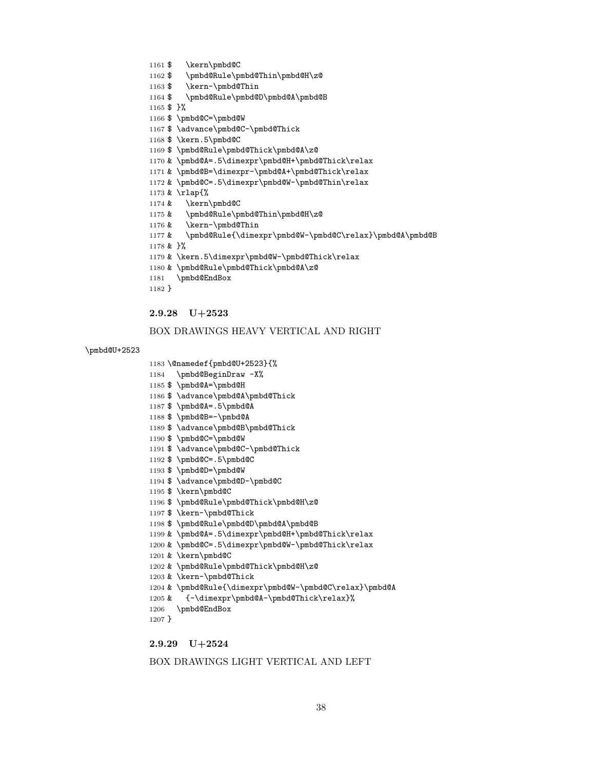```
1161 $     \kern\pmbd@C
1162 $     \pmbd@Rule\pmbd@Thin\pmbd@H\z@
1163 $     \kern-\pmbd@Thin
1164 $     \pmbd@Rule\pmbd@D\pmbd@A\pmbd@B
1165 $  }%
1166 $  \pmbd@C=\pmbd@W
1167 $  \advance\pmbd@C-\pmbd@Thick
1168 $  \kern.5\pmbd@C
1169 $  \pmbd@Rule\pmbd@Thick\pmbd@A\z@
1170 &  \pmbd@A=.5\dimexpr\pmbd@H+\pmbd@Thick\relax
1171 &  \pmbd@B=\dimexpr-\pmbd@A+\pmbd@Thick\relax
1172 &  \pmbd@C=.5\dimexpr\pmbd@W-\pmbd@Thin\relax
1173 &  \rlap{%
1174 &     \kern\pmbd@C
1175 &     \pmbd@Rule\pmbd@Thin\pmbd@H\z@
1176 &     \kern-\pmbd@Thin
1177 &     \pmbd@Rule{\dimexpr\pmbd@W-\pmbd@C\relax}\pmbd@A\pmbd@B
1178 &  }%
1179 &  \kern.5\dimexpr\pmbd@W-\pmbd@Thick\relax
1180 &  \pmbd@Rule\pmbd@Thick\pmbd@A\z@
1181    \pmbd@EndBox
1182 }
```

### 2.9.28 U+2523

BOX DRAWINGS HEAVY VERTICAL AND RIGHT

\pmbd@U+2523

```
1183 \@namedef{pmbd@U+2523}{%
1184    \pmbd@BeginDraw -X%
1185 $  \pmbd@A=\pmbd@H
1186 $  \advance\pmbd@A\pmbd@Thick
1187 $  \pmbd@A=.5\pmbd@A
1188 $  \pmbd@B=-\pmbd@A
1189 $  \advance\pmbd@B\pmbd@Thick
1190 $  \pmbd@C=\pmbd@W
1191 $  \advance\pmbd@C-\pmbd@Thick
1192 $  \pmbd@C=.5\pmbd@C
1193 $  \pmbd@D=\pmbd@W
1194 $  \advance\pmbd@D-\pmbd@C
1195 $  \kern\pmbd@C
1196 $  \pmbd@Rule\pmbd@Thick\pmbd@H\z@
1197 $  \kern-\pmbd@Thick
1198 $  \pmbd@Rule\pmbd@D\pmbd@A\pmbd@B
1199 &  \pmbd@A=.5\dimexpr\pmbd@H+\pmbd@Thick\relax
1200 &  \pmbd@C=.5\dimexpr\pmbd@W-\pmbd@Thick\relax
1201 &  \kern\pmbd@C
1202 &  \pmbd@Rule\pmbd@Thick\pmbd@H\z@
1203 &  \kern-\pmbd@Thick
1204 &  \pmbd@Rule{\dimexpr\pmbd@W-\pmbd@C\relax}\pmbd@A
1205 &     {-\dimexpr\pmbd@A-\pmbd@Thick\relax}%
1206    \pmbd@EndBox
1207 }
```

### 2.9.29 U+2524

BOX DRAWINGS LIGHT VERTICAL AND LEFT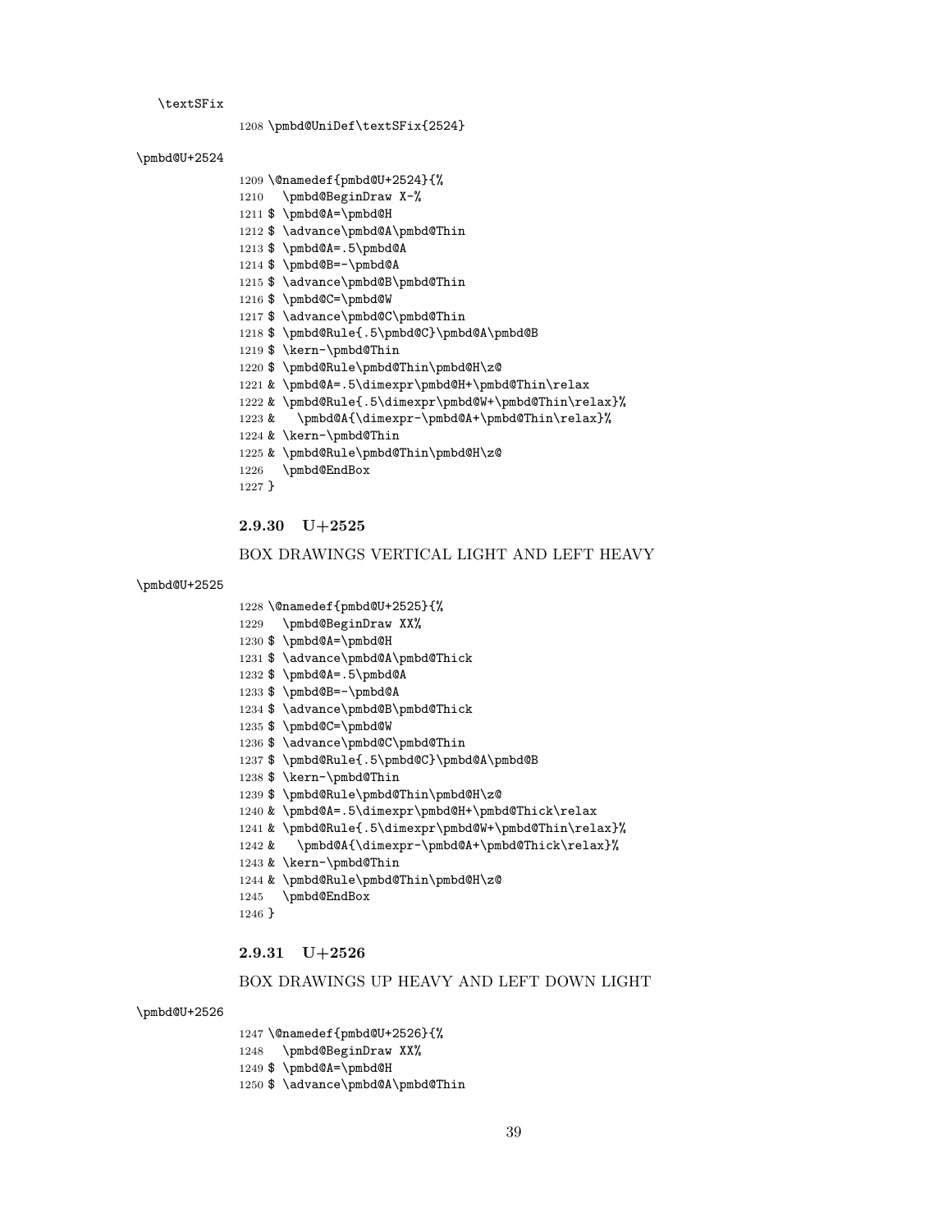\textSFix

```
1208 \pmbd@UniDef\textSFix{2524}
```

\pmbd@U+2524

```
1209 \@namedef{pmbd@U+2524}{%
1210   \pmbd@BeginDraw X-%
1211 $ \pmbd@A=\pmbd@H
1212 $ \advance\pmbd@A\pmbd@Thin
1213 $ \pmbd@A=.5\pmbd@A
1214 $ \pmbd@B=-\pmbd@A
1215 $ \advance\pmbd@B\pmbd@Thin
1216 $ \pmbd@C=\pmbd@W
1217 $ \advance\pmbd@C\pmbd@Thin
1218 $ \pmbd@Rule{.5\pmbd@C}\pmbd@A\pmbd@B
1219 $ \kern-\pmbd@Thin
1220 $ \pmbd@Rule\pmbd@Thin\pmbd@H\z@
1221 & \pmbd@A=.5\dimexpr\pmbd@H+\pmbd@Thin\relax
1222 & \pmbd@Rule{.5\dimexpr\pmbd@W+\pmbd@Thin\relax}%
1223 &   \pmbd@A{\dimexpr-\pmbd@A+\pmbd@Thin\relax}%
1224 & \kern-\pmbd@Thin
1225 & \pmbd@Rule\pmbd@Thin\pmbd@H\z@
1226   \pmbd@EndBox
1227 }
```

### 2.9.30 U+2525

BOX DRAWINGS VERTICAL LIGHT AND LEFT HEAVY

\pmbd@U+2525

```
1228 \@namedef{pmbd@U+2525}{%
1229   \pmbd@BeginDraw XX%
1230 $ \pmbd@A=\pmbd@H
1231 $ \advance\pmbd@A\pmbd@Thick
1232 $ \pmbd@A=.5\pmbd@A
1233 $ \pmbd@B=-\pmbd@A
1234 $ \advance\pmbd@B\pmbd@Thick
1235 $ \pmbd@C=\pmbd@W
1236 $ \advance\pmbd@C\pmbd@Thin
1237 $ \pmbd@Rule{.5\pmbd@C}\pmbd@A\pmbd@B
1238 $ \kern-\pmbd@Thin
1239 $ \pmbd@Rule\pmbd@Thin\pmbd@H\z@
1240 & \pmbd@A=.5\dimexpr\pmbd@H+\pmbd@Thick\relax
1241 & \pmbd@Rule{.5\dimexpr\pmbd@W+\pmbd@Thin\relax}%
1242 &   \pmbd@A{\dimexpr-\pmbd@A+\pmbd@Thick\relax}%
1243 & \kern-\pmbd@Thin
1244 & \pmbd@Rule\pmbd@Thin\pmbd@H\z@
1245   \pmbd@EndBox
1246 }
```

### 2.9.31 U+2526

BOX DRAWINGS UP HEAVY AND LEFT DOWN LIGHT

\pmbd@U+2526

```
1247 \@namedef{pmbd@U+2526}{%
1248   \pmbd@BeginDraw XX%
1249 $ \pmbd@A=\pmbd@H
1250 $ \advance\pmbd@A\pmbd@Thin
```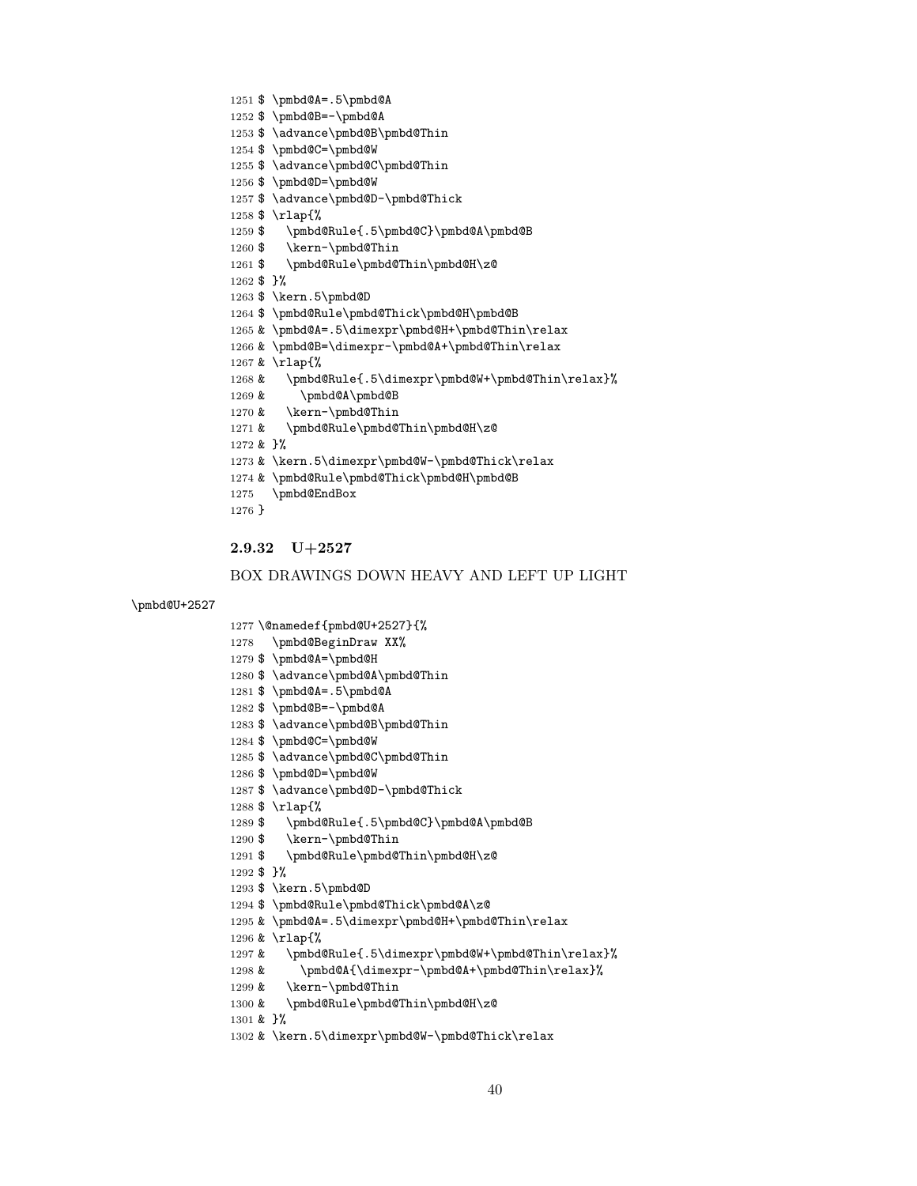```
1251 $ \pmbd@A=.5\pmbd@A
1252 $ \pmbd@B=-\pmbd@A
1253 $ \advance\pmbd@B\pmbd@Thin
1254 $ \pmbd@C=\pmbd@W
1255 $ \advance\pmbd@C\pmbd@Thin
1256 $ \pmbd@D=\pmbd@W
1257 $ \advance\pmbd@D-\pmbd@Thick
1258 $ \rlap{%
1259 $   \pmbd@Rule{.5\pmbd@C}\pmbd@A\pmbd@B
1260 $   \kern-\pmbd@Thin
1261 $   \pmbd@Rule\pmbd@Thin\pmbd@H\z@
1262 $ }%
1263 $ \kern.5\pmbd@D
1264 $ \pmbd@Rule\pmbd@Thick\pmbd@H\pmbd@B
1265 & \pmbd@A=.5\dimexpr\pmbd@H+\pmbd@Thin\relax
1266 & \pmbd@B=\dimexpr-\pmbd@A+\pmbd@Thin\relax
1267 & \rlap{%
1268 &   \pmbd@Rule{.5\dimexpr\pmbd@W+\pmbd@Thin\relax}%
1269 &     \pmbd@A\pmbd@B
1270 &   \kern-\pmbd@Thin
1271 &   \pmbd@Rule\pmbd@Thin\pmbd@H\z@
1272 & }%
1273 & \kern.5\dimexpr\pmbd@W-\pmbd@Thick\relax
1274 & \pmbd@Rule\pmbd@Thick\pmbd@H\pmbd@B
1275   \pmbd@EndBox
1276 }
```

### 2.9.32 U+2527

BOX DRAWINGS DOWN HEAVY AND LEFT UP LIGHT

\pmbd@U+2527

```
1277 \@namedef{pmbd@U+2527}{%
1278   \pmbd@BeginDraw XX%
1279 $ \pmbd@A=\pmbd@H
1280 $ \advance\pmbd@A\pmbd@Thin
1281 $ \pmbd@A=.5\pmbd@A
1282 $ \pmbd@B=-\pmbd@A
1283 $ \advance\pmbd@B\pmbd@Thin
1284 $ \pmbd@C=\pmbd@W
1285 $ \advance\pmbd@C\pmbd@Thin
1286 $ \pmbd@D=\pmbd@W
1287 $ \advance\pmbd@D-\pmbd@Thick
1288 $ \rlap{%
1289 $   \pmbd@Rule{.5\pmbd@C}\pmbd@A\pmbd@B
1290 $   \kern-\pmbd@Thin
1291 $   \pmbd@Rule\pmbd@Thin\pmbd@H\z@
1292 $ }%
1293 $ \kern.5\pmbd@D
1294 $ \pmbd@Rule\pmbd@Thick\pmbd@A\z@
1295 & \pmbd@A=.5\dimexpr\pmbd@H+\pmbd@Thin\relax
1296 & \rlap{%
1297 &   \pmbd@Rule{.5\dimexpr\pmbd@W+\pmbd@Thin\relax}%
1298 &     \pmbd@A{\dimexpr-\pmbd@A+\pmbd@Thin\relax}%
1299 &   \kern-\pmbd@Thin
1300 &   \pmbd@Rule\pmbd@Thin\pmbd@H\z@
1301 & }%
1302 & \kern.5\dimexpr\pmbd@W-\pmbd@Thick\relax
```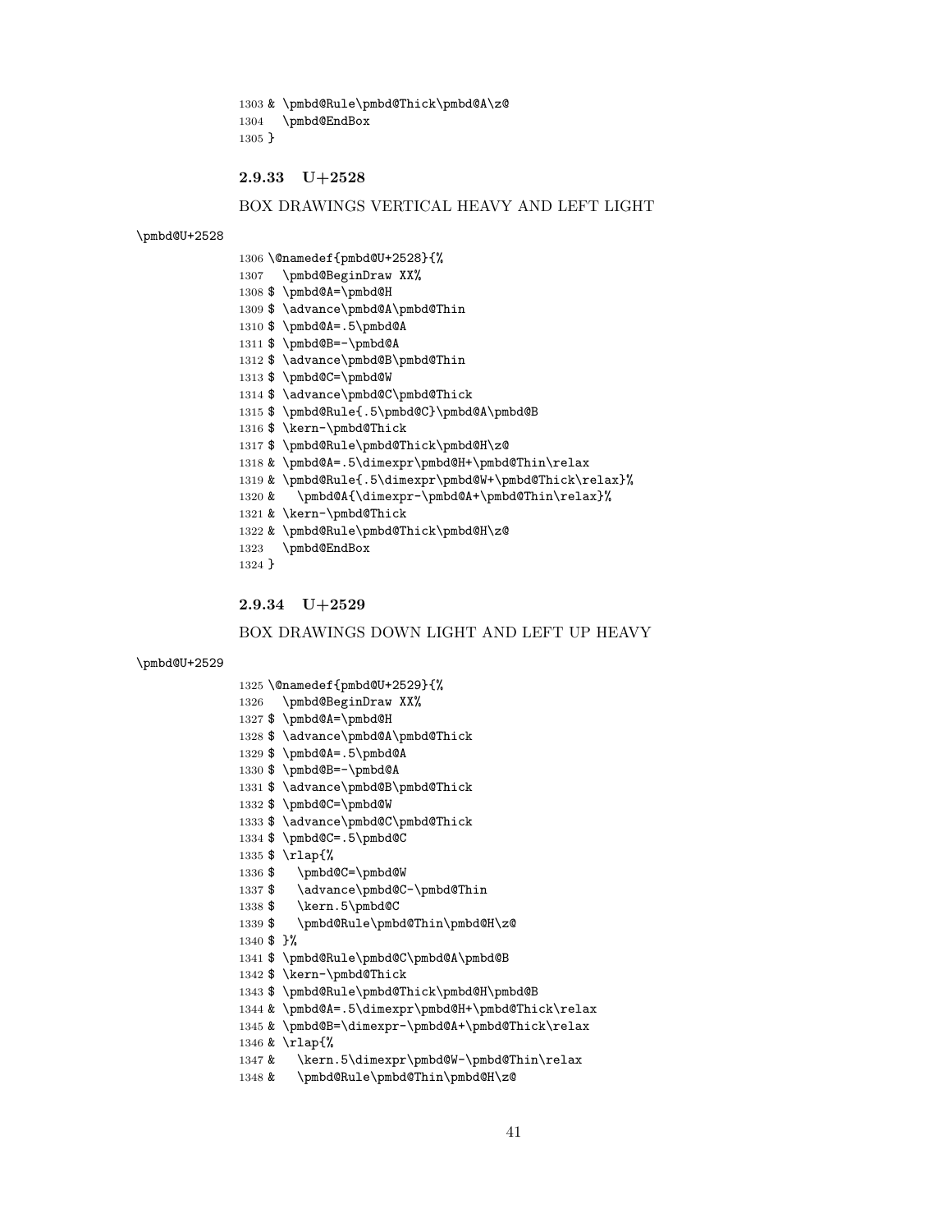```
1303 & \pmbd@Rule\pmbd@Thick\pmbd@A\z@
1304   \pmbd@EndBox
1305 }
```

### 2.9.33 U+2528

BOX DRAWINGS VERTICAL HEAVY AND LEFT LIGHT

\pmbd@U+2528

```
1306 \@namedef{pmbd@U+2528}{%
1307   \pmbd@BeginDraw XX%
1308 $ \pmbd@A=\pmbd@H
1309 $ \advance\pmbd@A\pmbd@Thin
1310 $ \pmbd@A=.5\pmbd@A
1311 $ \pmbd@B=-\pmbd@A
1312 $ \advance\pmbd@B\pmbd@Thin
1313 $ \pmbd@C=\pmbd@W
1314 $ \advance\pmbd@C\pmbd@Thick
1315 $ \pmbd@Rule{.5\pmbd@C}\pmbd@A\pmbd@B
1316 $ \kern-\pmbd@Thick
1317 $ \pmbd@Rule\pmbd@Thick\pmbd@H\z@
1318 & \pmbd@A=.5\dimexpr\pmbd@H+\pmbd@Thin\relax
1319 & \pmbd@Rule{.5\dimexpr\pmbd@W+\pmbd@Thick\relax}%
1320 &   \pmbd@A{\dimexpr-\pmbd@A+\pmbd@Thin\relax}%
1321 & \kern-\pmbd@Thick
1322 & \pmbd@Rule\pmbd@Thick\pmbd@H\z@
1323   \pmbd@EndBox
1324 }
```

### 2.9.34 U+2529

BOX DRAWINGS DOWN LIGHT AND LEFT UP HEAVY

\pmbd@U+2529

```
1325 \@namedef{pmbd@U+2529}{%
1326   \pmbd@BeginDraw XX%
1327 $ \pmbd@A=\pmbd@H
1328 $ \advance\pmbd@A\pmbd@Thick
1329 $ \pmbd@A=.5\pmbd@A
1330 $ \pmbd@B=-\pmbd@A
1331 $ \advance\pmbd@B\pmbd@Thick
1332 $ \pmbd@C=\pmbd@W
1333 $ \advance\pmbd@C\pmbd@Thick
1334 $ \pmbd@C=.5\pmbd@C
1335 $ \rlap{%
1336 $   \pmbd@C=\pmbd@W
1337 $   \advance\pmbd@C-\pmbd@Thin
1338 $   \kern.5\pmbd@C
1339 $   \pmbd@Rule\pmbd@Thin\pmbd@H\z@
1340 $ }%
1341 $ \pmbd@Rule\pmbd@C\pmbd@A\pmbd@B
1342 $ \kern-\pmbd@Thick
1343 $ \pmbd@Rule\pmbd@Thick\pmbd@H\pmbd@B
1344 & \pmbd@A=.5\dimexpr\pmbd@H+\pmbd@Thick\relax
1345 & \pmbd@B=\dimexpr-\pmbd@A+\pmbd@Thick\relax
1346 & \rlap{%
1347 &   \kern.5\dimexpr\pmbd@W-\pmbd@Thin\relax
1348 &   \pmbd@Rule\pmbd@Thin\pmbd@H\z@
```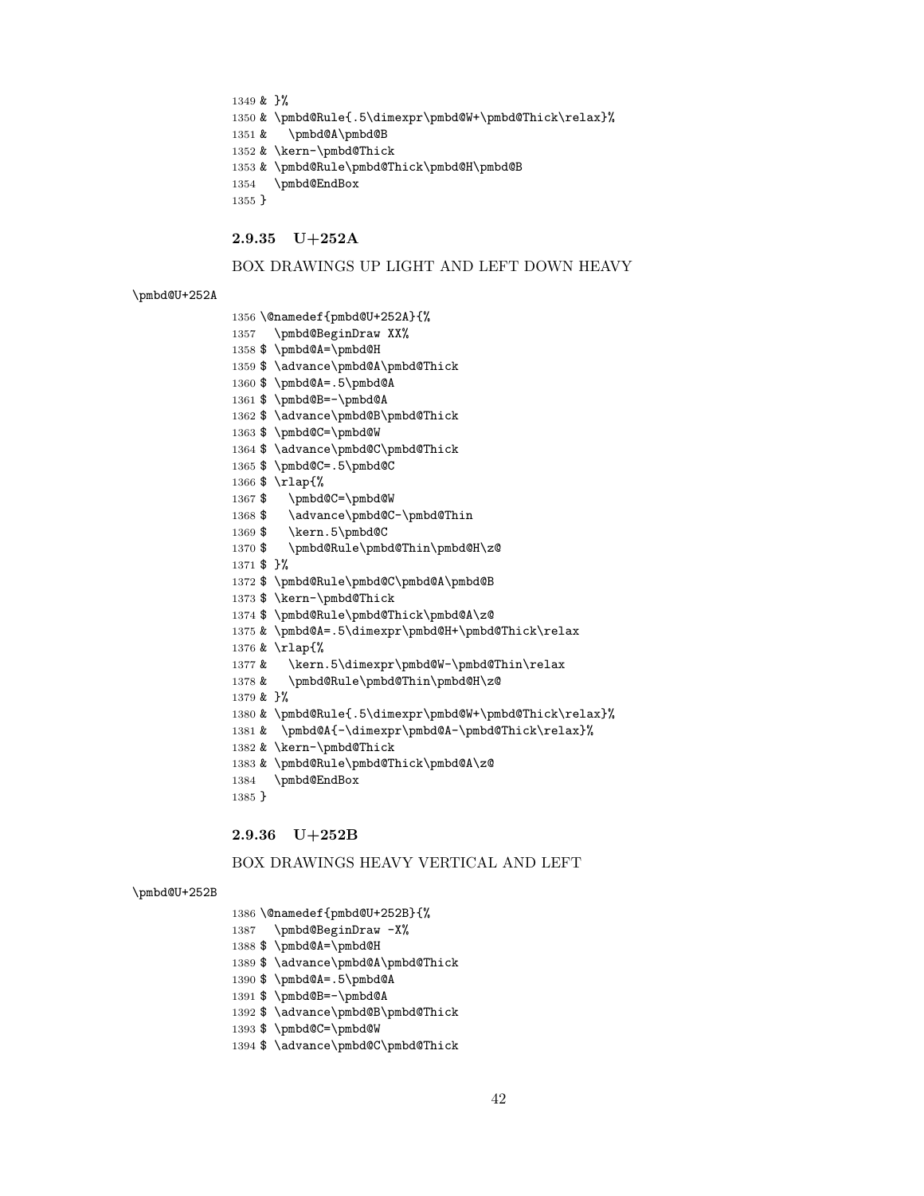```
1349 & }%
1350 & \pmbd@Rule{.5\dimexpr\pmbd@W+\pmbd@Thick\relax}%
1351 &   \pmbd@A\pmbd@B
1352 & \kern-\pmbd@Thick
1353 & \pmbd@Rule\pmbd@Thick\pmbd@H\pmbd@B
1354   \pmbd@EndBox
1355 }
```

### 2.9.35 U+252A

BOX DRAWINGS UP LIGHT AND LEFT DOWN HEAVY

\pmbd@U+252A

```
1356 \@namedef{pmbd@U+252A}{%
1357   \pmbd@BeginDraw XX%
1358 $ \pmbd@A=\pmbd@H
1359 $ \advance\pmbd@A\pmbd@Thick
1360 $ \pmbd@A=.5\pmbd@A
1361 $ \pmbd@B=-\pmbd@A
1362 $ \advance\pmbd@B\pmbd@Thick
1363 $ \pmbd@C=\pmbd@W
1364 $ \advance\pmbd@C\pmbd@Thick
1365 $ \pmbd@C=.5\pmbd@C
1366 $ \rlap{%
1367 $   \pmbd@C=\pmbd@W
1368 $   \advance\pmbd@C-\pmbd@Thin
1369 $   \kern.5\pmbd@C
1370 $   \pmbd@Rule\pmbd@Thin\pmbd@H\z@
1371 $ }%
1372 $ \pmbd@Rule\pmbd@C\pmbd@A\pmbd@B
1373 $ \kern-\pmbd@Thick
1374 $ \pmbd@Rule\pmbd@Thick\pmbd@A\z@
1375 & \pmbd@A=.5\dimexpr\pmbd@H+\pmbd@Thick\relax
1376 & \rlap{%
1377 &   \kern.5\dimexpr\pmbd@W-\pmbd@Thin\relax
1378 &   \pmbd@Rule\pmbd@Thin\pmbd@H\z@
1379 & }%
1380 & \pmbd@Rule{.5\dimexpr\pmbd@W+\pmbd@Thick\relax}%
1381 &  \pmbd@A{-\dimexpr\pmbd@A-\pmbd@Thick\relax}%
1382 & \kern-\pmbd@Thick
1383 & \pmbd@Rule\pmbd@Thick\pmbd@A\z@
1384   \pmbd@EndBox
1385 }
```

### 2.9.36 U+252B

BOX DRAWINGS HEAVY VERTICAL AND LEFT

\pmbd@U+252B

```
1386 \@namedef{pmbd@U+252B}{%
1387   \pmbd@BeginDraw -X%
1388 $ \pmbd@A=\pmbd@H
1389 $ \advance\pmbd@A\pmbd@Thick
1390 $ \pmbd@A=.5\pmbd@A
1391 $ \pmbd@B=-\pmbd@A
1392 $ \advance\pmbd@B\pmbd@Thick
1393 $ \pmbd@C=\pmbd@W
1394 $ \advance\pmbd@C\pmbd@Thick
```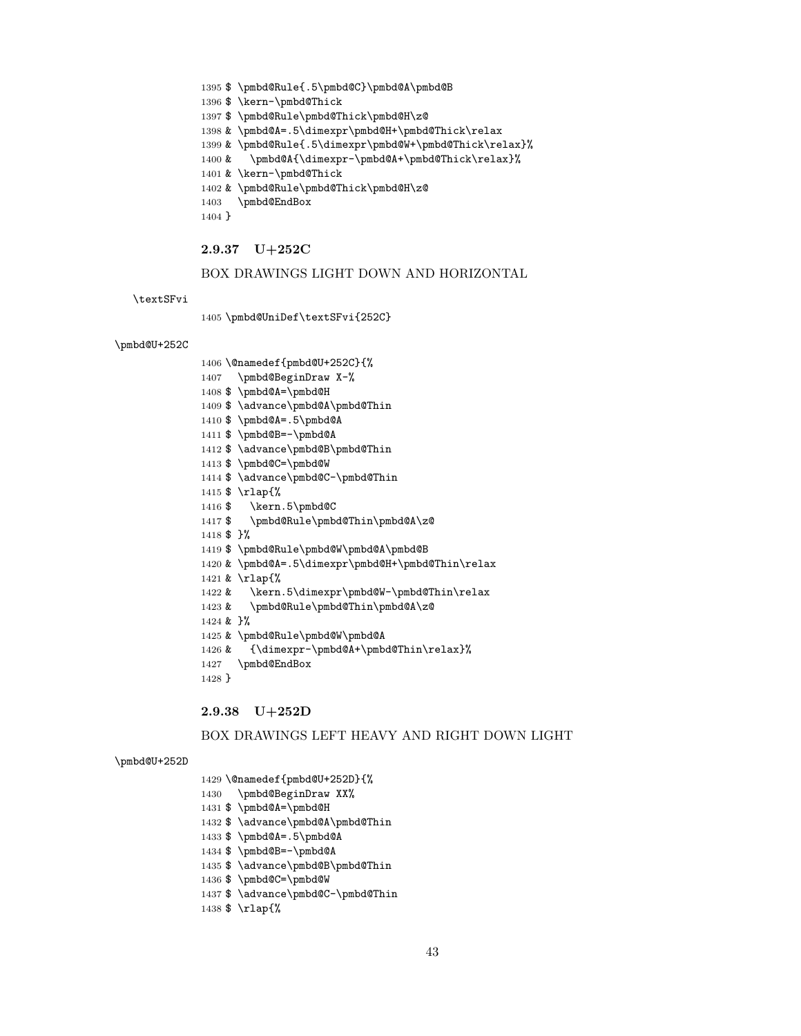```
1395 $ \pmbd@Rule{.5\pmbd@C}\pmbd@A\pmbd@B
1396 $ \kern-\pmbd@Thick
1397 $ \pmbd@Rule\pmbd@Thick\pmbd@H\z@
1398 & \pmbd@A=.5\dimexpr\pmbd@H+\pmbd@Thick\relax
1399 & \pmbd@Rule{.5\dimexpr\pmbd@W+\pmbd@Thick\relax}%
1400 &   \pmbd@A{\dimexpr-\pmbd@A+\pmbd@Thick\relax}%
1401 & \kern-\pmbd@Thick
1402 & \pmbd@Rule\pmbd@Thick\pmbd@H\z@
1403   \pmbd@EndBox
1404 }
```

### 2.9.37 U+252C

BOX DRAWINGS LIGHT DOWN AND HORIZONTAL

\textSFvi

```
1405 \pmbd@UniDef\textSFvi{252C}
```

\pmbd@U+252C

```
1406 \@namedef{pmbd@U+252C}{%
1407   \pmbd@BeginDraw X-%
1408 $ \pmbd@A=\pmbd@H
1409 $ \advance\pmbd@A\pmbd@Thin
1410 $ \pmbd@A=.5\pmbd@A
1411 $ \pmbd@B=-\pmbd@A
1412 $ \advance\pmbd@B\pmbd@Thin
1413 $ \pmbd@C=\pmbd@W
1414 $ \advance\pmbd@C-\pmbd@Thin
1415 $ \rlap{%
1416 $   \kern.5\pmbd@C
1417 $   \pmbd@Rule\pmbd@Thin\pmbd@A\z@
1418 $ }%
1419 $ \pmbd@Rule\pmbd@W\pmbd@A\pmbd@B
1420 & \pmbd@A=.5\dimexpr\pmbd@H+\pmbd@Thin\relax
1421 & \rlap{%
1422 &   \kern.5\dimexpr\pmbd@W-\pmbd@Thin\relax
1423 &   \pmbd@Rule\pmbd@Thin\pmbd@A\z@
1424 & }%
1425 & \pmbd@Rule\pmbd@W\pmbd@A
1426 &   {\dimexpr-\pmbd@A+\pmbd@Thin\relax}%
1427   \pmbd@EndBox
1428 }
```

### 2.9.38 U+252D

BOX DRAWINGS LEFT HEAVY AND RIGHT DOWN LIGHT

\pmbd@U+252D

```
1429 \@namedef{pmbd@U+252D}{%
1430   \pmbd@BeginDraw XX%
1431 $ \pmbd@A=\pmbd@H
1432 $ \advance\pmbd@A\pmbd@Thin
1433 $ \pmbd@A=.5\pmbd@A
1434 $ \pmbd@B=-\pmbd@A
1435 $ \advance\pmbd@B\pmbd@Thin
1436 $ \pmbd@C=\pmbd@W
1437 $ \advance\pmbd@C-\pmbd@Thin
1438 $ \rlap{%
```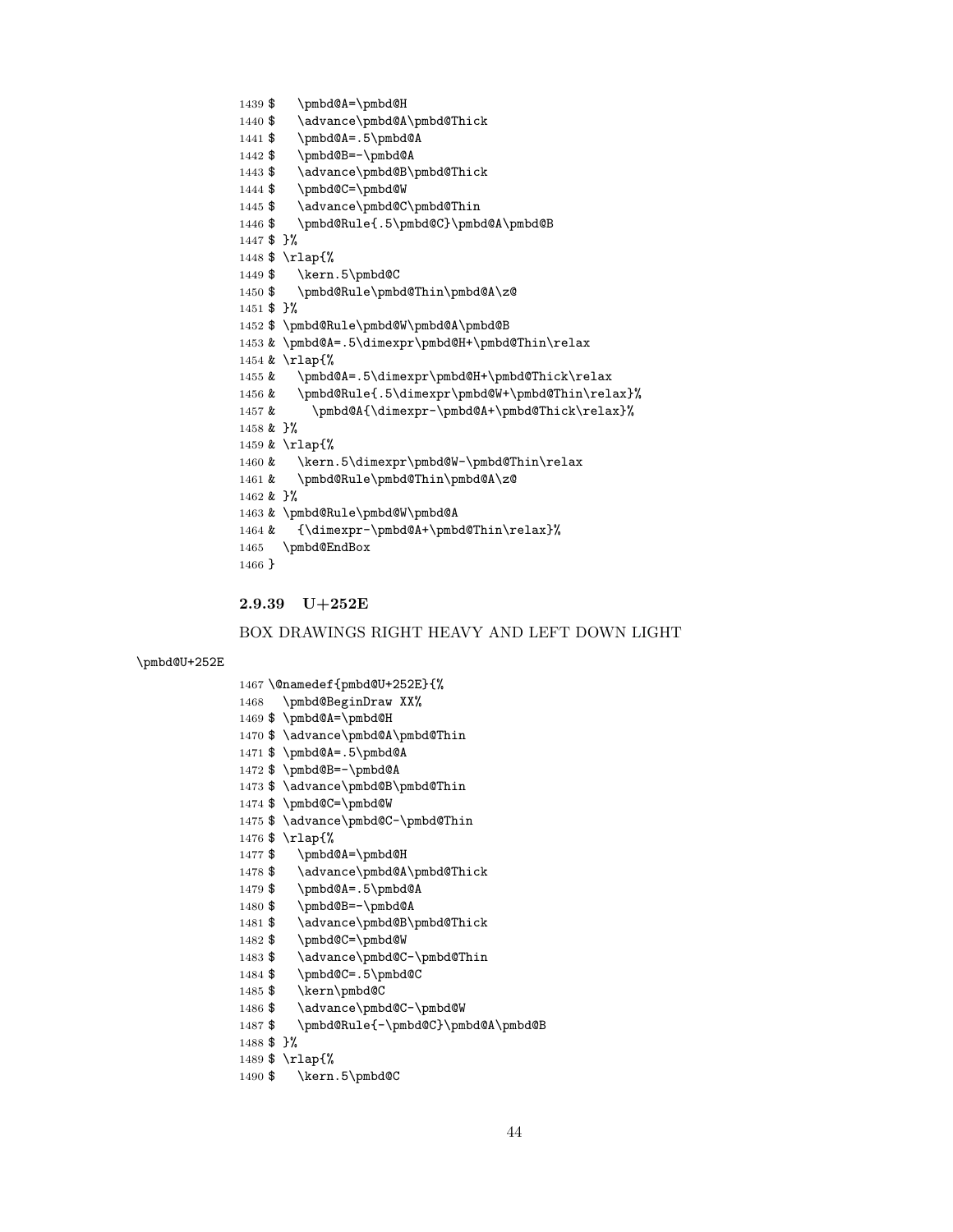```
1439 $    \pmbd@A=\pmbd@H
1440 $    \advance\pmbd@A\pmbd@Thick
1441 $    \pmbd@A=.5\pmbd@A
1442 $    \pmbd@B=-\pmbd@A
1443 $    \advance\pmbd@B\pmbd@Thick
1444 $    \pmbd@C=\pmbd@W
1445 $    \advance\pmbd@C\pmbd@Thin
1446 $    \pmbd@Rule{.5\pmbd@C}\pmbd@A\pmbd@B
1447 $  }%
1448 $  \rlap{%
1449 $    \kern.5\pmbd@C
1450 $    \pmbd@Rule\pmbd@Thin\pmbd@A\z@
1451 $  }%
1452 $  \pmbd@Rule\pmbd@W\pmbd@A\pmbd@B
1453 &  \pmbd@A=.5\dimexpr\pmbd@H+\pmbd@Thin\relax
1454 &  \rlap{%
1455 &    \pmbd@A=.5\dimexpr\pmbd@H+\pmbd@Thick\relax
1456 &    \pmbd@Rule{.5\dimexpr\pmbd@W+\pmbd@Thin\relax}%
1457 &      \pmbd@A{\dimexpr-\pmbd@A+\pmbd@Thick\relax}%
1458 &  }%
1459 &  \rlap{%
1460 &    \kern.5\dimexpr\pmbd@W-\pmbd@Thin\relax
1461 &    \pmbd@Rule\pmbd@Thin\pmbd@A\z@
1462 &  }%
1463 &  \pmbd@Rule\pmbd@W\pmbd@A
1464 &    {\dimexpr-\pmbd@A+\pmbd@Thin\relax}%
1465   \pmbd@EndBox
1466 }
```

### 2.9.39 U+252E

BOX DRAWINGS RIGHT HEAVY AND LEFT DOWN LIGHT

\pmbd@U+252E

```
1467 \@namedef{pmbd@U+252E}{%
1468   \pmbd@BeginDraw XX%
1469 $  \pmbd@A=\pmbd@H
1470 $  \advance\pmbd@A\pmbd@Thin
1471 $  \pmbd@A=.5\pmbd@A
1472 $  \pmbd@B=-\pmbd@A
1473 $  \advance\pmbd@B\pmbd@Thin
1474 $  \pmbd@C=\pmbd@W
1475 $  \advance\pmbd@C-\pmbd@Thin
1476 $  \rlap{%
1477 $    \pmbd@A=\pmbd@H
1478 $    \advance\pmbd@A\pmbd@Thick
1479 $    \pmbd@A=.5\pmbd@A
1480 $    \pmbd@B=-\pmbd@A
1481 $    \advance\pmbd@B\pmbd@Thick
1482 $    \pmbd@C=\pmbd@W
1483 $    \advance\pmbd@C-\pmbd@Thin
1484 $    \pmbd@C=.5\pmbd@C
1485 $    \kern\pmbd@C
1486 $    \advance\pmbd@C-\pmbd@W
1487 $    \pmbd@Rule{-\pmbd@C}\pmbd@A\pmbd@B
1488 $  }%
1489 $  \rlap{%
1490 $    \kern.5\pmbd@C
```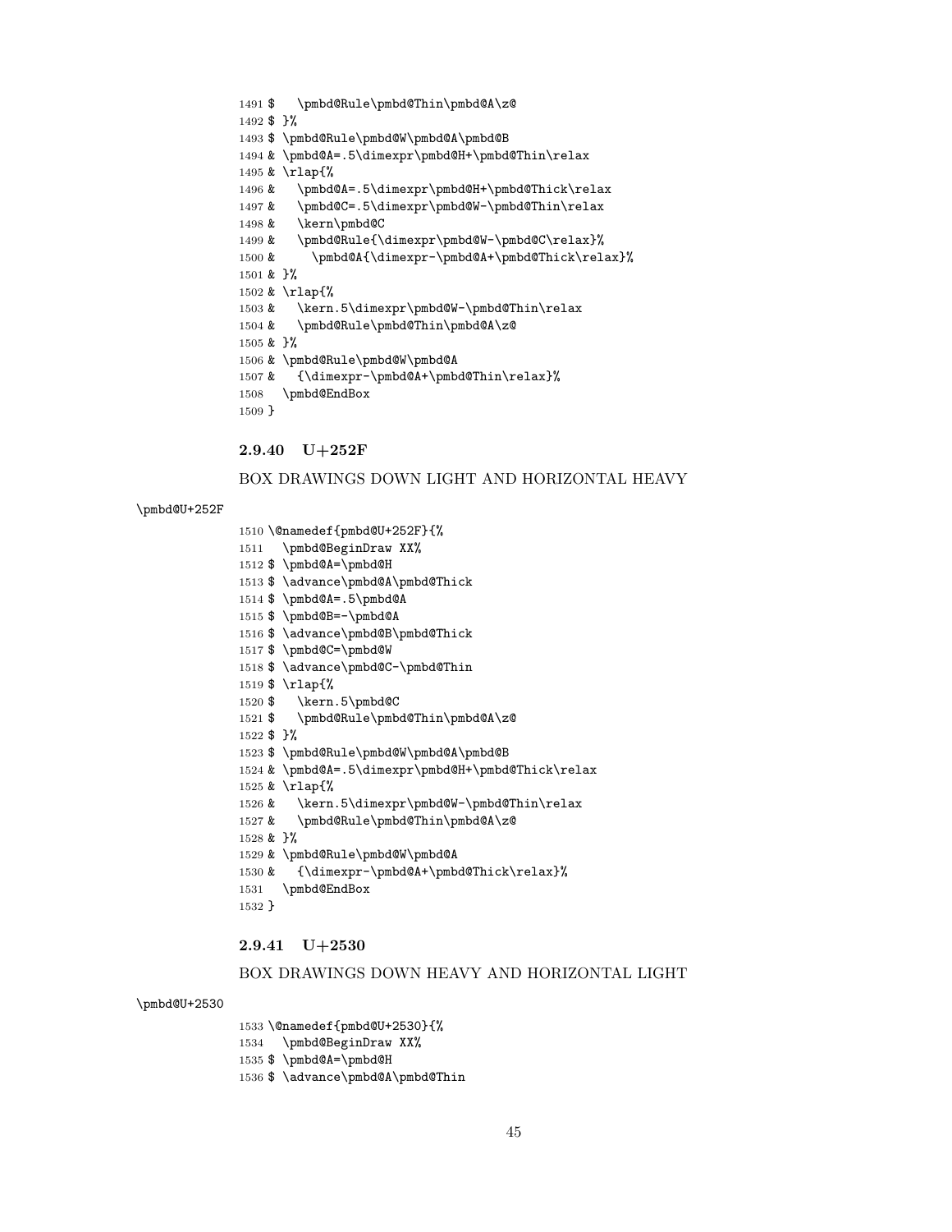```
1491 $    \pmbd@Rule\pmbd@Thin\pmbd@A\z@
1492 $ }%
1493 $ \pmbd@Rule\pmbd@W\pmbd@A\pmbd@B
1494 & \pmbd@A=.5\dimexpr\pmbd@H+\pmbd@Thin\relax
1495 & \rlap{%
1496 &    \pmbd@A=.5\dimexpr\pmbd@H+\pmbd@Thick\relax
1497 &    \pmbd@C=.5\dimexpr\pmbd@W-\pmbd@Thin\relax
1498 &    \kern\pmbd@C
1499 &    \pmbd@Rule{\dimexpr\pmbd@W-\pmbd@C\relax}%
1500 &      \pmbd@A{\dimexpr-\pmbd@A+\pmbd@Thick\relax}%
1501 & }%
1502 & \rlap{%
1503 &    \kern.5\dimexpr\pmbd@W-\pmbd@Thin\relax
1504 &    \pmbd@Rule\pmbd@Thin\pmbd@A\z@
1505 & }%
1506 & \pmbd@Rule\pmbd@W\pmbd@A
1507 &    {\dimexpr-\pmbd@A+\pmbd@Thin\relax}%
1508   \pmbd@EndBox
1509 }
```

### 2.9.40 U+252F

BOX DRAWINGS DOWN LIGHT AND HORIZONTAL HEAVY

\pmbd@U+252F

```
1510 \@namedef{pmbd@U+252F}{%
1511   \pmbd@BeginDraw XX%
1512 $ \pmbd@A=\pmbd@H
1513 $ \advance\pmbd@A\pmbd@Thick
1514 $ \pmbd@A=.5\pmbd@A
1515 $ \pmbd@B=-\pmbd@A
1516 $ \advance\pmbd@B\pmbd@Thick
1517 $ \pmbd@C=\pmbd@W
1518 $ \advance\pmbd@C-\pmbd@Thin
1519 $ \rlap{%
1520 $    \kern.5\pmbd@C
1521 $    \pmbd@Rule\pmbd@Thin\pmbd@A\z@
1522 $ }%
1523 $ \pmbd@Rule\pmbd@W\pmbd@A\pmbd@B
1524 & \pmbd@A=.5\dimexpr\pmbd@H+\pmbd@Thick\relax
1525 & \rlap{%
1526 &    \kern.5\dimexpr\pmbd@W-\pmbd@Thin\relax
1527 &    \pmbd@Rule\pmbd@Thin\pmbd@A\z@
1528 & }%
1529 & \pmbd@Rule\pmbd@W\pmbd@A
1530 &    {\dimexpr-\pmbd@A+\pmbd@Thick\relax}%
1531   \pmbd@EndBox
1532 }
```

### 2.9.41 U+2530

BOX DRAWINGS DOWN HEAVY AND HORIZONTAL LIGHT

\pmbd@U+2530

```
1533 \@namedef{pmbd@U+2530}{%
1534   \pmbd@BeginDraw XX%
1535 $ \pmbd@A=\pmbd@H
1536 $ \advance\pmbd@A\pmbd@Thin
```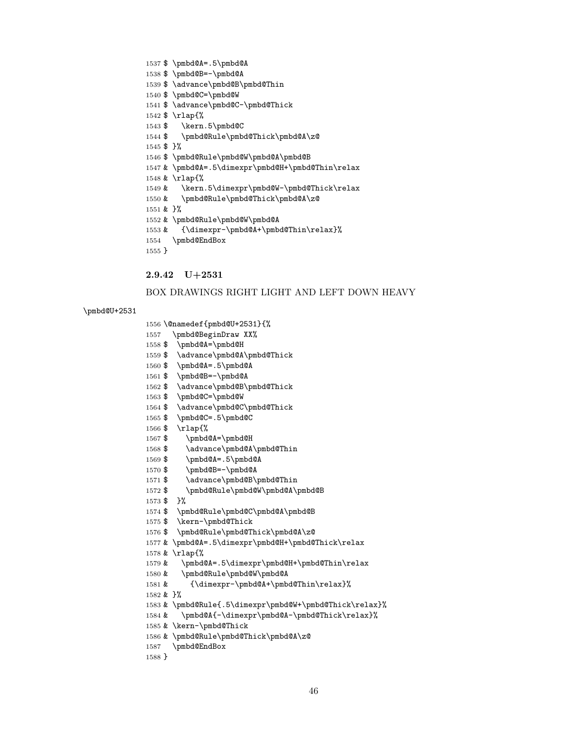```
1537 $ \pmbd@A=.5\pmbd@A
1538 $ \pmbd@B=-\pmbd@A
1539 $ \advance\pmbd@B\pmbd@Thin
1540 $ \pmbd@C=\pmbd@W
1541 $ \advance\pmbd@C-\pmbd@Thick
1542 $ \rlap{%
1543 $   \kern.5\pmbd@C
1544 $   \pmbd@Rule\pmbd@Thick\pmbd@A\z@
1545 $ }%
1546 $ \pmbd@Rule\pmbd@W\pmbd@A\pmbd@B
1547 & \pmbd@A=.5\dimexpr\pmbd@H+\pmbd@Thin\relax
1548 & \rlap{%
1549 &   \kern.5\dimexpr\pmbd@W-\pmbd@Thick\relax
1550 &   \pmbd@Rule\pmbd@Thick\pmbd@A\z@
1551 & }%
1552 & \pmbd@Rule\pmbd@W\pmbd@A
1553 &   {\dimexpr-\pmbd@A+\pmbd@Thin\relax}%
1554   \pmbd@EndBox
1555 }
```

### 2.9.42 U+2531

BOX DRAWINGS RIGHT LIGHT AND LEFT DOWN HEAVY

\pmbd@U+2531

```
1556 \@namedef{pmbd@U+2531}{%
1557   \pmbd@BeginDraw XX%
1558 $   \pmbd@A=\pmbd@H
1559 $   \advance\pmbd@A\pmbd@Thick
1560 $   \pmbd@A=.5\pmbd@A
1561 $   \pmbd@B=-\pmbd@A
1562 $   \advance\pmbd@B\pmbd@Thick
1563 $   \pmbd@C=\pmbd@W
1564 $   \advance\pmbd@C\pmbd@Thick
1565 $   \pmbd@C=.5\pmbd@C
1566 $   \rlap{%
1567 $     \pmbd@A=\pmbd@H
1568 $     \advance\pmbd@A\pmbd@Thin
1569 $     \pmbd@A=.5\pmbd@A
1570 $     \pmbd@B=-\pmbd@A
1571 $     \advance\pmbd@B\pmbd@Thin
1572 $     \pmbd@Rule\pmbd@W\pmbd@A\pmbd@B
1573 $   }%
1574 $   \pmbd@Rule\pmbd@C\pmbd@A\pmbd@B
1575 $   \kern-\pmbd@Thick
1576 $   \pmbd@Rule\pmbd@Thick\pmbd@A\z@
1577 & \pmbd@A=.5\dimexpr\pmbd@H+\pmbd@Thick\relax
1578 & \rlap{%
1579 &   \pmbd@A=.5\dimexpr\pmbd@H+\pmbd@Thin\relax
1580 &   \pmbd@Rule\pmbd@W\pmbd@A
1581 &     {\dimexpr-\pmbd@A+\pmbd@Thin\relax}%
1582 & }%
1583 & \pmbd@Rule{.5\dimexpr\pmbd@W+\pmbd@Thick\relax}%
1584 &   \pmbd@A{-\dimexpr\pmbd@A-\pmbd@Thick\relax}%
1585 & \kern-\pmbd@Thick
1586 & \pmbd@Rule\pmbd@Thick\pmbd@A\z@
1587   \pmbd@EndBox
1588 }
```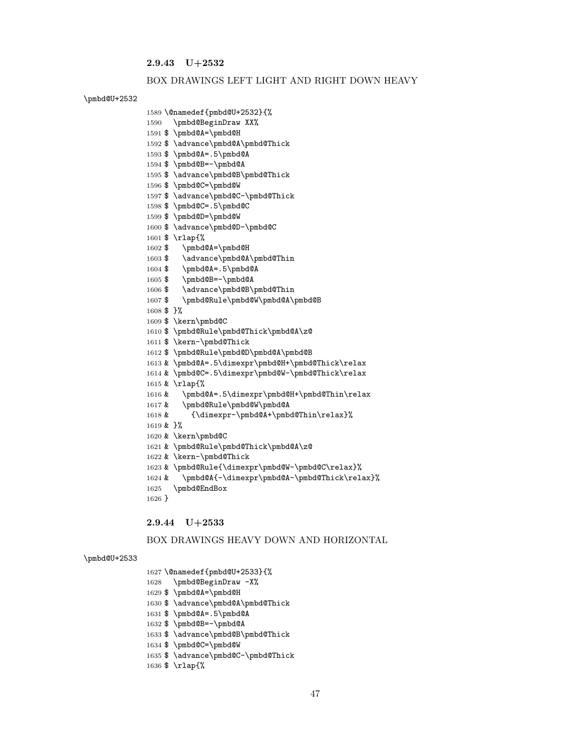### 2.9.43 U+2532

BOX DRAWINGS LEFT LIGHT AND RIGHT DOWN HEAVY

\pmbd@U+2532

```
1589 \@namedef{pmbd@U+2532}{%
1590   \pmbd@BeginDraw XX%
1591 $ \pmbd@A=\pmbd@H
1592 $ \advance\pmbd@A\pmbd@Thick
1593 $ \pmbd@A=.5\pmbd@A
1594 $ \pmbd@B=-\pmbd@A
1595 $ \advance\pmbd@B\pmbd@Thick
1596 $ \pmbd@C=\pmbd@W
1597 $ \advance\pmbd@C-\pmbd@Thick
1598 $ \pmbd@C=.5\pmbd@C
1599 $ \pmbd@D=\pmbd@W
1600 $ \advance\pmbd@D-\pmbd@C
1601 $ \rlap{%
1602 $   \pmbd@A=\pmbd@H
1603 $   \advance\pmbd@A\pmbd@Thin
1604 $   \pmbd@A=.5\pmbd@A
1605 $   \pmbd@B=-\pmbd@A
1606 $   \advance\pmbd@B\pmbd@Thin
1607 $   \pmbd@Rule\pmbd@W\pmbd@A\pmbd@B
1608 $ }%
1609 $ \kern\pmbd@C
1610 $ \pmbd@Rule\pmbd@Thick\pmbd@A\z@
1611 $ \kern-\pmbd@Thick
1612 $ \pmbd@Rule\pmbd@D\pmbd@A\pmbd@B
1613 & \pmbd@A=.5\dimexpr\pmbd@H+\pmbd@Thick\relax
1614 & \pmbd@C=.5\dimexpr\pmbd@W-\pmbd@Thick\relax
1615 & \rlap{%
1616 &   \pmbd@A=.5\dimexpr\pmbd@H+\pmbd@Thin\relax
1617 &   \pmbd@Rule\pmbd@W\pmbd@A
1618 &     {\dimexpr-\pmbd@A+\pmbd@Thin\relax}%
1619 & }%
1620 & \kern\pmbd@C
1621 & \pmbd@Rule\pmbd@Thick\pmbd@A\z@
1622 & \kern-\pmbd@Thick
1623 & \pmbd@Rule{\dimexpr\pmbd@W-\pmbd@C\relax}%
1624 &   \pmbd@A{-\dimexpr\pmbd@A-\pmbd@Thick\relax}%
1625   \pmbd@EndBox
1626 }
```

### 2.9.44 U+2533

BOX DRAWINGS HEAVY DOWN AND HORIZONTAL

\pmbd@U+2533

```
1627 \@namedef{pmbd@U+2533}{%
1628   \pmbd@BeginDraw -X%
1629 $ \pmbd@A=\pmbd@H
1630 $ \advance\pmbd@A\pmbd@Thick
1631 $ \pmbd@A=.5\pmbd@A
1632 $ \pmbd@B=-\pmbd@A
1633 $ \advance\pmbd@B\pmbd@Thick
1634 $ \pmbd@C=\pmbd@W
1635 $ \advance\pmbd@C-\pmbd@Thick
1636 $ \rlap{%
```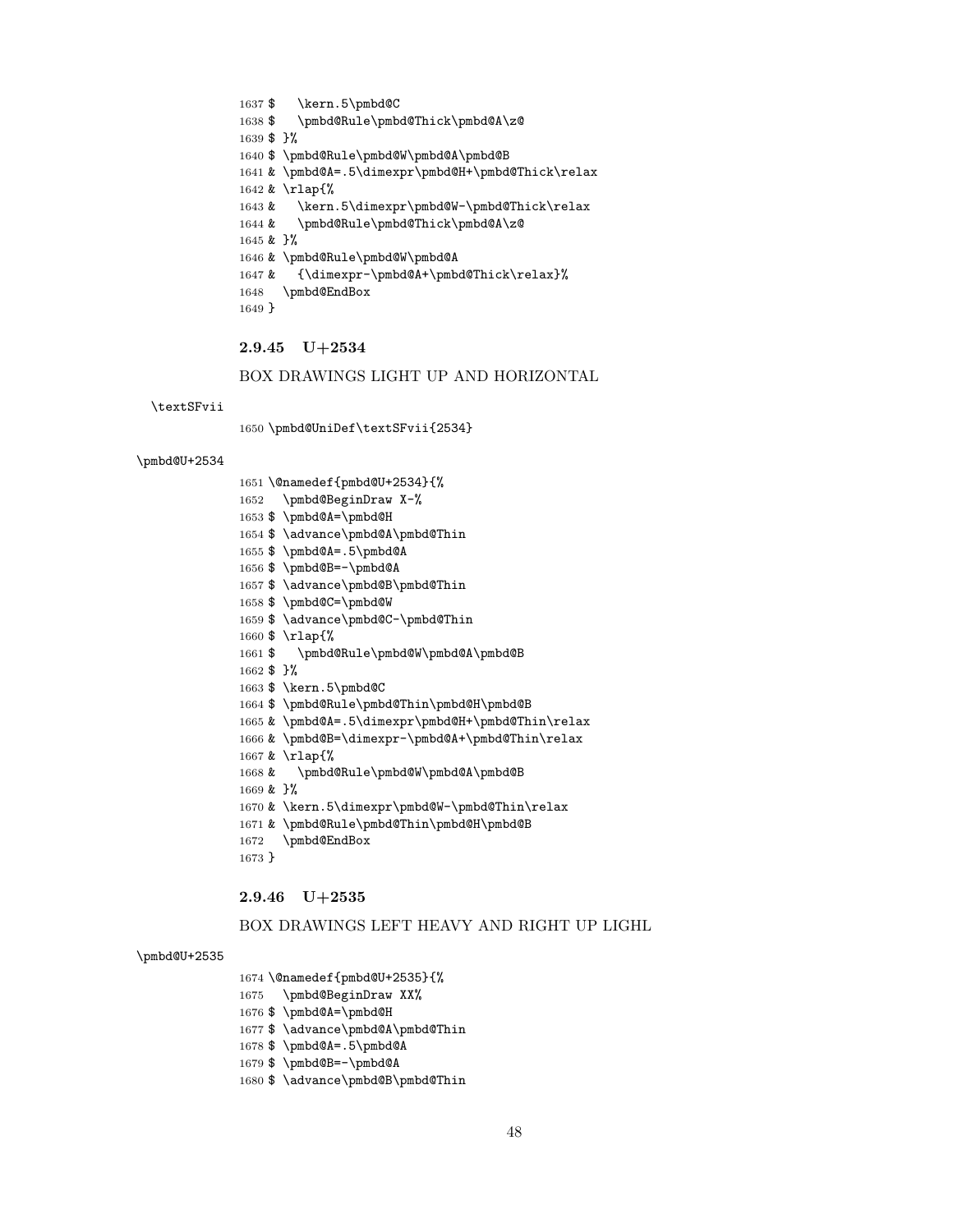```
1637 $    \kern.5\pmbd@C
1638 $    \pmbd@Rule\pmbd@Thick\pmbd@A\z@
1639 $ }%
1640 $ \pmbd@Rule\pmbd@W\pmbd@A\pmbd@B
1641 & \pmbd@A=.5\dimexpr\pmbd@H+\pmbd@Thick\relax
1642 & \rlap{%
1643 &    \kern.5\dimexpr\pmbd@W-\pmbd@Thick\relax
1644 &    \pmbd@Rule\pmbd@Thick\pmbd@A\z@
1645 & }%
1646 & \pmbd@Rule\pmbd@W\pmbd@A
1647 &    {\dimexpr-\pmbd@A+\pmbd@Thick\relax}%
1648   \pmbd@EndBox
1649 }
```

### 2.9.45 U+2534

BOX DRAWINGS LIGHT UP AND HORIZONTAL

\textSFvii

```
1650 \pmbd@UniDef\textSFvii{2534}
```

\pmbd@U+2534

```
1651 \@namedef{pmbd@U+2534}{%
1652   \pmbd@BeginDraw X-%
1653 $ \pmbd@A=\pmbd@H
1654 $ \advance\pmbd@A\pmbd@Thin
1655 $ \pmbd@A=.5\pmbd@A
1656 $ \pmbd@B=-\pmbd@A
1657 $ \advance\pmbd@B\pmbd@Thin
1658 $ \pmbd@C=\pmbd@W
1659 $ \advance\pmbd@C-\pmbd@Thin
1660 $ \rlap{%
1661 $    \pmbd@Rule\pmbd@W\pmbd@A\pmbd@B
1662 $ }%
1663 $ \kern.5\pmbd@C
1664 $ \pmbd@Rule\pmbd@Thin\pmbd@H\pmbd@B
1665 & \pmbd@A=.5\dimexpr\pmbd@H+\pmbd@Thin\relax
1666 & \pmbd@B=\dimexpr-\pmbd@A+\pmbd@Thin\relax
1667 & \rlap{%
1668 &    \pmbd@Rule\pmbd@W\pmbd@A\pmbd@B
1669 & }%
1670 & \kern.5\dimexpr\pmbd@W-\pmbd@Thin\relax
1671 & \pmbd@Rule\pmbd@Thin\pmbd@H\pmbd@B
1672   \pmbd@EndBox
1673 }
```

### 2.9.46 U+2535

BOX DRAWINGS LEFT HEAVY AND RIGHT UP LIGHL

\pmbd@U+2535

```
1674 \@namedef{pmbd@U+2535}{%
1675   \pmbd@BeginDraw XX%
1676 $ \pmbd@A=\pmbd@H
1677 $ \advance\pmbd@A\pmbd@Thin
1678 $ \pmbd@A=.5\pmbd@A
1679 $ \pmbd@B=-\pmbd@A
1680 $ \advance\pmbd@B\pmbd@Thin
```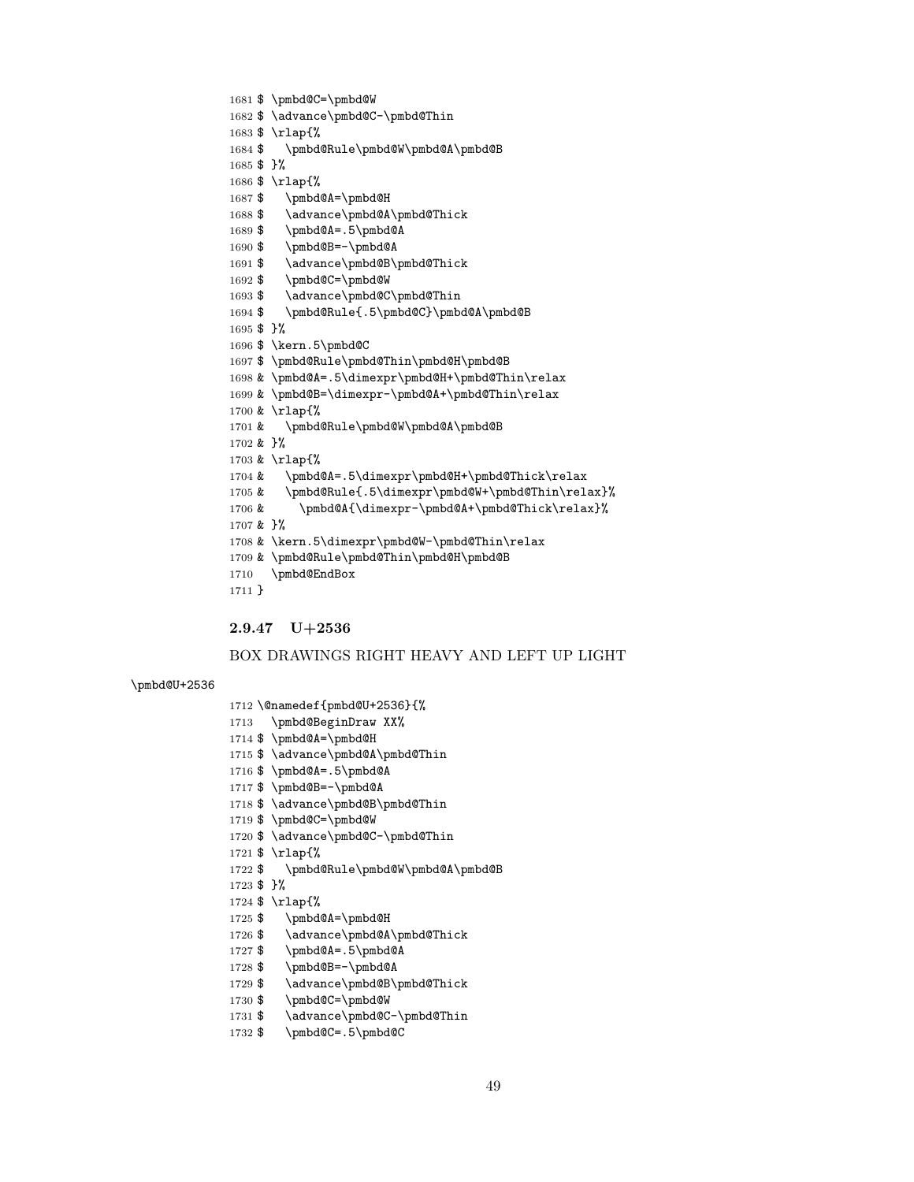```
1681 $ \pmbd@C=\pmbd@W
1682 $ \advance\pmbd@C-\pmbd@Thin
1683 $ \rlap{%
1684 $   \pmbd@Rule\pmbd@W\pmbd@A\pmbd@B
1685 $ }%
1686 $ \rlap{%
1687 $   \pmbd@A=\pmbd@H
1688 $   \advance\pmbd@A\pmbd@Thick
1689 $   \pmbd@A=.5\pmbd@A
1690 $   \pmbd@B=-\pmbd@A
1691 $   \advance\pmbd@B\pmbd@Thick
1692 $   \pmbd@C=\pmbd@W
1693 $   \advance\pmbd@C\pmbd@Thin
1694 $   \pmbd@Rule{.5\pmbd@C}\pmbd@A\pmbd@B
1695 $ }%
1696 $ \kern.5\pmbd@C
1697 $ \pmbd@Rule\pmbd@Thin\pmbd@H\pmbd@B
1698 & \pmbd@A=.5\dimexpr\pmbd@H+\pmbd@Thin\relax
1699 & \pmbd@B=\dimexpr-\pmbd@A+\pmbd@Thin\relax
1700 & \rlap{%
1701 &   \pmbd@Rule\pmbd@W\pmbd@A\pmbd@B
1702 & }%
1703 & \rlap{%
1704 &   \pmbd@A=.5\dimexpr\pmbd@H+\pmbd@Thick\relax
1705 &   \pmbd@Rule{.5\dimexpr\pmbd@W+\pmbd@Thin\relax}%
1706 &     \pmbd@A{\dimexpr-\pmbd@A+\pmbd@Thick\relax}%
1707 & }%
1708 & \kern.5\dimexpr\pmbd@W-\pmbd@Thin\relax
1709 & \pmbd@Rule\pmbd@Thin\pmbd@H\pmbd@B
1710   \pmbd@EndBox
1711 }
```

### 2.9.47 U+2536

BOX DRAWINGS RIGHT HEAVY AND LEFT UP LIGHT

\pmbd@U+2536

```
1712 \@namedef{pmbd@U+2536}{%
1713   \pmbd@BeginDraw XX%
1714 $ \pmbd@A=\pmbd@H
1715 $ \advance\pmbd@A\pmbd@Thin
1716 $ \pmbd@A=.5\pmbd@A
1717 $ \pmbd@B=-\pmbd@A
1718 $ \advance\pmbd@B\pmbd@Thin
1719 $ \pmbd@C=\pmbd@W
1720 $ \advance\pmbd@C-\pmbd@Thin
1721 $ \rlap{%
1722 $   \pmbd@Rule\pmbd@W\pmbd@A\pmbd@B
1723 $ }%
1724 $ \rlap{%
1725 $   \pmbd@A=\pmbd@H
1726 $   \advance\pmbd@A\pmbd@Thick
1727 $   \pmbd@A=.5\pmbd@A
1728 $   \pmbd@B=-\pmbd@A
1729 $   \advance\pmbd@B\pmbd@Thick
1730 $   \pmbd@C=\pmbd@W
1731 $   \advance\pmbd@C-\pmbd@Thin
1732 $   \pmbd@C=.5\pmbd@C
```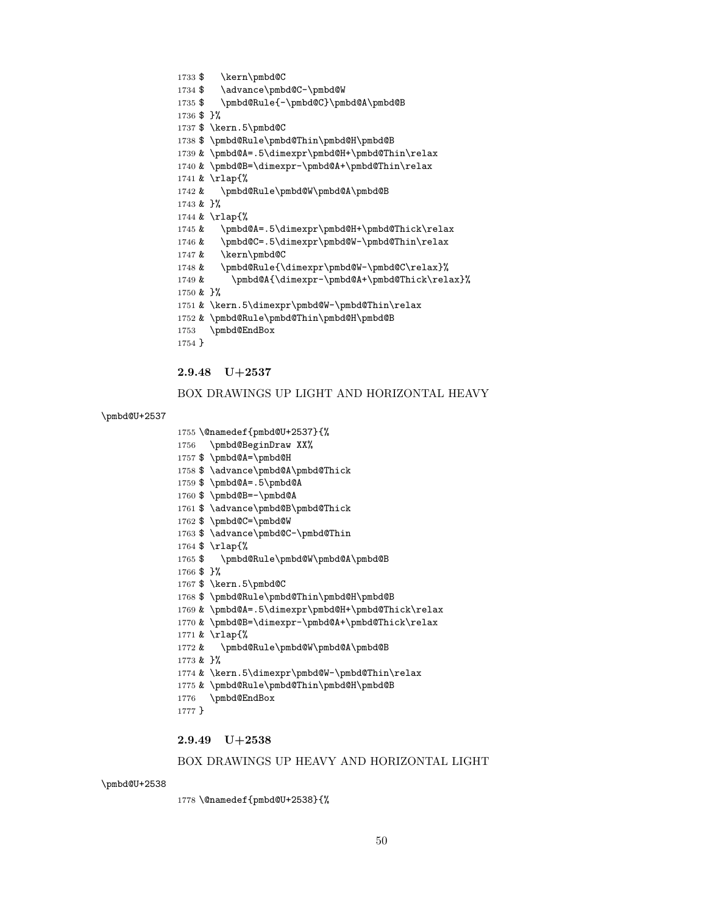```
1733 $    \kern\pmbd@C
1734 $    \advance\pmbd@C-\pmbd@W
1735 $    \pmbd@Rule{-\pmbd@C}\pmbd@A\pmbd@B
1736 $ }%
1737 $ \kern.5\pmbd@C
1738 $ \pmbd@Rule\pmbd@Thin\pmbd@H\pmbd@B
1739 & \pmbd@A=.5\dimexpr\pmbd@H+\pmbd@Thin\relax
1740 & \pmbd@B=\dimexpr-\pmbd@A+\pmbd@Thin\relax
1741 & \rlap{%
1742 &    \pmbd@Rule\pmbd@W\pmbd@A\pmbd@B
1743 & }%
1744 & \rlap{%
1745 &    \pmbd@A=.5\dimexpr\pmbd@H+\pmbd@Thick\relax
1746 &    \pmbd@C=.5\dimexpr\pmbd@W-\pmbd@Thin\relax
1747 &    \kern\pmbd@C
1748 &    \pmbd@Rule{\dimexpr\pmbd@W-\pmbd@C\relax}%
1749 &      \pmbd@A{\dimexpr-\pmbd@A+\pmbd@Thick\relax}%
1750 & }%
1751 & \kern.5\dimexpr\pmbd@W-\pmbd@Thin\relax
1752 & \pmbd@Rule\pmbd@Thin\pmbd@H\pmbd@B
1753   \pmbd@EndBox
1754 }
```

### 2.9.48 U+2537

BOX DRAWINGS UP LIGHT AND HORIZONTAL HEAVY

\pmbd@U+2537

```
1755 \@namedef{pmbd@U+2537}{%
1756   \pmbd@BeginDraw XX%
1757 $ \pmbd@A=\pmbd@H
1758 $ \advance\pmbd@A\pmbd@Thick
1759 $ \pmbd@A=.5\pmbd@A
1760 $ \pmbd@B=-\pmbd@A
1761 $ \advance\pmbd@B\pmbd@Thick
1762 $ \pmbd@C=\pmbd@W
1763 $ \advance\pmbd@C-\pmbd@Thin
1764 $ \rlap{%
1765 $    \pmbd@Rule\pmbd@W\pmbd@A\pmbd@B
1766 $ }%
1767 $ \kern.5\pmbd@C
1768 $ \pmbd@Rule\pmbd@Thin\pmbd@H\pmbd@B
1769 & \pmbd@A=.5\dimexpr\pmbd@H+\pmbd@Thick\relax
1770 & \pmbd@B=\dimexpr-\pmbd@A+\pmbd@Thick\relax
1771 & \rlap{%
1772 &    \pmbd@Rule\pmbd@W\pmbd@A\pmbd@B
1773 & }%
1774 & \kern.5\dimexpr\pmbd@W-\pmbd@Thin\relax
1775 & \pmbd@Rule\pmbd@Thin\pmbd@H\pmbd@B
1776   \pmbd@EndBox
1777 }
```

### 2.9.49 U+2538

BOX DRAWINGS UP HEAVY AND HORIZONTAL LIGHT

\pmbd@U+2538

```
1778 \@namedef{pmbd@U+2538}{%
```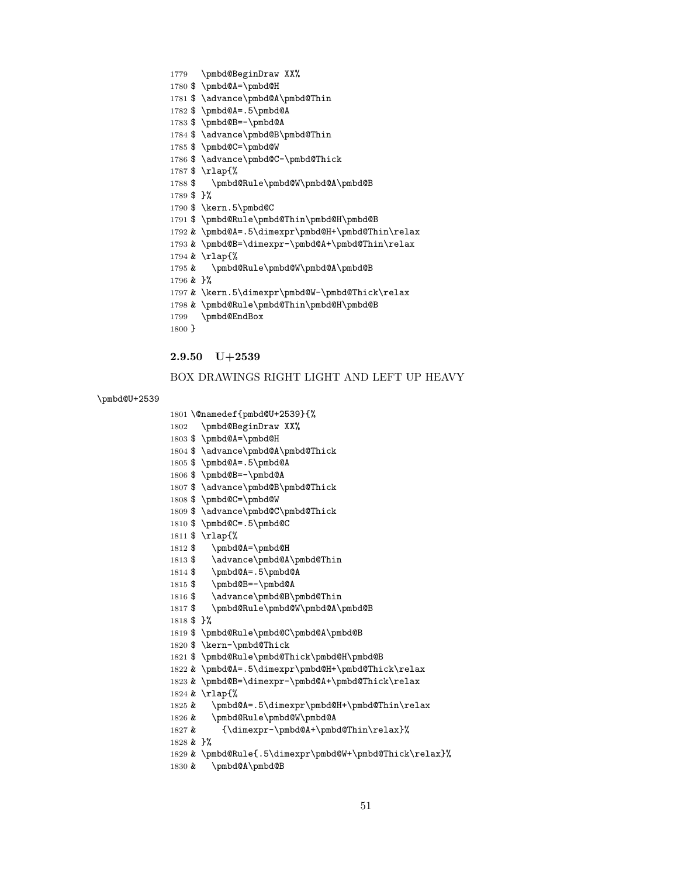```
1779   \pmbd@BeginDraw XX%
1780 $ \pmbd@A=\pmbd@H
1781 $ \advance\pmbd@A\pmbd@Thin
1782 $ \pmbd@A=.5\pmbd@A
1783 $ \pmbd@B=-\pmbd@A
1784 $ \advance\pmbd@B\pmbd@Thin
1785 $ \pmbd@C=\pmbd@W
1786 $ \advance\pmbd@C-\pmbd@Thick
1787 $ \rlap{%
1788 $   \pmbd@Rule\pmbd@W\pmbd@A\pmbd@B
1789 $ }%
1790 $ \kern.5\pmbd@C
1791 $ \pmbd@Rule\pmbd@Thin\pmbd@H\pmbd@B
1792 & \pmbd@A=.5\dimexpr\pmbd@H+\pmbd@Thin\relax
1793 & \pmbd@B=\dimexpr-\pmbd@A+\pmbd@Thin\relax
1794 & \rlap{%
1795 &   \pmbd@Rule\pmbd@W\pmbd@A\pmbd@B
1796 & }%
1797 & \kern.5\dimexpr\pmbd@W-\pmbd@Thick\relax
1798 & \pmbd@Rule\pmbd@Thin\pmbd@H\pmbd@B
1799   \pmbd@EndBox
1800 }
```

### 2.9.50 U+2539

BOX DRAWINGS RIGHT LIGHT AND LEFT UP HEAVY

\pmbd@U+2539

```
1801 \@namedef{pmbd@U+2539}{%
1802   \pmbd@BeginDraw XX%
1803 $ \pmbd@A=\pmbd@H
1804 $ \advance\pmbd@A\pmbd@Thick
1805 $ \pmbd@A=.5\pmbd@A
1806 $ \pmbd@B=-\pmbd@A
1807 $ \advance\pmbd@B\pmbd@Thick
1808 $ \pmbd@C=\pmbd@W
1809 $ \advance\pmbd@C\pmbd@Thick
1810 $ \pmbd@C=.5\pmbd@C
1811 $ \rlap{%
1812 $   \pmbd@A=\pmbd@H
1813 $   \advance\pmbd@A\pmbd@Thin
1814 $   \pmbd@A=.5\pmbd@A
1815 $   \pmbd@B=-\pmbd@A
1816 $   \advance\pmbd@B\pmbd@Thin
1817 $   \pmbd@Rule\pmbd@W\pmbd@A\pmbd@B
1818 $ }%
1819 $ \pmbd@Rule\pmbd@C\pmbd@A\pmbd@B
1820 $ \kern-\pmbd@Thick
1821 $ \pmbd@Rule\pmbd@Thick\pmbd@H\pmbd@B
1822 & \pmbd@A=.5\dimexpr\pmbd@H+\pmbd@Thick\relax
1823 & \pmbd@B=\dimexpr-\pmbd@A+\pmbd@Thick\relax
1824 & \rlap{%
1825 &   \pmbd@A=.5\dimexpr\pmbd@H+\pmbd@Thin\relax
1826 &   \pmbd@Rule\pmbd@W\pmbd@A
1827 &     {\dimexpr-\pmbd@A+\pmbd@Thin\relax}%
1828 & }%
1829 & \pmbd@Rule{.5\dimexpr\pmbd@W+\pmbd@Thick\relax}%
1830 &   \pmbd@A\pmbd@B
```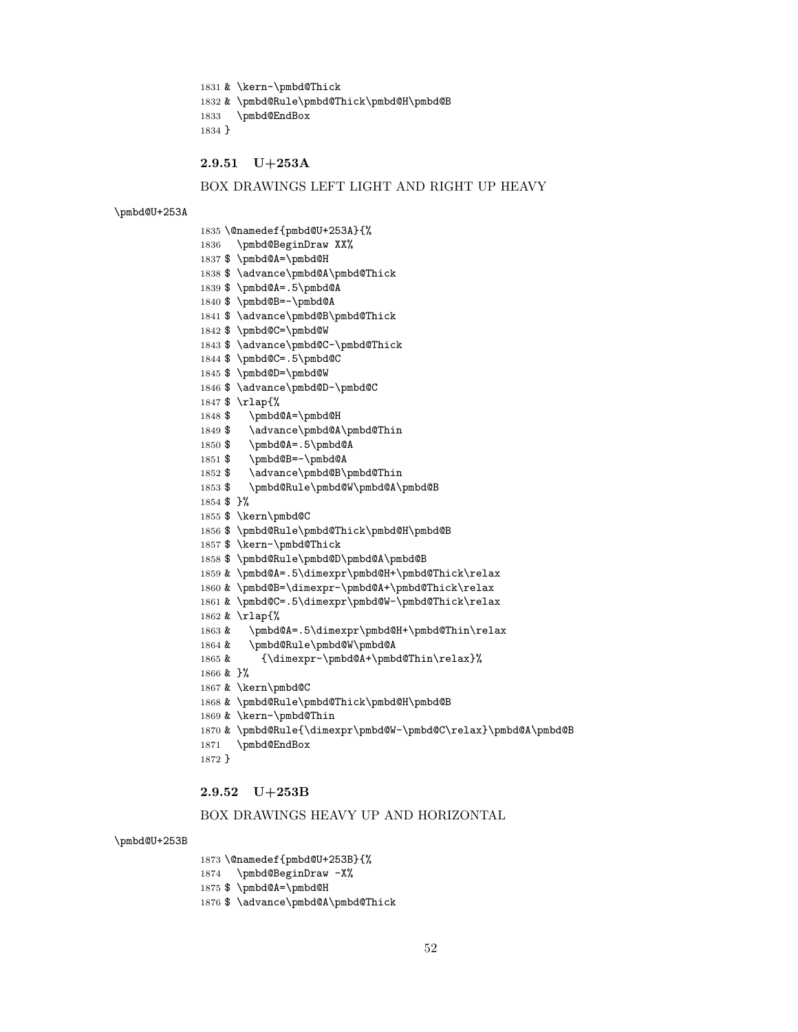```
1831 & \kern-\pmbd@Thick
1832 & \pmbd@Rule\pmbd@Thick\pmbd@H\pmbd@B
1833   \pmbd@EndBox
1834 }
```

### 2.9.51 U+253A

BOX DRAWINGS LEFT LIGHT AND RIGHT UP HEAVY

\pmbd@U+253A

```
1835 \@namedef{pmbd@U+253A}{%
1836   \pmbd@BeginDraw XX%
1837 $ \pmbd@A=\pmbd@H
1838 $ \advance\pmbd@A\pmbd@Thick
1839 $ \pmbd@A=.5\pmbd@A
1840 $ \pmbd@B=-\pmbd@A
1841 $ \advance\pmbd@B\pmbd@Thick
1842 $ \pmbd@C=\pmbd@W
1843 $ \advance\pmbd@C-\pmbd@Thick
1844 $ \pmbd@C=.5\pmbd@C
1845 $ \pmbd@D=\pmbd@W
1846 $ \advance\pmbd@D-\pmbd@C
1847 $ \rlap{%
1848 $   \pmbd@A=\pmbd@H
1849 $   \advance\pmbd@A\pmbd@Thin
1850 $   \pmbd@A=.5\pmbd@A
1851 $   \pmbd@B=-\pmbd@A
1852 $   \advance\pmbd@B\pmbd@Thin
1853 $   \pmbd@Rule\pmbd@W\pmbd@A\pmbd@B
1854 $ }%
1855 $ \kern\pmbd@C
1856 $ \pmbd@Rule\pmbd@Thick\pmbd@H\pmbd@B
1857 $ \kern-\pmbd@Thick
1858 $ \pmbd@Rule\pmbd@D\pmbd@A\pmbd@B
1859 & \pmbd@A=.5\dimexpr\pmbd@H+\pmbd@Thick\relax
1860 & \pmbd@B=\dimexpr-\pmbd@A+\pmbd@Thick\relax
1861 & \pmbd@C=.5\dimexpr\pmbd@W-\pmbd@Thick\relax
1862 & \rlap{%
1863 &   \pmbd@A=.5\dimexpr\pmbd@H+\pmbd@Thin\relax
1864 &   \pmbd@Rule\pmbd@W\pmbd@A
1865 &     {\dimexpr-\pmbd@A+\pmbd@Thin\relax}%
1866 & }%
1867 & \kern\pmbd@C
1868 & \pmbd@Rule\pmbd@Thick\pmbd@H\pmbd@B
1869 & \kern-\pmbd@Thin
1870 & \pmbd@Rule{\dimexpr\pmbd@W-\pmbd@C\relax}\pmbd@A\pmbd@B
1871   \pmbd@EndBox
1872 }
```

### 2.9.52 U+253B

BOX DRAWINGS HEAVY UP AND HORIZONTAL

\pmbd@U+253B

```
1873 \@namedef{pmbd@U+253B}{%
1874   \pmbd@BeginDraw -X%
1875 $ \pmbd@A=\pmbd@H
1876 $ \advance\pmbd@A\pmbd@Thick
```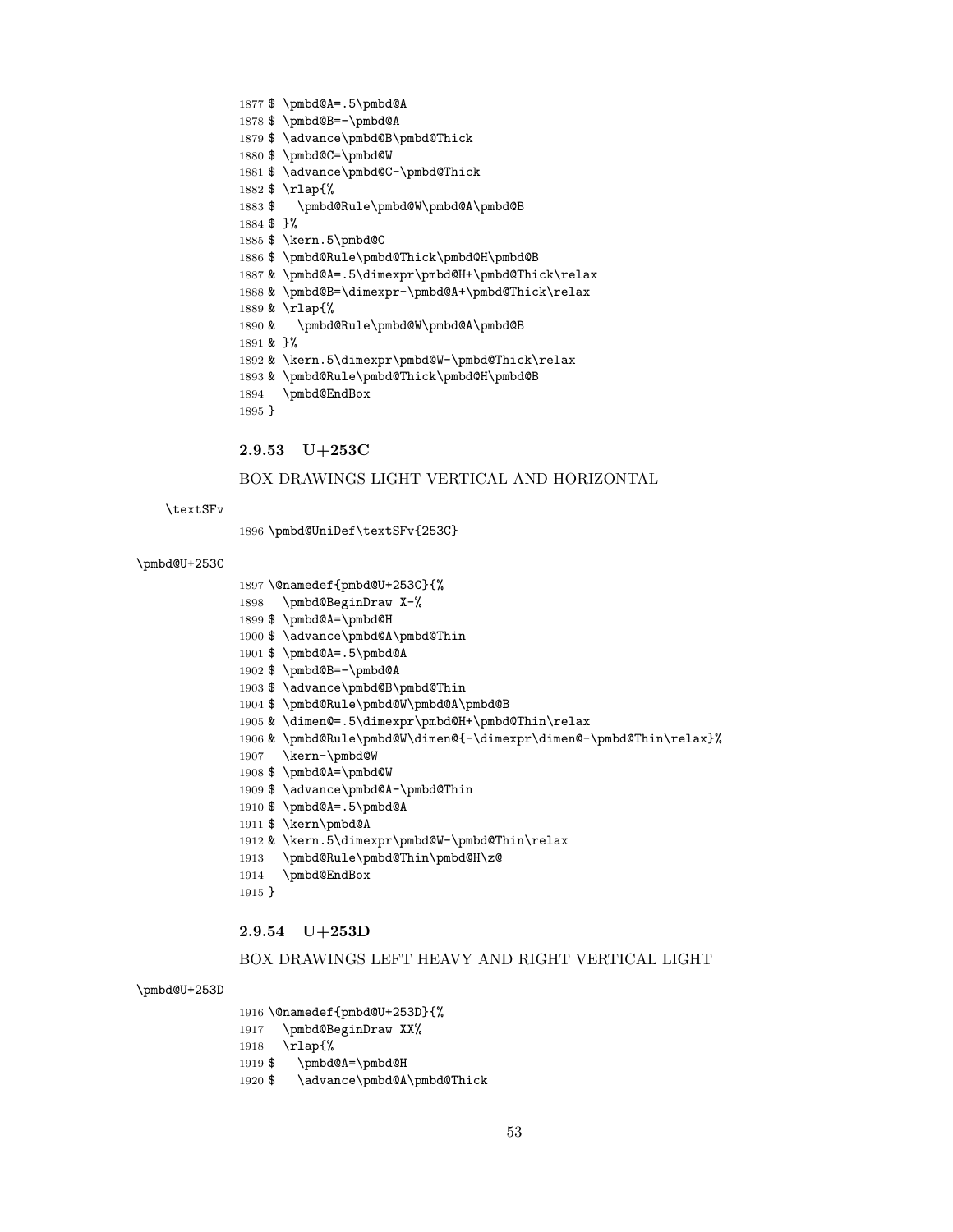```
1877 $ \pmbd@A=.5\pmbd@A
1878 $ \pmbd@B=-\pmbd@A
1879 $ \advance\pmbd@B\pmbd@Thick
1880 $ \pmbd@C=\pmbd@W
1881 $ \advance\pmbd@C-\pmbd@Thick
1882 $ \rlap{%
1883 $   \pmbd@Rule\pmbd@W\pmbd@A\pmbd@B
1884 $ }%
1885 $ \kern.5\pmbd@C
1886 $ \pmbd@Rule\pmbd@Thick\pmbd@H\pmbd@B
1887 & \pmbd@A=.5\dimexpr\pmbd@H+\pmbd@Thick\relax
1888 & \pmbd@B=\dimexpr-\pmbd@A+\pmbd@Thick\relax
1889 & \rlap{%
1890 &   \pmbd@Rule\pmbd@W\pmbd@A\pmbd@B
1891 & }%
1892 & \kern.5\dimexpr\pmbd@W-\pmbd@Thick\relax
1893 & \pmbd@Rule\pmbd@Thick\pmbd@H\pmbd@B
1894   \pmbd@EndBox
1895 }
```

### 2.9.53 U+253C

BOX DRAWINGS LIGHT VERTICAL AND HORIZONTAL

\textSFv

```
1896 \pmbd@UniDef\textSFv{253C}
```

\pmbd@U+253C

```
1897 \@namedef{pmbd@U+253C}{%
1898   \pmbd@BeginDraw X-%
1899 $ \pmbd@A=\pmbd@H
1900 $ \advance\pmbd@A\pmbd@Thin
1901 $ \pmbd@A=.5\pmbd@A
1902 $ \pmbd@B=-\pmbd@A
1903 $ \advance\pmbd@B\pmbd@Thin
1904 $ \pmbd@Rule\pmbd@W\pmbd@A\pmbd@B
1905 & \dimen@=.5\dimexpr\pmbd@H+\pmbd@Thin\relax
1906 & \pmbd@Rule\pmbd@W\dimen@{-\dimexpr\dimen@-\pmbd@Thin\relax}%
1907   \kern-\pmbd@W
1908 $ \pmbd@A=\pmbd@W
1909 $ \advance\pmbd@A-\pmbd@Thin
1910 $ \pmbd@A=.5\pmbd@A
1911 $ \kern\pmbd@A
1912 & \kern.5\dimexpr\pmbd@W-\pmbd@Thin\relax
1913   \pmbd@Rule\pmbd@Thin\pmbd@H\z@
1914   \pmbd@EndBox
1915 }
```

### 2.9.54 U+253D

BOX DRAWINGS LEFT HEAVY AND RIGHT VERTICAL LIGHT

\pmbd@U+253D

```
1916 \@namedef{pmbd@U+253D}{%
1917   \pmbd@BeginDraw XX%
1918   \rlap{%
1919 $   \pmbd@A=\pmbd@H
1920 $   \advance\pmbd@A\pmbd@Thick
```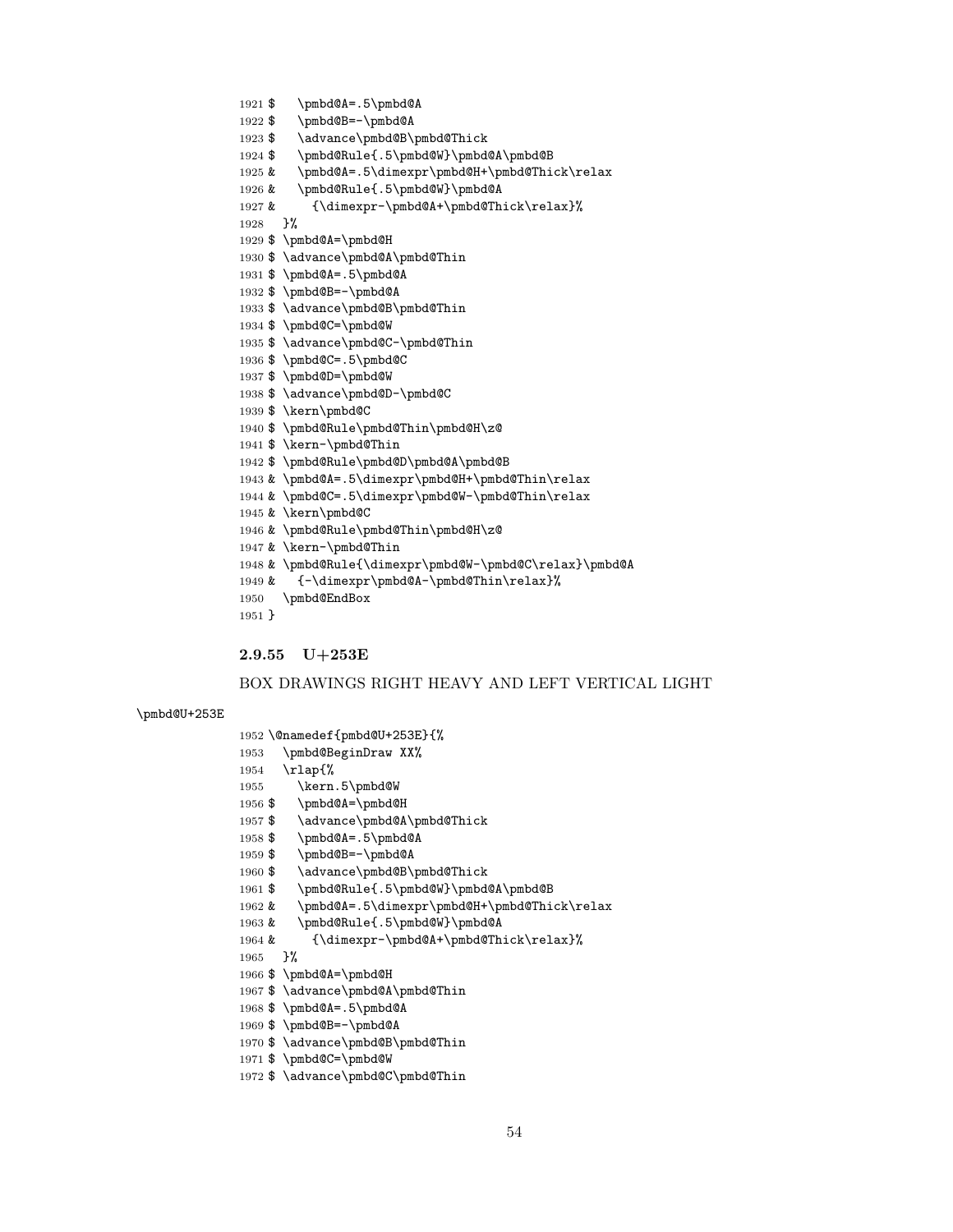```
1921 $    \pmbd@A=.5\pmbd@A
1922 $    \pmbd@B=-\pmbd@A
1923 $    \advance\pmbd@B\pmbd@Thick
1924 $    \pmbd@Rule{.5\pmbd@W}\pmbd@A\pmbd@B
1925 &    \pmbd@A=.5\dimexpr\pmbd@H+\pmbd@Thick\relax
1926 &    \pmbd@Rule{.5\pmbd@W}\pmbd@A
1927 &      {\dimexpr-\pmbd@A+\pmbd@Thick\relax}%
1928   }%
1929 $ \pmbd@A=\pmbd@H
1930 $ \advance\pmbd@A\pmbd@Thin
1931 $ \pmbd@A=.5\pmbd@A
1932 $ \pmbd@B=-\pmbd@A
1933 $ \advance\pmbd@B\pmbd@Thin
1934 $ \pmbd@C=\pmbd@W
1935 $ \advance\pmbd@C-\pmbd@Thin
1936 $ \pmbd@C=.5\pmbd@C
1937 $ \pmbd@D=\pmbd@W
1938 $ \advance\pmbd@D-\pmbd@C
1939 $ \kern\pmbd@C
1940 $ \pmbd@Rule\pmbd@Thin\pmbd@H\z@
1941 $ \kern-\pmbd@Thin
1942 $ \pmbd@Rule\pmbd@D\pmbd@A\pmbd@B
1943 & \pmbd@A=.5\dimexpr\pmbd@H+\pmbd@Thin\relax
1944 & \pmbd@C=.5\dimexpr\pmbd@W-\pmbd@Thin\relax
1945 & \kern\pmbd@C
1946 & \pmbd@Rule\pmbd@Thin\pmbd@H\z@
1947 & \kern-\pmbd@Thin
1948 & \pmbd@Rule{\dimexpr\pmbd@W-\pmbd@C\relax}\pmbd@A
1949 &   {-\dimexpr\pmbd@A-\pmbd@Thin\relax}%
1950   \pmbd@EndBox
1951 }
```

### 2.9.55 U+253E

BOX DRAWINGS RIGHT HEAVY AND LEFT VERTICAL LIGHT

\pmbd@U+253E

```
1952 \@namedef{pmbd@U+253E}{%
1953   \pmbd@BeginDraw XX%
1954   \rlap{%
1955     \kern.5\pmbd@W
1956 $    \pmbd@A=\pmbd@H
1957 $    \advance\pmbd@A\pmbd@Thick
1958 $    \pmbd@A=.5\pmbd@A
1959 $    \pmbd@B=-\pmbd@A
1960 $    \advance\pmbd@B\pmbd@Thick
1961 $    \pmbd@Rule{.5\pmbd@W}\pmbd@A\pmbd@B
1962 &    \pmbd@A=.5\dimexpr\pmbd@H+\pmbd@Thick\relax
1963 &    \pmbd@Rule{.5\pmbd@W}\pmbd@A
1964 &      {\dimexpr-\pmbd@A+\pmbd@Thick\relax}%
1965   }%
1966 $ \pmbd@A=\pmbd@H
1967 $ \advance\pmbd@A\pmbd@Thin
1968 $ \pmbd@A=.5\pmbd@A
1969 $ \pmbd@B=-\pmbd@A
1970 $ \advance\pmbd@B\pmbd@Thin
1971 $ \pmbd@C=\pmbd@W
1972 $ \advance\pmbd@C\pmbd@Thin
```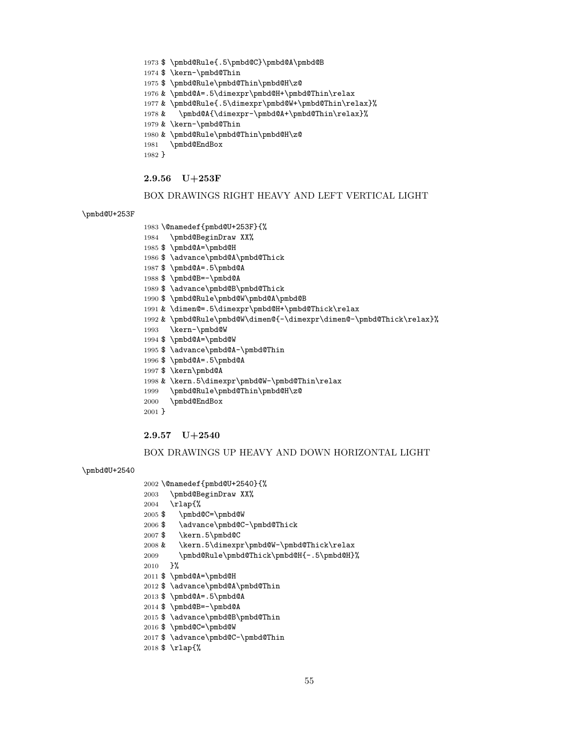```
1973 $ \pmbd@Rule{.5\pmbd@C}\pmbd@A\pmbd@B
1974 $ \kern-\pmbd@Thin
1975 $ \pmbd@Rule\pmbd@Thin\pmbd@H\z@
1976 & \pmbd@A=.5\dimexpr\pmbd@H+\pmbd@Thin\relax
1977 & \pmbd@Rule{.5\dimexpr\pmbd@W+\pmbd@Thin\relax}%
1978 &   \pmbd@A{\dimexpr-\pmbd@A+\pmbd@Thin\relax}%
1979 & \kern-\pmbd@Thin
1980 & \pmbd@Rule\pmbd@Thin\pmbd@H\z@
1981   \pmbd@EndBox
1982 }
```

### 2.9.56 U+253F

BOX DRAWINGS RIGHT HEAVY AND LEFT VERTICAL LIGHT

\pmbd@U+253F

```
1983 \@namedef{pmbd@U+253F}{%
1984   \pmbd@BeginDraw XX%
1985 $ \pmbd@A=\pmbd@H
1986 $ \advance\pmbd@A\pmbd@Thick
1987 $ \pmbd@A=.5\pmbd@A
1988 $ \pmbd@B=-\pmbd@A
1989 $ \advance\pmbd@B\pmbd@Thick
1990 $ \pmbd@Rule\pmbd@W\pmbd@A\pmbd@B
1991 & \dimen@=.5\dimexpr\pmbd@H+\pmbd@Thick\relax
1992 & \pmbd@Rule\pmbd@W\dimen@{-\dimexpr\dimen@-\pmbd@Thick\relax}%
1993   \kern-\pmbd@W
1994 $ \pmbd@A=\pmbd@W
1995 $ \advance\pmbd@A-\pmbd@Thin
1996 $ \pmbd@A=.5\pmbd@A
1997 $ \kern\pmbd@A
1998 & \kern.5\dimexpr\pmbd@W-\pmbd@Thin\relax
1999   \pmbd@Rule\pmbd@Thin\pmbd@H\z@
2000   \pmbd@EndBox
2001 }
```

### 2.9.57 U+2540

BOX DRAWINGS UP HEAVY AND DOWN HORIZONTAL LIGHT

\pmbd@U+2540

```
2002 \@namedef{pmbd@U+2540}{%
2003   \pmbd@BeginDraw XX%
2004   \rlap{%
2005 $   \pmbd@C=\pmbd@W
2006 $   \advance\pmbd@C-\pmbd@Thick
2007 $   \kern.5\pmbd@C
2008 &   \kern.5\dimexpr\pmbd@W-\pmbd@Thick\relax
2009     \pmbd@Rule\pmbd@Thick\pmbd@H{-.5\pmbd@H}%
2010   }%
2011 $ \pmbd@A=\pmbd@H
2012 $ \advance\pmbd@A\pmbd@Thin
2013 $ \pmbd@A=.5\pmbd@A
2014 $ \pmbd@B=-\pmbd@A
2015 $ \advance\pmbd@B\pmbd@Thin
2016 $ \pmbd@C=\pmbd@W
2017 $ \advance\pmbd@C-\pmbd@Thin
2018 $ \rlap{%
```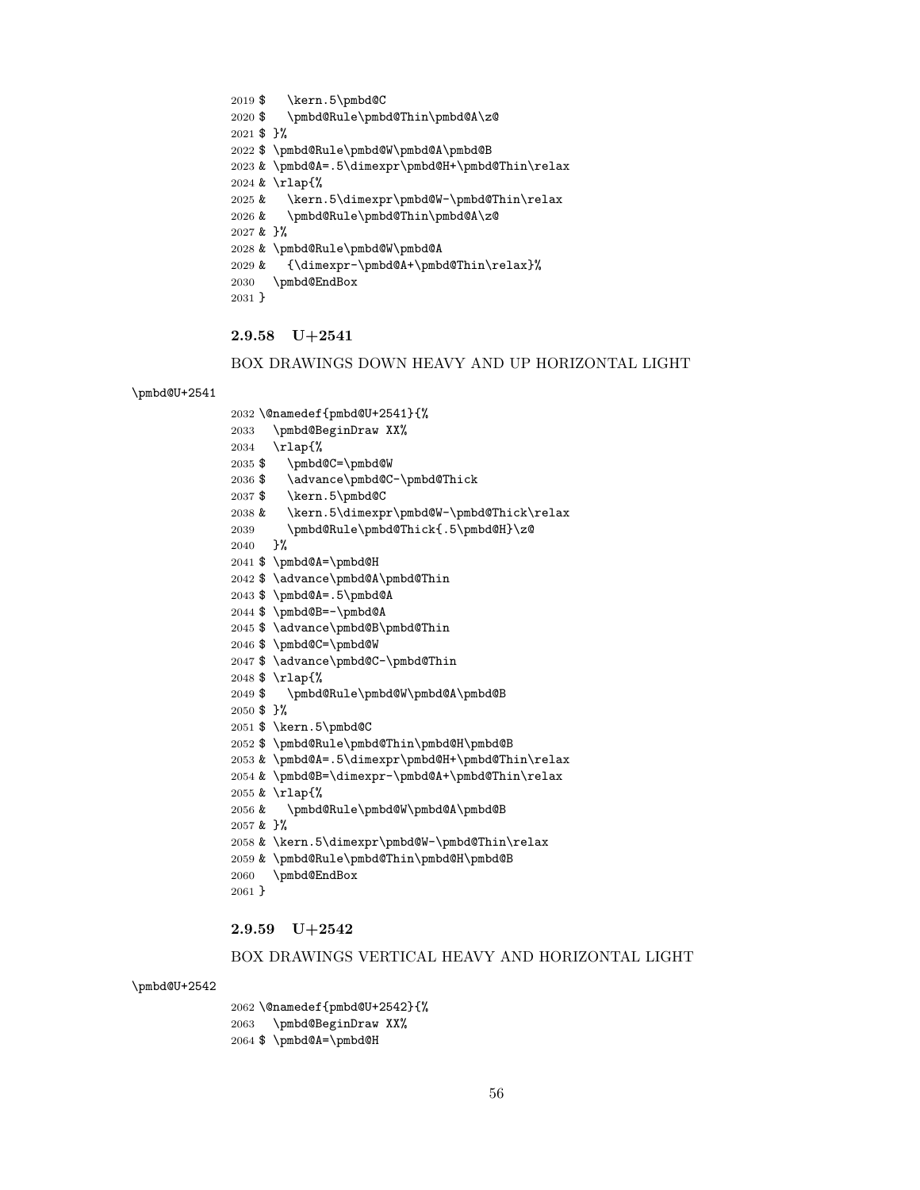```
2019 $    \kern.5\pmbd@C
2020 $    \pmbd@Rule\pmbd@Thin\pmbd@A\z@
2021 $ }%
2022 $ \pmbd@Rule\pmbd@W\pmbd@A\pmbd@B
2023 & \pmbd@A=.5\dimexpr\pmbd@H+\pmbd@Thin\relax
2024 & \rlap{%
2025 &   \kern.5\dimexpr\pmbd@W-\pmbd@Thin\relax
2026 &   \pmbd@Rule\pmbd@Thin\pmbd@A\z@
2027 & }%
2028 & \pmbd@Rule\pmbd@W\pmbd@A
2029 &   {\dimexpr-\pmbd@A+\pmbd@Thin\relax}%
2030   \pmbd@EndBox
2031 }
```

#### 2.9.58 U+2541

BOX DRAWINGS DOWN HEAVY AND UP HORIZONTAL LIGHT

\pmbd@U+2541

```
2032 \@namedef{pmbd@U+2541}{%
2033   \pmbd@BeginDraw XX%
2034   \rlap{%
2035 $    \pmbd@C=\pmbd@W
2036 $    \advance\pmbd@C-\pmbd@Thick
2037 $    \kern.5\pmbd@C
2038 &    \kern.5\dimexpr\pmbd@W-\pmbd@Thick\relax
2039      \pmbd@Rule\pmbd@Thick{.5\pmbd@H}\z@
2040   }%
2041 $ \pmbd@A=\pmbd@H
2042 $ \advance\pmbd@A\pmbd@Thin
2043 $ \pmbd@A=.5\pmbd@A
2044 $ \pmbd@B=-\pmbd@A
2045 $ \advance\pmbd@B\pmbd@Thin
2046 $ \pmbd@C=\pmbd@W
2047 $ \advance\pmbd@C-\pmbd@Thin
2048 $ \rlap{%
2049 $   \pmbd@Rule\pmbd@W\pmbd@A\pmbd@B
2050 $ }%
2051 $ \kern.5\pmbd@C
2052 $ \pmbd@Rule\pmbd@Thin\pmbd@H\pmbd@B
2053 & \pmbd@A=.5\dimexpr\pmbd@H+\pmbd@Thin\relax
2054 & \pmbd@B=\dimexpr-\pmbd@A+\pmbd@Thin\relax
2055 & \rlap{%
2056 &   \pmbd@Rule\pmbd@W\pmbd@A\pmbd@B
2057 & }%
2058 & \kern.5\dimexpr\pmbd@W-\pmbd@Thin\relax
2059 & \pmbd@Rule\pmbd@Thin\pmbd@H\pmbd@B
2060   \pmbd@EndBox
2061 }
```

#### 2.9.59 U+2542

BOX DRAWINGS VERTICAL HEAVY AND HORIZONTAL LIGHT

\pmbd@U+2542

```
2062 \@namedef{pmbd@U+2542}{%
2063   \pmbd@BeginDraw XX%
2064 $ \pmbd@A=\pmbd@H
```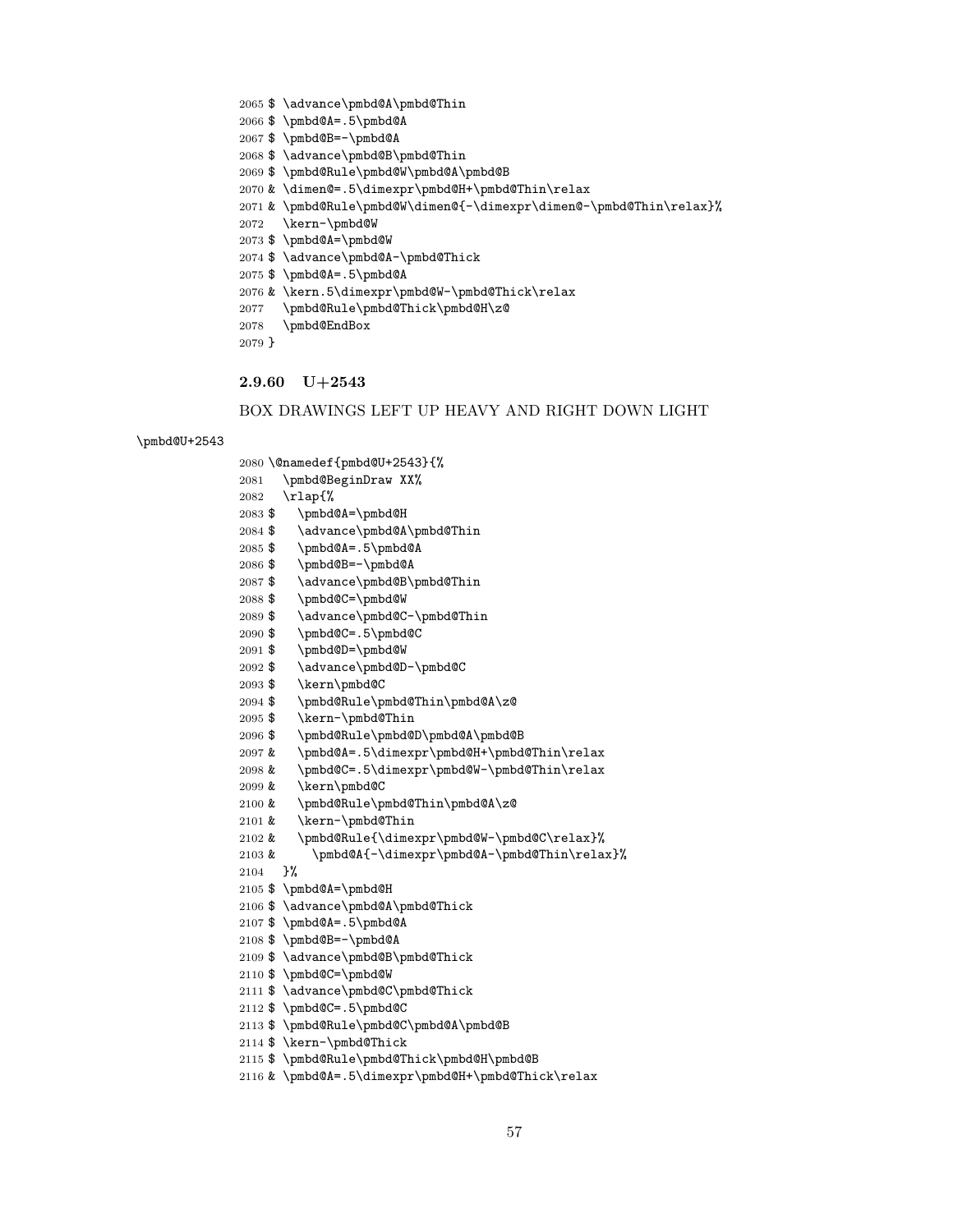```
2065 $ \advance\pmbd@A\pmbd@Thin
2066 $ \pmbd@A=.5\pmbd@A
2067 $ \pmbd@B=-\pmbd@A
2068 $ \advance\pmbd@B\pmbd@Thin
2069 $ \pmbd@Rule\pmbd@W\pmbd@A\pmbd@B
2070 & \dimen@=.5\dimexpr\pmbd@H+\pmbd@Thin\relax
2071 & \pmbd@Rule\pmbd@W\dimen@{-\dimexpr\dimen@-\pmbd@Thin\relax}%
2072   \kern-\pmbd@W
2073 $ \pmbd@A=\pmbd@W
2074 $ \advance\pmbd@A-\pmbd@Thick
2075 $ \pmbd@A=.5\pmbd@A
2076 & \kern.5\dimexpr\pmbd@W-\pmbd@Thick\relax
2077   \pmbd@Rule\pmbd@Thick\pmbd@H\z@
2078   \pmbd@EndBox
2079 }
```

### 2.9.60 U+2543

BOX DRAWINGS LEFT UP HEAVY AND RIGHT DOWN LIGHT

\pmbd@U+2543

```
2080 \@namedef{pmbd@U+2543}{%
2081   \pmbd@BeginDraw XX%
2082   \rlap{%
2083 $     \pmbd@A=\pmbd@H
2084 $     \advance\pmbd@A\pmbd@Thin
2085 $     \pmbd@A=.5\pmbd@A
2086 $     \pmbd@B=-\pmbd@A
2087 $     \advance\pmbd@B\pmbd@Thin
2088 $     \pmbd@C=\pmbd@W
2089 $     \advance\pmbd@C-\pmbd@Thin
2090 $     \pmbd@C=.5\pmbd@C
2091 $     \pmbd@D=\pmbd@W
2092 $     \advance\pmbd@D-\pmbd@C
2093 $     \kern\pmbd@C
2094 $     \pmbd@Rule\pmbd@Thin\pmbd@A\z@
2095 $     \kern-\pmbd@Thin
2096 $     \pmbd@Rule\pmbd@D\pmbd@A\pmbd@B
2097 &     \pmbd@A=.5\dimexpr\pmbd@H+\pmbd@Thin\relax
2098 &     \pmbd@C=.5\dimexpr\pmbd@W-\pmbd@Thin\relax
2099 &     \kern\pmbd@C
2100 &     \pmbd@Rule\pmbd@Thin\pmbd@A\z@
2101 &     \kern-\pmbd@Thin
2102 &     \pmbd@Rule{\dimexpr\pmbd@W-\pmbd@C\relax}%
2103 &       \pmbd@A{-\dimexpr\pmbd@A-\pmbd@Thin\relax}%
2104   }%
2105 $ \pmbd@A=\pmbd@H
2106 $ \advance\pmbd@A\pmbd@Thick
2107 $ \pmbd@A=.5\pmbd@A
2108 $ \pmbd@B=-\pmbd@A
2109 $ \advance\pmbd@B\pmbd@Thick
2110 $ \pmbd@C=\pmbd@W
2111 $ \advance\pmbd@C\pmbd@Thick
2112 $ \pmbd@C=.5\pmbd@C
2113 $ \pmbd@Rule\pmbd@C\pmbd@A\pmbd@B
2114 $ \kern-\pmbd@Thick
2115 $ \pmbd@Rule\pmbd@Thick\pmbd@H\pmbd@B
2116 & \pmbd@A=.5\dimexpr\pmbd@H+\pmbd@Thick\relax
```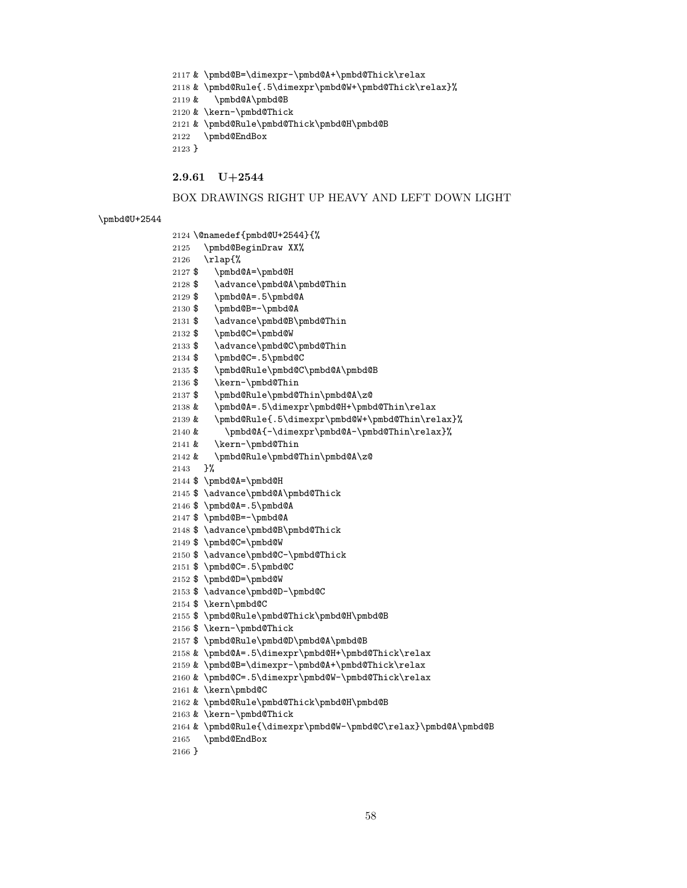```
2117 & \pmbd@B=\dimexpr-\pmbd@A+\pmbd@Thick\relax
2118 & \pmbd@Rule{.5\dimexpr\pmbd@W+\pmbd@Thick\relax}%
2119 &   \pmbd@A\pmbd@B
2120 & \kern-\pmbd@Thick
2121 & \pmbd@Rule\pmbd@Thick\pmbd@H\pmbd@B
2122   \pmbd@EndBox
2123 }
```

### 2.9.61 U+2544

BOX DRAWINGS RIGHT UP HEAVY AND LEFT DOWN LIGHT

\pmbd@U+2544

```
2124 \@namedef{pmbd@U+2544}{%
2125   \pmbd@BeginDraw XX%
2126   \rlap{%
2127 $    \pmbd@A=\pmbd@H
2128 $    \advance\pmbd@A\pmbd@Thin
2129 $    \pmbd@A=.5\pmbd@A
2130 $    \pmbd@B=-\pmbd@A
2131 $    \advance\pmbd@B\pmbd@Thin
2132 $    \pmbd@C=\pmbd@W
2133 $    \advance\pmbd@C\pmbd@Thin
2134 $    \pmbd@C=.5\pmbd@C
2135 $    \pmbd@Rule\pmbd@C\pmbd@A\pmbd@B
2136 $    \kern-\pmbd@Thin
2137 $    \pmbd@Rule\pmbd@Thin\pmbd@A\z@
2138 &    \pmbd@A=.5\dimexpr\pmbd@H+\pmbd@Thin\relax
2139 &    \pmbd@Rule{.5\dimexpr\pmbd@W+\pmbd@Thin\relax}%
2140 &      \pmbd@A{-\dimexpr\pmbd@A-\pmbd@Thin\relax}%
2141 &    \kern-\pmbd@Thin
2142 &    \pmbd@Rule\pmbd@Thin\pmbd@A\z@
2143   }%
2144 $ \pmbd@A=\pmbd@H
2145 $ \advance\pmbd@A\pmbd@Thick
2146 $ \pmbd@A=.5\pmbd@A
2147 $ \pmbd@B=-\pmbd@A
2148 $ \advance\pmbd@B\pmbd@Thick
2149 $ \pmbd@C=\pmbd@W
2150 $ \advance\pmbd@C-\pmbd@Thick
2151 $ \pmbd@C=.5\pmbd@C
2152 $ \pmbd@D=\pmbd@W
2153 $ \advance\pmbd@D-\pmbd@C
2154 $ \kern\pmbd@C
2155 $ \pmbd@Rule\pmbd@Thick\pmbd@H\pmbd@B
2156 $ \kern-\pmbd@Thick
2157 $ \pmbd@Rule\pmbd@D\pmbd@A\pmbd@B
2158 & \pmbd@A=.5\dimexpr\pmbd@H+\pmbd@Thick\relax
2159 & \pmbd@B=\dimexpr-\pmbd@A+\pmbd@Thick\relax
2160 & \pmbd@C=.5\dimexpr\pmbd@W-\pmbd@Thick\relax
2161 & \kern\pmbd@C
2162 & \pmbd@Rule\pmbd@Thick\pmbd@H\pmbd@B
2163 & \kern-\pmbd@Thick
2164 & \pmbd@Rule{\dimexpr\pmbd@W-\pmbd@C\relax}\pmbd@A\pmbd@B
2165   \pmbd@EndBox
2166 }
```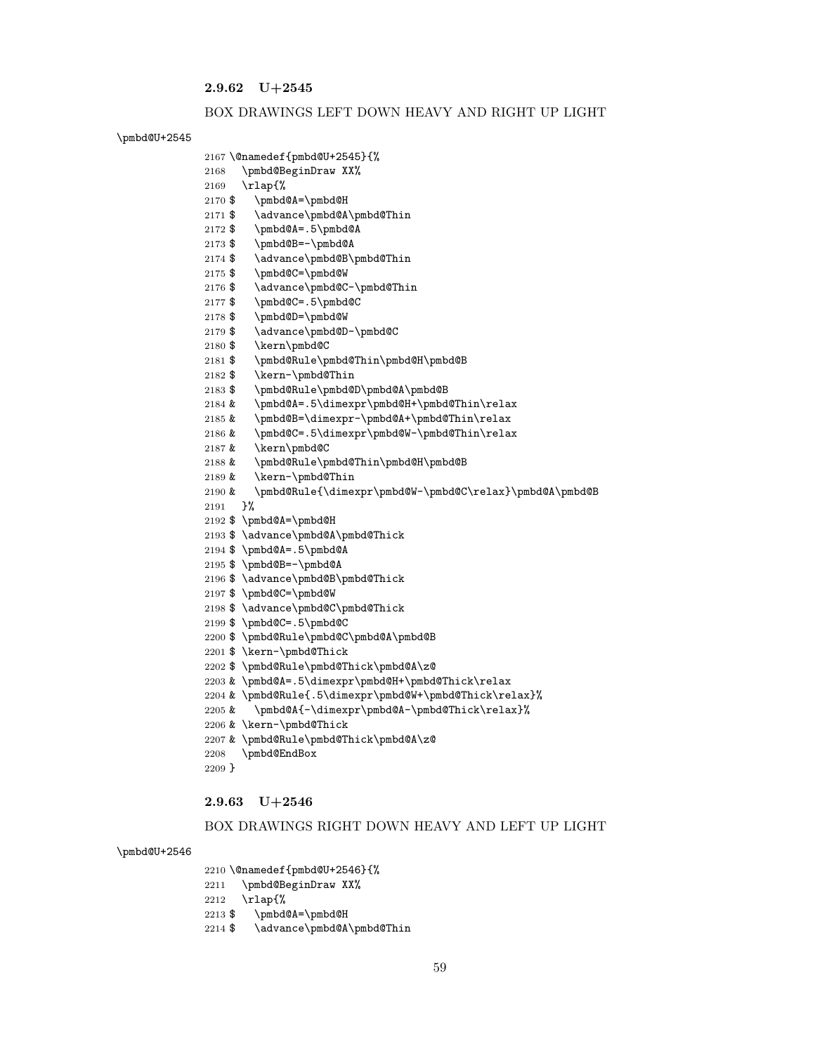### 2.9.62 U+2545

BOX DRAWINGS LEFT DOWN HEAVY AND RIGHT UP LIGHT

\pmbd@U+2545

```
2167 \@namedef{pmbd@U+2545}{%
2168   \pmbd@BeginDraw XX%
2169   \rlap{%
2170 $    \pmbd@A=\pmbd@H
2171 $    \advance\pmbd@A\pmbd@Thin
2172 $    \pmbd@A=.5\pmbd@A
2173 $    \pmbd@B=-\pmbd@A
2174 $    \advance\pmbd@B\pmbd@Thin
2175 $    \pmbd@C=\pmbd@W
2176 $    \advance\pmbd@C-\pmbd@Thin
2177 $    \pmbd@C=.5\pmbd@C
2178 $    \pmbd@D=\pmbd@W
2179 $    \advance\pmbd@D-\pmbd@C
2180 $    \kern\pmbd@C
2181 $    \pmbd@Rule\pmbd@Thin\pmbd@H\pmbd@B
2182 $    \kern-\pmbd@Thin
2183 $    \pmbd@Rule\pmbd@D\pmbd@A\pmbd@B
2184 &    \pmbd@A=.5\dimexpr\pmbd@H+\pmbd@Thin\relax
2185 &    \pmbd@B=\dimexpr-\pmbd@A+\pmbd@Thin\relax
2186 &    \pmbd@C=.5\dimexpr\pmbd@W-\pmbd@Thin\relax
2187 &    \kern\pmbd@C
2188 &    \pmbd@Rule\pmbd@Thin\pmbd@H\pmbd@B
2189 &    \kern-\pmbd@Thin
2190 &    \pmbd@Rule{\dimexpr\pmbd@W-\pmbd@C\relax}\pmbd@A\pmbd@B
2191   }%
2192 $ \pmbd@A=\pmbd@H
2193 $ \advance\pmbd@A\pmbd@Thick
2194 $ \pmbd@A=.5\pmbd@A
2195 $ \pmbd@B=-\pmbd@A
2196 $ \advance\pmbd@B\pmbd@Thick
2197 $ \pmbd@C=\pmbd@W
2198 $ \advance\pmbd@C\pmbd@Thick
2199 $ \pmbd@C=.5\pmbd@C
2200 $ \pmbd@Rule\pmbd@C\pmbd@A\pmbd@B
2201 $ \kern-\pmbd@Thick
2202 $ \pmbd@Rule\pmbd@Thick\pmbd@A\z@
2203 & \pmbd@A=.5\dimexpr\pmbd@H+\pmbd@Thick\relax
2204 & \pmbd@Rule{.5\dimexpr\pmbd@W+\pmbd@Thick\relax}%
2205 &   \pmbd@A{-\dimexpr\pmbd@A-\pmbd@Thick\relax}%
2206 & \kern-\pmbd@Thick
2207 & \pmbd@Rule\pmbd@Thick\pmbd@A\z@
2208   \pmbd@EndBox
2209 }
```

### 2.9.63 U+2546

BOX DRAWINGS RIGHT DOWN HEAVY AND LEFT UP LIGHT

\pmbd@U+2546

```
2210 \@namedef{pmbd@U+2546}{%
2211   \pmbd@BeginDraw XX%
2212   \rlap{%
2213 $    \pmbd@A=\pmbd@H
2214 $    \advance\pmbd@A\pmbd@Thin
```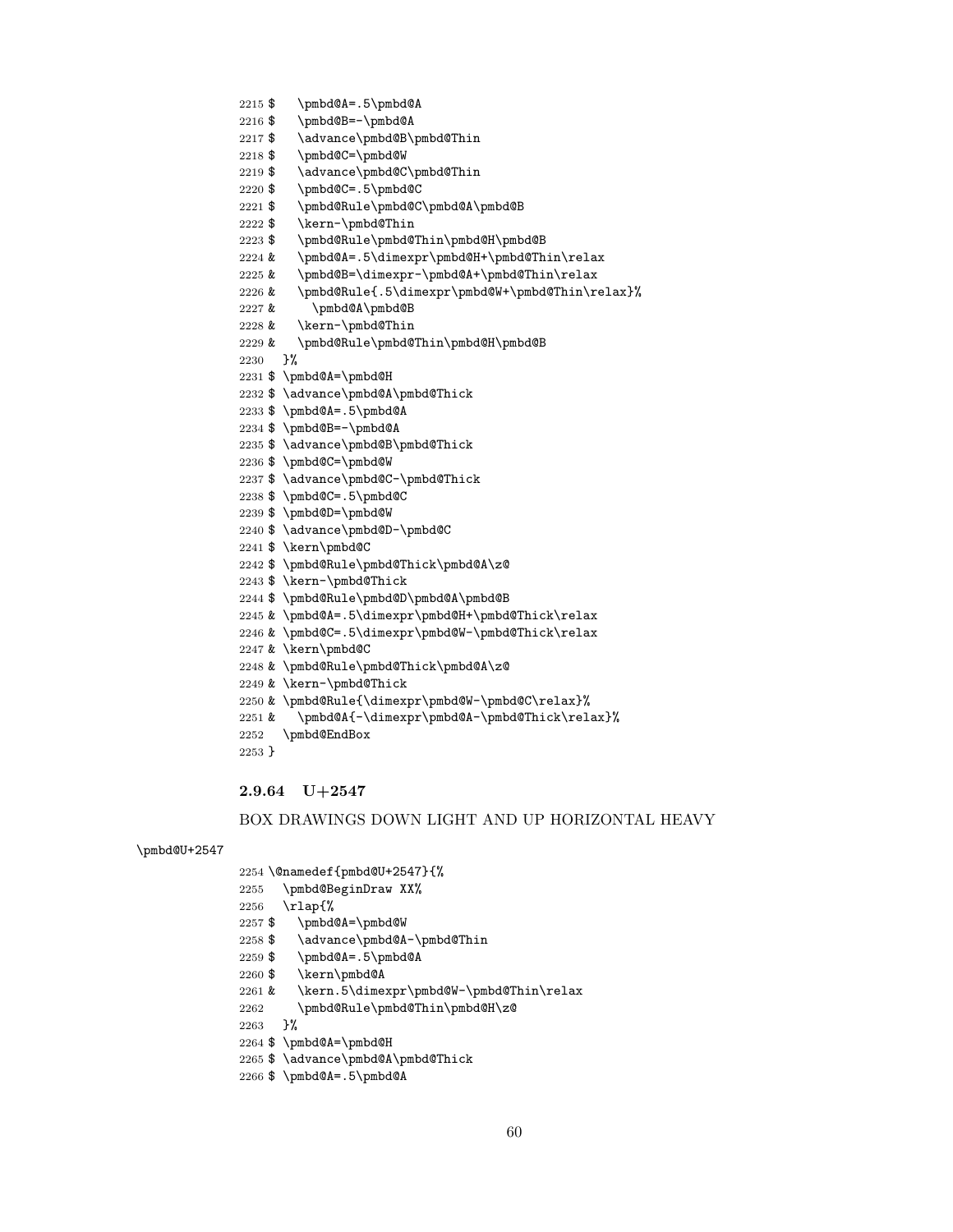```
2215 $    \pmbd@A=.5\pmbd@A
2216 $    \pmbd@B=-\pmbd@A
2217 $    \advance\pmbd@B\pmbd@Thin
2218 $    \pmbd@C=\pmbd@W
2219 $    \advance\pmbd@C\pmbd@Thin
2220 $    \pmbd@C=.5\pmbd@C
2221 $    \pmbd@Rule\pmbd@C\pmbd@A\pmbd@B
2222 $    \kern-\pmbd@Thin
2223 $    \pmbd@Rule\pmbd@Thin\pmbd@H\pmbd@B
2224 &    \pmbd@A=.5\dimexpr\pmbd@H+\pmbd@Thin\relax
2225 &    \pmbd@B=\dimexpr-\pmbd@A+\pmbd@Thin\relax
2226 &    \pmbd@Rule{.5\dimexpr\pmbd@W+\pmbd@Thin\relax}%
2227 &      \pmbd@A\pmbd@B
2228 &    \kern-\pmbd@Thin
2229 &    \pmbd@Rule\pmbd@Thin\pmbd@H\pmbd@B
2230   }%
2231 $ \pmbd@A=\pmbd@H
2232 $ \advance\pmbd@A\pmbd@Thick
2233 $ \pmbd@A=.5\pmbd@A
2234 $ \pmbd@B=-\pmbd@A
2235 $ \advance\pmbd@B\pmbd@Thick
2236 $ \pmbd@C=\pmbd@W
2237 $ \advance\pmbd@C-\pmbd@Thick
2238 $ \pmbd@C=.5\pmbd@C
2239 $ \pmbd@D=\pmbd@W
2240 $ \advance\pmbd@D-\pmbd@C
2241 $ \kern\pmbd@C
2242 $ \pmbd@Rule\pmbd@Thick\pmbd@A\z@
2243 $ \kern-\pmbd@Thick
2244 $ \pmbd@Rule\pmbd@D\pmbd@A\pmbd@B
2245 & \pmbd@A=.5\dimexpr\pmbd@H+\pmbd@Thick\relax
2246 & \pmbd@C=.5\dimexpr\pmbd@W-\pmbd@Thick\relax
2247 & \kern\pmbd@C
2248 & \pmbd@Rule\pmbd@Thick\pmbd@A\z@
2249 & \kern-\pmbd@Thick
2250 & \pmbd@Rule{\dimexpr\pmbd@W-\pmbd@C\relax}%
2251 &   \pmbd@A{-\dimexpr\pmbd@A-\pmbd@Thick\relax}%
2252   \pmbd@EndBox
2253 }
```

### 2.9.64 U+2547

BOX DRAWINGS DOWN LIGHT AND UP HORIZONTAL HEAVY

\pmbd@U+2547

```
2254 \@namedef{pmbd@U+2547}{%
2255   \pmbd@BeginDraw XX%
2256   \rlap{%
2257 $    \pmbd@A=\pmbd@W
2258 $    \advance\pmbd@A-\pmbd@Thin
2259 $    \pmbd@A=.5\pmbd@A
2260 $    \kern\pmbd@A
2261 &    \kern.5\dimexpr\pmbd@W-\pmbd@Thin\relax
2262      \pmbd@Rule\pmbd@Thin\pmbd@H\z@
2263   }%
2264 $ \pmbd@A=\pmbd@H
2265 $ \advance\pmbd@A\pmbd@Thick
2266 $ \pmbd@A=.5\pmbd@A
```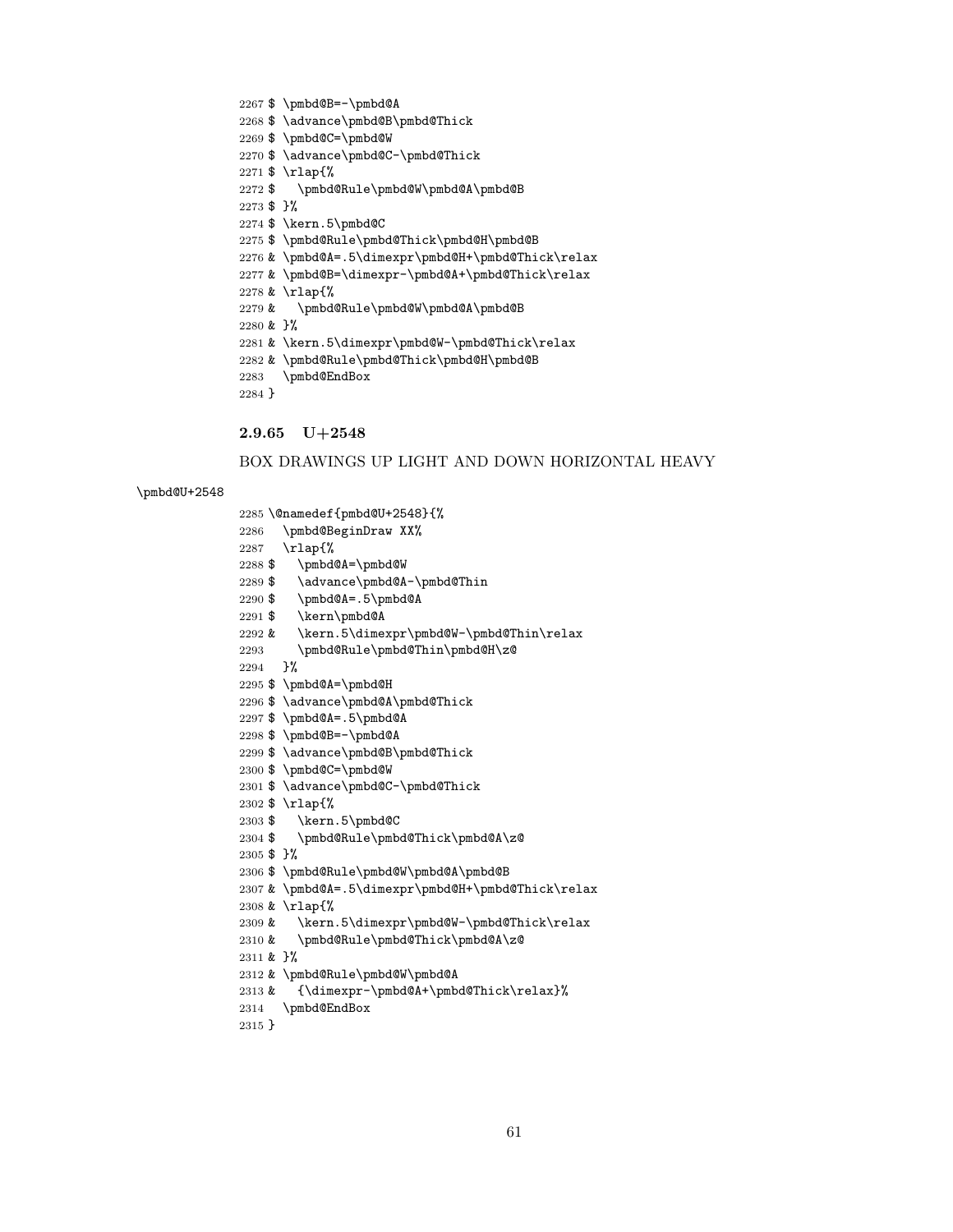```
2267 $ \pmbd@B=-\pmbd@A
2268 $ \advance\pmbd@B\pmbd@Thick
2269 $ \pmbd@C=\pmbd@W
2270 $ \advance\pmbd@C-\pmbd@Thick
2271 $ \rlap{%
2272 $   \pmbd@Rule\pmbd@W\pmbd@A\pmbd@B
2273 $ }%
2274 $ \kern.5\pmbd@C
2275 $ \pmbd@Rule\pmbd@Thick\pmbd@H\pmbd@B
2276 & \pmbd@A=.5\dimexpr\pmbd@H+\pmbd@Thick\relax
2277 & \pmbd@B=\dimexpr-\pmbd@A+\pmbd@Thick\relax
2278 & \rlap{%
2279 &   \pmbd@Rule\pmbd@W\pmbd@A\pmbd@B
2280 & }%
2281 & \kern.5\dimexpr\pmbd@W-\pmbd@Thick\relax
2282 & \pmbd@Rule\pmbd@Thick\pmbd@H\pmbd@B
2283   \pmbd@EndBox
2284 }
```

### 2.9.65 U+2548

BOX DRAWINGS UP LIGHT AND DOWN HORIZONTAL HEAVY

\pmbd@U+2548

```
2285 \@namedef{pmbd@U+2548}{%
2286   \pmbd@BeginDraw XX%
2287   \rlap{%
2288 $   \pmbd@A=\pmbd@W
2289 $   \advance\pmbd@A-\pmbd@Thin
2290 $   \pmbd@A=.5\pmbd@A
2291 $   \kern\pmbd@A
2292 &   \kern.5\dimexpr\pmbd@W-\pmbd@Thin\relax
2293     \pmbd@Rule\pmbd@Thin\pmbd@H\z@
2294   }%
2295 $ \pmbd@A=\pmbd@H
2296 $ \advance\pmbd@A\pmbd@Thick
2297 $ \pmbd@A=.5\pmbd@A
2298 $ \pmbd@B=-\pmbd@A
2299 $ \advance\pmbd@B\pmbd@Thick
2300 $ \pmbd@C=\pmbd@W
2301 $ \advance\pmbd@C-\pmbd@Thick
2302 $ \rlap{%
2303 $   \kern.5\pmbd@C
2304 $   \pmbd@Rule\pmbd@Thick\pmbd@A\z@
2305 $ }%
2306 $ \pmbd@Rule\pmbd@W\pmbd@A\pmbd@B
2307 & \pmbd@A=.5\dimexpr\pmbd@H+\pmbd@Thick\relax
2308 & \rlap{%
2309 &   \kern.5\dimexpr\pmbd@W-\pmbd@Thick\relax
2310 &   \pmbd@Rule\pmbd@Thick\pmbd@A\z@
2311 & }%
2312 & \pmbd@Rule\pmbd@W\pmbd@A
2313 &   {\dimexpr-\pmbd@A+\pmbd@Thick\relax}%
2314   \pmbd@EndBox
2315 }
```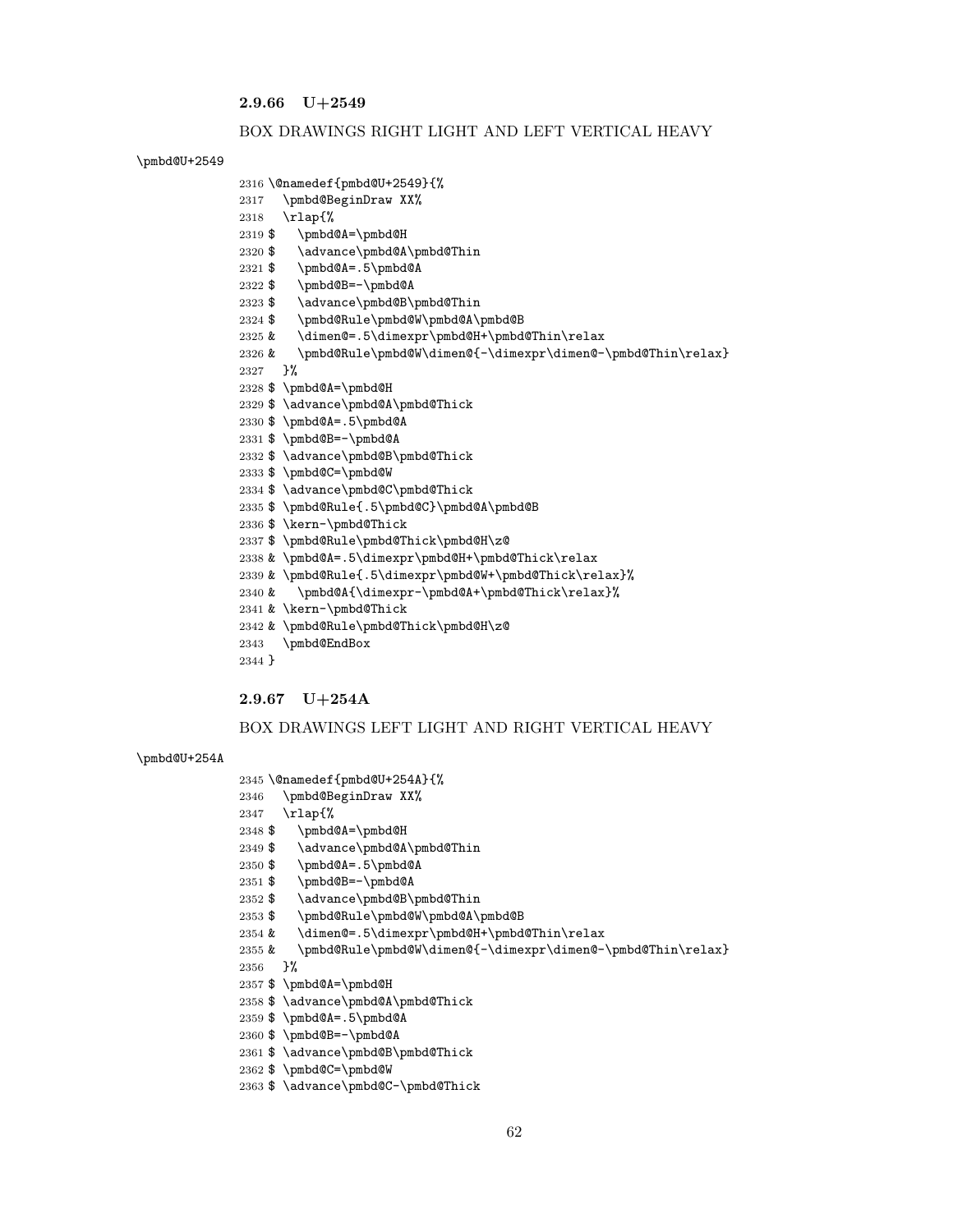### 2.9.66 U+2549

BOX DRAWINGS RIGHT LIGHT AND LEFT VERTICAL HEAVY

\pmbd@U+2549

```
2316 \@namedef{pmbd@U+2549}{%
2317   \pmbd@BeginDraw XX%
2318   \rlap{%
2319 $    \pmbd@A=\pmbd@H
2320 $    \advance\pmbd@A\pmbd@Thin
2321 $    \pmbd@A=.5\pmbd@A
2322 $    \pmbd@B=-\pmbd@A
2323 $    \advance\pmbd@B\pmbd@Thin
2324 $    \pmbd@Rule\pmbd@W\pmbd@A\pmbd@B
2325 &    \dimen@=.5\dimexpr\pmbd@H+\pmbd@Thin\relax
2326 &    \pmbd@Rule\pmbd@W\dimen@{-\dimexpr\dimen@-\pmbd@Thin\relax}
2327   }%
2328 $  \pmbd@A=\pmbd@H
2329 $  \advance\pmbd@A\pmbd@Thick
2330 $  \pmbd@A=.5\pmbd@A
2331 $  \pmbd@B=-\pmbd@A
2332 $  \advance\pmbd@B\pmbd@Thick
2333 $  \pmbd@C=\pmbd@W
2334 $  \advance\pmbd@C\pmbd@Thick
2335 $  \pmbd@Rule{.5\pmbd@C}\pmbd@A\pmbd@B
2336 $  \kern-\pmbd@Thick
2337 $  \pmbd@Rule\pmbd@Thick\pmbd@H\z@
2338 &  \pmbd@A=.5\dimexpr\pmbd@H+\pmbd@Thick\relax
2339 &  \pmbd@Rule{.5\dimexpr\pmbd@W+\pmbd@Thick\relax}%
2340 &    \pmbd@A{\dimexpr-\pmbd@A+\pmbd@Thick\relax}%
2341 &  \kern-\pmbd@Thick
2342 &  \pmbd@Rule\pmbd@Thick\pmbd@H\z@
2343   \pmbd@EndBox
2344 }
```

### 2.9.67 U+254A

BOX DRAWINGS LEFT LIGHT AND RIGHT VERTICAL HEAVY

\pmbd@U+254A

```
2345 \@namedef{pmbd@U+254A}{%
2346   \pmbd@BeginDraw XX%
2347   \rlap{%
2348 $    \pmbd@A=\pmbd@H
2349 $    \advance\pmbd@A\pmbd@Thin
2350 $    \pmbd@A=.5\pmbd@A
2351 $    \pmbd@B=-\pmbd@A
2352 $    \advance\pmbd@B\pmbd@Thin
2353 $    \pmbd@Rule\pmbd@W\pmbd@A\pmbd@B
2354 &    \dimen@=.5\dimexpr\pmbd@H+\pmbd@Thin\relax
2355 &    \pmbd@Rule\pmbd@W\dimen@{-\dimexpr\dimen@-\pmbd@Thin\relax}
2356   }%
2357 $  \pmbd@A=\pmbd@H
2358 $  \advance\pmbd@A\pmbd@Thick
2359 $  \pmbd@A=.5\pmbd@A
2360 $  \pmbd@B=-\pmbd@A
2361 $  \advance\pmbd@B\pmbd@Thick
2362 $  \pmbd@C=\pmbd@W
2363 $  \advance\pmbd@C-\pmbd@Thick
```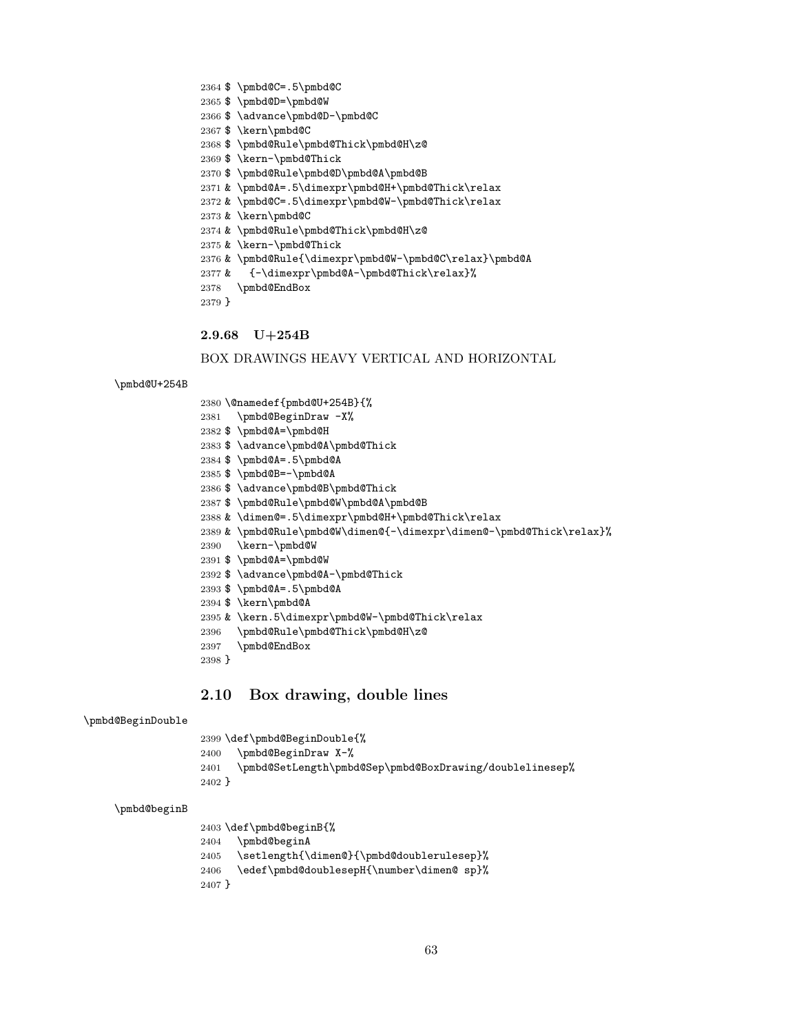```
2364 $ \pmbd@C=.5\pmbd@C
2365 $ \pmbd@D=\pmbd@W
2366 $ \advance\pmbd@D-\pmbd@C
2367 $ \kern\pmbd@C
2368 $ \pmbd@Rule\pmbd@Thick\pmbd@H\z@
2369 $ \kern-\pmbd@Thick
2370 $ \pmbd@Rule\pmbd@D\pmbd@A\pmbd@B
2371 & \pmbd@A=.5\dimexpr\pmbd@H+\pmbd@Thick\relax
2372 & \pmbd@C=.5\dimexpr\pmbd@W-\pmbd@Thick\relax
2373 & \kern\pmbd@C
2374 & \pmbd@Rule\pmbd@Thick\pmbd@H\z@
2375 & \kern-\pmbd@Thick
2376 & \pmbd@Rule{\dimexpr\pmbd@W-\pmbd@C\relax}\pmbd@A
2377 &   {-\dimexpr\pmbd@A-\pmbd@Thick\relax}%
2378   \pmbd@EndBox
2379 }
```

#### 2.9.68 U+254B

BOX DRAWINGS HEAVY VERTICAL AND HORIZONTAL

\pmbd@U+254B

```
2380 \@namedef{pmbd@U+254B}{%
2381   \pmbd@BeginDraw -X%
2382 $ \pmbd@A=\pmbd@H
2383 $ \advance\pmbd@A\pmbd@Thick
2384 $ \pmbd@A=.5\pmbd@A
2385 $ \pmbd@B=-\pmbd@A
2386 $ \advance\pmbd@B\pmbd@Thick
2387 $ \pmbd@Rule\pmbd@W\pmbd@A\pmbd@B
2388 & \dimen@=.5\dimexpr\pmbd@H+\pmbd@Thick\relax
2389 & \pmbd@Rule\pmbd@W\dimen@{-\dimexpr\dimen@-\pmbd@Thick\relax}%
2390   \kern-\pmbd@W
2391 $ \pmbd@A=\pmbd@W
2392 $ \advance\pmbd@A-\pmbd@Thick
2393 $ \pmbd@A=.5\pmbd@A
2394 $ \kern\pmbd@A
2395 & \kern.5\dimexpr\pmbd@W-\pmbd@Thick\relax
2396   \pmbd@Rule\pmbd@Thick\pmbd@H\z@
2397   \pmbd@EndBox
2398 }
```

## 2.10 Box drawing, double lines

\pmbd@BeginDouble

```
2399 \def\pmbd@BeginDouble{%
2400   \pmbd@BeginDraw X-%
2401   \pmbd@SetLength\pmbd@Sep\pmbd@BoxDrawing/doublelinesep%
2402 }
```

\pmbd@beginB

```
2403 \def\pmbd@beginB{%
2404   \pmbd@beginA
2405   \setlength{\dimen@}{\pmbd@doublerulesep}%
2406   \edef\pmbd@doublesepH{\number\dimen@ sp}%
2407 }
```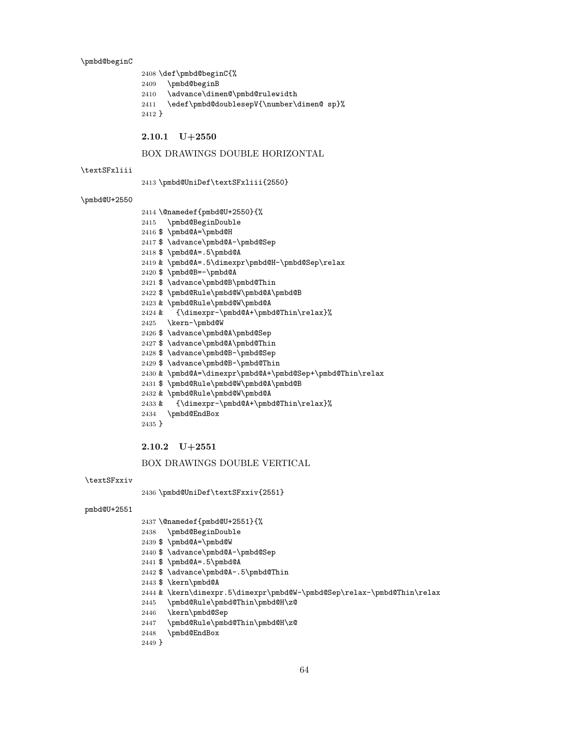\pmbd@beginC

```
2408 \def\pmbd@beginC{%
2409   \pmbd@beginB
2410   \advance\dimen@\pmbd@rulewidth
2411   \edef\pmbd@doublesepV{\number\dimen@ sp}%
2412 }
```

### 2.10.1 U+2550

BOX DRAWINGS DOUBLE HORIZONTAL

\textSFxliii

```
2413 \pmbd@UniDef\textSFxliii{2550}
```

\pmbd@U+2550

```
2414 \@namedef{pmbd@U+2550}{%
2415   \pmbd@BeginDouble
2416 $ \pmbd@A=\pmbd@H
2417 $ \advance\pmbd@A-\pmbd@Sep
2418 $ \pmbd@A=.5\pmbd@A
2419 & \pmbd@A=.5\dimexpr\pmbd@H-\pmbd@Sep\relax
2420 $ \pmbd@B=-\pmbd@A
2421 $ \advance\pmbd@B\pmbd@Thin
2422 $ \pmbd@Rule\pmbd@W\pmbd@A\pmbd@B
2423 & \pmbd@Rule\pmbd@W\pmbd@A
2424 &   {\dimexpr-\pmbd@A+\pmbd@Thin\relax}%
2425   \kern-\pmbd@W
2426 $ \advance\pmbd@A\pmbd@Sep
2427 $ \advance\pmbd@A\pmbd@Thin
2428 $ \advance\pmbd@B-\pmbd@Sep
2429 $ \advance\pmbd@B-\pmbd@Thin
2430 & \pmbd@A=\dimexpr\pmbd@A+\pmbd@Sep+\pmbd@Thin\relax
2431 $ \pmbd@Rule\pmbd@W\pmbd@A\pmbd@B
2432 & \pmbd@Rule\pmbd@W\pmbd@A
2433 &   {\dimexpr-\pmbd@A+\pmbd@Thin\relax}%
2434   \pmbd@EndBox
2435 }
```

### 2.10.2 U+2551

BOX DRAWINGS DOUBLE VERTICAL

\textSFxxiv

```
2436 \pmbd@UniDef\textSFxxiv{2551}
```

pmbd@U+2551

```
2437 \@namedef{pmbd@U+2551}{%
2438   \pmbd@BeginDouble
2439 $ \pmbd@A=\pmbd@W
2440 $ \advance\pmbd@A-\pmbd@Sep
2441 $ \pmbd@A=.5\pmbd@A
2442 $ \advance\pmbd@A-.5\pmbd@Thin
2443 $ \kern\pmbd@A
2444 & \kern\dimexpr.5\dimexpr\pmbd@W-\pmbd@Sep\relax-\pmbd@Thin\relax
2445   \pmbd@Rule\pmbd@Thin\pmbd@H\z@
2446   \kern\pmbd@Sep
2447   \pmbd@Rule\pmbd@Thin\pmbd@H\z@
2448   \pmbd@EndBox
2449 }
```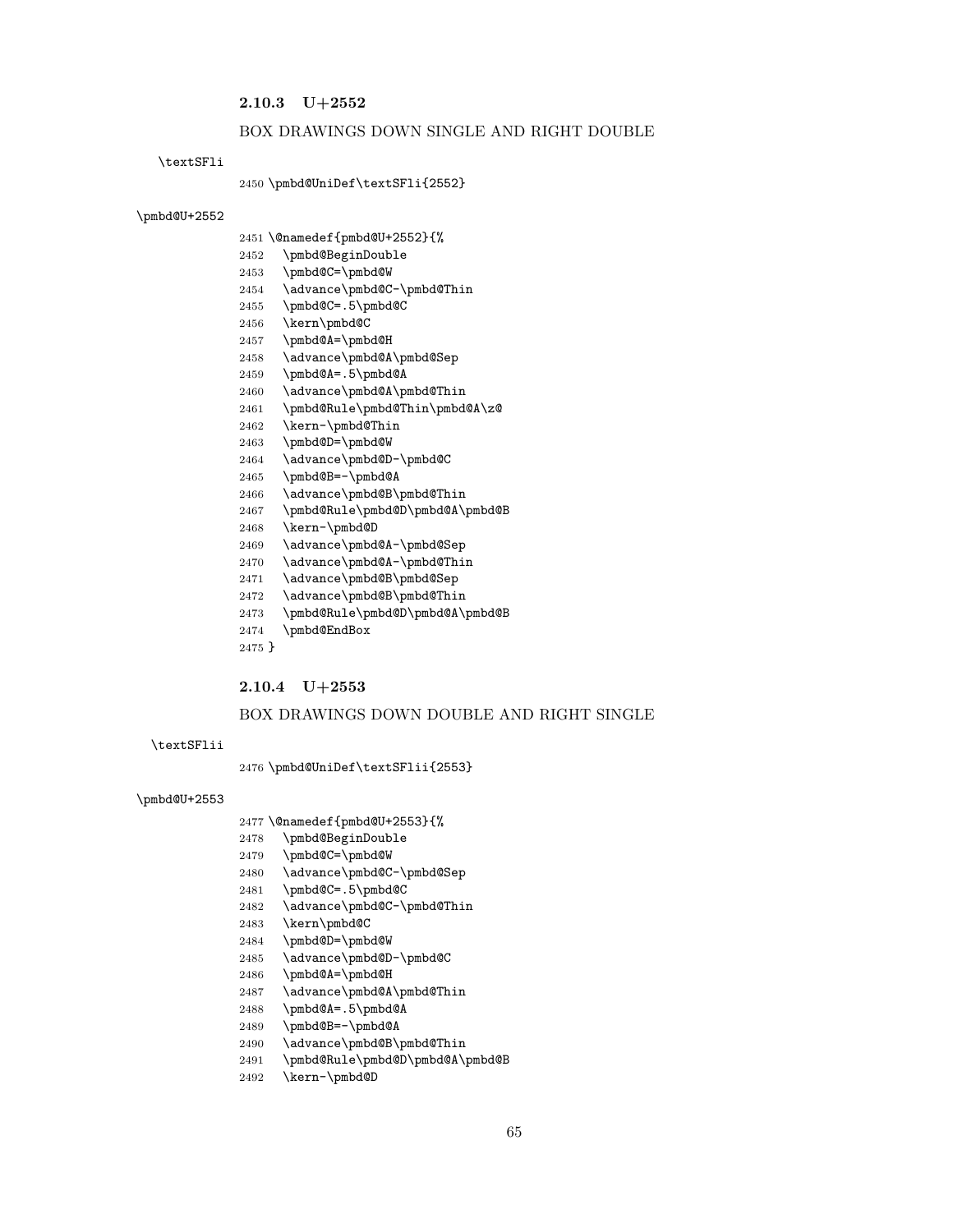### 2.10.3 U+2552

BOX DRAWINGS DOWN SINGLE AND RIGHT DOUBLE

\textSFli

```
2450 \pmbd@UniDef\textSFli{2552}
```

\pmbd@U+2552

```
2451 \@namedef{pmbd@U+2552}{%
2452   \pmbd@BeginDouble
2453   \pmbd@C=\pmbd@W
2454   \advance\pmbd@C-\pmbd@Thin
2455   \pmbd@C=.5\pmbd@C
2456   \kern\pmbd@C
2457   \pmbd@A=\pmbd@H
2458   \advance\pmbd@A\pmbd@Sep
2459   \pmbd@A=.5\pmbd@A
2460   \advance\pmbd@A\pmbd@Thin
2461   \pmbd@Rule\pmbd@Thin\pmbd@A\z@
2462   \kern-\pmbd@Thin
2463   \pmbd@D=\pmbd@W
2464   \advance\pmbd@D-\pmbd@C
2465   \pmbd@B=-\pmbd@A
2466   \advance\pmbd@B\pmbd@Thin
2467   \pmbd@Rule\pmbd@D\pmbd@A\pmbd@B
2468   \kern-\pmbd@D
2469   \advance\pmbd@A-\pmbd@Sep
2470   \advance\pmbd@A-\pmbd@Thin
2471   \advance\pmbd@B\pmbd@Sep
2472   \advance\pmbd@B\pmbd@Thin
2473   \pmbd@Rule\pmbd@D\pmbd@A\pmbd@B
2474   \pmbd@EndBox
2475 }
```

### 2.10.4 U+2553

BOX DRAWINGS DOWN DOUBLE AND RIGHT SINGLE

\textSFlii

```
2476 \pmbd@UniDef\textSFlii{2553}
```

\pmbd@U+2553

```
2477 \@namedef{pmbd@U+2553}{%
2478   \pmbd@BeginDouble
2479   \pmbd@C=\pmbd@W
2480   \advance\pmbd@C-\pmbd@Sep
2481   \pmbd@C=.5\pmbd@C
2482   \advance\pmbd@C-\pmbd@Thin
2483   \kern\pmbd@C
2484   \pmbd@D=\pmbd@W
2485   \advance\pmbd@D-\pmbd@C
2486   \pmbd@A=\pmbd@H
2487   \advance\pmbd@A\pmbd@Thin
2488   \pmbd@A=.5\pmbd@A
2489   \pmbd@B=-\pmbd@A
2490   \advance\pmbd@B\pmbd@Thin
2491   \pmbd@Rule\pmbd@D\pmbd@A\pmbd@B
2492   \kern-\pmbd@D
```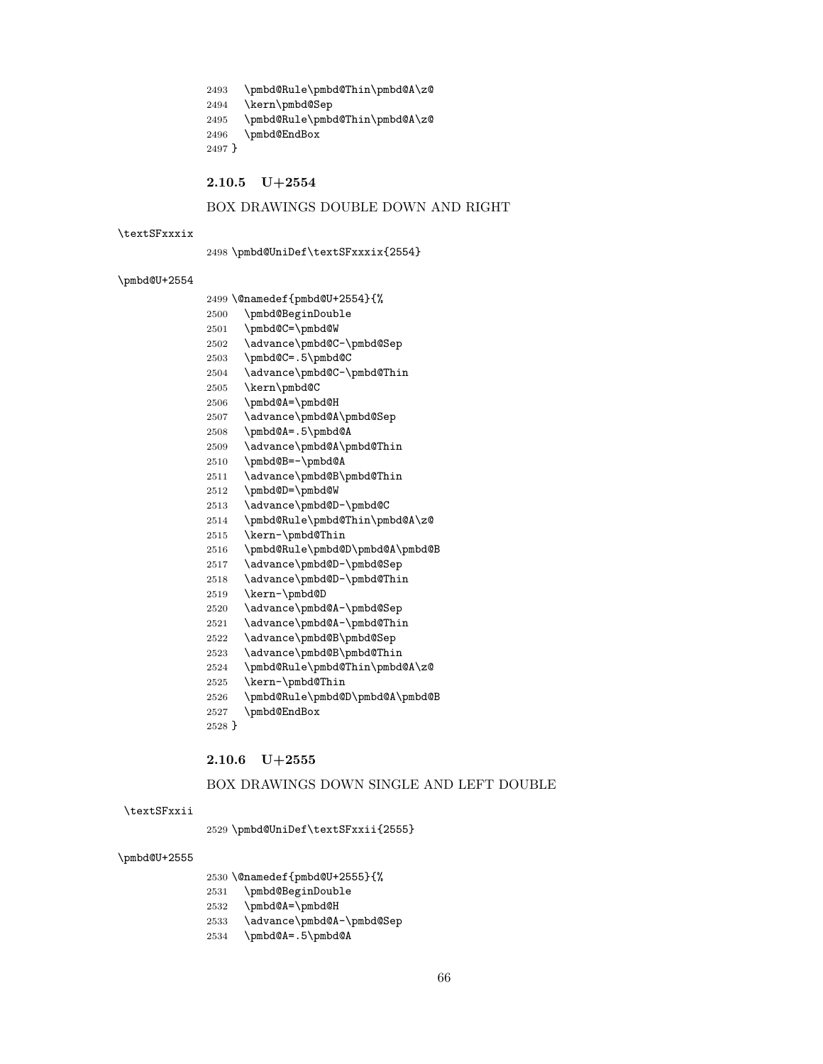```
2493   \pmbd@Rule\pmbd@Thin\pmbd@A\z@
2494   \kern\pmbd@Sep
2495   \pmbd@Rule\pmbd@Thin\pmbd@A\z@
2496   \pmbd@EndBox
2497 }
```

### 2.10.5 U+2554

BOX DRAWINGS DOUBLE DOWN AND RIGHT

\textSFxxxix

```
2498 \pmbd@UniDef\textSFxxxix{2554}
```

\pmbd@U+2554

```
2499 \@namedef{pmbd@U+2554}{%
2500   \pmbd@BeginDouble
2501   \pmbd@C=\pmbd@W
2502   \advance\pmbd@C-\pmbd@Sep
2503   \pmbd@C=.5\pmbd@C
2504   \advance\pmbd@C-\pmbd@Thin
2505   \kern\pmbd@C
2506   \pmbd@A=\pmbd@H
2507   \advance\pmbd@A\pmbd@Sep
2508   \pmbd@A=.5\pmbd@A
2509   \advance\pmbd@A\pmbd@Thin
2510   \pmbd@B=-\pmbd@A
2511   \advance\pmbd@B\pmbd@Thin
2512   \pmbd@D=\pmbd@W
2513   \advance\pmbd@D-\pmbd@C
2514   \pmbd@Rule\pmbd@Thin\pmbd@A\z@
2515   \kern-\pmbd@Thin
2516   \pmbd@Rule\pmbd@D\pmbd@A\pmbd@B
2517   \advance\pmbd@D-\pmbd@Sep
2518   \advance\pmbd@D-\pmbd@Thin
2519   \kern-\pmbd@D
2520   \advance\pmbd@A-\pmbd@Sep
2521   \advance\pmbd@A-\pmbd@Thin
2522   \advance\pmbd@B\pmbd@Sep
2523   \advance\pmbd@B\pmbd@Thin
2524   \pmbd@Rule\pmbd@Thin\pmbd@A\z@
2525   \kern-\pmbd@Thin
2526   \pmbd@Rule\pmbd@D\pmbd@A\pmbd@B
2527   \pmbd@EndBox
2528 }
```

### 2.10.6 U+2555

BOX DRAWINGS DOWN SINGLE AND LEFT DOUBLE

\textSFxxii

```
2529 \pmbd@UniDef\textSFxxii{2555}
```

\pmbd@U+2555

```
2530 \@namedef{pmbd@U+2555}{%
2531   \pmbd@BeginDouble
2532   \pmbd@A=\pmbd@H
2533   \advance\pmbd@A-\pmbd@Sep
2534   \pmbd@A=.5\pmbd@A
```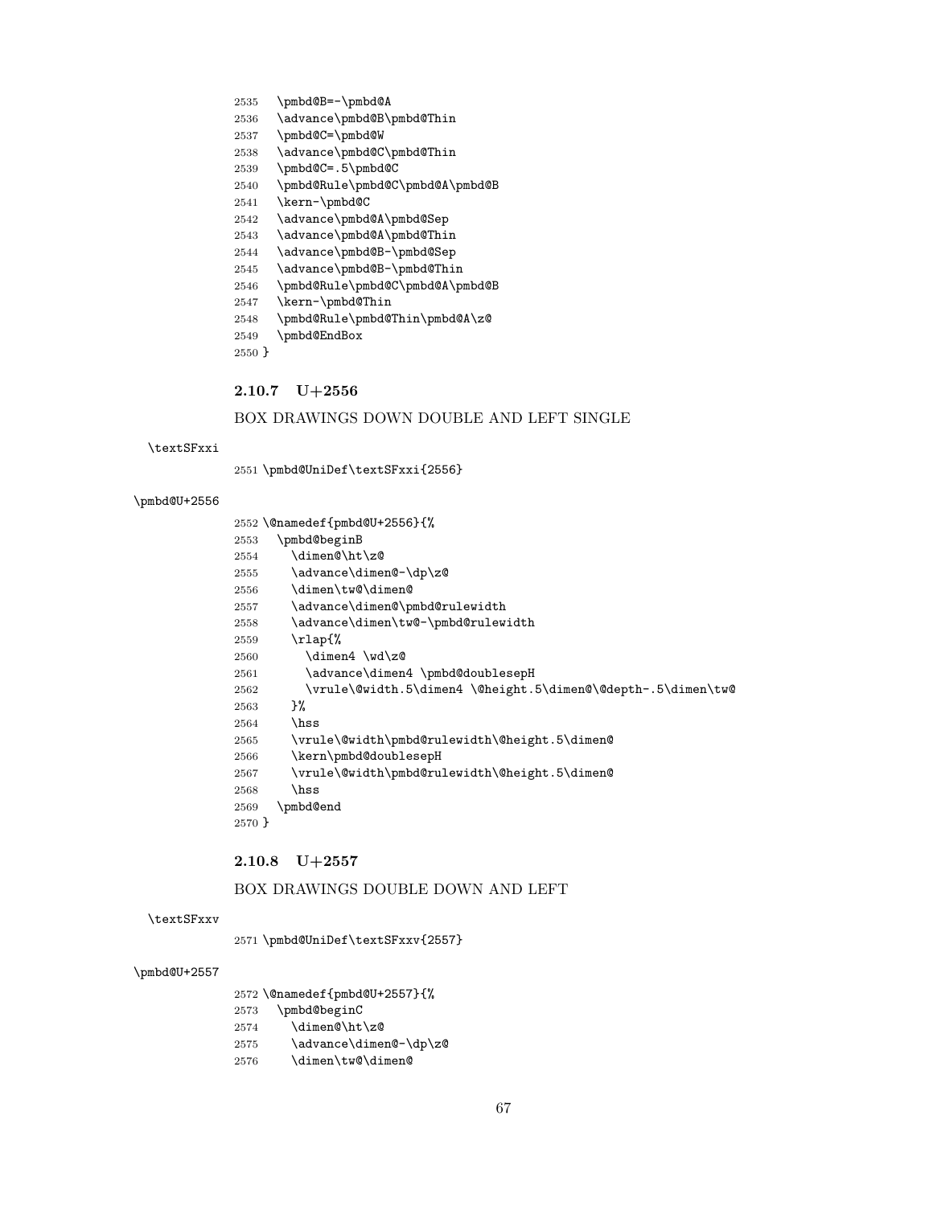```
2535  \pmbd@B=-\pmbd@A
2536  \advance\pmbd@B\pmbd@Thin
2537  \pmbd@C=\pmbd@W
2538  \advance\pmbd@C\pmbd@Thin
2539  \pmbd@C=.5\pmbd@C
2540  \pmbd@Rule\pmbd@C\pmbd@A\pmbd@B
2541  \kern-\pmbd@C
2542  \advance\pmbd@A\pmbd@Sep
2543  \advance\pmbd@A\pmbd@Thin
2544  \advance\pmbd@B-\pmbd@Sep
2545  \advance\pmbd@B-\pmbd@Thin
2546  \pmbd@Rule\pmbd@C\pmbd@A\pmbd@B
2547  \kern-\pmbd@Thin
2548  \pmbd@Rule\pmbd@Thin\pmbd@A\z@
2549  \pmbd@EndBox
2550 }
```

### 2.10.7 U+2556

BOX DRAWINGS DOWN DOUBLE AND LEFT SINGLE

\textSFxxi

```
2551 \pmbd@UniDef\textSFxxi{2556}
```

\pmbd@U+2556

```
2552 \@namedef{pmbd@U+2556}{%
2553   \pmbd@beginB
2554     \dimen@\ht\z@
2555     \advance\dimen@-\dp\z@
2556     \dimen\tw@\dimen@
2557     \advance\dimen@\pmbd@rulewidth
2558     \advance\dimen\tw@-\pmbd@rulewidth
2559     \rlap{%
2560       \dimen4 \wd\z@
2561       \advance\dimen4 \pmbd@doublesepH
2562       \vrule\@width.5\dimen4 \@height.5\dimen@\@depth-.5\dimen\tw@
2563     }%
2564     \hss
2565     \vrule\@width\pmbd@rulewidth\@height.5\dimen@
2566     \kern\pmbd@doublesepH
2567     \vrule\@width\pmbd@rulewidth\@height.5\dimen@
2568     \hss
2569   \pmbd@end
2570 }
```

### 2.10.8 U+2557

BOX DRAWINGS DOUBLE DOWN AND LEFT

\textSFxxv

```
2571 \pmbd@UniDef\textSFxxv{2557}
```

\pmbd@U+2557

```
2572 \@namedef{pmbd@U+2557}{%
2573   \pmbd@beginC
2574     \dimen@\ht\z@
2575     \advance\dimen@-\dp\z@
2576     \dimen\tw@\dimen@
```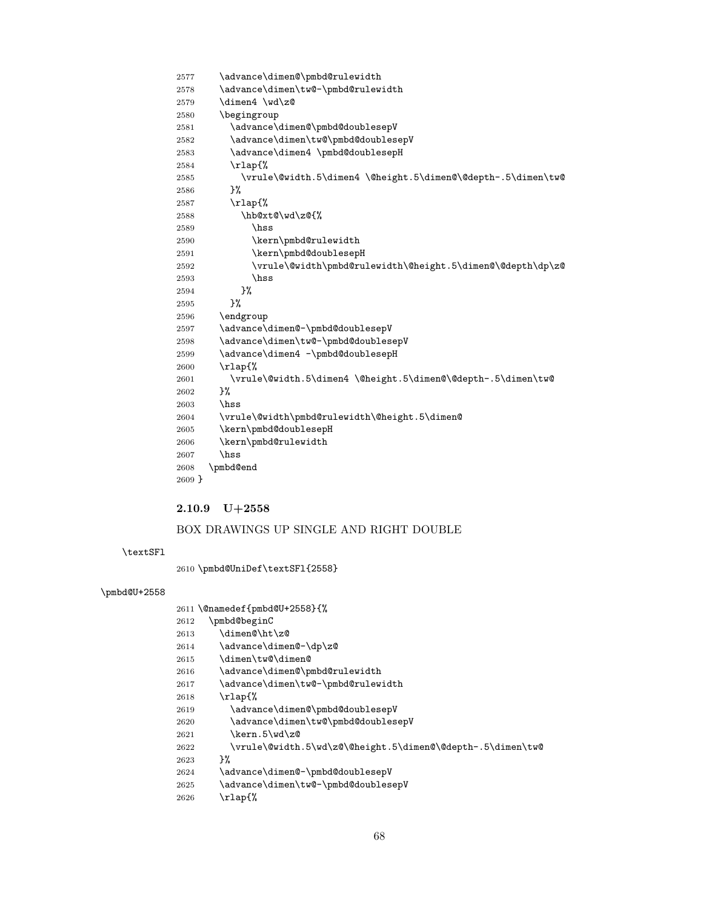```
2577     \advance\dimen@\pmbd@rulewidth
2578     \advance\dimen\tw@-\pmbd@rulewidth
2579     \dimen4 \wd\z@
2580     \begingroup
2581       \advance\dimen@\pmbd@doublesepV
2582       \advance\dimen\tw@\pmbd@doublesepV
2583       \advance\dimen4 \pmbd@doublesepH
2584       \rlap{%
2585         \vrule\@width.5\dimen4 \@height.5\dimen@\@depth-.5\dimen\tw@
2586       }%
2587       \rlap{%
2588         \hb@xt@\wd\z@{%
2589           \hss
2590           \kern\pmbd@rulewidth
2591           \kern\pmbd@doublesepH
2592           \vrule\@width\pmbd@rulewidth\@height.5\dimen@\@depth\dp\z@
2593           \hss
2594         }%
2595       }%
2596     \endgroup
2597     \advance\dimen@-\pmbd@doublesepV
2598     \advance\dimen\tw@-\pmbd@doublesepV
2599     \advance\dimen4 -\pmbd@doublesepH
2600     \rlap{%
2601       \vrule\@width.5\dimen4 \@height.5\dimen@\@depth-.5\dimen\tw@
2602     }%
2603     \hss
2604     \vrule\@width\pmbd@rulewidth\@height.5\dimen@
2605     \kern\pmbd@doublesepH
2606     \kern\pmbd@rulewidth
2607     \hss
2608   \pmbd@end
2609 }
```

### 2.10.9 U+2558

BOX DRAWINGS UP SINGLE AND RIGHT DOUBLE

\textSFl

```
2610 \pmbd@UniDef\textSFl{2558}
```

\pmbd@U+2558

```
2611 \@namedef{pmbd@U+2558}{%
2612   \pmbd@beginC
2613     \dimen@\ht\z@
2614     \advance\dimen@-\dp\z@
2615     \dimen\tw@\dimen@
2616     \advance\dimen@\pmbd@rulewidth
2617     \advance\dimen\tw@-\pmbd@rulewidth
2618     \rlap{%
2619       \advance\dimen@\pmbd@doublesepV
2620       \advance\dimen\tw@\pmbd@doublesepV
2621       \kern.5\wd\z@
2622       \vrule\@width.5\wd\z@\@height.5\dimen@\@depth-.5\dimen\tw@
2623     }%
2624     \advance\dimen@-\pmbd@doublesepV
2625     \advance\dimen\tw@-\pmbd@doublesepV
2626     \rlap{%
```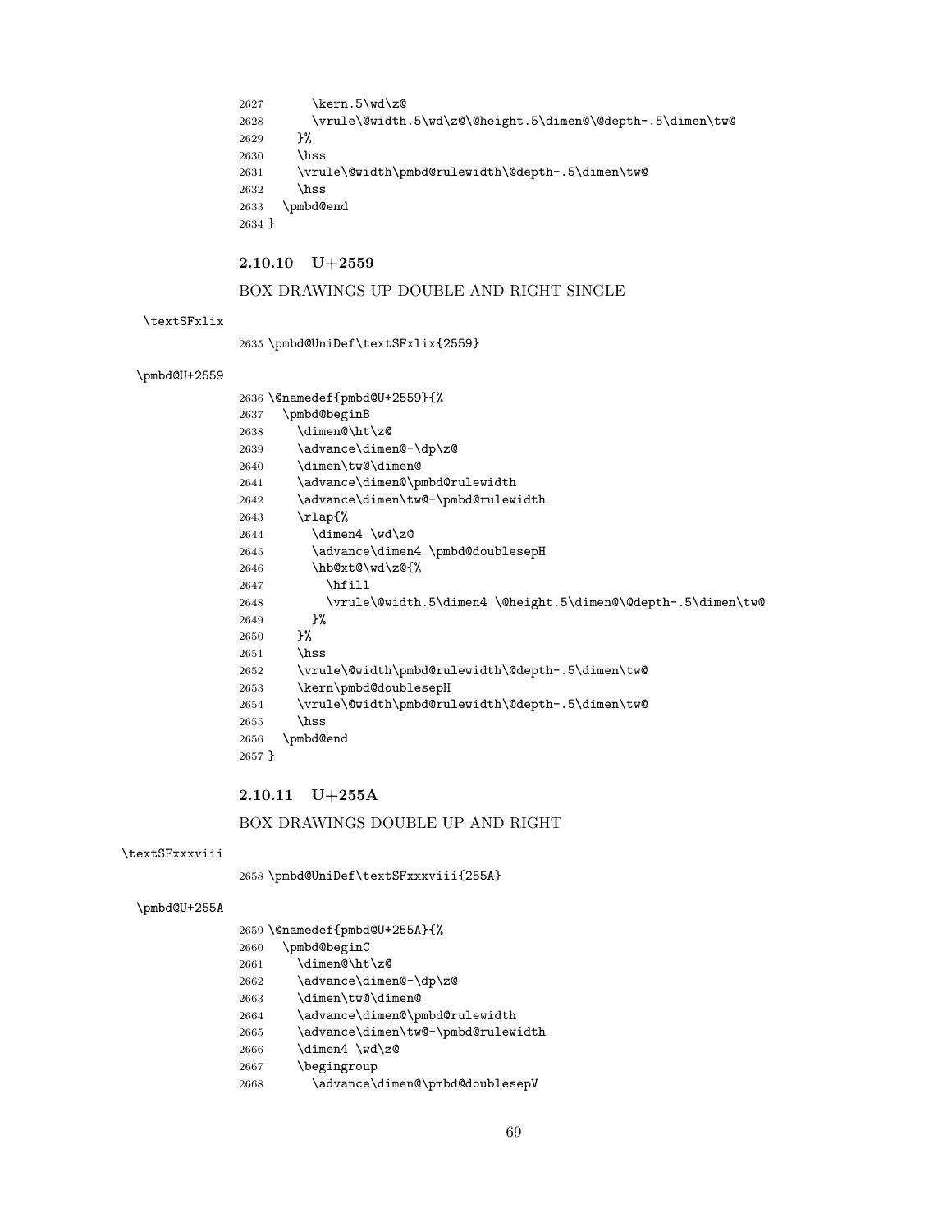```
2627      \kern.5\wd\z@
2628      \vrule\@width.5\wd\z@\@height.5\dimen@\@depth-.5\dimen\tw@
2629    }%
2630    \hss
2631    \vrule\@width\pmbd@rulewidth\@depth-.5\dimen\tw@
2632    \hss
2633  \pmbd@end
2634 }
```

### 2.10.10 U+2559

BOX DRAWINGS UP DOUBLE AND RIGHT SINGLE

\textSFxlix

```
2635 \pmbd@UniDef\textSFxlix{2559}
```

\pmbd@U+2559

```
2636 \@namedef{pmbd@U+2559}{%
2637  \pmbd@beginB
2638    \dimen@\ht\z@
2639    \advance\dimen@-\dp\z@
2640    \dimen\tw@\dimen@
2641    \advance\dimen@\pmbd@rulewidth
2642    \advance\dimen\tw@-\pmbd@rulewidth
2643    \rlap{%
2644      \dimen4 \wd\z@
2645      \advance\dimen4 \pmbd@doublesepH
2646      \hb@xt@\wd\z@{%
2647        \hfill
2648        \vrule\@width.5\dimen4 \@height.5\dimen@\@depth-.5\dimen\tw@
2649      }%
2650    }%
2651    \hss
2652    \vrule\@width\pmbd@rulewidth\@depth-.5\dimen\tw@
2653    \kern\pmbd@doublesepH
2654    \vrule\@width\pmbd@rulewidth\@depth-.5\dimen\tw@
2655    \hss
2656  \pmbd@end
2657 }
```

### 2.10.11 U+255A

BOX DRAWINGS DOUBLE UP AND RIGHT

\textSFxxxviii

```
2658 \pmbd@UniDef\textSFxxxviii{255A}
```

\pmbd@U+255A

```
2659 \@namedef{pmbd@U+255A}{%
2660  \pmbd@beginC
2661    \dimen@\ht\z@
2662    \advance\dimen@-\dp\z@
2663    \dimen\tw@\dimen@
2664    \advance\dimen@\pmbd@rulewidth
2665    \advance\dimen\tw@-\pmbd@rulewidth
2666    \dimen4 \wd\z@
2667    \begingroup
2668      \advance\dimen@\pmbd@doublesepV
```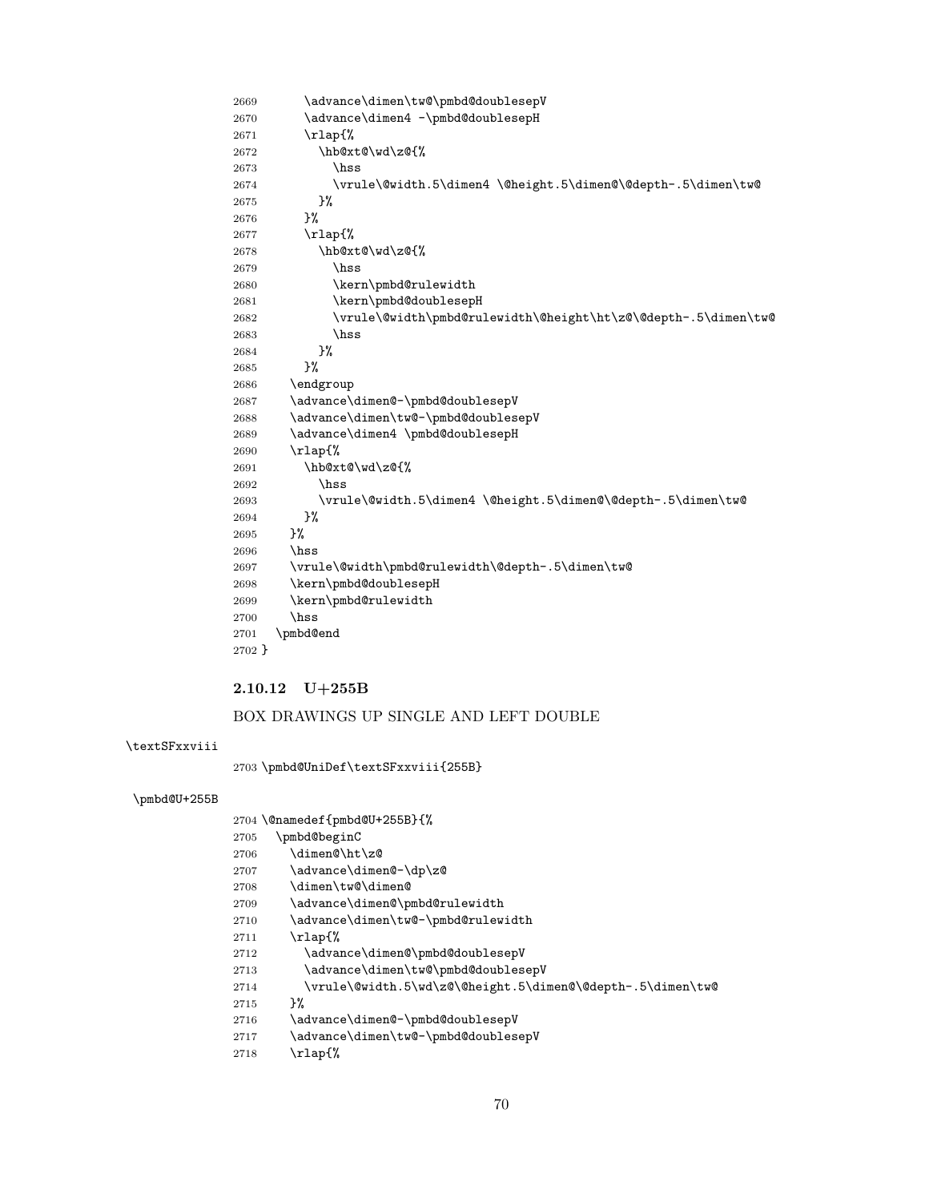```
2669      \advance\dimen\tw@\pmbd@doublesepV
2670      \advance\dimen4 -\pmbd@doublesepH
2671      \rlap{%
2672        \hb@xt@\wd\z@{%
2673          \hss
2674          \vrule\@width.5\dimen4 \@height.5\dimen@\@depth-.5\dimen\tw@
2675        }%
2676      }%
2677      \rlap{%
2678        \hb@xt@\wd\z@{%
2679          \hss
2680          \kern\pmbd@rulewidth
2681          \kern\pmbd@doublesepH
2682          \vrule\@width\pmbd@rulewidth\@height\ht\z@\@depth-.5\dimen\tw@
2683          \hss
2684        }%
2685      }%
2686    \endgroup
2687    \advance\dimen@-\pmbd@doublesepV
2688    \advance\dimen\tw@-\pmbd@doublesepV
2689    \advance\dimen4 \pmbd@doublesepH
2690    \rlap{%
2691      \hb@xt@\wd\z@{%
2692        \hss
2693        \vrule\@width.5\dimen4 \@height.5\dimen@\@depth-.5\dimen\tw@
2694      }%
2695    }%
2696    \hss
2697    \vrule\@width\pmbd@rulewidth\@depth-.5\dimen\tw@
2698    \kern\pmbd@doublesepH
2699    \kern\pmbd@rulewidth
2700    \hss
2701  \pmbd@end
2702 }
```

### 2.10.12 U+255B

BOX DRAWINGS UP SINGLE AND LEFT DOUBLE

\textSFxxviii

```
2703 \pmbd@UniDef\textSFxxviii{255B}
```

\pmbd@U+255B

```
2704 \@namedef{pmbd@U+255B}{%
2705   \pmbd@beginC
2706     \dimen@\ht\z@
2707     \advance\dimen@-\dp\z@
2708     \dimen\tw@\dimen@
2709     \advance\dimen@\pmbd@rulewidth
2710     \advance\dimen\tw@-\pmbd@rulewidth
2711     \rlap{%
2712       \advance\dimen@\pmbd@doublesepV
2713       \advance\dimen\tw@\pmbd@doublesepV
2714       \vrule\@width.5\wd\z@\@height.5\dimen@\@depth-.5\dimen\tw@
2715     }%
2716     \advance\dimen@-\pmbd@doublesepV
2717     \advance\dimen\tw@-\pmbd@doublesepV
2718     \rlap{%
```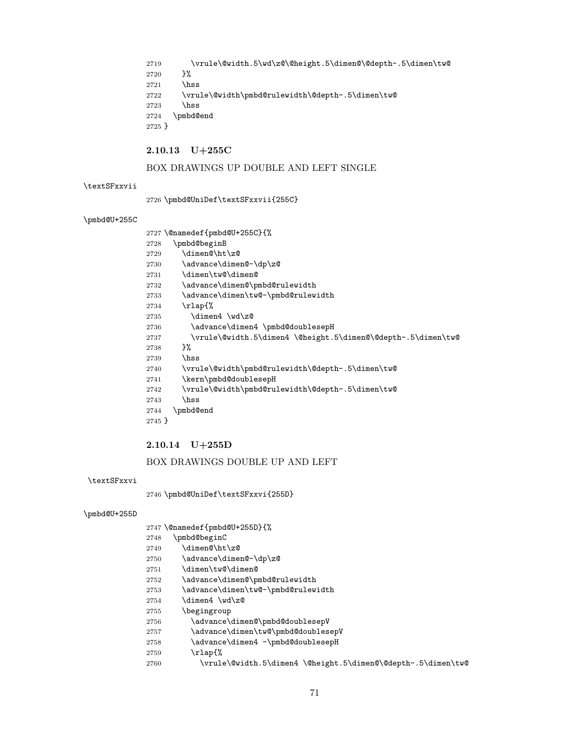```
2719       \vrule\@width.5\wd\z@\@height.5\dimen@\@depth-.5\dimen\tw@
2720     }%
2721     \hss
2722     \vrule\@width\pmbd@rulewidth\@depth-.5\dimen\tw@
2723     \hss
2724   \pmbd@end
2725 }
```

### 2.10.13 U+255C

BOX DRAWINGS UP DOUBLE AND LEFT SINGLE

\textSFxxvii

```
2726 \pmbd@UniDef\textSFxxvii{255C}
```

\pmbd@U+255C

```
2727 \@namedef{pmbd@U+255C}{%
2728   \pmbd@beginB
2729     \dimen@\ht\z@
2730     \advance\dimen@-\dp\z@
2731     \dimen\tw@\dimen@
2732     \advance\dimen@\pmbd@rulewidth
2733     \advance\dimen\tw@-\pmbd@rulewidth
2734     \rlap{%
2735       \dimen4 \wd\z@
2736       \advance\dimen4 \pmbd@doublesepH
2737       \vrule\@width.5\dimen4 \@height.5\dimen@\@depth-.5\dimen\tw@
2738     }%
2739     \hss
2740     \vrule\@width\pmbd@rulewidth\@depth-.5\dimen\tw@
2741     \kern\pmbd@doublesepH
2742     \vrule\@width\pmbd@rulewidth\@depth-.5\dimen\tw@
2743     \hss
2744   \pmbd@end
2745 }
```

### 2.10.14 U+255D

BOX DRAWINGS DOUBLE UP AND LEFT

\textSFxxvi

```
2746 \pmbd@UniDef\textSFxxvi{255D}
```

\pmbd@U+255D

```
2747 \@namedef{pmbd@U+255D}{%
2748   \pmbd@beginC
2749     \dimen@\ht\z@
2750     \advance\dimen@-\dp\z@
2751     \dimen\tw@\dimen@
2752     \advance\dimen@\pmbd@rulewidth
2753     \advance\dimen\tw@-\pmbd@rulewidth
2754     \dimen4 \wd\z@
2755     \begingroup
2756       \advance\dimen@\pmbd@doublesepV
2757       \advance\dimen\tw@\pmbd@doublesepV
2758       \advance\dimen4 -\pmbd@doublesepH
2759       \rlap{%
2760         \vrule\@width.5\dimen4 \@height.5\dimen@\@depth-.5\dimen\tw@
```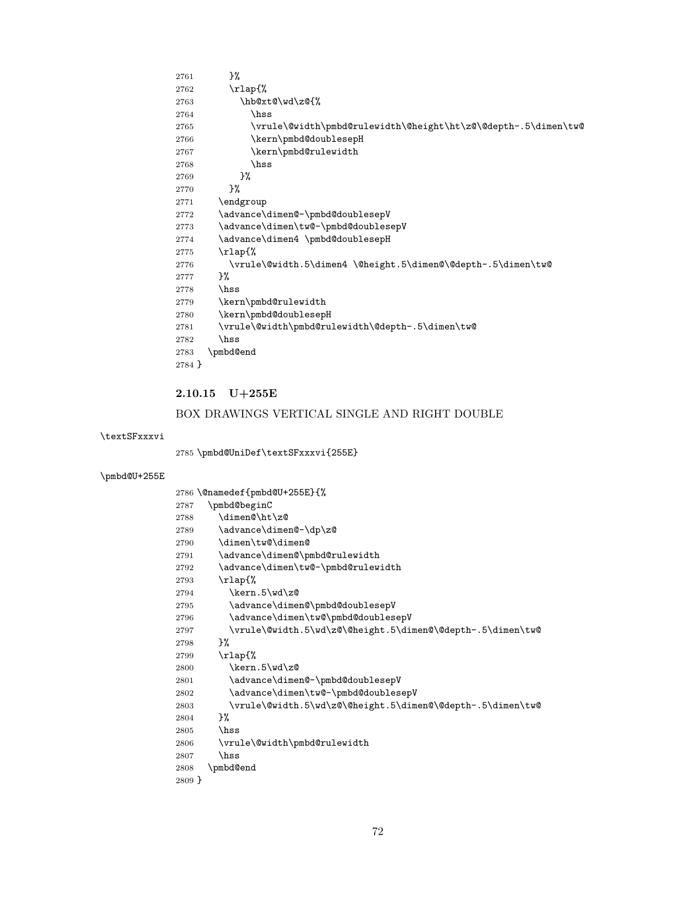```
2761       }%
2762       \rlap{%
2763         \hb@xt@\wd\z@{%
2764           \hss
2765           \vrule\@width\pmbd@rulewidth\@height\ht\z@\@depth-.5\dimen\tw@
2766           \kern\pmbd@doublesepH
2767           \kern\pmbd@rulewidth
2768           \hss
2769         }%
2770       }%
2771     \endgroup
2772     \advance\dimen@-\pmbd@doublesepV
2773     \advance\dimen\tw@-\pmbd@doublesepV
2774     \advance\dimen4 \pmbd@doublesepH
2775     \rlap{%
2776       \vrule\@width.5\dimen4 \@height.5\dimen@\@depth-.5\dimen\tw@
2777     }%
2778     \hss
2779     \kern\pmbd@rulewidth
2780     \kern\pmbd@doublesepH
2781     \vrule\@width\pmbd@rulewidth\@depth-.5\dimen\tw@
2782     \hss
2783   \pmbd@end
2784 }
```

### 2.10.15 U+255E

BOX DRAWINGS VERTICAL SINGLE AND RIGHT DOUBLE

\textSFxxxvi

```
2785 \pmbd@UniDef\textSFxxxvi{255E}
```

\pmbd@U+255E

```
2786 \@namedef{pmbd@U+255E}{%
2787   \pmbd@beginC
2788     \dimen@\ht\z@
2789     \advance\dimen@-\dp\z@
2790     \dimen\tw@\dimen@
2791     \advance\dimen@\pmbd@rulewidth
2792     \advance\dimen\tw@-\pmbd@rulewidth
2793     \rlap{%
2794       \kern.5\wd\z@
2795       \advance\dimen@\pmbd@doublesepV
2796       \advance\dimen\tw@\pmbd@doublesepV
2797       \vrule\@width.5\wd\z@\@height.5\dimen@\@depth-.5\dimen\tw@
2798     }%
2799     \rlap{%
2800       \kern.5\wd\z@
2801       \advance\dimen@-\pmbd@doublesepV
2802       \advance\dimen\tw@-\pmbd@doublesepV
2803       \vrule\@width.5\wd\z@\@height.5\dimen@\@depth-.5\dimen\tw@
2804     }%
2805     \hss
2806     \vrule\@width\pmbd@rulewidth
2807     \hss
2808   \pmbd@end
2809 }
```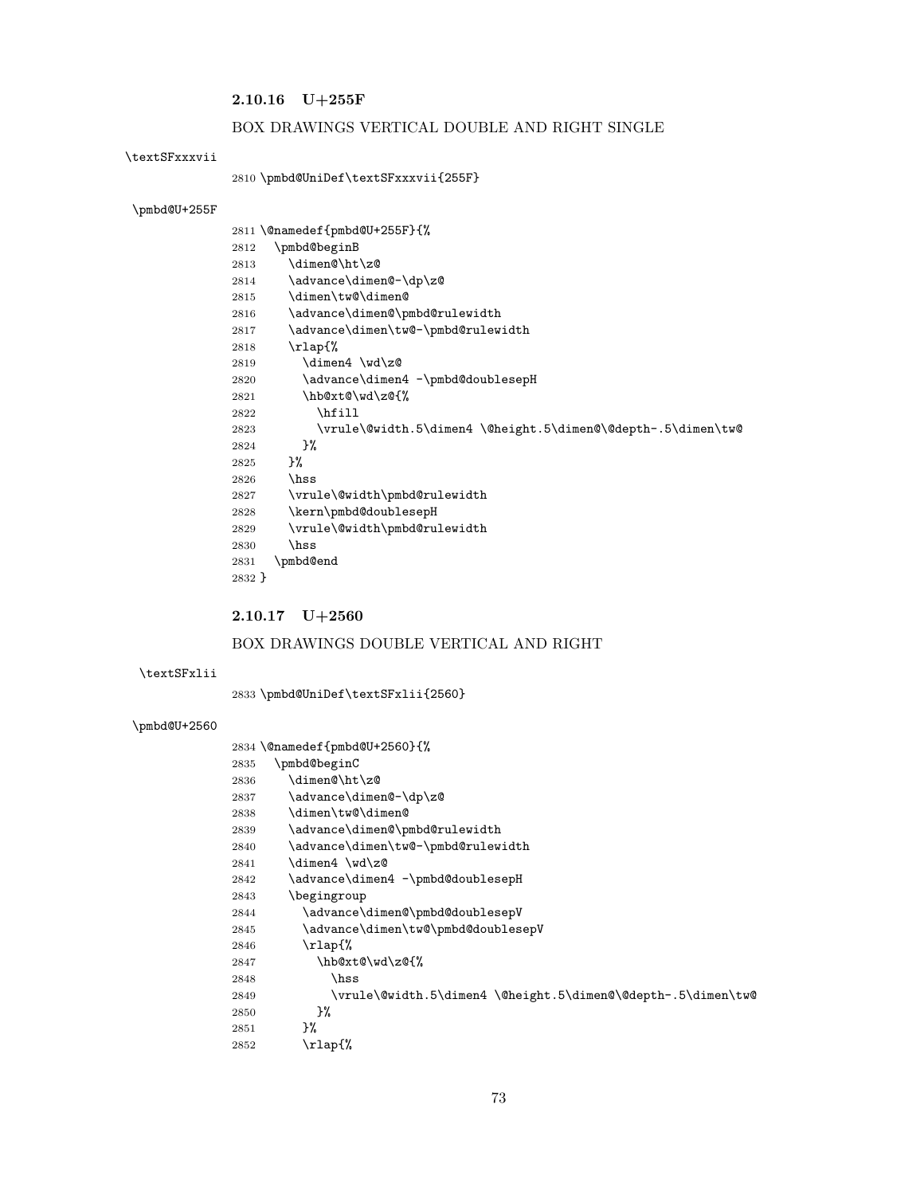### 2.10.16 U+255F

BOX DRAWINGS VERTICAL DOUBLE AND RIGHT SINGLE

\textSFxxxvii

```
2810 \pmbd@UniDef\textSFxxxvii{255F}
```

\pmbd@U+255F

```
2811 \@namedef{pmbd@U+255F}{%
2812   \pmbd@beginB
2813     \dimen@\ht\z@
2814     \advance\dimen@-\dp\z@
2815     \dimen\tw@\dimen@
2816     \advance\dimen@\pmbd@rulewidth
2817     \advance\dimen\tw@-\pmbd@rulewidth
2818     \rlap{%
2819       \dimen4 \wd\z@
2820       \advance\dimen4 -\pmbd@doublesepH
2821       \hb@xt@\wd\z@{%
2822         \hfill
2823         \vrule\@width.5\dimen4 \@height.5\dimen@\@depth-.5\dimen\tw@
2824       }%
2825     }%
2826     \hss
2827     \vrule\@width\pmbd@rulewidth
2828     \kern\pmbd@doublesepH
2829     \vrule\@width\pmbd@rulewidth
2830     \hss
2831   \pmbd@end
2832 }
```

### 2.10.17 U+2560

BOX DRAWINGS DOUBLE VERTICAL AND RIGHT

\textSFxlii

```
2833 \pmbd@UniDef\textSFxlii{2560}
```

\pmbd@U+2560

```
2834 \@namedef{pmbd@U+2560}{%
2835   \pmbd@beginC
2836     \dimen@\ht\z@
2837     \advance\dimen@-\dp\z@
2838     \dimen\tw@\dimen@
2839     \advance\dimen@\pmbd@rulewidth
2840     \advance\dimen\tw@-\pmbd@rulewidth
2841     \dimen4 \wd\z@
2842     \advance\dimen4 -\pmbd@doublesepH
2843     \begingroup
2844       \advance\dimen@\pmbd@doublesepV
2845       \advance\dimen\tw@\pmbd@doublesepV
2846       \rlap{%
2847         \hb@xt@\wd\z@{%
2848           \hss
2849           \vrule\@width.5\dimen4 \@height.5\dimen@\@depth-.5\dimen\tw@
2850         }%
2851       }%
2852       \rlap{%
```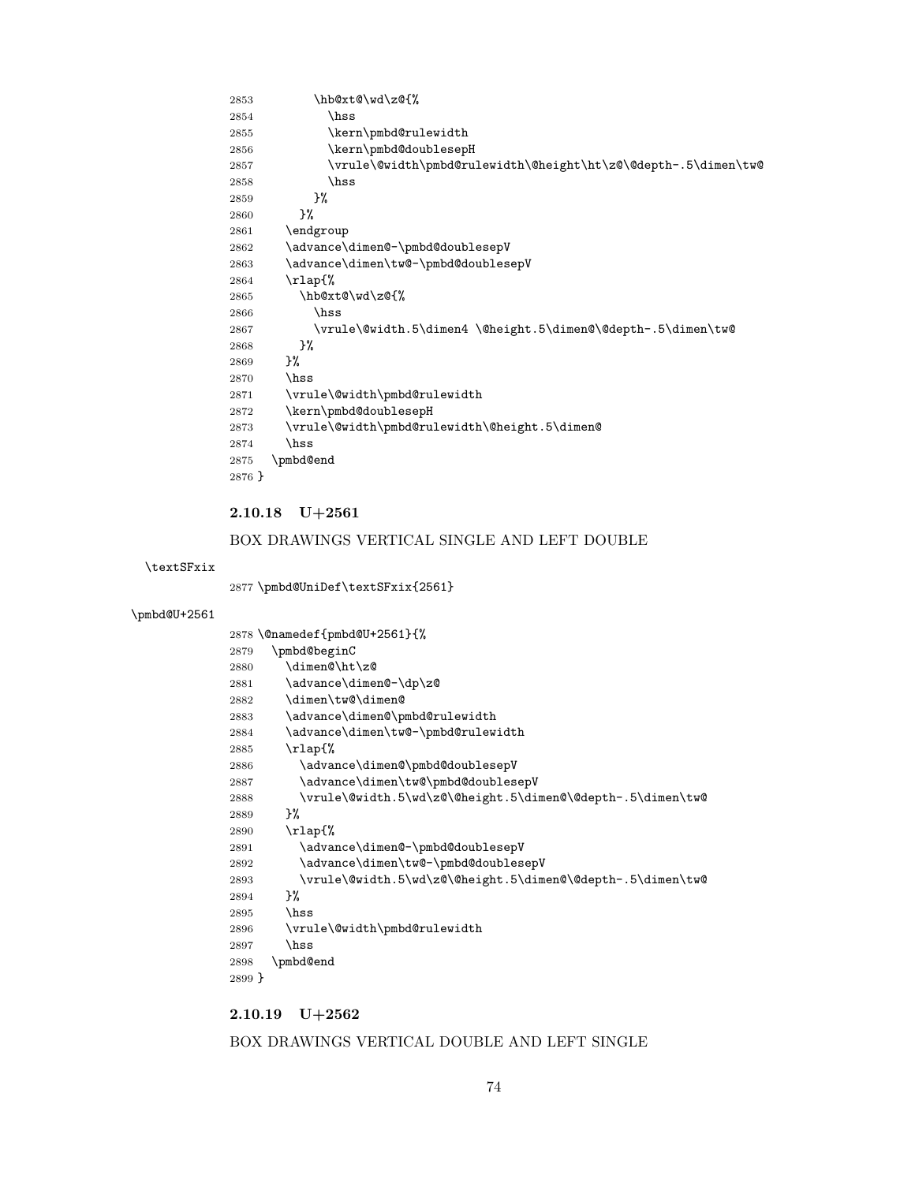```
2853        \hb@xt@\wd\z@{%
2854          \hss
2855          \kern\pmbd@rulewidth
2856          \kern\pmbd@doublesepH
2857          \vrule\@width\pmbd@rulewidth\@height\ht\z@\@depth-.5\dimen\tw@
2858          \hss
2859        }%
2860      }%
2861    \endgroup
2862    \advance\dimen@-\pmbd@doublesepV
2863    \advance\dimen\tw@-\pmbd@doublesepV
2864    \rlap{%
2865      \hb@xt@\wd\z@{%
2866        \hss
2867        \vrule\@width.5\dimen4 \@height.5\dimen@\@depth-.5\dimen\tw@
2868      }%
2869    }%
2870    \hss
2871    \vrule\@width\pmbd@rulewidth
2872    \kern\pmbd@doublesepH
2873    \vrule\@width\pmbd@rulewidth\@height.5\dimen@
2874    \hss
2875  \pmbd@end
2876 }
```

### 2.10.18 U+2561

BOX DRAWINGS VERTICAL SINGLE AND LEFT DOUBLE

\textSFxix

```
2877 \pmbd@UniDef\textSFxix{2561}
```

\pmbd@U+2561

```
2878 \@namedef{pmbd@U+2561}{%
2879   \pmbd@beginC
2880     \dimen@\ht\z@
2881     \advance\dimen@-\dp\z@
2882     \dimen\tw@\dimen@
2883     \advance\dimen@\pmbd@rulewidth
2884     \advance\dimen\tw@-\pmbd@rulewidth
2885     \rlap{%
2886       \advance\dimen@\pmbd@doublesepV
2887       \advance\dimen\tw@\pmbd@doublesepV
2888       \vrule\@width.5\wd\z@\@height.5\dimen@\@depth-.5\dimen\tw@
2889     }%
2890     \rlap{%
2891       \advance\dimen@-\pmbd@doublesepV
2892       \advance\dimen\tw@-\pmbd@doublesepV
2893       \vrule\@width.5\wd\z@\@height.5\dimen@\@depth-.5\dimen\tw@
2894     }%
2895     \hss
2896     \vrule\@width\pmbd@rulewidth
2897     \hss
2898   \pmbd@end
2899 }
```

### 2.10.19 U+2562

BOX DRAWINGS VERTICAL DOUBLE AND LEFT SINGLE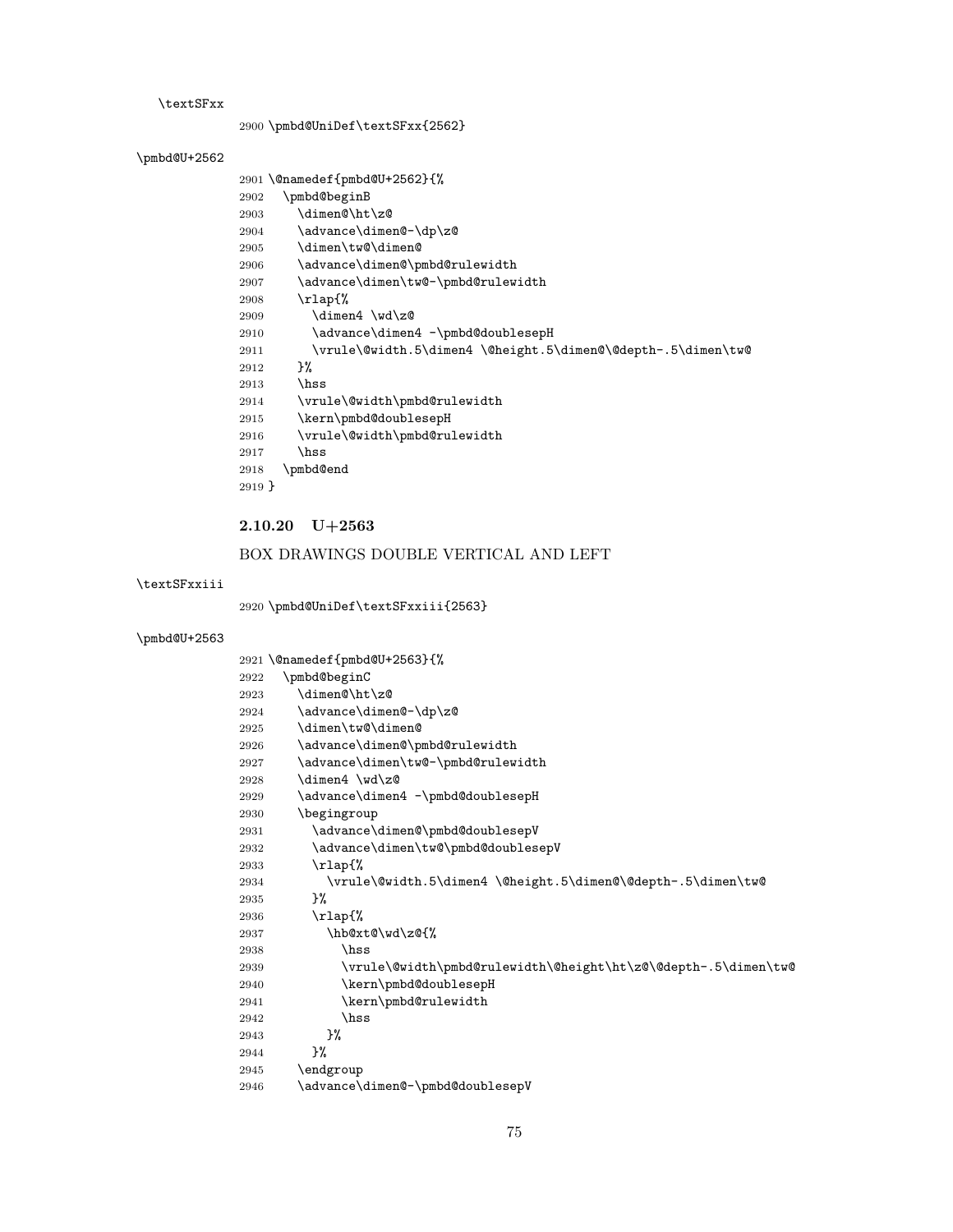\textSFxx

```
2900 \pmbd@UniDef\textSFxx{2562}
```

\pmbd@U+2562

```
2901 \@namedef{pmbd@U+2562}{%
2902   \pmbd@beginB
2903     \dimen@\ht\z@
2904     \advance\dimen@-\dp\z@
2905     \dimen\tw@\dimen@
2906     \advance\dimen@\pmbd@rulewidth
2907     \advance\dimen\tw@-\pmbd@rulewidth
2908     \rlap{%
2909       \dimen4 \wd\z@
2910       \advance\dimen4 -\pmbd@doublesepH
2911       \vrule\@width.5\dimen4 \@height.5\dimen@\@depth-.5\dimen\tw@
2912     }%
2913     \hss
2914     \vrule\@width\pmbd@rulewidth
2915     \kern\pmbd@doublesepH
2916     \vrule\@width\pmbd@rulewidth
2917     \hss
2918   \pmbd@end
2919 }
```

### 2.10.20 U+2563

BOX DRAWINGS DOUBLE VERTICAL AND LEFT

\textSFxxiii

```
2920 \pmbd@UniDef\textSFxxiii{2563}
```

\pmbd@U+2563

```
2921 \@namedef{pmbd@U+2563}{%
2922   \pmbd@beginC
2923     \dimen@\ht\z@
2924     \advance\dimen@-\dp\z@
2925     \dimen\tw@\dimen@
2926     \advance\dimen@\pmbd@rulewidth
2927     \advance\dimen\tw@-\pmbd@rulewidth
2928     \dimen4 \wd\z@
2929     \advance\dimen4 -\pmbd@doublesepH
2930     \begingroup
2931       \advance\dimen@\pmbd@doublesepV
2932       \advance\dimen\tw@\pmbd@doublesepV
2933       \rlap{%
2934         \vrule\@width.5\dimen4 \@height.5\dimen@\@depth-.5\dimen\tw@
2935       }%
2936       \rlap{%
2937         \hb@xt@\wd\z@{%
2938           \hss
2939           \vrule\@width\pmbd@rulewidth\@height\ht\z@\@depth-.5\dimen\tw@
2940           \kern\pmbd@doublesepH
2941           \kern\pmbd@rulewidth
2942           \hss
2943         }%
2944       }%
2945     \endgroup
2946     \advance\dimen@-\pmbd@doublesepV
```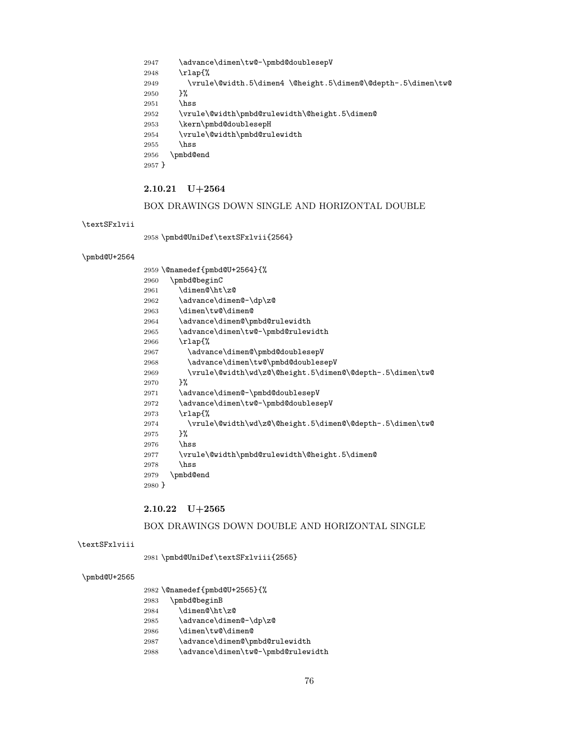```
2947     \advance\dimen\tw@-\pmbd@doublesepV
2948     \rlap{%
2949       \vrule\@width.5\dimen4 \@height.5\dimen@\@depth-.5\dimen\tw@
2950     }%
2951     \hss
2952     \vrule\@width\pmbd@rulewidth\@height.5\dimen@
2953     \kern\pmbd@doublesepH
2954     \vrule\@width\pmbd@rulewidth
2955     \hss
2956   \pmbd@end
2957 }
```

### 2.10.21 U+2564

BOX DRAWINGS DOWN SINGLE AND HORIZONTAL DOUBLE

\textSFxlvii

```
2958 \pmbd@UniDef\textSFxlvii{2564}
```

\pmbd@U+2564

```
2959 \@namedef{pmbd@U+2564}{%
2960   \pmbd@beginC
2961     \dimen@\ht\z@
2962     \advance\dimen@-\dp\z@
2963     \dimen\tw@\dimen@
2964     \advance\dimen@\pmbd@rulewidth
2965     \advance\dimen\tw@-\pmbd@rulewidth
2966     \rlap{%
2967       \advance\dimen@\pmbd@doublesepV
2968       \advance\dimen\tw@\pmbd@doublesepV
2969       \vrule\@width\wd\z@\@height.5\dimen@\@depth-.5\dimen\tw@
2970     }%
2971     \advance\dimen@-\pmbd@doublesepV
2972     \advance\dimen\tw@-\pmbd@doublesepV
2973     \rlap{%
2974       \vrule\@width\wd\z@\@height.5\dimen@\@depth-.5\dimen\tw@
2975     }%
2976     \hss
2977     \vrule\@width\pmbd@rulewidth\@height.5\dimen@
2978     \hss
2979   \pmbd@end
2980 }
```

### 2.10.22 U+2565

BOX DRAWINGS DOWN DOUBLE AND HORIZONTAL SINGLE

\textSFxlviii

```
2981 \pmbd@UniDef\textSFxlviii{2565}
```

\pmbd@U+2565

```
2982 \@namedef{pmbd@U+2565}{%
2983   \pmbd@beginB
2984     \dimen@\ht\z@
2985     \advance\dimen@-\dp\z@
2986     \dimen\tw@\dimen@
2987     \advance\dimen@\pmbd@rulewidth
2988     \advance\dimen\tw@-\pmbd@rulewidth
```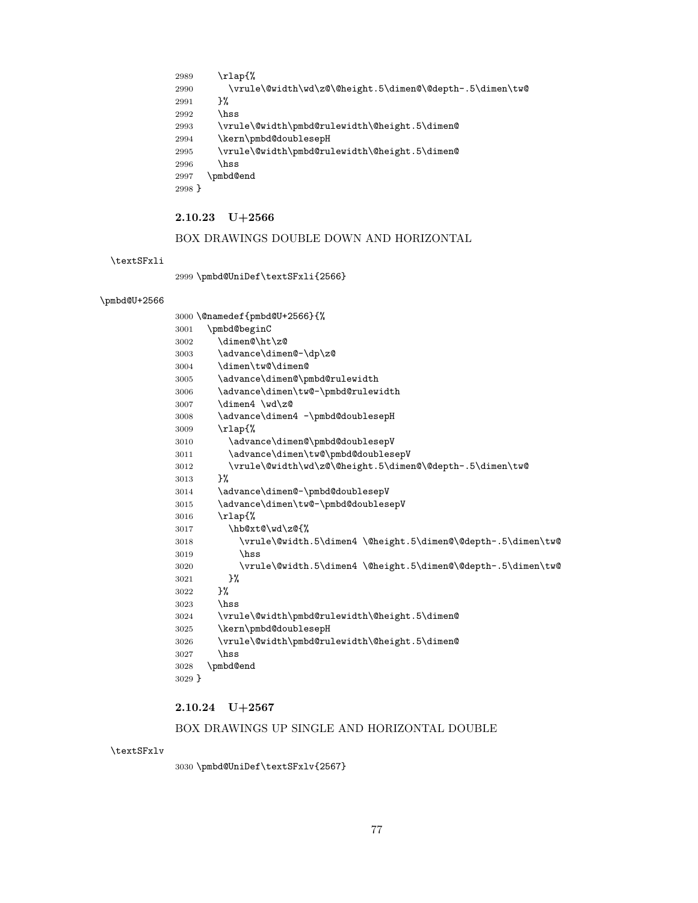```
2989    \rlap{%
2990      \vrule\@width\wd\z@\@height.5\dimen@\@depth-.5\dimen\tw@
2991    }%
2992    \hss
2993    \vrule\@width\pmbd@rulewidth\@height.5\dimen@
2994    \kern\pmbd@doublesepH
2995    \vrule\@width\pmbd@rulewidth\@height.5\dimen@
2996    \hss
2997  \pmbd@end
2998 }
```

### 2.10.23 U+2566

BOX DRAWINGS DOUBLE DOWN AND HORIZONTAL

\textSFxli

```
2999 \pmbd@UniDef\textSFxli{2566}
```

\pmbd@U+2566

```
3000 \@namedef{pmbd@U+2566}{%
3001   \pmbd@beginC
3002     \dimen@\ht\z@
3003     \advance\dimen@-\dp\z@
3004     \dimen\tw@\dimen@
3005     \advance\dimen@\pmbd@rulewidth
3006     \advance\dimen\tw@-\pmbd@rulewidth
3007     \dimen4 \wd\z@
3008     \advance\dimen4 -\pmbd@doublesepH
3009     \rlap{%
3010       \advance\dimen@\pmbd@doublesepV
3011       \advance\dimen\tw@\pmbd@doublesepV
3012       \vrule\@width\wd\z@\@height.5\dimen@\@depth-.5\dimen\tw@
3013     }%
3014     \advance\dimen@-\pmbd@doublesepV
3015     \advance\dimen\tw@-\pmbd@doublesepV
3016     \rlap{%
3017       \hb@xt@\wd\z@{%
3018         \vrule\@width.5\dimen4 \@height.5\dimen@\@depth-.5\dimen\tw@
3019         \hss
3020         \vrule\@width.5\dimen4 \@height.5\dimen@\@depth-.5\dimen\tw@
3021       }%
3022     }%
3023     \hss
3024     \vrule\@width\pmbd@rulewidth\@height.5\dimen@
3025     \kern\pmbd@doublesepH
3026     \vrule\@width\pmbd@rulewidth\@height.5\dimen@
3027     \hss
3028   \pmbd@end
3029 }
```

### 2.10.24 U+2567

BOX DRAWINGS UP SINGLE AND HORIZONTAL DOUBLE

\textSFxlv

```
3030 \pmbd@UniDef\textSFxlv{2567}
```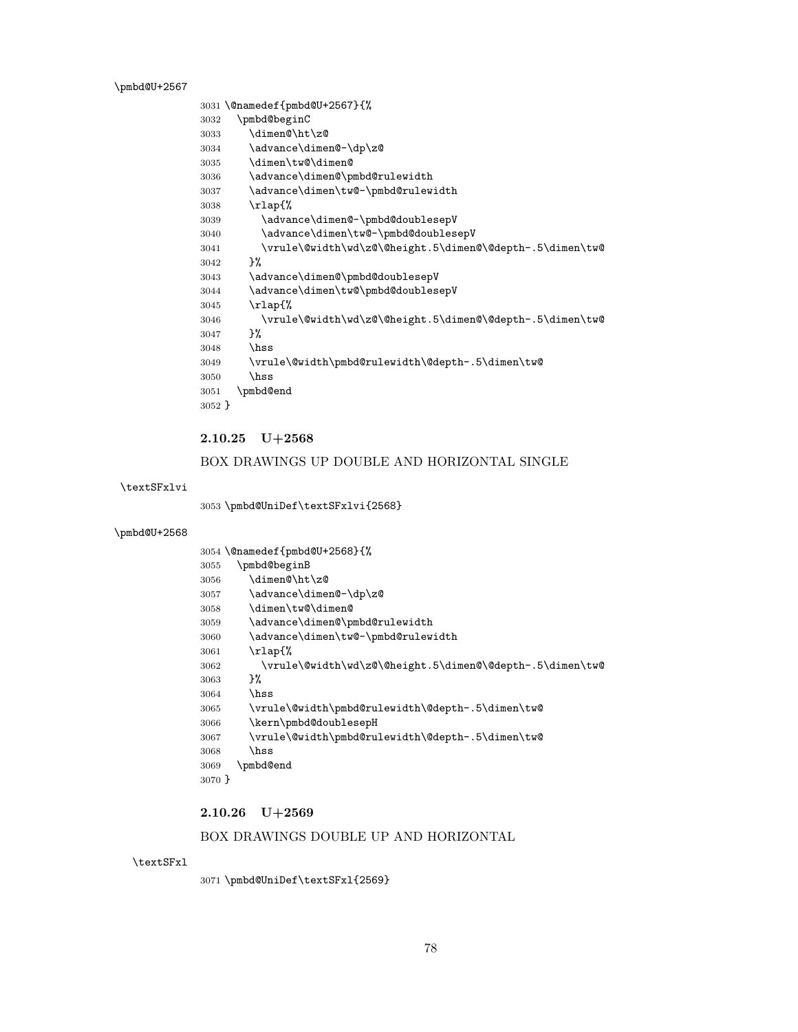\pmbd@U+2567

```
3031 \@namedef{pmbd@U+2567}{%
3032   \pmbd@beginC
3033     \dimen@\ht\z@
3034     \advance\dimen@-\dp\z@
3035     \dimen\tw@\dimen@
3036     \advance\dimen@\pmbd@rulewidth
3037     \advance\dimen\tw@-\pmbd@rulewidth
3038     \rlap{%
3039       \advance\dimen@-\pmbd@doublesepV
3040       \advance\dimen\tw@-\pmbd@doublesepV
3041       \vrule\@width\wd\z@\@height.5\dimen@\@depth-.5\dimen\tw@
3042     }%
3043     \advance\dimen@\pmbd@doublesepV
3044     \advance\dimen\tw@\pmbd@doublesepV
3045     \rlap{%
3046       \vrule\@width\wd\z@\@height.5\dimen@\@depth-.5\dimen\tw@
3047     }%
3048     \hss
3049     \vrule\@width\pmbd@rulewidth\@depth-.5\dimen\tw@
3050     \hss
3051   \pmbd@end
3052 }
```

### 2.10.25 U+2568

BOX DRAWINGS UP DOUBLE AND HORIZONTAL SINGLE

\textSFxlvi

```
3053 \pmbd@UniDef\textSFxlvi{2568}
```

\pmbd@U+2568

```
3054 \@namedef{pmbd@U+2568}{%
3055   \pmbd@beginB
3056     \dimen@\ht\z@
3057     \advance\dimen@-\dp\z@
3058     \dimen\tw@\dimen@
3059     \advance\dimen@\pmbd@rulewidth
3060     \advance\dimen\tw@-\pmbd@rulewidth
3061     \rlap{%
3062       \vrule\@width\wd\z@\@height.5\dimen@\@depth-.5\dimen\tw@
3063     }%
3064     \hss
3065     \vrule\@width\pmbd@rulewidth\@depth-.5\dimen\tw@
3066     \kern\pmbd@doublesepH
3067     \vrule\@width\pmbd@rulewidth\@depth-.5\dimen\tw@
3068     \hss
3069   \pmbd@end
3070 }
```

### 2.10.26 U+2569

BOX DRAWINGS DOUBLE UP AND HORIZONTAL

\textSFxl

```
3071 \pmbd@UniDef\textSFxl{2569}
```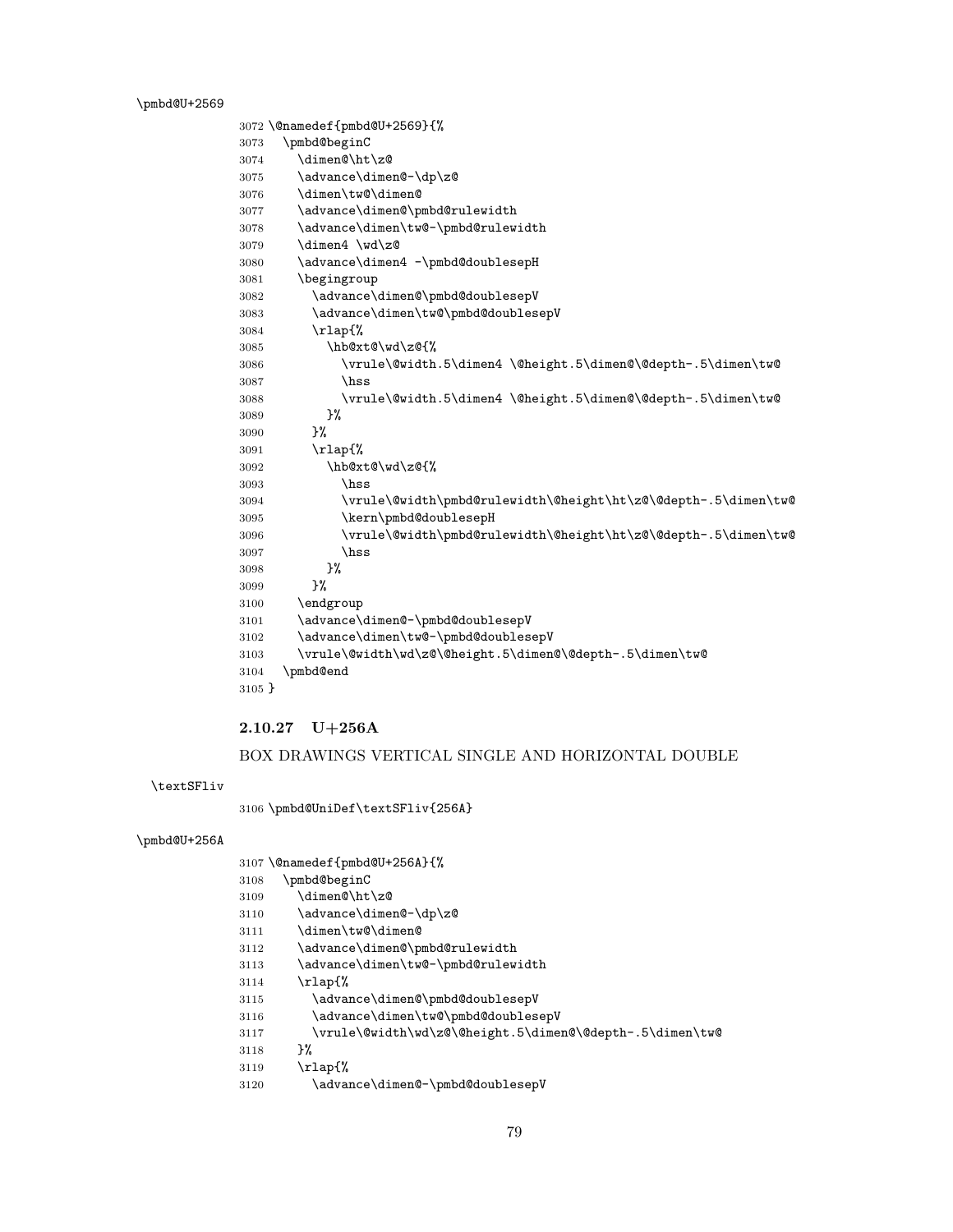\pmbd@U+2569

```
3072 \@namedef{pmbd@U+2569}{%
3073   \pmbd@beginC
3074     \dimen@\ht\z@
3075     \advance\dimen@-\dp\z@
3076     \dimen\tw@\dimen@
3077     \advance\dimen@\pmbd@rulewidth
3078     \advance\dimen\tw@-\pmbd@rulewidth
3079     \dimen4 \wd\z@
3080     \advance\dimen4 -\pmbd@doublesepH
3081     \begingroup
3082       \advance\dimen@\pmbd@doublesepV
3083       \advance\dimen\tw@\pmbd@doublesepV
3084       \rlap{%
3085         \hb@xt@\wd\z@{%
3086           \vrule\@width.5\dimen4 \@height.5\dimen@\@depth-.5\dimen\tw@
3087           \hss
3088           \vrule\@width.5\dimen4 \@height.5\dimen@\@depth-.5\dimen\tw@
3089         }%
3090       }%
3091       \rlap{%
3092         \hb@xt@\wd\z@{%
3093           \hss
3094           \vrule\@width\pmbd@rulewidth\@height\ht\z@\@depth-.5\dimen\tw@
3095           \kern\pmbd@doublesepH
3096           \vrule\@width\pmbd@rulewidth\@height\ht\z@\@depth-.5\dimen\tw@
3097           \hss
3098         }%
3099       }%
3100     \endgroup
3101     \advance\dimen@-\pmbd@doublesepV
3102     \advance\dimen\tw@-\pmbd@doublesepV
3103     \vrule\@width\wd\z@\@height.5\dimen@\@depth-.5\dimen\tw@
3104   \pmbd@end
3105 }
```

### 2.10.27 U+256A

BOX DRAWINGS VERTICAL SINGLE AND HORIZONTAL DOUBLE

\textSFliv

```
3106 \pmbd@UniDef\textSFliv{256A}
```

\pmbd@U+256A

```
3107 \@namedef{pmbd@U+256A}{%
3108   \pmbd@beginC
3109     \dimen@\ht\z@
3110     \advance\dimen@-\dp\z@
3111     \dimen\tw@\dimen@
3112     \advance\dimen@\pmbd@rulewidth
3113     \advance\dimen\tw@-\pmbd@rulewidth
3114     \rlap{%
3115       \advance\dimen@\pmbd@doublesepV
3116       \advance\dimen\tw@\pmbd@doublesepV
3117       \vrule\@width\wd\z@\@height.5\dimen@\@depth-.5\dimen\tw@
3118     }%
3119     \rlap{%
3120       \advance\dimen@-\pmbd@doublesepV
```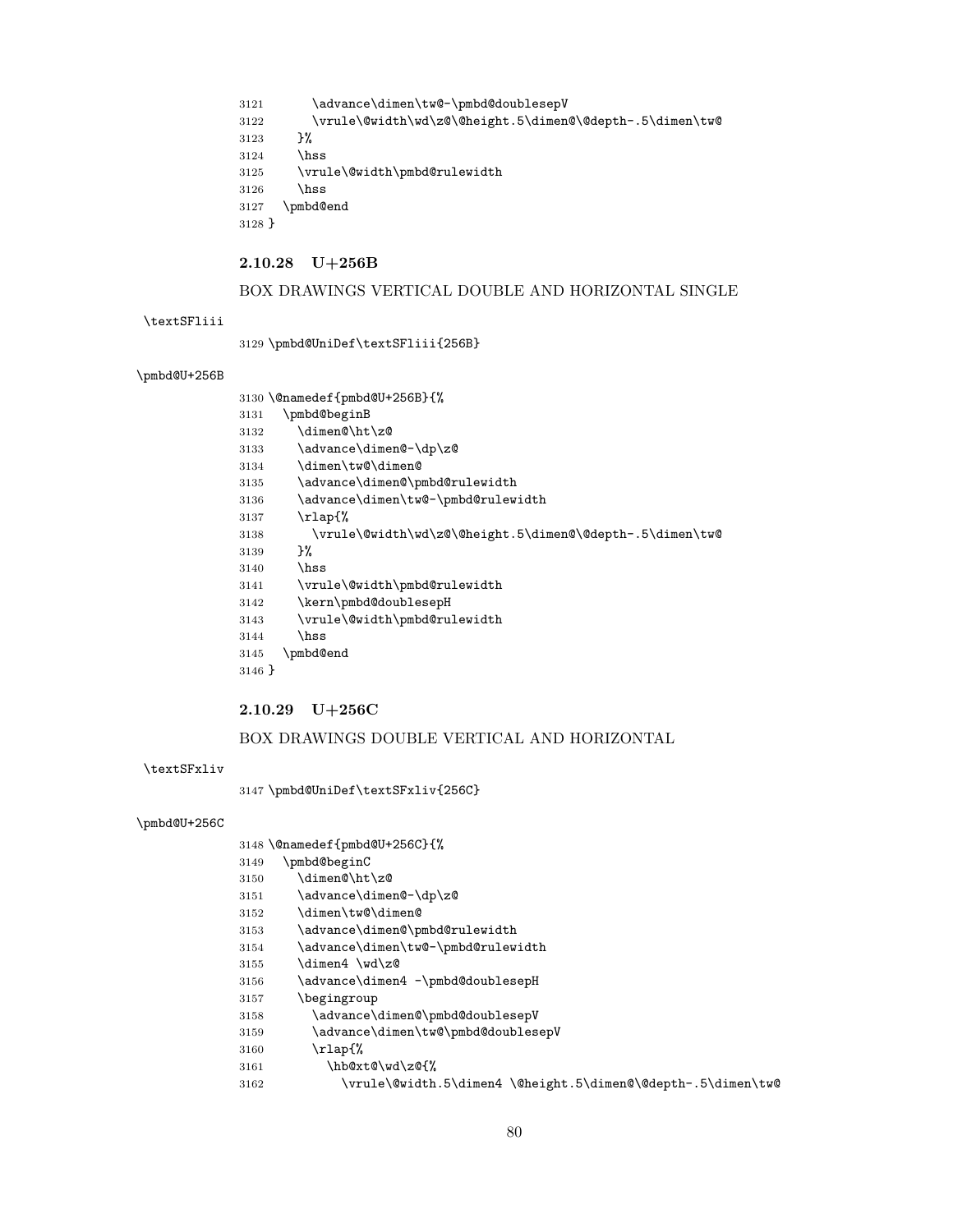```
3121      \advance\dimen\tw@-\pmbd@doublesepV
3122      \vrule\@width\wd\z@\@height.5\dimen@\@depth-.5\dimen\tw@
3123    }%
3124    \hss
3125    \vrule\@width\pmbd@rulewidth
3126    \hss
3127  \pmbd@end
3128 }
```

### 2.10.28 U+256B

BOX DRAWINGS VERTICAL DOUBLE AND HORIZONTAL SINGLE

\textSFliii

```
3129 \pmbd@UniDef\textSFliii{256B}
```

\pmbd@U+256B

```
3130 \@namedef{pmbd@U+256B}{%
3131   \pmbd@beginB
3132     \dimen@\ht\z@
3133     \advance\dimen@-\dp\z@
3134     \dimen\tw@\dimen@
3135     \advance\dimen@\pmbd@rulewidth
3136     \advance\dimen\tw@-\pmbd@rulewidth
3137     \rlap{%
3138       \vrule\@width\wd\z@\@height.5\dimen@\@depth-.5\dimen\tw@
3139     }%
3140     \hss
3141     \vrule\@width\pmbd@rulewidth
3142     \kern\pmbd@doublesepH
3143     \vrule\@width\pmbd@rulewidth
3144     \hss
3145   \pmbd@end
3146 }
```

### 2.10.29 U+256C

BOX DRAWINGS DOUBLE VERTICAL AND HORIZONTAL

\textSFxliv

```
3147 \pmbd@UniDef\textSFxliv{256C}
```

\pmbd@U+256C

```
3148 \@namedef{pmbd@U+256C}{%
3149   \pmbd@beginC
3150     \dimen@\ht\z@
3151     \advance\dimen@-\dp\z@
3152     \dimen\tw@\dimen@
3153     \advance\dimen@\pmbd@rulewidth
3154     \advance\dimen\tw@-\pmbd@rulewidth
3155     \dimen4 \wd\z@
3156     \advance\dimen4 -\pmbd@doublesepH
3157     \begingroup
3158       \advance\dimen@\pmbd@doublesepV
3159       \advance\dimen\tw@\pmbd@doublesepV
3160       \rlap{%
3161         \hb@xt@\wd\z@{%
3162           \vrule\@width.5\dimen4 \@height.5\dimen@\@depth-.5\dimen\tw@
```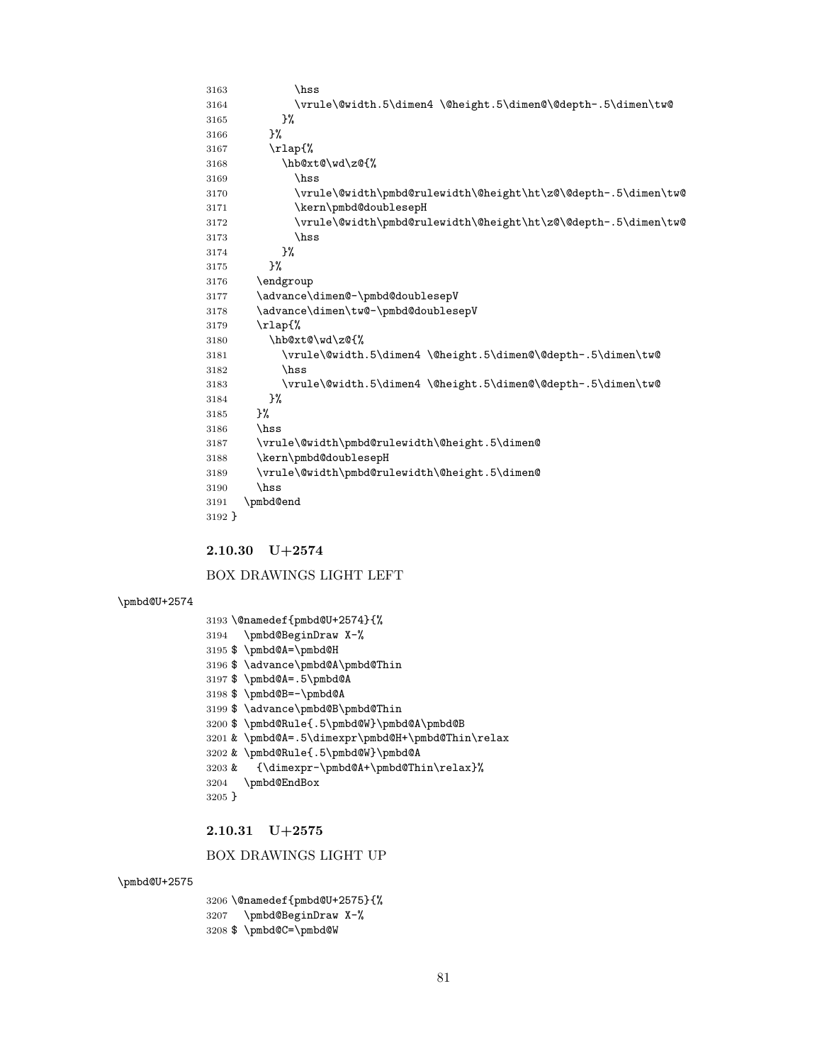```
3163           \hss
3164           \vrule\@width.5\dimen4 \@height.5\dimen@\@depth-.5\dimen\tw@
3165         }%
3166       }%
3167       \rlap{%
3168         \hb@xt@\wd\z@{%
3169           \hss
3170           \vrule\@width\pmbd@rulewidth\@height\ht\z@\@depth-.5\dimen\tw@
3171           \kern\pmbd@doublesepH
3172           \vrule\@width\pmbd@rulewidth\@height\ht\z@\@depth-.5\dimen\tw@
3173           \hss
3174         }%
3175       }%
3176     \endgroup
3177     \advance\dimen@-\pmbd@doublesepV
3178     \advance\dimen\tw@-\pmbd@doublesepV
3179     \rlap{%
3180       \hb@xt@\wd\z@{%
3181         \vrule\@width.5\dimen4 \@height.5\dimen@\@depth-.5\dimen\tw@
3182         \hss
3183         \vrule\@width.5\dimen4 \@height.5\dimen@\@depth-.5\dimen\tw@
3184       }%
3185     }%
3186     \hss
3187     \vrule\@width\pmbd@rulewidth\@height.5\dimen@
3188     \kern\pmbd@doublesepH
3189     \vrule\@width\pmbd@rulewidth\@height.5\dimen@
3190     \hss
3191   \pmbd@end
3192 }
```

### 2.10.30 U+2574

BOX DRAWINGS LIGHT LEFT

\pmbd@U+2574

```
3193 \@namedef{pmbd@U+2574}{%
3194   \pmbd@BeginDraw X-%
3195 $ \pmbd@A=\pmbd@H
3196 $ \advance\pmbd@A\pmbd@Thin
3197 $ \pmbd@A=.5\pmbd@A
3198 $ \pmbd@B=-\pmbd@A
3199 $ \advance\pmbd@B\pmbd@Thin
3200 $ \pmbd@Rule{.5\pmbd@W}\pmbd@A\pmbd@B
3201 & \pmbd@A=.5\dimexpr\pmbd@H+\pmbd@Thin\relax
3202 & \pmbd@Rule{.5\pmbd@W}\pmbd@A
3203 &   {\dimexpr-\pmbd@A+\pmbd@Thin\relax}%
3204   \pmbd@EndBox
3205 }
```

### 2.10.31 U+2575

BOX DRAWINGS LIGHT UP

\pmbd@U+2575

```
3206 \@namedef{pmbd@U+2575}{%
3207   \pmbd@BeginDraw X-%
3208 $ \pmbd@C=\pmbd@W
```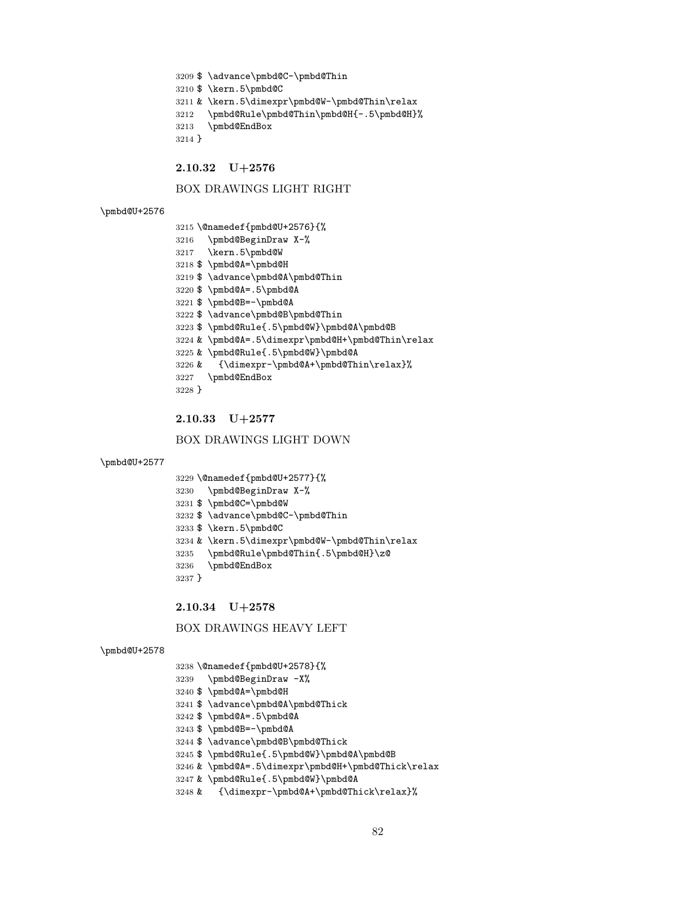```
3209 $ \advance\pmbd@C-\pmbd@Thin
3210 $ \kern.5\pmbd@C
3211 & \kern.5\dimexpr\pmbd@W-\pmbd@Thin\relax
3212   \pmbd@Rule\pmbd@Thin\pmbd@H{-.5\pmbd@H}%
3213   \pmbd@EndBox
3214 }
```

#### 2.10.32 U+2576

BOX DRAWINGS LIGHT RIGHT

\pmbd@U+2576

```
3215 \@namedef{pmbd@U+2576}{%
3216   \pmbd@BeginDraw X-%
3217   \kern.5\pmbd@W
3218 $ \pmbd@A=\pmbd@H
3219 $ \advance\pmbd@A\pmbd@Thin
3220 $ \pmbd@A=.5\pmbd@A
3221 $ \pmbd@B=-\pmbd@A
3222 $ \advance\pmbd@B\pmbd@Thin
3223 $ \pmbd@Rule{.5\pmbd@W}\pmbd@A\pmbd@B
3224 & \pmbd@A=.5\dimexpr\pmbd@H+\pmbd@Thin\relax
3225 & \pmbd@Rule{.5\pmbd@W}\pmbd@A
3226 &   {\dimexpr-\pmbd@A+\pmbd@Thin\relax}%
3227   \pmbd@EndBox
3228 }
```

#### 2.10.33 U+2577

BOX DRAWINGS LIGHT DOWN

\pmbd@U+2577

```
3229 \@namedef{pmbd@U+2577}{%
3230   \pmbd@BeginDraw X-%
3231 $ \pmbd@C=\pmbd@W
3232 $ \advance\pmbd@C-\pmbd@Thin
3233 $ \kern.5\pmbd@C
3234 & \kern.5\dimexpr\pmbd@W-\pmbd@Thin\relax
3235   \pmbd@Rule\pmbd@Thin{.5\pmbd@H}\z@
3236   \pmbd@EndBox
3237 }
```

#### 2.10.34 U+2578

BOX DRAWINGS HEAVY LEFT

\pmbd@U+2578

```
3238 \@namedef{pmbd@U+2578}{%
3239   \pmbd@BeginDraw -X%
3240 $ \pmbd@A=\pmbd@H
3241 $ \advance\pmbd@A\pmbd@Thick
3242 $ \pmbd@A=.5\pmbd@A
3243 $ \pmbd@B=-\pmbd@A
3244 $ \advance\pmbd@B\pmbd@Thick
3245 $ \pmbd@Rule{.5\pmbd@W}\pmbd@A\pmbd@B
3246 & \pmbd@A=.5\dimexpr\pmbd@H+\pmbd@Thick\relax
3247 & \pmbd@Rule{.5\pmbd@W}\pmbd@A
3248 &   {\dimexpr-\pmbd@A+\pmbd@Thick\relax}%
```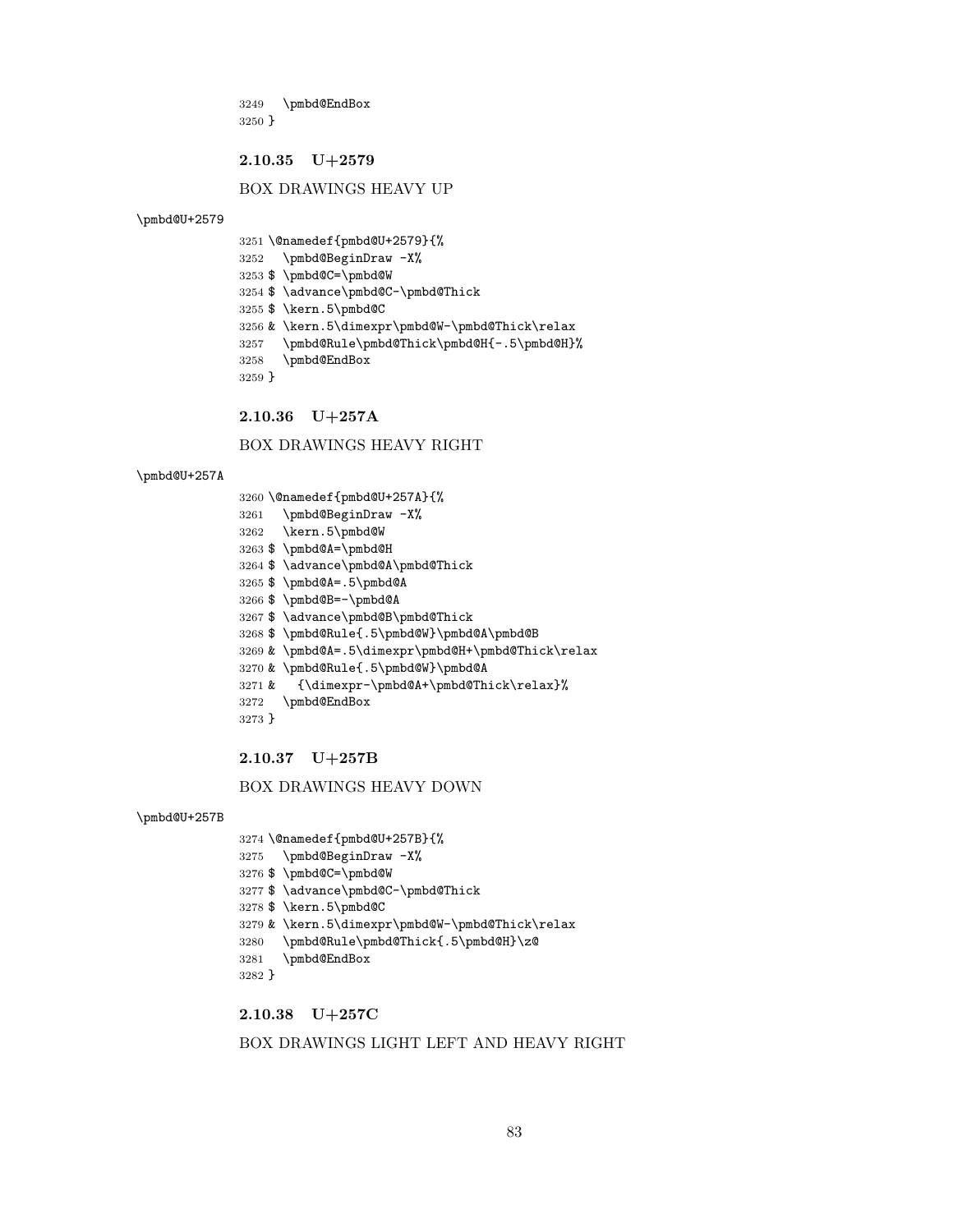```
3249   \pmbd@EndBox
3250 }
```

### 2.10.35 U+2579

BOX DRAWINGS HEAVY UP

\pmbd@U+2579

```
3251 \@namedef{pmbd@U+2579}{%
3252   \pmbd@BeginDraw -X%
3253 $ \pmbd@C=\pmbd@W
3254 $ \advance\pmbd@C-\pmbd@Thick
3255 $ \kern.5\pmbd@C
3256 & \kern.5\dimexpr\pmbd@W-\pmbd@Thick\relax
3257   \pmbd@Rule\pmbd@Thick\pmbd@H{-.5\pmbd@H}%
3258   \pmbd@EndBox
3259 }
```

### 2.10.36 U+257A

BOX DRAWINGS HEAVY RIGHT

\pmbd@U+257A

```
3260 \@namedef{pmbd@U+257A}{%
3261   \pmbd@BeginDraw -X%
3262   \kern.5\pmbd@W
3263 $ \pmbd@A=\pmbd@H
3264 $ \advance\pmbd@A\pmbd@Thick
3265 $ \pmbd@A=.5\pmbd@A
3266 $ \pmbd@B=-\pmbd@A
3267 $ \advance\pmbd@B\pmbd@Thick
3268 $ \pmbd@Rule{.5\pmbd@W}\pmbd@A\pmbd@B
3269 & \pmbd@A=.5\dimexpr\pmbd@H+\pmbd@Thick\relax
3270 & \pmbd@Rule{.5\pmbd@W}\pmbd@A
3271 &   {\dimexpr-\pmbd@A+\pmbd@Thick\relax}%
3272   \pmbd@EndBox
3273 }
```

### 2.10.37 U+257B

BOX DRAWINGS HEAVY DOWN

\pmbd@U+257B

```
3274 \@namedef{pmbd@U+257B}{%
3275   \pmbd@BeginDraw -X%
3276 $ \pmbd@C=\pmbd@W
3277 $ \advance\pmbd@C-\pmbd@Thick
3278 $ \kern.5\pmbd@C
3279 & \kern.5\dimexpr\pmbd@W-\pmbd@Thick\relax
3280   \pmbd@Rule\pmbd@Thick{.5\pmbd@H}\z@
3281   \pmbd@EndBox
3282 }
```

### 2.10.38 U+257C

BOX DRAWINGS LIGHT LEFT AND HEAVY RIGHT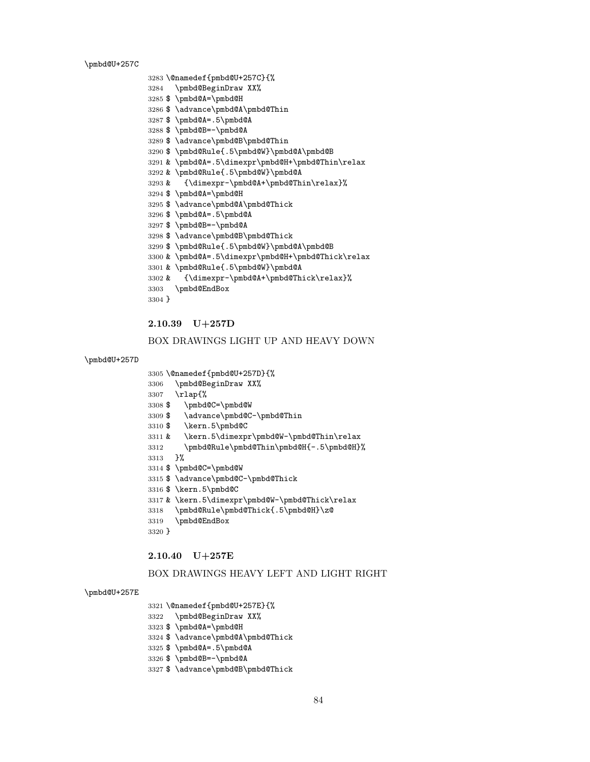\pmbd@U+257C

```
3283 \@namedef{pmbd@U+257C}{%
3284   \pmbd@BeginDraw XX%
3285 $ \pmbd@A=\pmbd@H
3286 $ \advance\pmbd@A\pmbd@Thin
3287 $ \pmbd@A=.5\pmbd@A
3288 $ \pmbd@B=-\pmbd@A
3289 $ \advance\pmbd@B\pmbd@Thin
3290 $ \pmbd@Rule{.5\pmbd@W}\pmbd@A\pmbd@B
3291 & \pmbd@A=.5\dimexpr\pmbd@H+\pmbd@Thin\relax
3292 & \pmbd@Rule{.5\pmbd@W}\pmbd@A
3293 &   {\dimexpr-\pmbd@A+\pmbd@Thin\relax}%
3294 $ \pmbd@A=\pmbd@H
3295 $ \advance\pmbd@A\pmbd@Thick
3296 $ \pmbd@A=.5\pmbd@A
3297 $ \pmbd@B=-\pmbd@A
3298 $ \advance\pmbd@B\pmbd@Thick
3299 $ \pmbd@Rule{.5\pmbd@W}\pmbd@A\pmbd@B
3300 & \pmbd@A=.5\dimexpr\pmbd@H+\pmbd@Thick\relax
3301 & \pmbd@Rule{.5\pmbd@W}\pmbd@A
3302 &   {\dimexpr-\pmbd@A+\pmbd@Thick\relax}%
3303   \pmbd@EndBox
3304 }
```

### 2.10.39 U+257D

BOX DRAWINGS LIGHT UP AND HEAVY DOWN

\pmbd@U+257D

```
3305 \@namedef{pmbd@U+257D}{%
3306   \pmbd@BeginDraw XX%
3307   \rlap{%
3308 $   \pmbd@C=\pmbd@W
3309 $   \advance\pmbd@C-\pmbd@Thin
3310 $   \kern.5\pmbd@C
3311 &   \kern.5\dimexpr\pmbd@W-\pmbd@Thin\relax
3312     \pmbd@Rule\pmbd@Thin\pmbd@H{-.5\pmbd@H}%
3313   }%
3314 $ \pmbd@C=\pmbd@W
3315 $ \advance\pmbd@C-\pmbd@Thick
3316 $ \kern.5\pmbd@C
3317 & \kern.5\dimexpr\pmbd@W-\pmbd@Thick\relax
3318   \pmbd@Rule\pmbd@Thick{.5\pmbd@H}\z@
3319   \pmbd@EndBox
3320 }
```

### 2.10.40 U+257E

BOX DRAWINGS HEAVY LEFT AND LIGHT RIGHT

\pmbd@U+257E

```
3321 \@namedef{pmbd@U+257E}{%
3322   \pmbd@BeginDraw XX%
3323 $ \pmbd@A=\pmbd@H
3324 $ \advance\pmbd@A\pmbd@Thick
3325 $ \pmbd@A=.5\pmbd@A
3326 $ \pmbd@B=-\pmbd@A
3327 $ \advance\pmbd@B\pmbd@Thick
```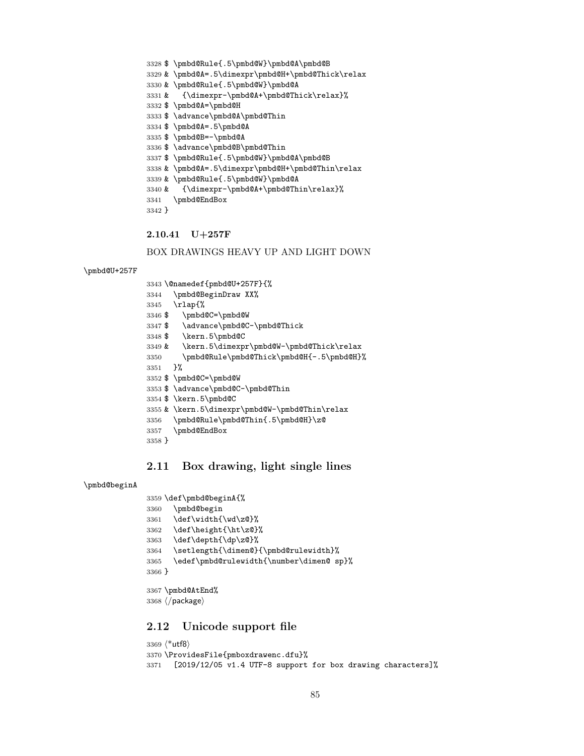```
3328 $ \pmbd@Rule{.5\pmbd@W}\pmbd@A\pmbd@B
3329 & \pmbd@A=.5\dimexpr\pmbd@H+\pmbd@Thick\relax
3330 & \pmbd@Rule{.5\pmbd@W}\pmbd@A
3331 &   {\dimexpr-\pmbd@A+\pmbd@Thick\relax}%
3332 $ \pmbd@A=\pmbd@H
3333 $ \advance\pmbd@A\pmbd@Thin
3334 $ \pmbd@A=.5\pmbd@A
3335 $ \pmbd@B=-\pmbd@A
3336 $ \advance\pmbd@B\pmbd@Thin
3337 $ \pmbd@Rule{.5\pmbd@W}\pmbd@A\pmbd@B
3338 & \pmbd@A=.5\dimexpr\pmbd@H+\pmbd@Thin\relax
3339 & \pmbd@Rule{.5\pmbd@W}\pmbd@A
3340 &   {\dimexpr-\pmbd@A+\pmbd@Thin\relax}%
3341   \pmbd@EndBox
3342 }
```

#### 2.10.41 U+257F

BOX DRAWINGS HEAVY UP AND LIGHT DOWN

\pmbd@U+257F

```
3343 \@namedef{pmbd@U+257F}{%
3344   \pmbd@BeginDraw XX%
3345   \rlap{%
3346 $    \pmbd@C=\pmbd@W
3347 $    \advance\pmbd@C-\pmbd@Thick
3348 $    \kern.5\pmbd@C
3349 &    \kern.5\dimexpr\pmbd@W-\pmbd@Thick\relax
3350     \pmbd@Rule\pmbd@Thick\pmbd@H{-.5\pmbd@H}%
3351   }%
3352 $ \pmbd@C=\pmbd@W
3353 $ \advance\pmbd@C-\pmbd@Thin
3354 $ \kern.5\pmbd@C
3355 & \kern.5\dimexpr\pmbd@W-\pmbd@Thin\relax
3356   \pmbd@Rule\pmbd@Thin{.5\pmbd@H}\z@
3357   \pmbd@EndBox
3358 }
```

## 2.11 Box drawing, light single lines

\pmbd@beginA

```
3359 \def\pmbd@beginA{%
3360   \pmbd@begin
3361   \def\width{\wd\z@}%
3362   \def\height{\ht\z@}%
3363   \def\depth{\dp\z@}%
3364   \setlength{\dimen@}{\pmbd@rulewidth}%
3365   \edef\pmbd@rulewidth{\number\dimen@ sp}%
3366 }

3367 \pmbd@AtEnd%
3368 ⟨/package⟩
```

## 2.12 Unicode support file

```
3369 ⟨*utf8⟩
3370 \ProvidesFile{pmboxdrawenc.dfu}%
3371   [2019/12/05 v1.4 UTF-8 support for box drawing characters]%
```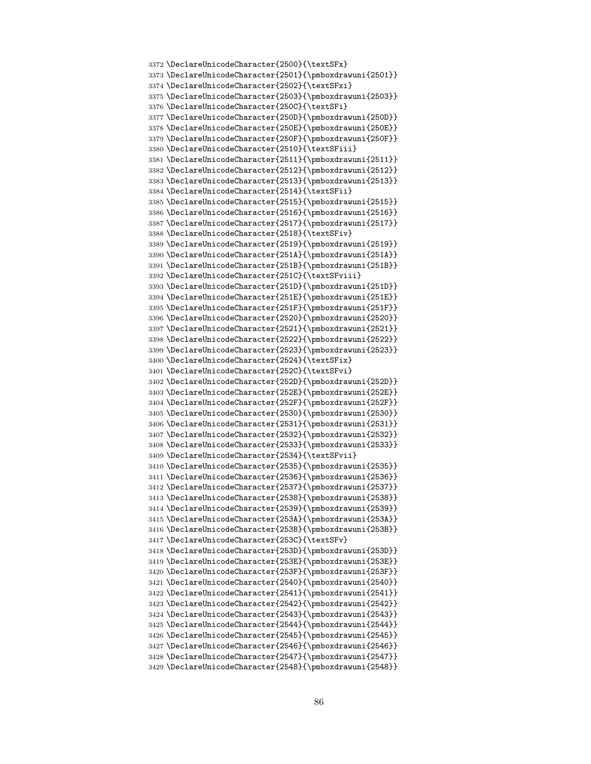```
3372 \DeclareUnicodeCharacter{2500}{\textSFx}
3373 \DeclareUnicodeCharacter{2501}{\pmboxdrawuni{2501}}
3374 \DeclareUnicodeCharacter{2502}{\textSFxi}
3375 \DeclareUnicodeCharacter{2503}{\pmboxdrawuni{2503}}
3376 \DeclareUnicodeCharacter{250C}{\textSFi}
3377 \DeclareUnicodeCharacter{250D}{\pmboxdrawuni{250D}}
3378 \DeclareUnicodeCharacter{250E}{\pmboxdrawuni{250E}}
3379 \DeclareUnicodeCharacter{250F}{\pmboxdrawuni{250F}}
3380 \DeclareUnicodeCharacter{2510}{\textSFiii}
3381 \DeclareUnicodeCharacter{2511}{\pmboxdrawuni{2511}}
3382 \DeclareUnicodeCharacter{2512}{\pmboxdrawuni{2512}}
3383 \DeclareUnicodeCharacter{2513}{\pmboxdrawuni{2513}}
3384 \DeclareUnicodeCharacter{2514}{\textSFii}
3385 \DeclareUnicodeCharacter{2515}{\pmboxdrawuni{2515}}
3386 \DeclareUnicodeCharacter{2516}{\pmboxdrawuni{2516}}
3387 \DeclareUnicodeCharacter{2517}{\pmboxdrawuni{2517}}
3388 \DeclareUnicodeCharacter{2518}{\textSFiv}
3389 \DeclareUnicodeCharacter{2519}{\pmboxdrawuni{2519}}
3390 \DeclareUnicodeCharacter{251A}{\pmboxdrawuni{251A}}
3391 \DeclareUnicodeCharacter{251B}{\pmboxdrawuni{251B}}
3392 \DeclareUnicodeCharacter{251C}{\textSFviii}
3393 \DeclareUnicodeCharacter{251D}{\pmboxdrawuni{251D}}
3394 \DeclareUnicodeCharacter{251E}{\pmboxdrawuni{251E}}
3395 \DeclareUnicodeCharacter{251F}{\pmboxdrawuni{251F}}
3396 \DeclareUnicodeCharacter{2520}{\pmboxdrawuni{2520}}
3397 \DeclareUnicodeCharacter{2521}{\pmboxdrawuni{2521}}
3398 \DeclareUnicodeCharacter{2522}{\pmboxdrawuni{2522}}
3399 \DeclareUnicodeCharacter{2523}{\pmboxdrawuni{2523}}
3400 \DeclareUnicodeCharacter{2524}{\textSFix}
3401 \DeclareUnicodeCharacter{252C}{\textSFvi}
3402 \DeclareUnicodeCharacter{252D}{\pmboxdrawuni{252D}}
3403 \DeclareUnicodeCharacter{252E}{\pmboxdrawuni{252E}}
3404 \DeclareUnicodeCharacter{252F}{\pmboxdrawuni{252F}}
3405 \DeclareUnicodeCharacter{2530}{\pmboxdrawuni{2530}}
3406 \DeclareUnicodeCharacter{2531}{\pmboxdrawuni{2531}}
3407 \DeclareUnicodeCharacter{2532}{\pmboxdrawuni{2532}}
3408 \DeclareUnicodeCharacter{2533}{\pmboxdrawuni{2533}}
3409 \DeclareUnicodeCharacter{2534}{\textSFvii}
3410 \DeclareUnicodeCharacter{2535}{\pmboxdrawuni{2535}}
3411 \DeclareUnicodeCharacter{2536}{\pmboxdrawuni{2536}}
3412 \DeclareUnicodeCharacter{2537}{\pmboxdrawuni{2537}}
3413 \DeclareUnicodeCharacter{2538}{\pmboxdrawuni{2538}}
3414 \DeclareUnicodeCharacter{2539}{\pmboxdrawuni{2539}}
3415 \DeclareUnicodeCharacter{253A}{\pmboxdrawuni{253A}}
3416 \DeclareUnicodeCharacter{253B}{\pmboxdrawuni{253B}}
3417 \DeclareUnicodeCharacter{253C}{\textSFv}
3418 \DeclareUnicodeCharacter{253D}{\pmboxdrawuni{253D}}
3419 \DeclareUnicodeCharacter{253E}{\pmboxdrawuni{253E}}
3420 \DeclareUnicodeCharacter{253F}{\pmboxdrawuni{253F}}
3421 \DeclareUnicodeCharacter{2540}{\pmboxdrawuni{2540}}
3422 \DeclareUnicodeCharacter{2541}{\pmboxdrawuni{2541}}
3423 \DeclareUnicodeCharacter{2542}{\pmboxdrawuni{2542}}
3424 \DeclareUnicodeCharacter{2543}{\pmboxdrawuni{2543}}
3425 \DeclareUnicodeCharacter{2544}{\pmboxdrawuni{2544}}
3426 \DeclareUnicodeCharacter{2545}{\pmboxdrawuni{2545}}
3427 \DeclareUnicodeCharacter{2546}{\pmboxdrawuni{2546}}
3428 \DeclareUnicodeCharacter{2547}{\pmboxdrawuni{2547}}
3429 \DeclareUnicodeCharacter{2548}{\pmboxdrawuni{2548}}
```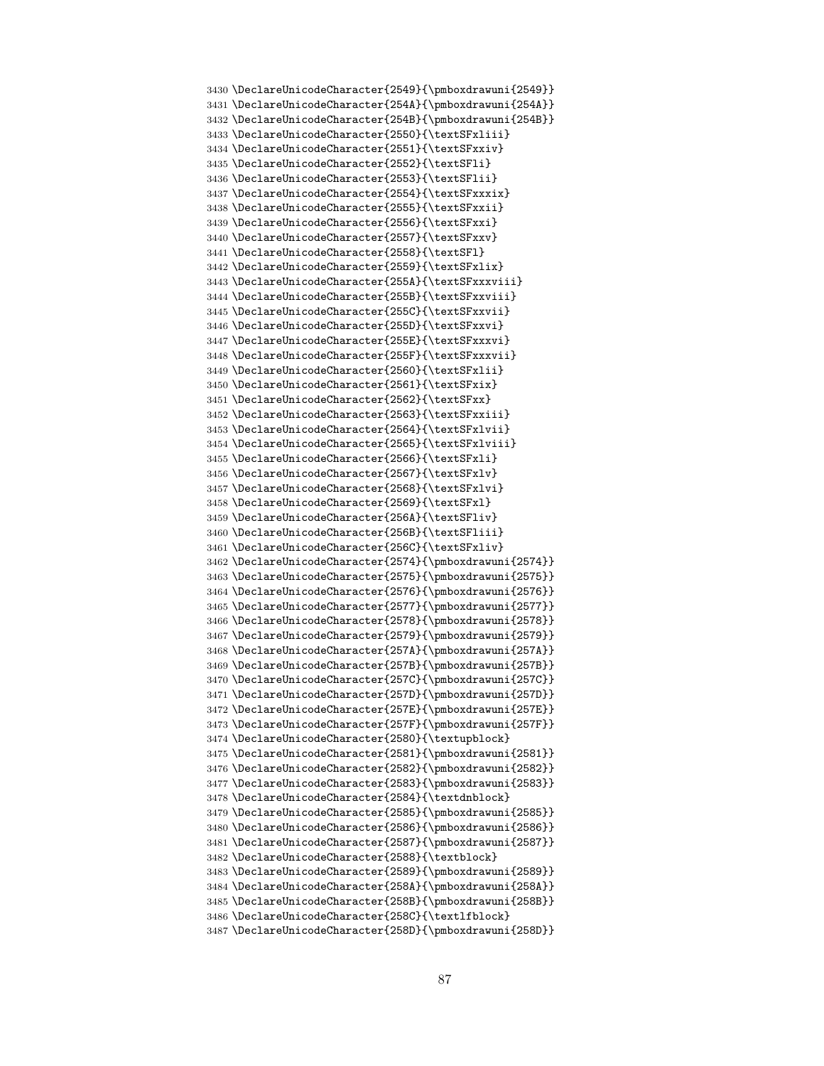```
3430 \DeclareUnicodeCharacter{2549}{\pmboxdrawuni{2549}}
3431 \DeclareUnicodeCharacter{254A}{\pmboxdrawuni{254A}}
3432 \DeclareUnicodeCharacter{254B}{\pmboxdrawuni{254B}}
3433 \DeclareUnicodeCharacter{2550}{\textSFxliii}
3434 \DeclareUnicodeCharacter{2551}{\textSFxxiv}
3435 \DeclareUnicodeCharacter{2552}{\textSFli}
3436 \DeclareUnicodeCharacter{2553}{\textSFlii}
3437 \DeclareUnicodeCharacter{2554}{\textSFxxxix}
3438 \DeclareUnicodeCharacter{2555}{\textSFxxii}
3439 \DeclareUnicodeCharacter{2556}{\textSFxxi}
3440 \DeclareUnicodeCharacter{2557}{\textSFxxv}
3441 \DeclareUnicodeCharacter{2558}{\textSFl}
3442 \DeclareUnicodeCharacter{2559}{\textSFxlix}
3443 \DeclareUnicodeCharacter{255A}{\textSFxxxviii}
3444 \DeclareUnicodeCharacter{255B}{\textSFxxviii}
3445 \DeclareUnicodeCharacter{255C}{\textSFxxvii}
3446 \DeclareUnicodeCharacter{255D}{\textSFxxvi}
3447 \DeclareUnicodeCharacter{255E}{\textSFxxxvi}
3448 \DeclareUnicodeCharacter{255F}{\textSFxxxvii}
3449 \DeclareUnicodeCharacter{2560}{\textSFxlii}
3450 \DeclareUnicodeCharacter{2561}{\textSFxix}
3451 \DeclareUnicodeCharacter{2562}{\textSFxx}
3452 \DeclareUnicodeCharacter{2563}{\textSFxxiii}
3453 \DeclareUnicodeCharacter{2564}{\textSFxlvii}
3454 \DeclareUnicodeCharacter{2565}{\textSFxlviii}
3455 \DeclareUnicodeCharacter{2566}{\textSFxli}
3456 \DeclareUnicodeCharacter{2567}{\textSFxlv}
3457 \DeclareUnicodeCharacter{2568}{\textSFxlvi}
3458 \DeclareUnicodeCharacter{2569}{\textSFxl}
3459 \DeclareUnicodeCharacter{256A}{\textSFliv}
3460 \DeclareUnicodeCharacter{256B}{\textSFliii}
3461 \DeclareUnicodeCharacter{256C}{\textSFxliv}
3462 \DeclareUnicodeCharacter{2574}{\pmboxdrawuni{2574}}
3463 \DeclareUnicodeCharacter{2575}{\pmboxdrawuni{2575}}
3464 \DeclareUnicodeCharacter{2576}{\pmboxdrawuni{2576}}
3465 \DeclareUnicodeCharacter{2577}{\pmboxdrawuni{2577}}
3466 \DeclareUnicodeCharacter{2578}{\pmboxdrawuni{2578}}
3467 \DeclareUnicodeCharacter{2579}{\pmboxdrawuni{2579}}
3468 \DeclareUnicodeCharacter{257A}{\pmboxdrawuni{257A}}
3469 \DeclareUnicodeCharacter{257B}{\pmboxdrawuni{257B}}
3470 \DeclareUnicodeCharacter{257C}{\pmboxdrawuni{257C}}
3471 \DeclareUnicodeCharacter{257D}{\pmboxdrawuni{257D}}
3472 \DeclareUnicodeCharacter{257E}{\pmboxdrawuni{257E}}
3473 \DeclareUnicodeCharacter{257F}{\pmboxdrawuni{257F}}
3474 \DeclareUnicodeCharacter{2580}{\textupblock}
3475 \DeclareUnicodeCharacter{2581}{\pmboxdrawuni{2581}}
3476 \DeclareUnicodeCharacter{2582}{\pmboxdrawuni{2582}}
3477 \DeclareUnicodeCharacter{2583}{\pmboxdrawuni{2583}}
3478 \DeclareUnicodeCharacter{2584}{\textdnblock}
3479 \DeclareUnicodeCharacter{2585}{\pmboxdrawuni{2585}}
3480 \DeclareUnicodeCharacter{2586}{\pmboxdrawuni{2586}}
3481 \DeclareUnicodeCharacter{2587}{\pmboxdrawuni{2587}}
3482 \DeclareUnicodeCharacter{2588}{\textblock}
3483 \DeclareUnicodeCharacter{2589}{\pmboxdrawuni{2589}}
3484 \DeclareUnicodeCharacter{258A}{\pmboxdrawuni{258A}}
3485 \DeclareUnicodeCharacter{258B}{\pmboxdrawuni{258B}}
3486 \DeclareUnicodeCharacter{258C}{\textlfblock}
3487 \DeclareUnicodeCharacter{258D}{\pmboxdrawuni{258D}}
```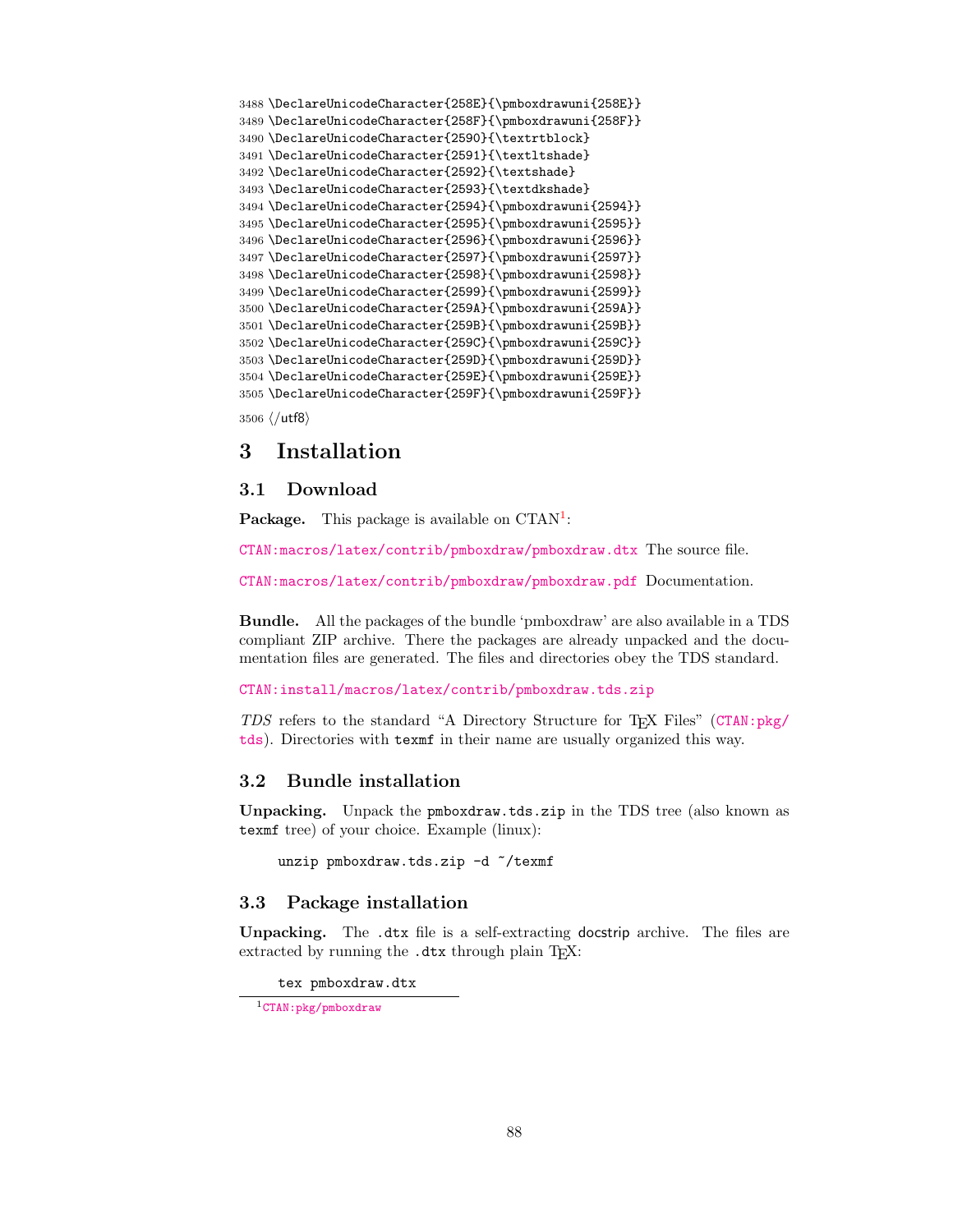```
3488 \DeclareUnicodeCharacter{258E}{\pmboxdrawuni{258E}}
3489 \DeclareUnicodeCharacter{258F}{\pmboxdrawuni{258F}}
3490 \DeclareUnicodeCharacter{2590}{\textrtblock}
3491 \DeclareUnicodeCharacter{2591}{\textltshade}
3492 \DeclareUnicodeCharacter{2592}{\textshade}
3493 \DeclareUnicodeCharacter{2593}{\textdkshade}
3494 \DeclareUnicodeCharacter{2594}{\pmboxdrawuni{2594}}
3495 \DeclareUnicodeCharacter{2595}{\pmboxdrawuni{2595}}
3496 \DeclareUnicodeCharacter{2596}{\pmboxdrawuni{2596}}
3497 \DeclareUnicodeCharacter{2597}{\pmboxdrawuni{2597}}
3498 \DeclareUnicodeCharacter{2598}{\pmboxdrawuni{2598}}
3499 \DeclareUnicodeCharacter{2599}{\pmboxdrawuni{2599}}
3500 \DeclareUnicodeCharacter{259A}{\pmboxdrawuni{259A}}
3501 \DeclareUnicodeCharacter{259B}{\pmboxdrawuni{259B}}
3502 \DeclareUnicodeCharacter{259C}{\pmboxdrawuni{259C}}
3503 \DeclareUnicodeCharacter{259D}{\pmboxdrawuni{259D}}
3504 \DeclareUnicodeCharacter{259E}{\pmboxdrawuni{259E}}
3505 \DeclareUnicodeCharacter{259F}{\pmboxdrawuni{259F}}
```

3506 ⟨/utf8⟩

# 3 Installation

## 3.1 Download

**Package.** This package is available on CTAN[1]:

CTAN:macros/latex/contrib/pmboxdraw/pmboxdraw.dtx The source file.

CTAN:macros/latex/contrib/pmboxdraw/pmboxdraw.pdf Documentation.

**Bundle.** All the packages of the bundle 'pmboxdraw' are also available in a TDS compliant ZIP archive. There the packages are already unpacked and the documentation files are generated. The files and directories obey the TDS standard.

CTAN:install/macros/latex/contrib/pmboxdraw.tds.zip

*TDS* refers to the standard "A Directory Structure for TEX Files" (CTAN:pkg/tds). Directories with `texmf` in their name are usually organized this way.

## 3.2 Bundle installation

**Unpacking.** Unpack the `pmboxdraw.tds.zip` in the TDS tree (also known as `texmf` tree) of your choice. Example (linux):

```
unzip pmboxdraw.tds.zip -d ~/texmf
```

## 3.3 Package installation

**Unpacking.** The `.dtx` file is a self-extracting docstrip archive. The files are extracted by running the `.dtx` through plain TEX:

```
tex pmboxdraw.dtx
```

[1] CTAN:pkg/pmboxdraw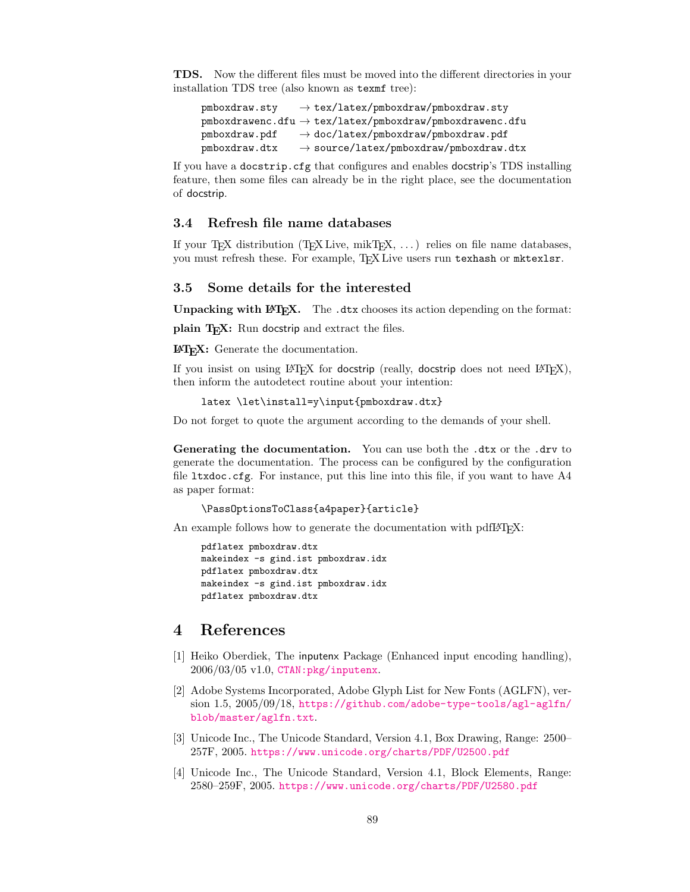**TDS.** Now the different files must be moved into the different directories in your installation TDS tree (also known as `texmf` tree):

```
pmboxdraw.sty     → tex/latex/pmboxdraw/pmboxdraw.sty
pmboxdrawenc.dfu  → tex/latex/pmboxdraw/pmboxdrawenc.dfu
pmboxdraw.pdf     → doc/latex/pmboxdraw/pmboxdraw.pdf
pmboxdraw.dtx     → source/latex/pmboxdraw/pmboxdraw.dtx
```

If you have a `docstrip.cfg` that configures and enables docstrip's TDS installing feature, then some files can already be in the right place, see the documentation of docstrip.

## 3.4 Refresh file name databases

If your TeX distribution (TeX Live, mikTeX, . . . ) relies on file name databases, you must refresh these. For example, TeX Live users run `texhash` or `mktexlsr`.

## 3.5 Some details for the interested

**Unpacking with LaTeX.** The `.dtx` chooses its action depending on the format:

**plain TeX:** Run docstrip and extract the files.

**LaTeX:** Generate the documentation.

If you insist on using LaTeX for docstrip (really, docstrip does not need LaTeX), then inform the autodetect routine about your intention:

```
latex \let\install=y\input{pmboxdraw.dtx}
```

Do not forget to quote the argument according to the demands of your shell.

**Generating the documentation.** You can use both the `.dtx` or the `.drv` to generate the documentation. The process can be configured by the configuration file `ltxdoc.cfg`. For instance, put this line into this file, if you want to have A4 as paper format:

```
\PassOptionsToClass{a4paper}{article}
```

An example follows how to generate the documentation with pdfLaTeX:

```
pdflatex pmboxdraw.dtx
makeindex -s gind.ist pmboxdraw.idx
pdflatex pmboxdraw.dtx
makeindex -s gind.ist pmboxdraw.idx
pdflatex pmboxdraw.dtx
```

# 4 References

[1] Heiko Oberdiek, The inputenx Package (Enhanced input encoding handling), 2006/03/05 v1.0, CTAN:pkg/inputenx.

[2] Adobe Systems Incorporated, Adobe Glyph List for New Fonts (AGLFN), version 1.5, 2005/09/18, https://github.com/adobe-type-tools/agl-aglfn/blob/master/aglfn.txt.

[3] Unicode Inc., The Unicode Standard, Version 4.1, Box Drawing, Range: 2500–257F, 2005. https://www.unicode.org/charts/PDF/U2500.pdf

[4] Unicode Inc., The Unicode Standard, Version 4.1, Block Elements, Range: 2580–259F, 2005. https://www.unicode.org/charts/PDF/U2580.pdf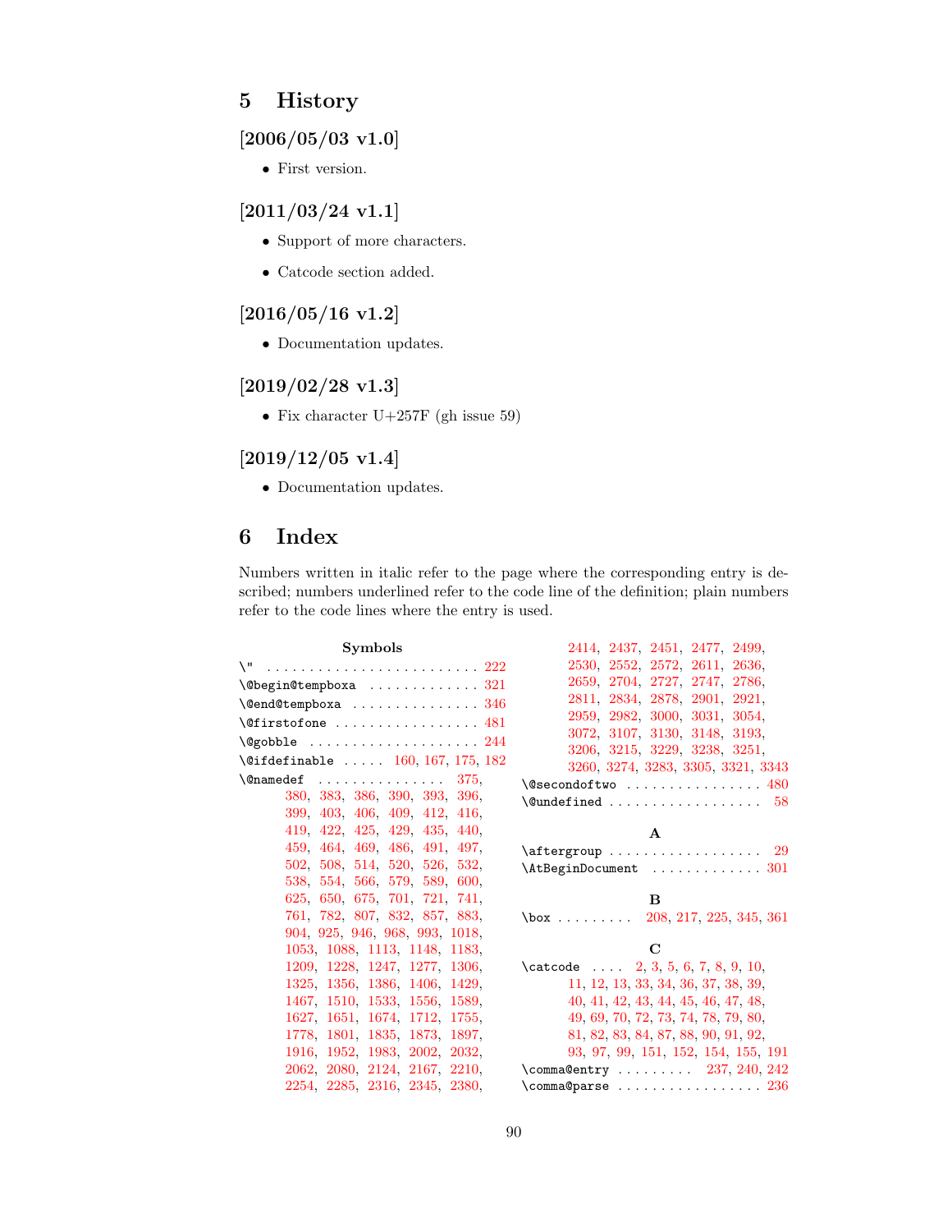# 5 History

### [2006/05/03 v1.0]

- First version.

### [2011/03/24 v1.1]

- Support of more characters.
- Catcode section added.

### [2016/05/16 v1.2]

- Documentation updates.

### [2019/02/28 v1.3]

- Fix character U+257F (gh issue 59)

### [2019/12/05 v1.4]

- Documentation updates.

# 6 Index

Numbers written in italic refer to the page where the corresponding entry is described; numbers underlined refer to the code line of the definition; plain numbers refer to the code lines where the entry is used.

**Symbols**

\" . . . 222
\@begin@tempboxa . . . 321
\@end@tempboxa . . . 346
\@firstofone . . . 481
\@gobble . . . 244
\@ifdefinable . . . 160, 167, 175, 182
\@namedef . . . 375, 380, 383, 386, 390, 393, 396, 399, 403, 406, 409, 412, 416, 419, 422, 425, 429, 435, 440, 459, 464, 469, 486, 491, 497, 502, 508, 514, 520, 526, 532, 538, 554, 566, 579, 589, 600, 625, 650, 675, 701, 721, 741, 761, 782, 807, 832, 857, 883, 904, 925, 946, 968, 993, 1018, 1053, 1088, 1113, 1148, 1183, 1209, 1228, 1247, 1277, 1306, 1325, 1356, 1386, 1406, 1429, 1467, 1510, 1533, 1556, 1589, 1627, 1651, 1674, 1712, 1755, 1778, 1801, 1835, 1873, 1897, 1916, 1952, 1983, 2002, 2032, 2062, 2080, 2124, 2167, 2210, 2254, 2285, 2316, 2345, 2380, 2414, 2437, 2451, 2477, 2499, 2530, 2552, 2572, 2611, 2636, 2659, 2704, 2727, 2747, 2786, 2811, 2834, 2878, 2901, 2921, 2959, 2982, 3000, 3031, 3054, 3072, 3107, 3130, 3148, 3193, 3206, 3215, 3229, 3238, 3251, 3260, 3274, 3283, 3305, 3321, 3343
\@secondoftwo . . . 480
\@undefined . . . 58

**A**

\aftergroup . . . 29
\AtBeginDocument . . . 301

**B**

\box . . . 208, 217, 225, 345, 361

**C**

\catcode . . . 2, 3, 5, 6, 7, 8, 9, 10, 11, 12, 13, 33, 34, 36, 37, 38, 39, 40, 41, 42, 43, 44, 45, 46, 47, 48, 49, 69, 70, 72, 73, 74, 78, 79, 80, 81, 82, 83, 84, 87, 88, 90, 91, 92, 93, 97, 99, 151, 152, 154, 155, 191
\comma@entry . . . 237, 240, 242
\comma@parse . . . 236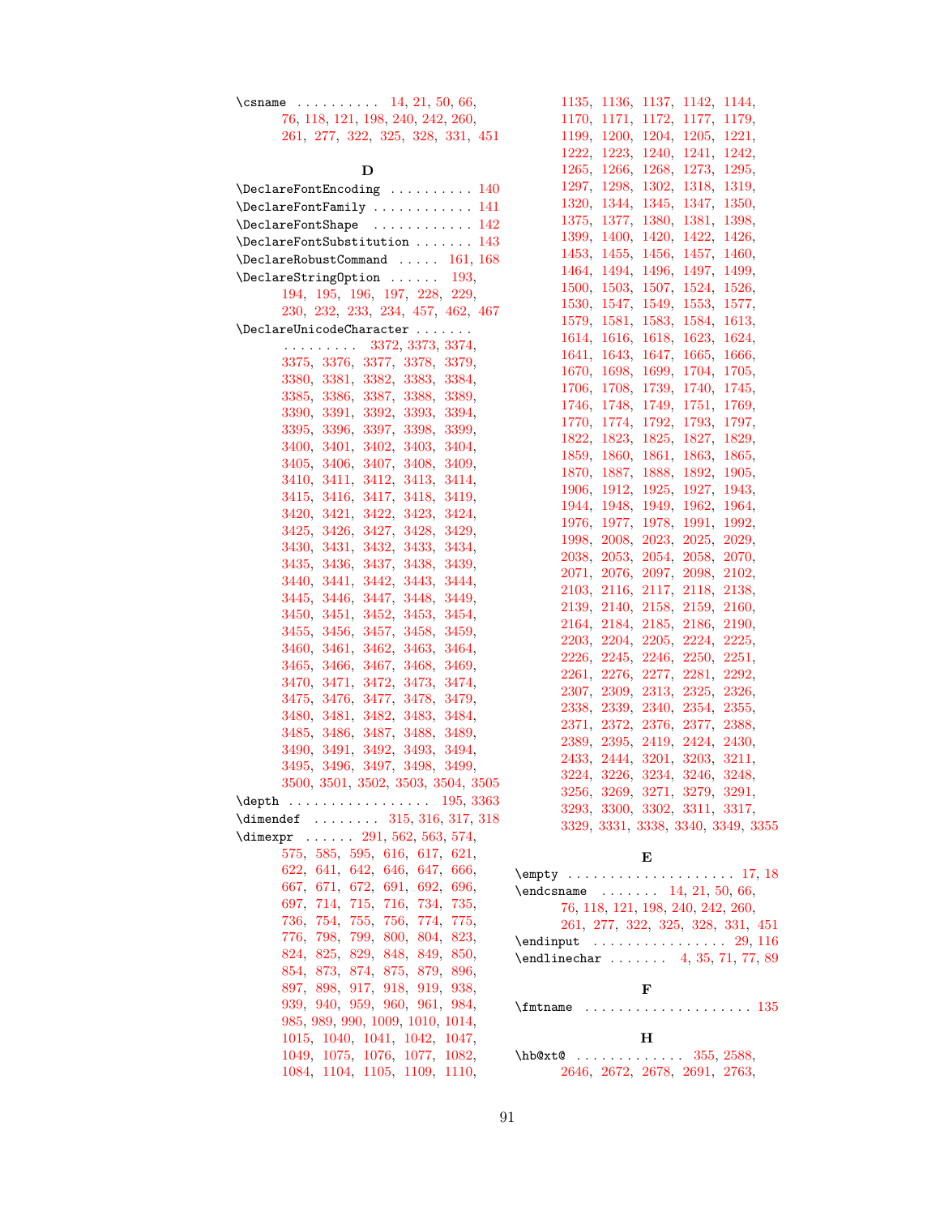\csname . . . . . . . . . . 14, 21, 50, 66, 76, 118, 121, 198, 240, 242, 260, 261, 277, 322, 325, 328, 331, 451

**D**

\DeclareFontEncoding . . . . . . . . . . 140
\DeclareFontFamily . . . . . . . . . . . . 141
\DeclareFontShape . . . . . . . . . . . . 142
\DeclareFontSubstitution . . . . . . . 143
\DeclareRobustCommand . . . . . 161, 168
\DeclareStringOption . . . . . . 193, 194, 195, 196, 197, 228, 229, 230, 232, 233, 234, 457, 462, 467
\DeclareUnicodeCharacter . . . . . . . . . . . . . . . . 3372, 3373, 3374, 3375, 3376, 3377, 3378, 3379, 3380, 3381, 3382, 3383, 3384, 3385, 3386, 3387, 3388, 3389, 3390, 3391, 3392, 3393, 3394, 3395, 3396, 3397, 3398, 3399, 3400, 3401, 3402, 3403, 3404, 3405, 3406, 3407, 3408, 3409, 3410, 3411, 3412, 3413, 3414, 3415, 3416, 3417, 3418, 3419, 3420, 3421, 3422, 3423, 3424, 3425, 3426, 3427, 3428, 3429, 3430, 3431, 3432, 3433, 3434, 3435, 3436, 3437, 3438, 3439, 3440, 3441, 3442, 3443, 3444, 3445, 3446, 3447, 3448, 3449, 3450, 3451, 3452, 3453, 3454, 3455, 3456, 3457, 3458, 3459, 3460, 3461, 3462, 3463, 3464, 3465, 3466, 3467, 3468, 3469, 3470, 3471, 3472, 3473, 3474, 3475, 3476, 3477, 3478, 3479, 3480, 3481, 3482, 3483, 3484, 3485, 3486, 3487, 3488, 3489, 3490, 3491, 3492, 3493, 3494, 3495, 3496, 3497, 3498, 3499, 3500, 3501, 3502, 3503, 3504, 3505
\depth . . . . . . . . . . . . . . . . . 195, 3363
\dimendef . . . . . . . . 315, 316, 317, 318
\dimexpr . . . . . . 291, 562, 563, 574, 575, 585, 595, 616, 617, 621, 622, 641, 642, 646, 647, 666, 667, 671, 672, 691, 692, 696, 697, 714, 715, 716, 734, 735, 736, 754, 755, 756, 774, 775, 776, 798, 799, 800, 804, 823, 824, 825, 829, 848, 849, 850, 854, 873, 874, 875, 879, 896, 897, 898, 917, 918, 919, 938, 939, 940, 959, 960, 961, 984, 985, 989, 990, 1009, 1010, 1014, 1015, 1040, 1041, 1042, 1047, 1049, 1075, 1076, 1077, 1082, 1084, 1104, 1105, 1109, 1110, 1135, 1136, 1137, 1142, 1144, 1170, 1171, 1172, 1177, 1179, 1199, 1200, 1204, 1205, 1221, 1222, 1223, 1240, 1241, 1242, 1265, 1266, 1268, 1273, 1295, 1297, 1298, 1302, 1318, 1319, 1320, 1344, 1345, 1347, 1350, 1375, 1377, 1380, 1381, 1398, 1399, 1400, 1420, 1422, 1426, 1453, 1455, 1456, 1457, 1460, 1464, 1494, 1496, 1497, 1499, 1500, 1503, 1507, 1524, 1526, 1530, 1547, 1549, 1553, 1577, 1579, 1581, 1583, 1584, 1613, 1614, 1616, 1618, 1623, 1624, 1641, 1643, 1647, 1665, 1666, 1670, 1698, 1699, 1704, 1705, 1706, 1708, 1739, 1740, 1745, 1746, 1748, 1749, 1751, 1769, 1770, 1774, 1792, 1793, 1797, 1822, 1823, 1825, 1827, 1829, 1859, 1860, 1861, 1863, 1865, 1870, 1887, 1888, 1892, 1905, 1906, 1912, 1925, 1927, 1943, 1944, 1948, 1949, 1962, 1964, 1976, 1977, 1978, 1991, 1992, 1998, 2008, 2023, 2025, 2029, 2038, 2053, 2054, 2058, 2070, 2071, 2076, 2097, 2098, 2102, 2103, 2116, 2117, 2118, 2138, 2139, 2140, 2158, 2159, 2160, 2164, 2184, 2185, 2186, 2190, 2203, 2204, 2205, 2224, 2225, 2226, 2245, 2246, 2250, 2251, 2261, 2276, 2277, 2281, 2292, 2307, 2309, 2313, 2325, 2326, 2338, 2339, 2340, 2354, 2355, 2371, 2372, 2376, 2377, 2388, 2389, 2395, 2419, 2424, 2430, 2433, 2444, 3201, 3203, 3211, 3224, 3226, 3234, 3246, 3248, 3256, 3269, 3271, 3279, 3291, 3293, 3300, 3302, 3311, 3317, 3329, 3331, 3338, 3340, 3349, 3355

**E**

\empty . . . . . . . . . . . . . . . . . . . . 17, 18
\endcsname . . . . . . . 14, 21, 50, 66, 76, 118, 121, 198, 240, 242, 260, 261, 277, 322, 325, 328, 331, 451
\endinput . . . . . . . . . . . . . . . . 29, 116
\endlinechar . . . . . . . 4, 35, 71, 77, 89

**F**

\fmtname . . . . . . . . . . . . . . . . . . . . 135

**H**

\hb@xt@ . . . . . . . . . . . . . 355, 2588, 2646, 2672, 2678, 2691, 2763,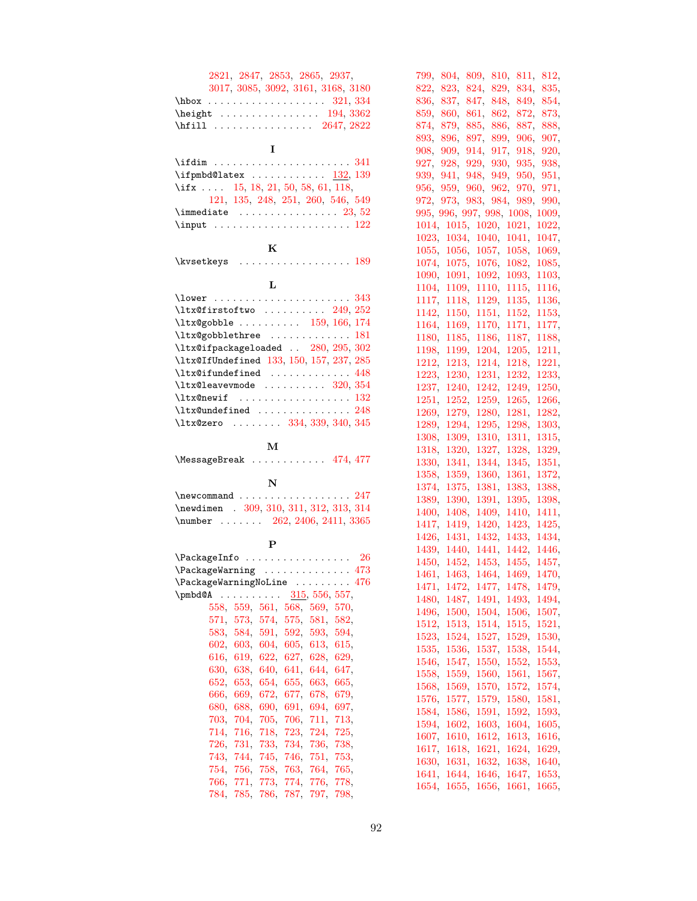2821, 2847, 2853, 2865, 2937, 3017, 3085, 3092, 3161, 3168, 3180

\hbox . . . . . . . . . . . . . . . . . . . 321, 334
\height . . . . . . . . . . . . . . . . 194, 3362
\hfill . . . . . . . . . . . . . . . . 2647, 2822

**I**

\ifdim . . . . . . . . . . . . . . . . . . . . . . 341
\ifpmbd@latex . . . . . . . . . . . . 132, 139
\ifx . . . . 15, 18, 21, 50, 58, 61, 118, 121, 135, 248, 251, 260, 546, 549
\immediate . . . . . . . . . . . . . . . . 23, 52
\input . . . . . . . . . . . . . . . . . . . . . . 122

**K**

\kvsetkeys . . . . . . . . . . . . . . . . . . 189

**L**

\lower . . . . . . . . . . . . . . . . . . . . . . 343
\ltx@firstoftwo . . . . . . . . . . 249, 252
\ltx@gobble . . . . . . . . . . 159, 166, 174
\ltx@gobblethree . . . . . . . . . . . . . 181
\ltx@ifpackageloaded . . 280, 295, 302
\ltx@IfUndefined 133, 150, 157, 237, 285
\ltx@ifundefined . . . . . . . . . . . . . 448
\ltx@leavevmode . . . . . . . . . . 320, 354
\ltx@newif . . . . . . . . . . . . . . . . . . 132
\ltx@undefined . . . . . . . . . . . . . . . 248
\ltx@zero . . . . . . . . 334, 339, 340, 345

**M**

\MessageBreak . . . . . . . . . . . . 474, 477

**N**

\newcommand . . . . . . . . . . . . . . . . . . 247
\newdimen . 309, 310, 311, 312, 313, 314
\number . . . . . . . 262, 2406, 2411, 3365

**P**

\PackageInfo . . . . . . . . . . . . . . . . . 26
\PackageWarning . . . . . . . . . . . . . . 473
\PackageWarningNoLine . . . . . . . . . 476
\pmbd@A . . . . . . . . . . 315, 556, 557, 558, 559, 561, 568, 569, 570, 571, 573, 574, 575, 581, 582, 583, 584, 591, 592, 593, 594, 602, 603, 604, 605, 613, 615, 616, 619, 622, 627, 628, 629, 630, 638, 640, 641, 644, 647, 652, 653, 654, 655, 663, 665, 666, 669, 672, 677, 678, 679, 680, 688, 690, 691, 694, 697, 703, 704, 705, 706, 711, 713, 714, 716, 718, 723, 724, 725, 726, 731, 733, 734, 736, 738, 743, 744, 745, 746, 751, 753, 754, 756, 758, 763, 764, 765, 766, 771, 773, 774, 776, 778, 784, 785, 786, 787, 797, 798, 799, 804, 809, 810, 811, 812, 822, 823, 824, 829, 834, 835, 836, 837, 847, 848, 849, 854, 859, 860, 861, 862, 872, 873, 874, 879, 885, 886, 887, 888, 893, 896, 897, 899, 906, 907, 908, 909, 914, 917, 918, 920, 927, 928, 929, 930, 935, 938, 939, 941, 948, 949, 950, 951, 956, 959, 960, 962, 970, 971, 972, 973, 983, 984, 989, 990, 995, 996, 997, 998, 1008, 1009, 1014, 1015, 1020, 1021, 1022, 1023, 1034, 1040, 1041, 1047, 1055, 1056, 1057, 1058, 1069, 1074, 1075, 1076, 1082, 1085, 1090, 1091, 1092, 1093, 1103, 1104, 1109, 1110, 1115, 1116, 1117, 1118, 1129, 1135, 1136, 1142, 1150, 1151, 1152, 1153, 1164, 1169, 1170, 1171, 1177, 1180, 1185, 1186, 1187, 1188, 1198, 1199, 1204, 1205, 1211, 1212, 1213, 1214, 1218, 1221, 1223, 1230, 1231, 1232, 1233, 1237, 1240, 1242, 1249, 1250, 1251, 1252, 1259, 1265, 1266, 1269, 1279, 1280, 1281, 1282, 1289, 1294, 1295, 1298, 1303, 1308, 1309, 1310, 1311, 1315, 1318, 1320, 1327, 1328, 1329, 1330, 1341, 1344, 1345, 1351, 1358, 1359, 1360, 1361, 1372, 1374, 1375, 1381, 1383, 1388, 1389, 1390, 1391, 1395, 1398, 1400, 1408, 1409, 1410, 1411, 1417, 1419, 1420, 1423, 1425, 1426, 1431, 1432, 1433, 1434, 1439, 1440, 1441, 1442, 1446, 1450, 1452, 1453, 1455, 1457, 1461, 1463, 1464, 1469, 1470, 1471, 1472, 1477, 1478, 1479, 1480, 1487, 1491, 1493, 1494, 1496, 1500, 1504, 1506, 1507, 1512, 1513, 1514, 1515, 1521, 1523, 1524, 1527, 1529, 1530, 1535, 1536, 1537, 1538, 1544, 1546, 1547, 1550, 1552, 1553, 1558, 1559, 1560, 1561, 1567, 1568, 1569, 1570, 1572, 1574, 1576, 1577, 1579, 1580, 1581, 1584, 1586, 1591, 1592, 1593, 1594, 1602, 1603, 1604, 1605, 1607, 1610, 1612, 1613, 1616, 1617, 1618, 1621, 1624, 1629, 1630, 1631, 1632, 1638, 1640, 1641, 1644, 1646, 1647, 1653, 1654, 1655, 1656, 1661, 1665,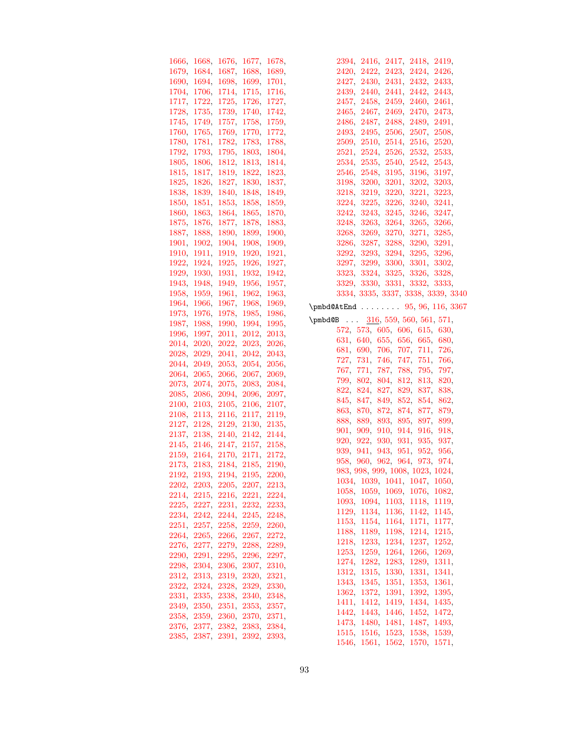1666, 1668, 1676, 1677, 1678, 1679, 1684, 1687, 1688, 1689, 1690, 1694, 1698, 1699, 1701, 1704, 1706, 1714, 1715, 1716, 1717, 1722, 1725, 1726, 1727, 1728, 1735, 1739, 1740, 1742, 1745, 1749, 1757, 1758, 1759, 1760, 1765, 1769, 1770, 1772, 1780, 1781, 1782, 1783, 1788, 1792, 1793, 1795, 1803, 1804, 1805, 1806, 1812, 1813, 1814, 1815, 1817, 1819, 1822, 1823, 1825, 1826, 1827, 1830, 1837, 1838, 1839, 1840, 1848, 1849, 1850, 1851, 1853, 1858, 1859, 1860, 1863, 1864, 1865, 1870, 1875, 1876, 1877, 1878, 1883, 1887, 1888, 1890, 1899, 1900, 1901, 1902, 1904, 1908, 1909, 1910, 1911, 1919, 1920, 1921, 1922, 1924, 1925, 1926, 1927, 1929, 1930, 1931, 1932, 1942, 1943, 1948, 1949, 1956, 1957, 1958, 1959, 1961, 1962, 1963, 1964, 1966, 1967, 1968, 1969, 1973, 1976, 1978, 1985, 1986, 1987, 1988, 1990, 1994, 1995, 1996, 1997, 2011, 2012, 2013, 2014, 2020, 2022, 2023, 2026, 2028, 2029, 2041, 2042, 2043, 2044, 2049, 2053, 2054, 2056, 2064, 2065, 2066, 2067, 2069, 2073, 2074, 2075, 2083, 2084, 2085, 2086, 2094, 2096, 2097, 2100, 2103, 2105, 2106, 2107, 2108, 2113, 2116, 2117, 2119, 2127, 2128, 2129, 2130, 2135, 2137, 2138, 2140, 2142, 2144, 2145, 2146, 2147, 2157, 2158, 2159, 2164, 2170, 2171, 2172, 2173, 2183, 2184, 2185, 2190, 2192, 2193, 2194, 2195, 2200, 2202, 2203, 2205, 2207, 2213, 2214, 2215, 2216, 2221, 2224, 2225, 2227, 2231, 2232, 2233, 2234, 2242, 2244, 2245, 2248, 2251, 2257, 2258, 2259, 2260, 2264, 2265, 2266, 2267, 2272, 2276, 2277, 2279, 2288, 2289, 2290, 2291, 2295, 2296, 2297, 2298, 2304, 2306, 2307, 2310, 2312, 2313, 2319, 2320, 2321, 2322, 2324, 2328, 2329, 2330, 2331, 2335, 2338, 2340, 2348, 2349, 2350, 2351, 2353, 2357, 2358, 2359, 2360, 2370, 2371, 2376, 2377, 2382, 2383, 2384, 2385, 2387, 2391, 2392, 2393, 2394, 2416, 2417, 2418, 2419, 2420, 2422, 2423, 2424, 2426, 2427, 2430, 2431, 2432, 2433, 2439, 2440, 2441, 2442, 2443, 2457, 2458, 2459, 2460, 2461, 2465, 2467, 2469, 2470, 2473, 2486, 2487, 2488, 2489, 2491, 2493, 2495, 2506, 2507, 2508, 2509, 2510, 2514, 2516, 2520, 2521, 2524, 2526, 2532, 2533, 2534, 2535, 2540, 2542, 2543, 2546, 2548, 3195, 3196, 3197, 3198, 3200, 3201, 3202, 3203, 3218, 3219, 3220, 3221, 3223, 3224, 3225, 3226, 3240, 3241, 3242, 3243, 3245, 3246, 3247, 3248, 3263, 3264, 3265, 3266, 3268, 3269, 3270, 3271, 3285, 3286, 3287, 3288, 3290, 3291, 3292, 3293, 3294, 3295, 3296, 3297, 3299, 3300, 3301, 3302, 3323, 3324, 3325, 3326, 3328, 3329, 3330, 3331, 3332, 3333, 3334, 3335, 3337, 3338, 3339, 3340

`\pmbd@AtEnd` . . . . . . . . 95, 96, 116, 3367

`\pmbd@B` . . . 316, 559, 560, 561, 571, 572, 573, 605, 606, 615, 630, 631, 640, 655, 656, 665, 680, 681, 690, 706, 707, 711, 726, 727, 731, 746, 747, 751, 766, 767, 771, 787, 788, 795, 797, 799, 802, 804, 812, 813, 820, 822, 824, 827, 829, 837, 838, 845, 847, 849, 852, 854, 862, 863, 870, 872, 874, 877, 879, 888, 889, 893, 895, 897, 899, 901, 909, 910, 914, 916, 918, 920, 922, 930, 931, 935, 937, 939, 941, 943, 951, 952, 956, 958, 960, 962, 964, 973, 974, 983, 998, 999, 1008, 1023, 1024, 1034, 1039, 1041, 1047, 1050, 1058, 1059, 1069, 1076, 1082, 1093, 1094, 1103, 1118, 1119, 1129, 1134, 1136, 1142, 1145, 1153, 1154, 1164, 1171, 1177, 1188, 1189, 1198, 1214, 1215, 1218, 1233, 1234, 1237, 1252, 1253, 1259, 1264, 1266, 1269, 1274, 1282, 1283, 1289, 1311, 1312, 1315, 1330, 1331, 1341, 1343, 1345, 1351, 1353, 1361, 1362, 1372, 1391, 1392, 1395, 1411, 1412, 1419, 1434, 1435, 1442, 1443, 1446, 1452, 1472, 1473, 1480, 1481, 1487, 1493, 1515, 1516, 1523, 1538, 1539, 1546, 1561, 1562, 1570, 1571,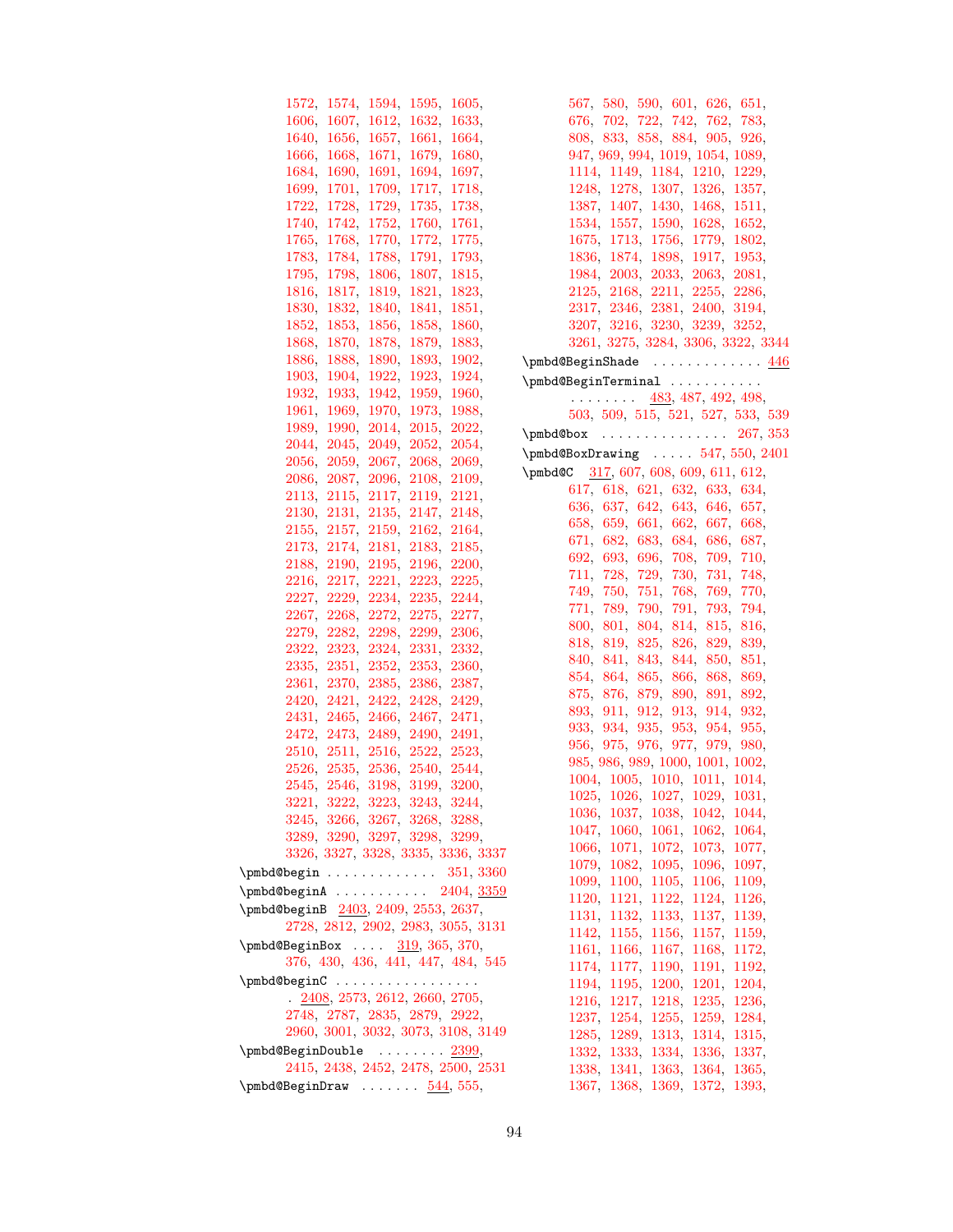1572, 1574, 1594, 1595, 1605, 1606, 1607, 1612, 1632, 1633, 1640, 1656, 1657, 1661, 1664, 1666, 1668, 1671, 1679, 1680, 1684, 1690, 1691, 1694, 1697, 1699, 1701, 1709, 1717, 1718, 1722, 1728, 1729, 1735, 1738, 1740, 1742, 1752, 1760, 1761, 1765, 1768, 1770, 1772, 1775, 1783, 1784, 1788, 1791, 1793, 1795, 1798, 1806, 1807, 1815, 1816, 1817, 1819, 1821, 1823, 1830, 1832, 1840, 1841, 1851, 1852, 1853, 1856, 1858, 1860, 1868, 1870, 1878, 1879, 1883, 1886, 1888, 1890, 1893, 1902, 1903, 1904, 1922, 1923, 1924, 1932, 1933, 1942, 1959, 1960, 1961, 1969, 1970, 1973, 1988, 1989, 1990, 2014, 2015, 2022, 2044, 2045, 2049, 2052, 2054, 2056, 2059, 2067, 2068, 2069, 2086, 2087, 2096, 2108, 2109, 2113, 2115, 2117, 2119, 2121, 2130, 2131, 2135, 2147, 2148, 2155, 2157, 2159, 2162, 2164, 2173, 2174, 2181, 2183, 2185, 2188, 2190, 2195, 2196, 2200, 2216, 2217, 2221, 2223, 2225, 2227, 2229, 2234, 2235, 2244, 2267, 2268, 2272, 2275, 2277, 2279, 2282, 2298, 2299, 2306, 2322, 2323, 2324, 2331, 2332, 2335, 2351, 2352, 2353, 2360, 2361, 2370, 2385, 2386, 2387, 2420, 2421, 2422, 2428, 2429, 2431, 2465, 2466, 2467, 2471, 2472, 2473, 2489, 2490, 2491, 2510, 2511, 2516, 2522, 2523, 2526, 2535, 2536, 2540, 2544, 2545, 2546, 3198, 3199, 3200, 3221, 3222, 3223, 3243, 3244, 3245, 3266, 3267, 3268, 3288, 3289, 3290, 3297, 3298, 3299, 3326, 3327, 3328, 3335, 3336, 3337

\pmbd@begin . . . . . . . . . . . . . 351, 3360

\pmbd@beginA . . . . . . . . . . . 2404, 3359

\pmbd@beginB 2403, 2409, 2553, 2637, 2728, 2812, 2902, 2983, 3055, 3131

\pmbd@BeginBox . . . . 319, 365, 370, 376, 430, 436, 441, 447, 484, 545

\pmbd@beginC . . . . . . . . . . . . . . . . . 2408, 2573, 2612, 2660, 2705, 2748, 2787, 2835, 2879, 2922, 2960, 3001, 3032, 3073, 3108, 3149

\pmbd@BeginDouble . . . . . . . . 2399, 2415, 2438, 2452, 2478, 2500, 2531

\pmbd@BeginDraw . . . . . . . 544, 555, 567, 580, 590, 601, 626, 651, 676, 702, 722, 742, 762, 783, 808, 833, 858, 884, 905, 926, 947, 969, 994, 1019, 1054, 1089, 1114, 1149, 1184, 1210, 1229, 1248, 1278, 1307, 1326, 1357, 1387, 1407, 1430, 1468, 1511, 1534, 1557, 1590, 1628, 1652, 1675, 1713, 1756, 1779, 1802, 1836, 1874, 1898, 1917, 1953, 1984, 2003, 2033, 2063, 2081, 2125, 2168, 2211, 2255, 2286, 2317, 2346, 2381, 2400, 3194, 3207, 3216, 3230, 3239, 3252, 3261, 3275, 3284, 3306, 3322, 3344

\pmbd@BeginShade . . . . . . . . . . . . . 446

\pmbd@BeginTerminal . . . . . . . . . . . . . . . . . . 483, 487, 492, 498, 503, 509, 515, 521, 527, 533, 539

\pmbd@box . . . . . . . . . . . . . . . 267, 353

\pmbd@BoxDrawing . . . . . 547, 550, 2401

\pmbd@C 317, 607, 608, 609, 611, 612, 617, 618, 621, 632, 633, 634, 636, 637, 642, 643, 646, 657, 658, 659, 661, 662, 667, 668, 671, 682, 683, 684, 686, 687, 692, 693, 696, 708, 709, 710, 711, 728, 729, 730, 731, 748, 749, 750, 751, 768, 769, 770, 771, 789, 790, 791, 793, 794, 800, 801, 804, 814, 815, 816, 818, 819, 825, 826, 829, 839, 840, 841, 843, 844, 850, 851, 854, 864, 865, 866, 868, 869, 875, 876, 879, 890, 891, 892, 893, 911, 912, 913, 914, 932, 933, 934, 935, 953, 954, 955, 956, 975, 976, 977, 979, 980, 985, 986, 989, 1000, 1001, 1002, 1004, 1005, 1010, 1011, 1014, 1025, 1026, 1027, 1029, 1031, 1036, 1037, 1038, 1042, 1044, 1047, 1060, 1061, 1062, 1064, 1066, 1071, 1072, 1073, 1077, 1079, 1082, 1095, 1096, 1097, 1099, 1100, 1105, 1106, 1109, 1120, 1121, 1122, 1124, 1126, 1131, 1132, 1133, 1137, 1139, 1142, 1155, 1156, 1157, 1159, 1161, 1166, 1167, 1168, 1172, 1174, 1177, 1190, 1191, 1192, 1194, 1195, 1200, 1201, 1204, 1216, 1217, 1218, 1235, 1236, 1237, 1254, 1255, 1259, 1284, 1285, 1289, 1313, 1314, 1315, 1332, 1333, 1334, 1336, 1337, 1338, 1341, 1363, 1364, 1365, 1367, 1368, 1369, 1372, 1393,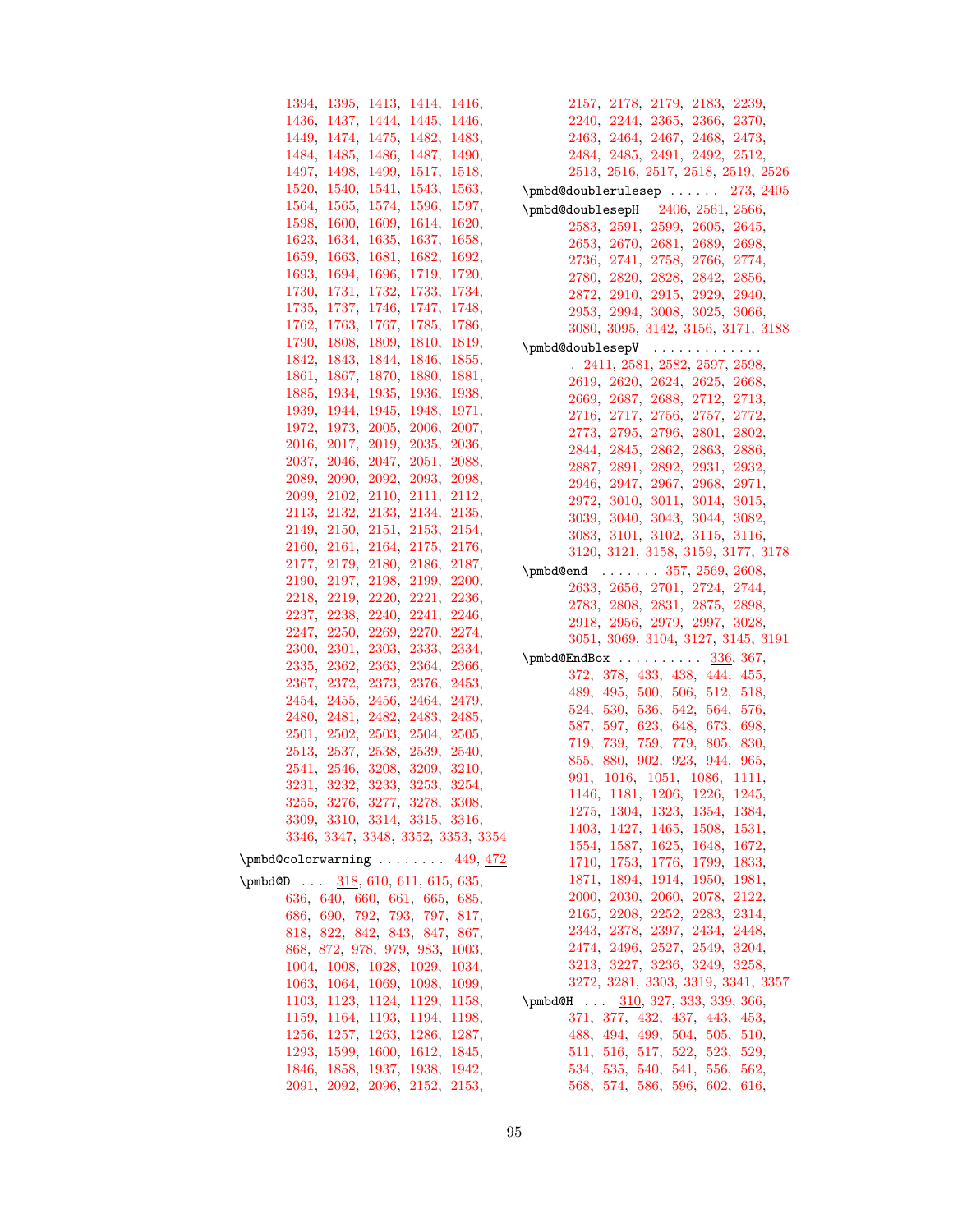1394, 1395, 1413, 1414, 1416, 1436, 1437, 1444, 1445, 1446, 1449, 1474, 1475, 1482, 1483, 1484, 1485, 1486, 1487, 1490, 1497, 1498, 1499, 1517, 1518, 1520, 1540, 1541, 1543, 1563, 1564, 1565, 1574, 1596, 1597, 1598, 1600, 1609, 1614, 1620, 1623, 1634, 1635, 1637, 1658, 1659, 1663, 1681, 1682, 1692, 1693, 1694, 1696, 1719, 1720, 1730, 1731, 1732, 1733, 1734, 1735, 1737, 1746, 1747, 1748, 1762, 1763, 1767, 1785, 1786, 1790, 1808, 1809, 1810, 1819, 1842, 1843, 1844, 1846, 1855, 1861, 1867, 1870, 1880, 1881, 1885, 1934, 1935, 1936, 1938, 1939, 1944, 1945, 1948, 1971, 1972, 1973, 2005, 2006, 2007, 2016, 2017, 2019, 2035, 2036, 2037, 2046, 2047, 2051, 2088, 2089, 2090, 2092, 2093, 2098, 2099, 2102, 2110, 2111, 2112, 2113, 2132, 2133, 2134, 2135, 2149, 2150, 2151, 2153, 2154, 2160, 2161, 2164, 2175, 2176, 2177, 2179, 2180, 2186, 2187, 2190, 2197, 2198, 2199, 2200, 2218, 2219, 2220, 2221, 2236, 2237, 2238, 2240, 2241, 2246, 2247, 2250, 2269, 2270, 2274, 2300, 2301, 2303, 2333, 2334, 2335, 2362, 2363, 2364, 2366, 2367, 2372, 2373, 2376, 2453, 2454, 2455, 2456, 2464, 2479, 2480, 2481, 2482, 2483, 2485, 2501, 2502, 2503, 2504, 2505, 2513, 2537, 2538, 2539, 2540, 2541, 2546, 3208, 3209, 3210, 3231, 3232, 3233, 3253, 3254, 3255, 3276, 3277, 3278, 3308, 3309, 3310, 3314, 3315, 3316, 3346, 3347, 3348, 3352, 3353, 3354

\pmbd@colorwarning . . . . . . . . 449, 472

\pmbd@D . . . 318, 610, 611, 615, 635, 636, 640, 660, 661, 665, 685, 686, 690, 792, 793, 797, 817, 818, 822, 842, 843, 847, 867, 868, 872, 978, 979, 983, 1003, 1004, 1008, 1028, 1029, 1034, 1063, 1064, 1069, 1098, 1099, 1103, 1123, 1124, 1129, 1158, 1159, 1164, 1193, 1194, 1198, 1256, 1257, 1263, 1286, 1287, 1293, 1599, 1600, 1612, 1845, 1846, 1858, 1937, 1938, 1942, 2091, 2092, 2096, 2152, 2153, 2157, 2178, 2179, 2183, 2239, 2240, 2244, 2365, 2366, 2370, 2463, 2464, 2467, 2468, 2473, 2484, 2485, 2491, 2492, 2512, 2513, 2516, 2517, 2518, 2519, 2526

\pmbd@doublerulesep . . . . . . 273, 2405

\pmbd@doublesepH 2406, 2561, 2566, 2583, 2591, 2599, 2605, 2645, 2653, 2670, 2681, 2689, 2698, 2736, 2741, 2758, 2766, 2774, 2780, 2820, 2828, 2842, 2856, 2872, 2910, 2915, 2929, 2940, 2953, 2994, 3008, 3025, 3066, 3080, 3095, 3142, 3156, 3171, 3188

\pmbd@doublesepV . . . . . . . . . . . . . 2411, 2581, 2582, 2597, 2598, 2619, 2620, 2624, 2625, 2668, 2669, 2687, 2688, 2712, 2713, 2716, 2717, 2756, 2757, 2772, 2773, 2795, 2796, 2801, 2802, 2844, 2845, 2862, 2863, 2886, 2887, 2891, 2892, 2931, 2932, 2946, 2947, 2967, 2968, 2971, 2972, 3010, 3011, 3014, 3015, 3039, 3040, 3043, 3044, 3082, 3083, 3101, 3102, 3115, 3116, 3120, 3121, 3158, 3159, 3177, 3178

\pmbd@end . . . . . . . 357, 2569, 2608, 2633, 2656, 2701, 2724, 2744, 2783, 2808, 2831, 2875, 2898, 2918, 2956, 2979, 2997, 3028, 3051, 3069, 3104, 3127, 3145, 3191

\pmbd@EndBox . . . . . . . . . . 336, 367, 372, 378, 433, 438, 444, 455, 489, 495, 500, 506, 512, 518, 524, 530, 536, 542, 564, 576, 587, 597, 623, 648, 673, 698, 719, 739, 759, 779, 805, 830, 855, 880, 902, 923, 944, 965, 991, 1016, 1051, 1086, 1111, 1146, 1181, 1206, 1226, 1245, 1275, 1304, 1323, 1354, 1384, 1403, 1427, 1465, 1508, 1531, 1554, 1587, 1625, 1648, 1672, 1710, 1753, 1776, 1799, 1833, 1871, 1894, 1914, 1950, 1981, 2000, 2030, 2060, 2078, 2122, 2165, 2208, 2252, 2283, 2314, 2343, 2378, 2397, 2434, 2448, 2474, 2496, 2527, 2549, 3204, 3213, 3227, 3236, 3249, 3258, 3272, 3281, 3303, 3319, 3341, 3357

\pmbd@H . . . 310, 327, 333, 339, 366, 371, 377, 432, 437, 443, 453, 488, 494, 499, 504, 505, 510, 511, 516, 517, 522, 523, 529, 534, 535, 540, 541, 556, 562, 568, 574, 586, 596, 602, 616,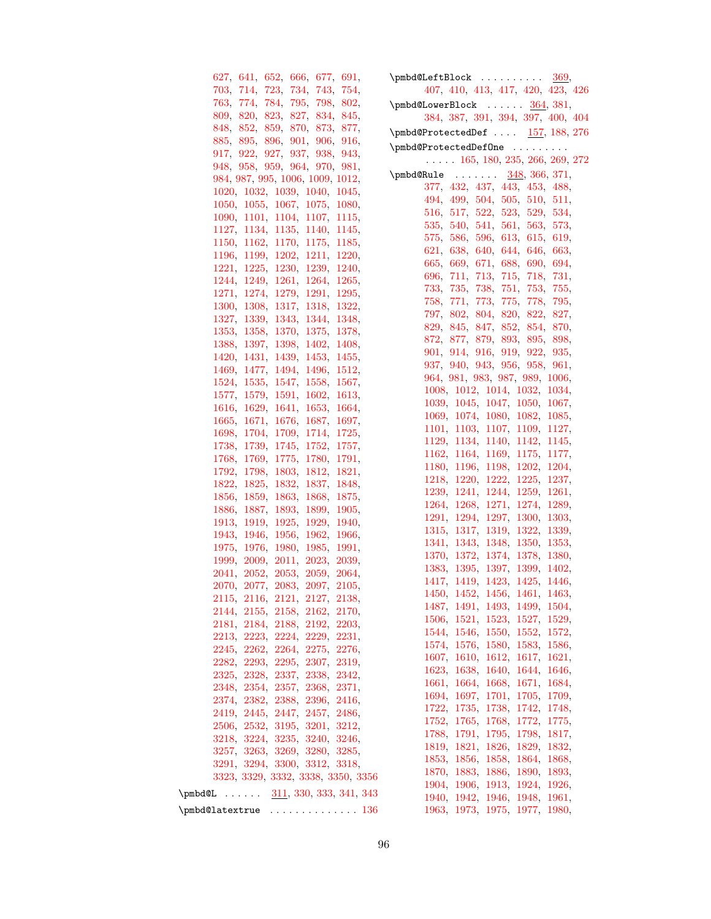627, 641, 652, 666, 677, 691, 703, 714, 723, 734, 743, 754, 763, 774, 784, 795, 798, 802, 809, 820, 823, 827, 834, 845, 848, 852, 859, 870, 873, 877, 885, 895, 896, 901, 906, 916, 917, 922, 927, 937, 938, 943, 948, 958, 959, 964, 970, 981, 984, 987, 995, 1006, 1009, 1012, 1020, 1032, 1039, 1040, 1045, 1050, 1055, 1067, 1075, 1080, 1090, 1101, 1104, 1107, 1115, 1127, 1134, 1135, 1140, 1145, 1150, 1162, 1170, 1175, 1185, 1196, 1199, 1202, 1211, 1220, 1221, 1225, 1230, 1239, 1240, 1244, 1249, 1261, 1264, 1265, 1271, 1274, 1279, 1291, 1295, 1300, 1308, 1317, 1318, 1322, 1327, 1339, 1343, 1344, 1348, 1353, 1358, 1370, 1375, 1378, 1388, 1397, 1398, 1402, 1408, 1420, 1431, 1439, 1453, 1455, 1469, 1477, 1494, 1496, 1512, 1524, 1535, 1547, 1558, 1567, 1577, 1579, 1591, 1602, 1613, 1616, 1629, 1641, 1653, 1664, 1665, 1671, 1676, 1687, 1697, 1698, 1704, 1709, 1714, 1725, 1738, 1739, 1745, 1752, 1757, 1768, 1769, 1775, 1780, 1791, 1792, 1798, 1803, 1812, 1821, 1822, 1825, 1832, 1837, 1848, 1856, 1859, 1863, 1868, 1875, 1886, 1887, 1893, 1899, 1905, 1913, 1919, 1925, 1929, 1940, 1943, 1946, 1956, 1962, 1966, 1975, 1976, 1980, 1985, 1991, 1999, 2009, 2011, 2023, 2039, 2041, 2052, 2053, 2059, 2064, 2070, 2077, 2083, 2097, 2105, 2115, 2116, 2121, 2127, 2138, 2144, 2155, 2158, 2162, 2170, 2181, 2184, 2188, 2192, 2203, 2213, 2223, 2224, 2229, 2231, 2245, 2262, 2264, 2275, 2276, 2282, 2293, 2295, 2307, 2319, 2325, 2328, 2337, 2338, 2342, 2348, 2354, 2357, 2368, 2371, 2374, 2382, 2388, 2396, 2416, 2419, 2445, 2447, 2457, 2486, 2506, 2532, 3195, 3201, 3212, 3218, 3224, 3235, 3240, 3246, 3257, 3263, 3269, 3280, 3285, 3291, 3294, 3300, 3312, 3318, 3323, 3329, 3332, 3338, 3350, 3356

\pmbd@L . . . . . . 311, 330, 333, 341, 343

\pmbd@latextrue . . . . . . . . . . . . . . 136

\pmbd@LeftBlock . . . . . . . . . . 369, 407, 410, 413, 417, 420, 423, 426

\pmbd@LowerBlock . . . . . . 364, 381, 384, 387, 391, 394, 397, 400, 404

\pmbd@ProtectedDef . . . . 157, 188, 276

\pmbd@ProtectedDefOne . . . . . . . . . . . . . . 165, 180, 235, 266, 269, 272

\pmbd@Rule . . . . . . . 348, 366, 371, 377, 432, 437, 443, 453, 488, 494, 499, 504, 505, 510, 511, 516, 517, 522, 523, 529, 534, 535, 540, 541, 561, 563, 573, 575, 586, 596, 613, 615, 619, 621, 638, 640, 644, 646, 663, 665, 669, 671, 688, 690, 694, 696, 711, 713, 715, 718, 731, 733, 735, 738, 751, 753, 755, 758, 771, 773, 775, 778, 795, 797, 802, 804, 820, 822, 827, 829, 845, 847, 852, 854, 870, 872, 877, 879, 893, 895, 898, 901, 914, 916, 919, 922, 935, 937, 940, 943, 956, 958, 961, 964, 981, 983, 987, 989, 1006, 1008, 1012, 1014, 1032, 1034, 1039, 1045, 1047, 1050, 1067, 1069, 1074, 1080, 1082, 1085, 1101, 1103, 1107, 1109, 1127, 1129, 1134, 1140, 1142, 1145, 1162, 1164, 1169, 1175, 1177, 1180, 1196, 1198, 1202, 1204, 1218, 1220, 1222, 1225, 1237, 1239, 1241, 1244, 1259, 1261, 1264, 1268, 1271, 1274, 1289, 1291, 1294, 1297, 1300, 1303, 1315, 1317, 1319, 1322, 1339, 1341, 1343, 1348, 1350, 1353, 1370, 1372, 1374, 1378, 1380, 1383, 1395, 1397, 1399, 1402, 1417, 1419, 1423, 1425, 1446, 1450, 1452, 1456, 1461, 1463, 1487, 1491, 1493, 1499, 1504, 1506, 1521, 1523, 1527, 1529, 1544, 1546, 1550, 1552, 1572, 1574, 1576, 1580, 1583, 1586, 1607, 1610, 1612, 1617, 1621, 1623, 1638, 1640, 1644, 1646, 1661, 1664, 1668, 1671, 1684, 1694, 1697, 1701, 1705, 1709, 1722, 1735, 1738, 1742, 1748, 1752, 1765, 1768, 1772, 1775, 1788, 1791, 1795, 1798, 1817, 1819, 1821, 1826, 1829, 1832, 1853, 1856, 1858, 1864, 1868, 1870, 1883, 1886, 1890, 1893, 1904, 1906, 1913, 1924, 1926, 1940, 1942, 1946, 1948, 1961, 1963, 1973, 1975, 1977, 1980,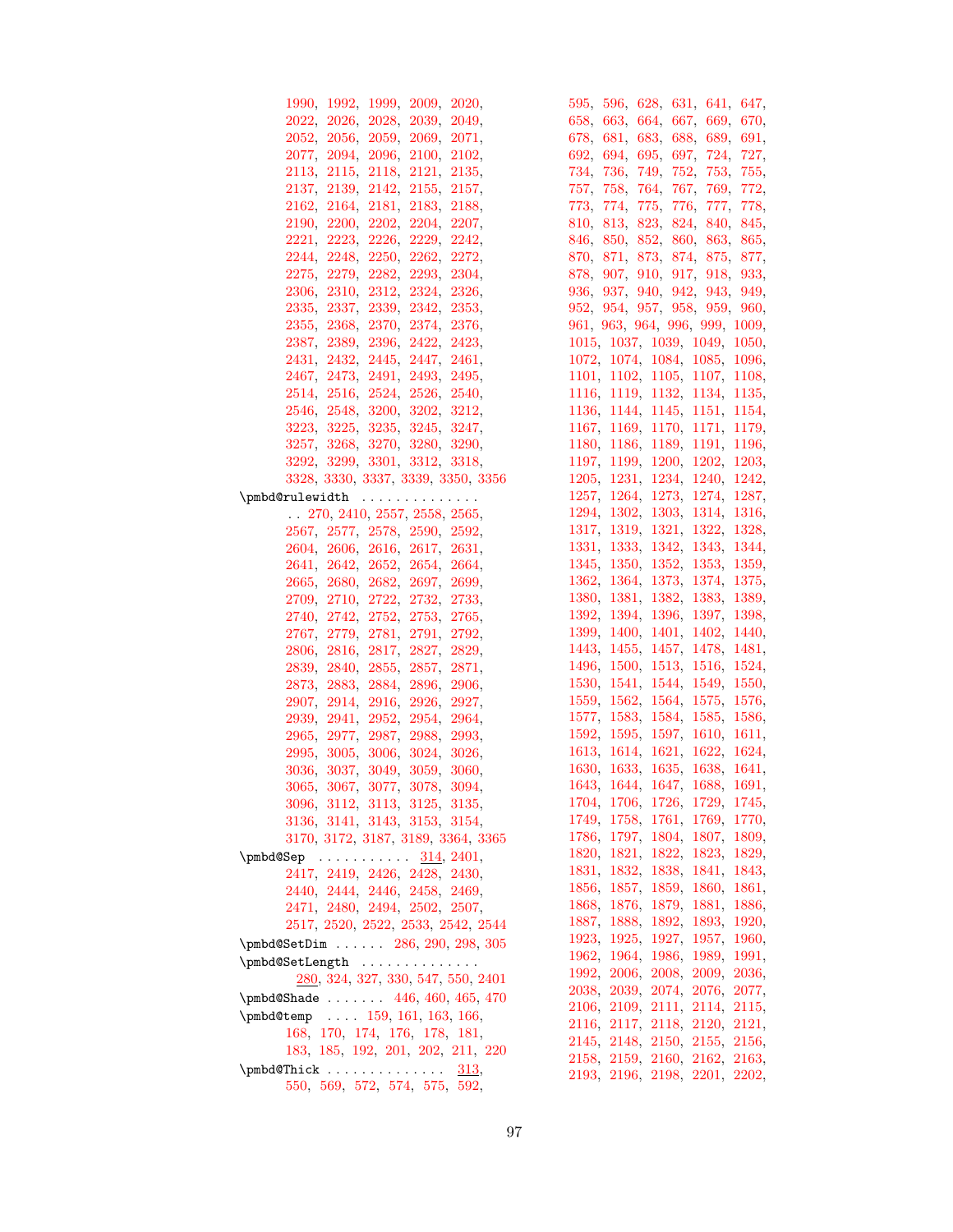1990, 1992, 1999, 2009, 2020, 2022, 2026, 2028, 2039, 2049, 2052, 2056, 2059, 2069, 2071, 2077, 2094, 2096, 2100, 2102, 2113, 2115, 2118, 2121, 2135, 2137, 2139, 2142, 2155, 2157, 2162, 2164, 2181, 2183, 2188, 2190, 2200, 2202, 2204, 2207, 2221, 2223, 2226, 2229, 2242, 2244, 2248, 2250, 2262, 2272, 2275, 2279, 2282, 2293, 2304, 2306, 2310, 2312, 2324, 2326, 2335, 2337, 2339, 2342, 2353, 2355, 2368, 2370, 2374, 2376, 2387, 2389, 2396, 2422, 2423, 2431, 2432, 2445, 2447, 2461, 2467, 2473, 2491, 2493, 2495, 2514, 2516, 2524, 2526, 2540, 2546, 2548, 3200, 3202, 3212, 3223, 3225, 3235, 3245, 3247, 3257, 3268, 3270, 3280, 3290, 3292, 3299, 3301, 3312, 3318, 3328, 3330, 3337, 3339, 3350, 3356

\pmbd@rulewidth . . . . . . . . . . . . . . . . 270, 2410, 2557, 2558, 2565, 2567, 2577, 2578, 2590, 2592, 2604, 2606, 2616, 2617, 2631, 2641, 2642, 2652, 2654, 2664, 2665, 2680, 2682, 2697, 2699, 2709, 2710, 2722, 2732, 2733, 2740, 2742, 2752, 2753, 2765, 2767, 2779, 2781, 2791, 2792, 2806, 2816, 2817, 2827, 2829, 2839, 2840, 2855, 2857, 2871, 2873, 2883, 2884, 2896, 2906, 2907, 2914, 2916, 2926, 2927, 2939, 2941, 2952, 2954, 2964, 2965, 2977, 2987, 2988, 2993, 2995, 3005, 3006, 3024, 3026, 3036, 3037, 3049, 3059, 3060, 3065, 3067, 3077, 3078, 3094, 3096, 3112, 3113, 3125, 3135, 3136, 3141, 3143, 3153, 3154, 3170, 3172, 3187, 3189, 3364, 3365

\pmbd@Sep . . . . . . . . . . . 314, 2401, 2417, 2419, 2426, 2428, 2430, 2440, 2444, 2446, 2458, 2469, 2471, 2480, 2494, 2502, 2507, 2517, 2520, 2522, 2533, 2542, 2544

\pmbd@SetDim . . . . . . 286, 290, 298, 305

\pmbd@SetLength . . . . . . . . . . . . . . 280, 324, 327, 330, 547, 550, 2401

\pmbd@Shade . . . . . . . 446, 460, 465, 470

\pmbd@temp . . . . 159, 161, 163, 166, 168, 170, 174, 176, 178, 181, 183, 185, 192, 201, 202, 211, 220

\pmbd@Thick . . . . . . . . . . . . . . 313, 550, 569, 572, 574, 575, 592, 595, 596, 628, 631, 641, 647, 658, 663, 664, 667, 669, 670, 678, 681, 683, 688, 689, 691, 692, 694, 695, 697, 724, 727, 734, 736, 749, 752, 753, 755, 757, 758, 764, 767, 769, 772, 773, 774, 775, 776, 777, 778, 810, 813, 823, 824, 840, 845, 846, 850, 852, 860, 863, 865, 870, 871, 873, 874, 875, 877, 878, 907, 910, 917, 918, 933, 936, 937, 940, 942, 943, 949, 952, 954, 957, 958, 959, 960, 961, 963, 964, 996, 999, 1009, 1015, 1037, 1039, 1049, 1050, 1072, 1074, 1084, 1085, 1096, 1101, 1102, 1105, 1107, 1108, 1116, 1119, 1132, 1134, 1135, 1136, 1144, 1145, 1151, 1154, 1167, 1169, 1170, 1171, 1179, 1180, 1186, 1189, 1191, 1196, 1197, 1199, 1200, 1202, 1203, 1205, 1231, 1234, 1240, 1242, 1257, 1264, 1273, 1274, 1287, 1294, 1302, 1303, 1314, 1316, 1317, 1319, 1321, 1322, 1328, 1331, 1333, 1342, 1343, 1344, 1345, 1350, 1352, 1353, 1359, 1362, 1364, 1373, 1374, 1375, 1380, 1381, 1382, 1383, 1389, 1392, 1394, 1396, 1397, 1398, 1399, 1400, 1401, 1402, 1440, 1443, 1455, 1457, 1478, 1481, 1496, 1500, 1513, 1516, 1524, 1530, 1541, 1544, 1549, 1550, 1559, 1562, 1564, 1575, 1576, 1577, 1583, 1584, 1585, 1586, 1592, 1595, 1597, 1610, 1611, 1613, 1614, 1621, 1622, 1624, 1630, 1633, 1635, 1638, 1641, 1643, 1644, 1647, 1688, 1691, 1704, 1706, 1726, 1729, 1745, 1749, 1758, 1761, 1769, 1770, 1786, 1797, 1804, 1807, 1809, 1820, 1821, 1822, 1823, 1829, 1831, 1832, 1838, 1841, 1843, 1856, 1857, 1859, 1860, 1861, 1868, 1876, 1879, 1881, 1886, 1887, 1888, 1892, 1893, 1920, 1923, 1925, 1927, 1957, 1960, 1962, 1964, 1986, 1989, 1991, 1992, 2006, 2008, 2009, 2036, 2038, 2039, 2074, 2076, 2077, 2106, 2109, 2111, 2114, 2115, 2116, 2117, 2118, 2120, 2121, 2145, 2148, 2150, 2155, 2156, 2158, 2159, 2160, 2162, 2163, 2193, 2196, 2198, 2201, 2202,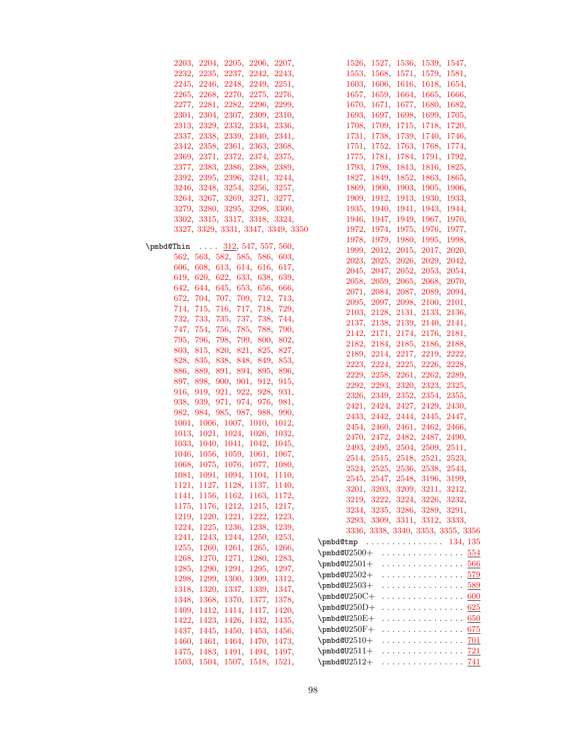2203, 2204, 2205, 2206, 2207, 2232, 2235, 2237, 2242, 2243, 2245, 2246, 2248, 2249, 2251, 2265, 2268, 2270, 2275, 2276, 2277, 2281, 2282, 2296, 2299, 2301, 2304, 2307, 2309, 2310, 2313, 2329, 2332, 2334, 2336, 2337, 2338, 2339, 2340, 2341, 2342, 2358, 2361, 2363, 2368, 2369, 2371, 2372, 2374, 2375, 2377, 2383, 2386, 2388, 2389, 2392, 2395, 2396, 3241, 3244, 3246, 3248, 3254, 3256, 3257, 3264, 3267, 3269, 3271, 3277, 3279, 3280, 3295, 3298, 3300, 3302, 3315, 3317, 3318, 3324, 3327, 3329, 3331, 3347, 3349, 3350

\pmbd@Thin .... 312, 547, 557, 560, 562, 563, 582, 585, 586, 603, 606, 608, 613, 614, 616, 617, 619, 620, 622, 633, 638, 639, 642, 644, 645, 653, 656, 666, 672, 704, 707, 709, 712, 713, 714, 715, 716, 717, 718, 729, 732, 733, 735, 737, 738, 744, 747, 754, 756, 785, 788, 790, 795, 796, 798, 799, 800, 802, 803, 815, 820, 821, 825, 827, 828, 835, 838, 848, 849, 853, 886, 889, 891, 894, 895, 896, 897, 898, 900, 901, 912, 915, 916, 919, 921, 922, 928, 931, 938, 939, 971, 974, 976, 981, 982, 984, 985, 987, 988, 990, 1001, 1006, 1007, 1010, 1012, 1013, 1021, 1024, 1026, 1032, 1033, 1040, 1041, 1042, 1045, 1046, 1056, 1059, 1061, 1067, 1068, 1075, 1076, 1077, 1080, 1081, 1091, 1094, 1104, 1110, 1121, 1127, 1128, 1137, 1140, 1141, 1156, 1162, 1163, 1172, 1175, 1176, 1212, 1215, 1217, 1219, 1220, 1221, 1222, 1223, 1224, 1225, 1236, 1238, 1239, 1241, 1243, 1244, 1250, 1253, 1255, 1260, 1261, 1265, 1266, 1268, 1270, 1271, 1280, 1283, 1285, 1290, 1291, 1295, 1297, 1298, 1299, 1300, 1309, 1312, 1318, 1320, 1337, 1339, 1347, 1348, 1368, 1370, 1377, 1378, 1409, 1412, 1414, 1417, 1420, 1422, 1423, 1426, 1432, 1435, 1437, 1445, 1450, 1453, 1456, 1460, 1461, 1464, 1470, 1473, 1475, 1483, 1491, 1494, 1497, 1503, 1504, 1507, 1518, 1521, 1526, 1527, 1536, 1539, 1547, 1553, 1568, 1571, 1579, 1581, 1603, 1606, 1616, 1618, 1654, 1657, 1659, 1664, 1665, 1666, 1670, 1671, 1677, 1680, 1682, 1693, 1697, 1698, 1699, 1705, 1708, 1709, 1715, 1718, 1720, 1731, 1738, 1739, 1740, 1746, 1751, 1752, 1763, 1768, 1774, 1775, 1781, 1784, 1791, 1792, 1793, 1798, 1813, 1816, 1825, 1827, 1849, 1852, 1863, 1865, 1869, 1900, 1903, 1905, 1906, 1909, 1912, 1913, 1930, 1933, 1935, 1940, 1941, 1943, 1944, 1946, 1947, 1949, 1967, 1970, 1972, 1974, 1975, 1976, 1977, 1978, 1979, 1980, 1995, 1998, 1999, 2012, 2015, 2017, 2020, 2023, 2025, 2026, 2029, 2042, 2045, 2047, 2052, 2053, 2054, 2058, 2059, 2065, 2068, 2070, 2071, 2084, 2087, 2089, 2094, 2095, 2097, 2098, 2100, 2101, 2103, 2128, 2131, 2133, 2136, 2137, 2138, 2139, 2140, 2141, 2142, 2171, 2174, 2176, 2181, 2182, 2184, 2185, 2186, 2188, 2189, 2214, 2217, 2219, 2222, 2223, 2224, 2225, 2226, 2228, 2229, 2258, 2261, 2262, 2289, 2292, 2293, 2320, 2323, 2325, 2326, 2349, 2352, 2354, 2355, 2421, 2424, 2427, 2429, 2430, 2433, 2442, 2444, 2445, 2447, 2454, 2460, 2461, 2462, 2466, 2470, 2472, 2482, 2487, 2490, 2493, 2495, 2504, 2509, 2511, 2514, 2515, 2518, 2521, 2523, 2524, 2525, 2536, 2538, 2543, 2545, 2547, 2548, 3196, 3199, 3201, 3203, 3209, 3211, 3212, 3219, 3222, 3224, 3226, 3232, 3234, 3235, 3286, 3289, 3291, 3293, 3309, 3311, 3312, 3333, 3336, 3338, 3340, 3353, 3355, 3356

\pmbd@tmp ............... 134, 135

\pmbd@U2500+ ................ 554

\pmbd@U2501+ ................ 566

\pmbd@U2502+ ................ 579

\pmbd@U2503+ ................ 589

\pmbd@U250C+ ................ 600

\pmbd@U250D+ ................ 625

\pmbd@U250E+ ................ 650

\pmbd@U250F+ ................ 675

\pmbd@U2510+ ................ 701

\pmbd@U2511+ ................ 721

\pmbd@U2512+ ................ 741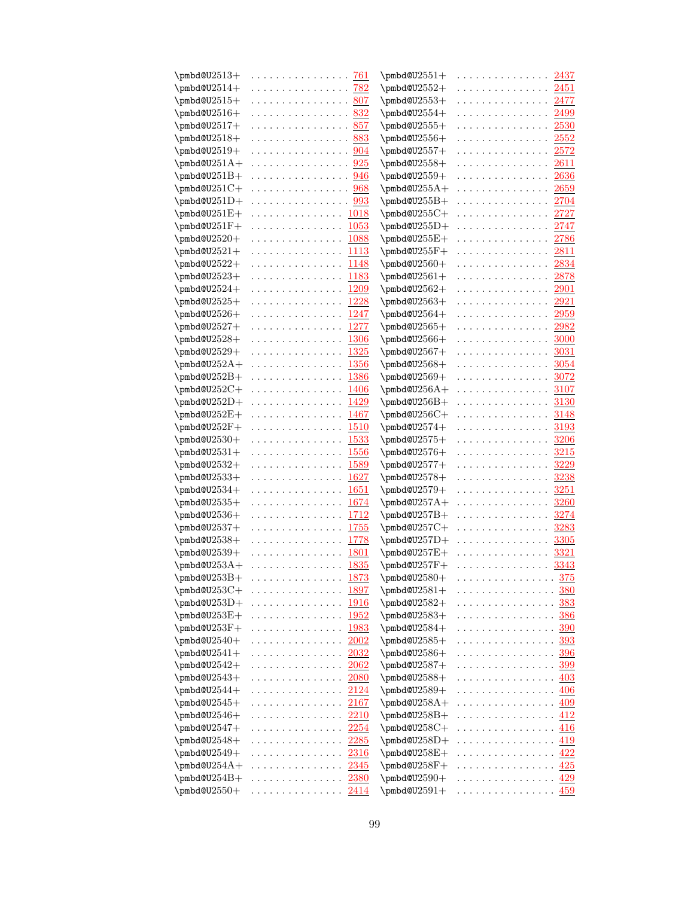\pmbd@U2513+ . . . . . . . . . . . . . . . . 761
\pmbd@U2514+ . . . . . . . . . . . . . . . . 782
\pmbd@U2515+ . . . . . . . . . . . . . . . . 807
\pmbd@U2516+ . . . . . . . . . . . . . . . . 832
\pmbd@U2517+ . . . . . . . . . . . . . . . . 857
\pmbd@U2518+ . . . . . . . . . . . . . . . . 883
\pmbd@U2519+ . . . . . . . . . . . . . . . . 904
\pmbd@U251A+ . . . . . . . . . . . . . . . . 925
\pmbd@U251B+ . . . . . . . . . . . . . . . . 946
\pmbd@U251C+ . . . . . . . . . . . . . . . . 968
\pmbd@U251D+ . . . . . . . . . . . . . . . . 993
\pmbd@U251E+ . . . . . . . . . . . . . . . 1018
\pmbd@U251F+ . . . . . . . . . . . . . . . 1053
\pmbd@U2520+ . . . . . . . . . . . . . . . 1088
\pmbd@U2521+ . . . . . . . . . . . . . . . 1113
\pmbd@U2522+ . . . . . . . . . . . . . . . 1148
\pmbd@U2523+ . . . . . . . . . . . . . . . 1183
\pmbd@U2524+ . . . . . . . . . . . . . . . 1209
\pmbd@U2525+ . . . . . . . . . . . . . . . 1228
\pmbd@U2526+ . . . . . . . . . . . . . . . 1247
\pmbd@U2527+ . . . . . . . . . . . . . . . 1277
\pmbd@U2528+ . . . . . . . . . . . . . . . 1306
\pmbd@U2529+ . . . . . . . . . . . . . . . 1325
\pmbd@U252A+ . . . . . . . . . . . . . . . 1356
\pmbd@U252B+ . . . . . . . . . . . . . . . 1386
\pmbd@U252C+ . . . . . . . . . . . . . . . 1406
\pmbd@U252D+ . . . . . . . . . . . . . . . 1429
\pmbd@U252E+ . . . . . . . . . . . . . . . 1467
\pmbd@U252F+ . . . . . . . . . . . . . . . 1510
\pmbd@U2530+ . . . . . . . . . . . . . . . 1533
\pmbd@U2531+ . . . . . . . . . . . . . . . 1556
\pmbd@U2532+ . . . . . . . . . . . . . . . 1589
\pmbd@U2533+ . . . . . . . . . . . . . . . 1627
\pmbd@U2534+ . . . . . . . . . . . . . . . 1651
\pmbd@U2535+ . . . . . . . . . . . . . . . 1674
\pmbd@U2536+ . . . . . . . . . . . . . . . 1712
\pmbd@U2537+ . . . . . . . . . . . . . . . 1755
\pmbd@U2538+ . . . . . . . . . . . . . . . 1778
\pmbd@U2539+ . . . . . . . . . . . . . . . 1801
\pmbd@U253A+ . . . . . . . . . . . . . . . 1835
\pmbd@U253B+ . . . . . . . . . . . . . . . 1873
\pmbd@U253C+ . . . . . . . . . . . . . . . 1897
\pmbd@U253D+ . . . . . . . . . . . . . . . 1916
\pmbd@U253E+ . . . . . . . . . . . . . . . 1952
\pmbd@U253F+ . . . . . . . . . . . . . . . 1983
\pmbd@U2540+ . . . . . . . . . . . . . . . 2002
\pmbd@U2541+ . . . . . . . . . . . . . . . 2032
\pmbd@U2542+ . . . . . . . . . . . . . . . 2062
\pmbd@U2543+ . . . . . . . . . . . . . . . 2080
\pmbd@U2544+ . . . . . . . . . . . . . . . 2124
\pmbd@U2545+ . . . . . . . . . . . . . . . 2167
\pmbd@U2546+ . . . . . . . . . . . . . . . 2210
\pmbd@U2547+ . . . . . . . . . . . . . . . 2254
\pmbd@U2548+ . . . . . . . . . . . . . . . 2285
\pmbd@U2549+ . . . . . . . . . . . . . . . 2316
\pmbd@U254A+ . . . . . . . . . . . . . . . 2345
\pmbd@U254B+ . . . . . . . . . . . . . . . 2380
\pmbd@U2550+ . . . . . . . . . . . . . . . 2414
\pmbd@U2551+ . . . . . . . . . . . . . . . 2437
\pmbd@U2552+ . . . . . . . . . . . . . . . 2451
\pmbd@U2553+ . . . . . . . . . . . . . . . 2477
\pmbd@U2554+ . . . . . . . . . . . . . . . 2499
\pmbd@U2555+ . . . . . . . . . . . . . . . 2530
\pmbd@U2556+ . . . . . . . . . . . . . . . 2552
\pmbd@U2557+ . . . . . . . . . . . . . . . 2572
\pmbd@U2558+ . . . . . . . . . . . . . . . 2611
\pmbd@U2559+ . . . . . . . . . . . . . . . 2636
\pmbd@U255A+ . . . . . . . . . . . . . . . 2659
\pmbd@U255B+ . . . . . . . . . . . . . . . 2704
\pmbd@U255C+ . . . . . . . . . . . . . . . 2727
\pmbd@U255D+ . . . . . . . . . . . . . . . 2747
\pmbd@U255E+ . . . . . . . . . . . . . . . 2786
\pmbd@U255F+ . . . . . . . . . . . . . . . 2811
\pmbd@U2560+ . . . . . . . . . . . . . . . 2834
\pmbd@U2561+ . . . . . . . . . . . . . . . 2878
\pmbd@U2562+ . . . . . . . . . . . . . . . 2901
\pmbd@U2563+ . . . . . . . . . . . . . . . 2921
\pmbd@U2564+ . . . . . . . . . . . . . . . 2959
\pmbd@U2565+ . . . . . . . . . . . . . . . 2982
\pmbd@U2566+ . . . . . . . . . . . . . . . 3000
\pmbd@U2567+ . . . . . . . . . . . . . . . 3031
\pmbd@U2568+ . . . . . . . . . . . . . . . 3054
\pmbd@U2569+ . . . . . . . . . . . . . . . 3072
\pmbd@U256A+ . . . . . . . . . . . . . . . 3107
\pmbd@U256B+ . . . . . . . . . . . . . . . 3130
\pmbd@U256C+ . . . . . . . . . . . . . . . 3148
\pmbd@U2574+ . . . . . . . . . . . . . . . 3193
\pmbd@U2575+ . . . . . . . . . . . . . . . 3206
\pmbd@U2576+ . . . . . . . . . . . . . . . 3215
\pmbd@U2577+ . . . . . . . . . . . . . . . 3229
\pmbd@U2578+ . . . . . . . . . . . . . . . 3238
\pmbd@U2579+ . . . . . . . . . . . . . . . 3251
\pmbd@U257A+ . . . . . . . . . . . . . . . 3260
\pmbd@U257B+ . . . . . . . . . . . . . . . 3274
\pmbd@U257C+ . . . . . . . . . . . . . . . 3283
\pmbd@U257D+ . . . . . . . . . . . . . . . 3305
\pmbd@U257E+ . . . . . . . . . . . . . . . 3321
\pmbd@U257F+ . . . . . . . . . . . . . . . 3343
\pmbd@U2580+ . . . . . . . . . . . . . . . . 375
\pmbd@U2581+ . . . . . . . . . . . . . . . . 380
\pmbd@U2582+ . . . . . . . . . . . . . . . . 383
\pmbd@U2583+ . . . . . . . . . . . . . . . . 386
\pmbd@U2584+ . . . . . . . . . . . . . . . . 390
\pmbd@U2585+ . . . . . . . . . . . . . . . . 393
\pmbd@U2586+ . . . . . . . . . . . . . . . . 396
\pmbd@U2587+ . . . . . . . . . . . . . . . . 399
\pmbd@U2588+ . . . . . . . . . . . . . . . . 403
\pmbd@U2589+ . . . . . . . . . . . . . . . . 406
\pmbd@U258A+ . . . . . . . . . . . . . . . . 409
\pmbd@U258B+ . . . . . . . . . . . . . . . . 412
\pmbd@U258C+ . . . . . . . . . . . . . . . . 416
\pmbd@U258D+ . . . . . . . . . . . . . . . . 419
\pmbd@U258E+ . . . . . . . . . . . . . . . . 422
\pmbd@U258F+ . . . . . . . . . . . . . . . . 425
\pmbd@U2590+ . . . . . . . . . . . . . . . . 429
\pmbd@U2591+ . . . . . . . . . . . . . . . . 459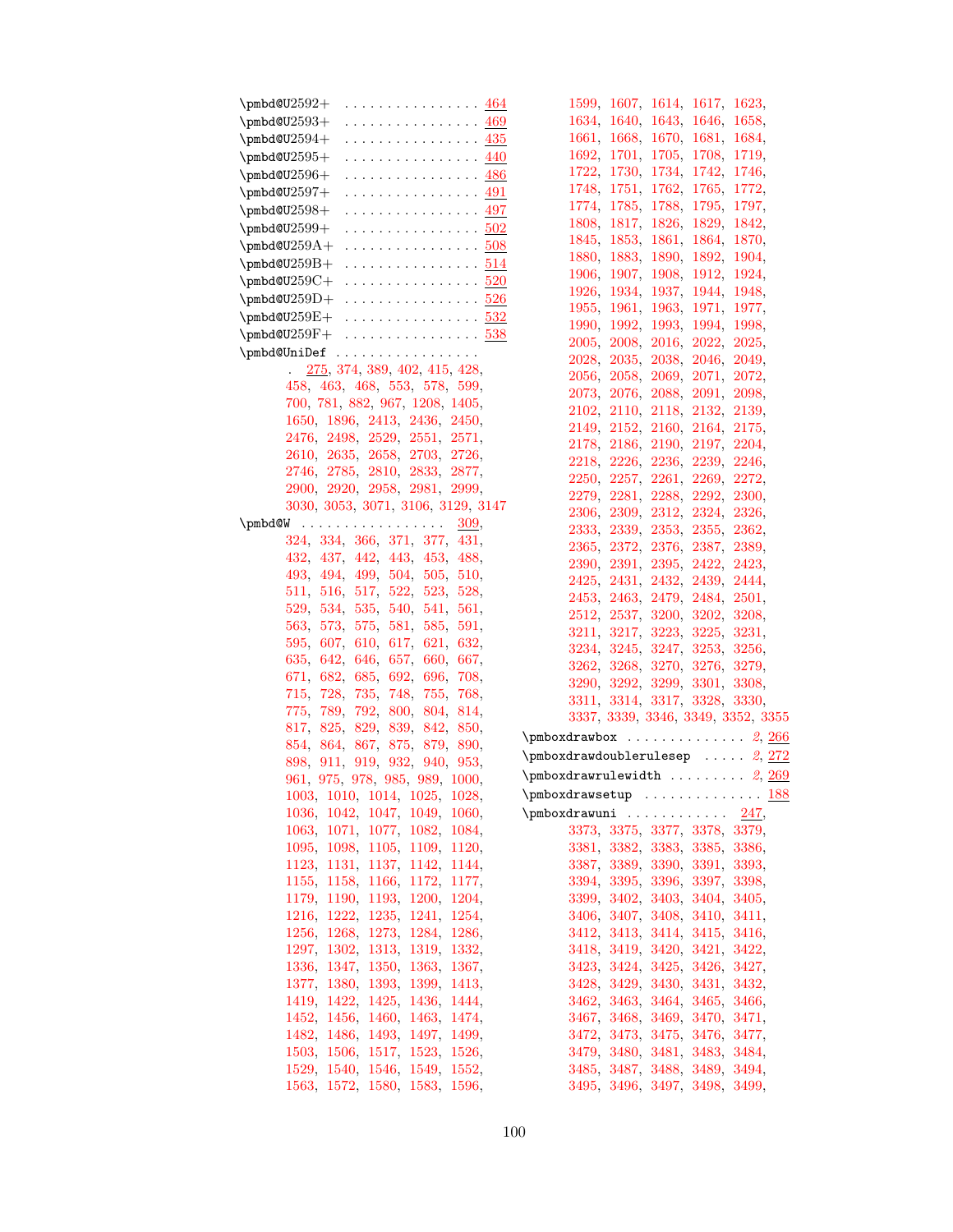\pmbd@U2592+ . . . . . . . . . . . . . . . . 464
\pmbd@U2593+ . . . . . . . . . . . . . . . . 469
\pmbd@U2594+ . . . . . . . . . . . . . . . . 435
\pmbd@U2595+ . . . . . . . . . . . . . . . . 440
\pmbd@U2596+ . . . . . . . . . . . . . . . . 486
\pmbd@U2597+ . . . . . . . . . . . . . . . . 491
\pmbd@U2598+ . . . . . . . . . . . . . . . . 497
\pmbd@U2599+ . . . . . . . . . . . . . . . . 502
\pmbd@U259A+ . . . . . . . . . . . . . . . . 508
\pmbd@U259B+ . . . . . . . . . . . . . . . . 514
\pmbd@U259C+ . . . . . . . . . . . . . . . . 520
\pmbd@U259D+ . . . . . . . . . . . . . . . . 526
\pmbd@U259E+ . . . . . . . . . . . . . . . . 532
\pmbd@U259F+ . . . . . . . . . . . . . . . . 538
\pmbd@UniDef . . . . . . . . . . . . . . . . . 275, 374, 389, 402, 415, 428, 458, 463, 468, 553, 578, 599, 700, 781, 882, 967, 1208, 1405, 1650, 1896, 2413, 2436, 2450, 2476, 2498, 2529, 2551, 2571, 2610, 2635, 2658, 2703, 2726, 2746, 2785, 2810, 2833, 2877, 2900, 2920, 2958, 2981, 2999, 3030, 3053, 3071, 3106, 3129, 3147
\pmbd@W . . . . . . . . . . . . . . . . . 309, 324, 334, 366, 371, 377, 431, 432, 437, 442, 443, 453, 488, 493, 494, 499, 504, 505, 510, 511, 516, 517, 522, 523, 528, 529, 534, 535, 540, 541, 561, 563, 573, 575, 581, 585, 591, 595, 607, 610, 617, 621, 632, 635, 642, 646, 657, 660, 667, 671, 682, 685, 692, 696, 708, 715, 728, 735, 748, 755, 768, 775, 789, 792, 800, 804, 814, 817, 825, 829, 839, 842, 850, 854, 864, 867, 875, 879, 890, 898, 911, 919, 932, 940, 953, 961, 975, 978, 985, 989, 1000, 1003, 1010, 1014, 1025, 1028, 1036, 1042, 1047, 1049, 1060, 1063, 1071, 1077, 1082, 1084, 1095, 1098, 1105, 1109, 1120, 1123, 1131, 1137, 1142, 1144, 1155, 1158, 1166, 1172, 1177, 1179, 1190, 1193, 1200, 1204, 1216, 1222, 1235, 1241, 1254, 1256, 1268, 1273, 1284, 1286, 1297, 1302, 1313, 1319, 1332, 1336, 1347, 1350, 1363, 1367, 1377, 1380, 1393, 1399, 1413, 1419, 1422, 1425, 1436, 1444, 1452, 1456, 1460, 1463, 1474, 1482, 1486, 1493, 1497, 1499, 1503, 1506, 1517, 1523, 1526, 1529, 1540, 1546, 1549, 1552, 1563, 1572, 1580, 1583, 1596, 1599, 1607, 1614, 1617, 1623, 1634, 1640, 1643, 1646, 1658, 1661, 1668, 1670, 1681, 1684, 1692, 1701, 1705, 1708, 1719, 1722, 1730, 1734, 1742, 1746, 1748, 1751, 1762, 1765, 1772, 1774, 1785, 1788, 1795, 1797, 1808, 1817, 1826, 1829, 1842, 1845, 1853, 1861, 1864, 1870, 1880, 1883, 1890, 1892, 1904, 1906, 1907, 1908, 1912, 1924, 1926, 1934, 1937, 1944, 1948, 1955, 1961, 1963, 1971, 1977, 1990, 1992, 1993, 1994, 1998, 2005, 2008, 2016, 2022, 2025, 2028, 2035, 2038, 2046, 2049, 2056, 2058, 2069, 2071, 2072, 2073, 2076, 2088, 2091, 2098, 2102, 2110, 2118, 2132, 2139, 2149, 2152, 2160, 2164, 2175, 2178, 2186, 2190, 2197, 2204, 2218, 2226, 2236, 2239, 2246, 2250, 2257, 2261, 2269, 2272, 2279, 2281, 2288, 2292, 2300, 2306, 2309, 2312, 2324, 2326, 2333, 2339, 2353, 2355, 2362, 2365, 2372, 2376, 2387, 2389, 2390, 2391, 2395, 2422, 2423, 2425, 2431, 2432, 2439, 2444, 2453, 2463, 2479, 2484, 2501, 2512, 2537, 3200, 3202, 3208, 3211, 3217, 3223, 3225, 3231, 3234, 3245, 3247, 3253, 3256, 3262, 3268, 3270, 3276, 3279, 3290, 3292, 3299, 3301, 3308, 3311, 3314, 3317, 3328, 3330, 3337, 3339, 3346, 3349, 3352, 3355
\pmboxdrawbox . . . . . . . . . . . . . . 2, 266
\pmboxdrawdoublerulesep . . . . . 2, 272
\pmboxdrawrulewidth . . . . . . . . . 2, 269
\pmboxdrawsetup . . . . . . . . . . . . . . 188
\pmboxdrawuni . . . . . . . . . . . . 247, 3373, 3375, 3377, 3378, 3379, 3381, 3382, 3383, 3385, 3386, 3387, 3389, 3390, 3391, 3393, 3394, 3395, 3396, 3397, 3398, 3399, 3402, 3403, 3404, 3405, 3406, 3407, 3408, 3410, 3411, 3412, 3413, 3414, 3415, 3416, 3418, 3419, 3420, 3421, 3422, 3423, 3424, 3425, 3426, 3427, 3428, 3429, 3430, 3431, 3432, 3462, 3463, 3464, 3465, 3466, 3467, 3468, 3469, 3470, 3471, 3472, 3473, 3475, 3476, 3477, 3479, 3480, 3481, 3483, 3484, 3485, 3487, 3488, 3489, 3494, 3495, 3496, 3497, 3498, 3499,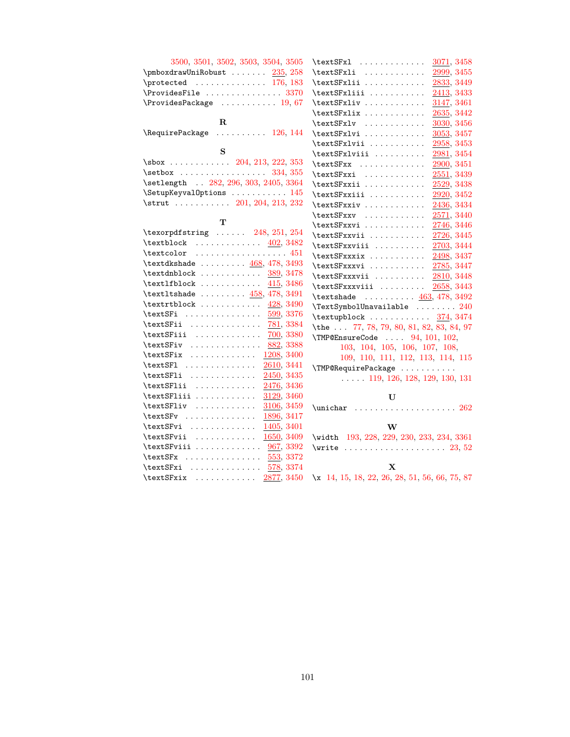3500, 3501, 3502, 3503, 3504, 3505

\pmboxdrawUniRobust . . . . . . . 235, 258
\protected . . . . . . . . . . . . . . 176, 183
\ProvidesFile . . . . . . . . . . . . . . . 3370
\ProvidesPackage . . . . . . . . . . . 19, 67

**R**

\RequirePackage . . . . . . . . . . 126, 144

**S**

\sbox . . . . . . . . . . . . 204, 213, 222, 353
\setbox . . . . . . . . . . . . . . . . . 334, 355
\setlength . . 282, 296, 303, 2405, 3364
\SetupKeyvalOptions . . . . . . . . . . . 145
\strut . . . . . . . . . . . 201, 204, 213, 232

**T**

\texorpdfstring . . . . . . 248, 251, 254
\textblock . . . . . . . . . . . . . 402, 3482
\textcolor . . . . . . . . . . . . . . . . . . 451
\textdkshade . . . . . . . . . 468, 478, 3493
\textdnblock . . . . . . . . . . . . 389, 3478
\textlfblock . . . . . . . . . . . . 415, 3486
\textltshade . . . . . . . . . 458, 478, 3491
\textrtblock . . . . . . . . . . . . 428, 3490
\textSFi . . . . . . . . . . . . . . . 599, 3376
\textSFii . . . . . . . . . . . . . . 781, 3384
\textSFiii . . . . . . . . . . . . . 700, 3380
\textSFiv . . . . . . . . . . . . . . 882, 3388
\textSFix . . . . . . . . . . . . . 1208, 3400
\textSFl . . . . . . . . . . . . . . 2610, 3441
\textSFli . . . . . . . . . . . . . 2450, 3435
\textSFlii . . . . . . . . . . . . 2476, 3436
\textSFliii . . . . . . . . . . . . 3129, 3460
\textSFliv . . . . . . . . . . . . 3106, 3459
\textSFv . . . . . . . . . . . . . . 1896, 3417
\textSFvi . . . . . . . . . . . . . 1405, 3401
\textSFvii . . . . . . . . . . . . 1650, 3409
\textSFviii . . . . . . . . . . . . . 967, 3392
\textSFx . . . . . . . . . . . . . . . 553, 3372
\textSFxi . . . . . . . . . . . . . . 578, 3374
\textSFxix . . . . . . . . . . . . 2877, 3450
\textSFxl . . . . . . . . . . . . . 3071, 3458
\textSFxli . . . . . . . . . . . . 2999, 3455
\textSFxlii . . . . . . . . . . . . 2833, 3449
\textSFxliii . . . . . . . . . . . 2413, 3433
\textSFxliv . . . . . . . . . . . . 3147, 3461
\textSFxlix . . . . . . . . . . . . 2635, 3442
\textSFxlv . . . . . . . . . . . . 3030, 3456
\textSFxlvi . . . . . . . . . . . . 3053, 3457
\textSFxlvii . . . . . . . . . . . 2958, 3453
\textSFxlviii . . . . . . . . . . 2981, 3454
\textSFxx . . . . . . . . . . . . . 2900, 3451
\textSFxxi . . . . . . . . . . . . 2551, 3439
\textSFxxii . . . . . . . . . . . . 2529, 3438
\textSFxxiii . . . . . . . . . . . 2920, 3452
\textSFxxiv . . . . . . . . . . . . 2436, 3434
\textSFxxv . . . . . . . . . . . . 2571, 3440
\textSFxxvi . . . . . . . . . . . . 2746, 3446
\textSFxxvii . . . . . . . . . . . 2726, 3445
\textSFxxviii . . . . . . . . . . 2703, 3444
\textSFxxxix . . . . . . . . . . . 2498, 3437
\textSFxxxvi . . . . . . . . . . . 2785, 3447
\textSFxxxvii . . . . . . . . . . 2810, 3448
\textSFxxxviii . . . . . . . . . 2658, 3443
\textshade . . . . . . . . . . 463, 478, 3492
\TextSymbolUnavailable . . . . . . . . 240
\textupblock . . . . . . . . . . . . 374, 3474
\the . . . 77, 78, 79, 80, 81, 82, 83, 84, 97
\TMP@EnsureCode . . . . 94, 101, 102, 103, 104, 105, 106, 107, 108, 109, 110, 111, 112, 113, 114, 115
\TMP@RequirePackage . . . . . . . . . . . . . . . . 119, 126, 128, 129, 130, 131

**U**

\unichar . . . . . . . . . . . . . . . . . . . . 262

**W**

\width 193, 228, 229, 230, 233, 234, 3361
\write . . . . . . . . . . . . . . . . . . . . 23, 52

**X**

\x 14, 15, 18, 22, 26, 28, 51, 56, 66, 75, 87